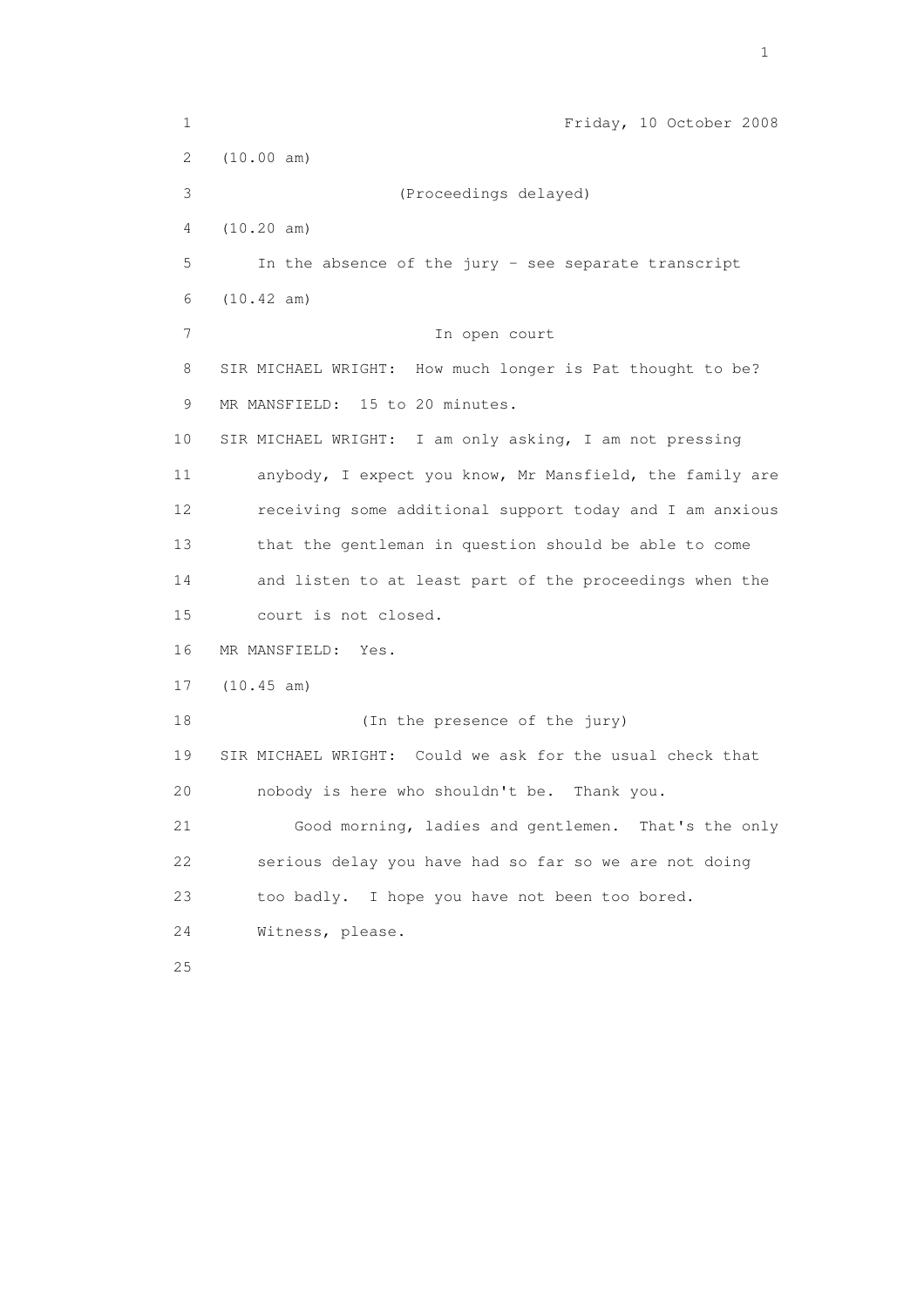Friday, 10 October 2008

(10.00 am)

(Proceedings delayed)

(10.20 am)

In the absence of the jury - see separate transcript

(10.42 am)

In open court

SIR MICHAEL WRIGHT: How much longer is Pat thought to be?

MR MANSFIELD: 15 to 20 minutes.

SIR MICHAEL WRIGHT: I am only asking, I am not pressing anybody, I expect you know, Mr Mansfield, the family are receiving some additional support today and I am anxious that the gentleman in question should be able to come and listen to at least part of the proceedings when the court is not closed.

MR MANSFIELD: Yes.

(10.45 am)

(In the presence of the jury)

SIR MICHAEL WRIGHT: Could we ask for the usual check that nobody is here who shouldn't be. Thank you.

Good morning, ladies and gentlemen. That's the only serious delay you have had so far so we are not doing too badly. I hope you have not been too bored.

Witness, please.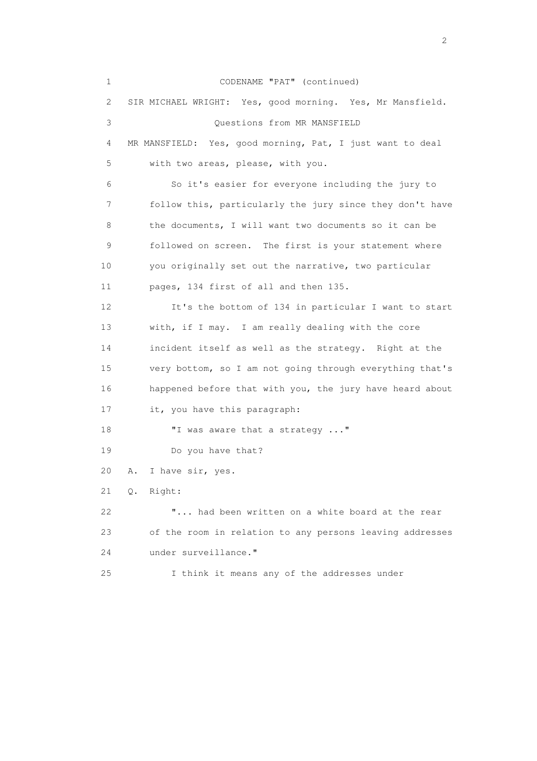CODENAME "PAT" (continued)

SIR MICHAEL WRIGHT: Yes, good morning. Yes, Mr Mansfield.

Questions from MR MANSFIELD

MR MANSFIELD: Yes, good morning, Pat, I just want to deal with two areas, please, with you.

So it's easier for everyone including the jury to follow this, particularly the jury since they don't have the documents, I will want two documents so it can be followed on screen. The first is your statement where you originally set out the narrative, two particular pages, 134 first of all and then 135.

It's the bottom of 134 in particular I want to start with, if I may. I am really dealing with the core incident itself as well as the strategy. Right at the very bottom, so I am not going through everything that's happened before that with you, the jury have heard about it, you have this paragraph:

"I was aware that a strategy ..."

Do you have that?

A. I have sir, yes.

Q. Right:

"... had been written on a white board at the rear of the room in relation to any persons leaving addresses under surveillance."

I think it means any of the addresses under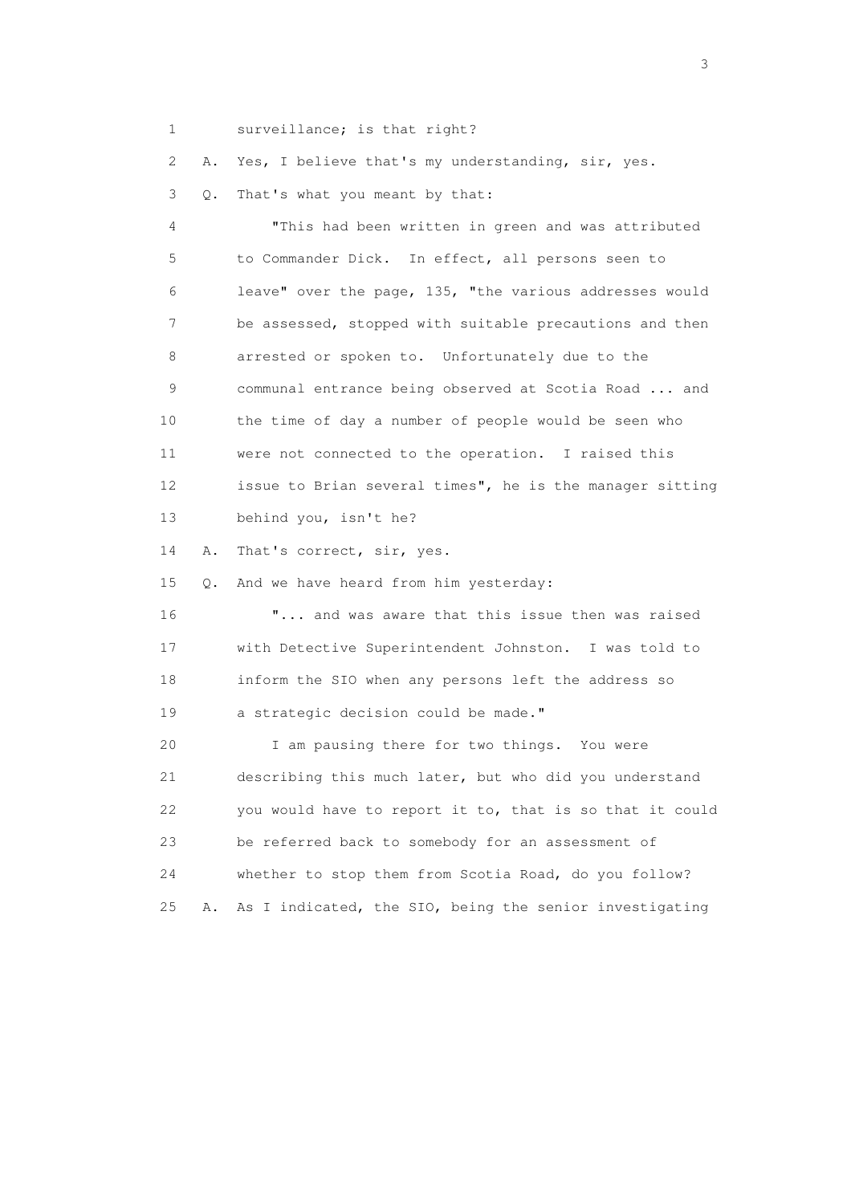1 surveillance; is that right?

2 A. Yes, I believe that's my understanding, sir, yes.

3 Q. That's what you meant by that:

4 "This had been written in green and was attributed

5 to Commander Dick. In effect, all persons seen to

6 leave" over the page, 135, "the various addresses would

7 be assessed, stopped with suitable precautions and then

8 arrested or spoken to. Unfortunately due to the

9 communal entrance being observed at Scotia Road ... and

10 the time of day a number of people would be seen who

11 were not connected to the operation. I raised this

12 issue to Brian several times", he is the manager sitting

13 behind you, isn't he?

14 A. That's correct, sir, yes.

15 Q. And we have heard from him yesterday:

16 "... and was aware that this issue then was raised

17 with Detective Superintendent Johnston. I was told to

18 inform the SIO when any persons left the address so

19 a strategic decision could be made."

20 I am pausing there for two things. You were

21 describing this much later, but who did you understand

22 you would have to report it to, that is so that it could

23 be referred back to somebody for an assessment of

24 whether to stop them from Scotia Road, do you follow?

25 A. As I indicated, the SIO, being the senior investigating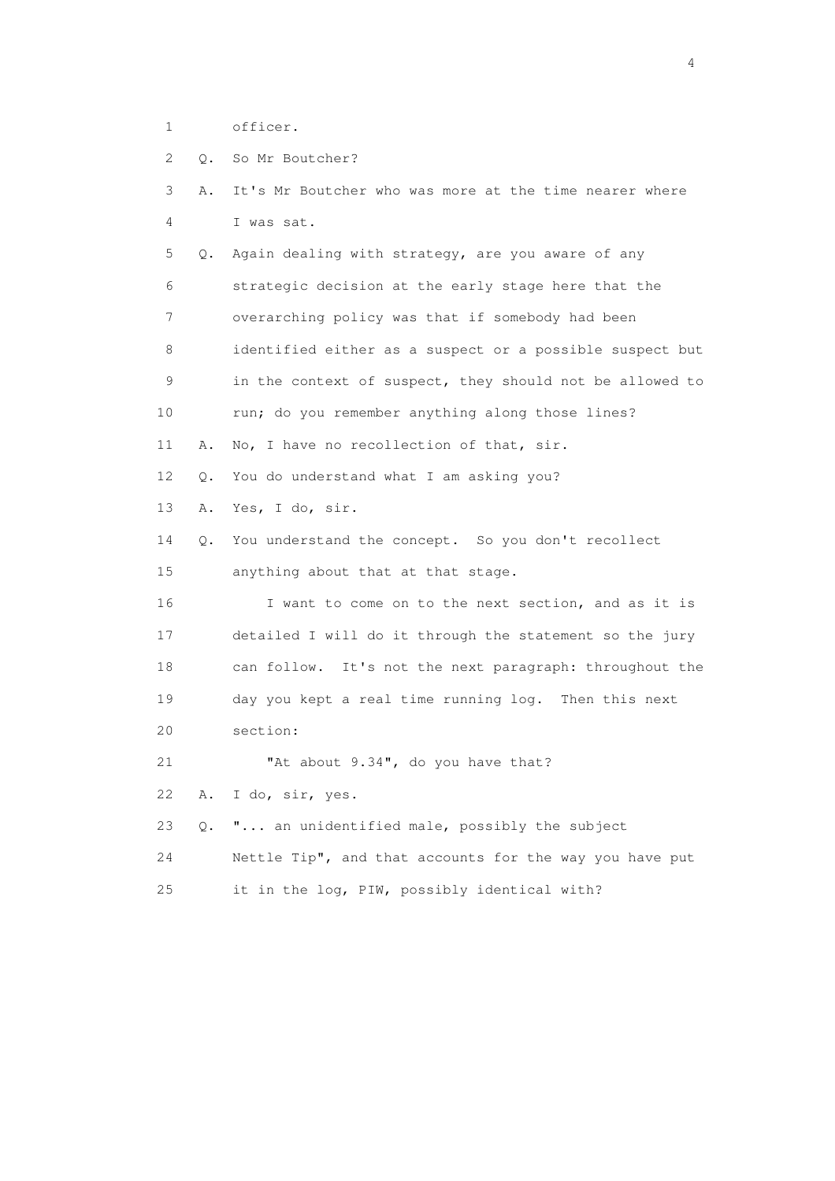1 officer.

2 Q. So Mr Boutcher?

3 A. It's Mr Boutcher who was more at the time nearer where

4 I was sat.

5 Q. Again dealing with strategy, are you aware of any

6 strategic decision at the early stage here that the

7 overarching policy was that if somebody had been

8 identified either as a suspect or a possible suspect but

9 in the context of suspect, they should not be allowed to

10 run; do you remember anything along those lines?

11 A. No, I have no recollection of that, sir.

12 Q. You do understand what I am asking you?

13 A. Yes, I do, sir.

14 Q. You understand the concept. So you don't recollect

15 anything about that at that stage.

16 I want to come on to the next section, and as it is

17 detailed I will do it through the statement so the jury

18 can follow. It's not the next paragraph: throughout the

19 day you kept a real time running log. Then this next

20 section:

21 "At about 9.34", do you have that?

22 A. I do, sir, yes.

23 Q. "... an unidentified male, possibly the subject

24 Nettle Tip", and that accounts for the way you have put

25 it in the log, PIW, possibly identical with?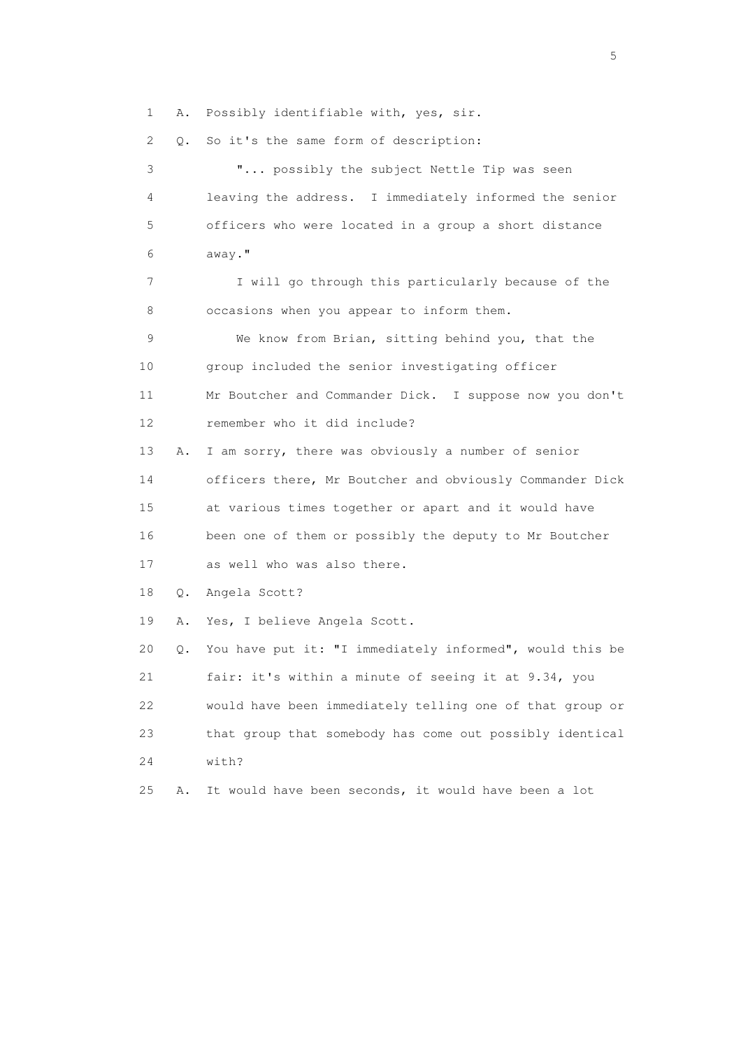1 A. Possibly identifiable with, yes, sir.

2 Q. So it's the same form of description:

3 "... possibly the subject Nettle Tip was seen

4 leaving the address. I immediately informed the senior

5 officers who were located in a group a short distance

6 away."

7 I will go through this particularly because of the

8 occasions when you appear to inform them.

9 We know from Brian, sitting behind you, that the

10 group included the senior investigating officer

11 Mr Boutcher and Commander Dick. I suppose now you don't

12 remember who it did include?

13 A. I am sorry, there was obviously a number of senior

14 officers there, Mr Boutcher and obviously Commander Dick

15 at various times together or apart and it would have

16 been one of them or possibly the deputy to Mr Boutcher

17 as well who was also there.

18 Q. Angela Scott?

19 A. Yes, I believe Angela Scott.

20 Q. You have put it: "I immediately informed", would this be

21 fair: it's within a minute of seeing it at 9.34, you

22 would have been immediately telling one of that group or

23 that group that somebody has come out possibly identical

24 with?

25 A. It would have been seconds, it would have been a lot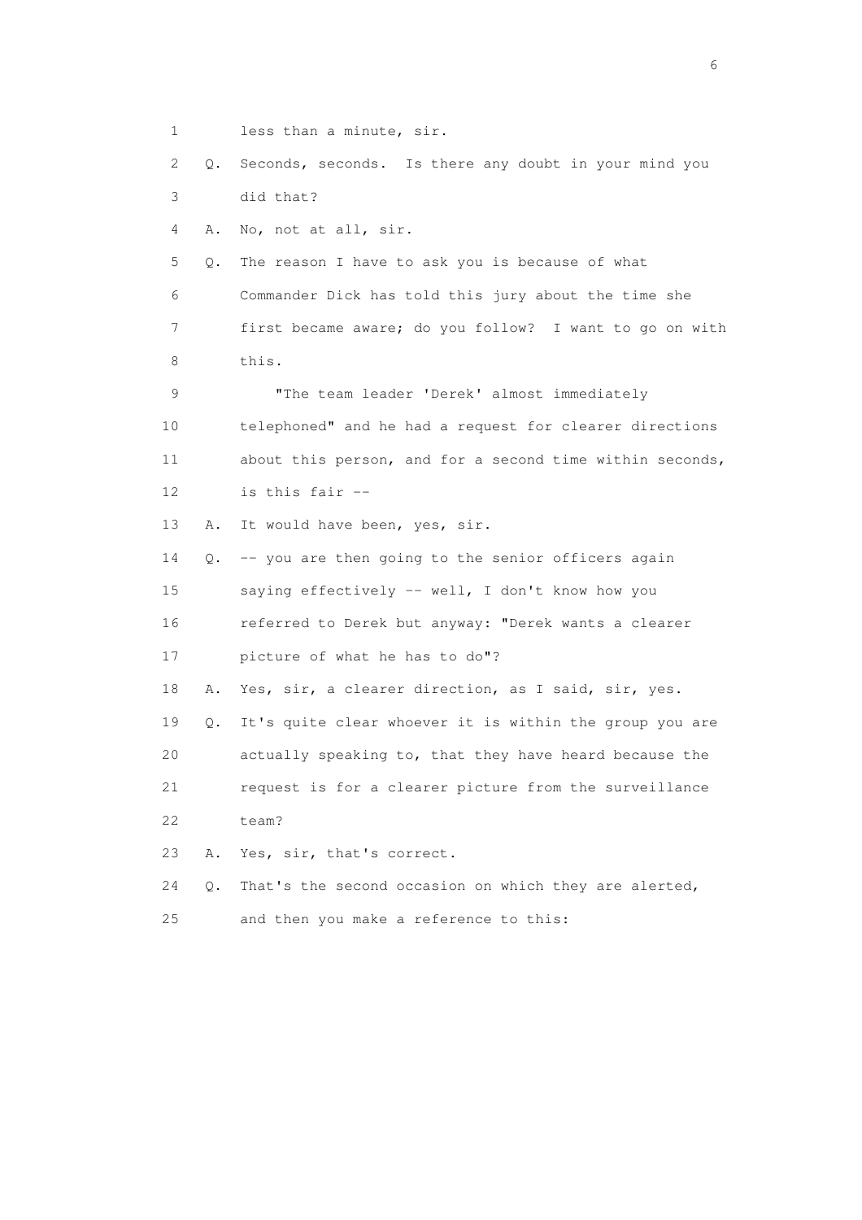1 less than a minute, sir.

2 Q. Seconds, seconds. Is there any doubt in your mind you

3 did that?

4 A. No, not at all, sir.

5 Q. The reason I have to ask you is because of what

6 Commander Dick has told this jury about the time she

7 first became aware; do you follow? I want to go on with

8 this.

9 "The team leader 'Derek' almost immediately

10 telephoned" and he had a request for clearer directions

11 about this person, and for a second time within seconds,

12 is this fair --

13 A. It would have been, yes, sir.

14 Q. -- you are then going to the senior officers again

15 saying effectively -- well, I don't know how you

16 referred to Derek but anyway: "Derek wants a clearer

17 picture of what he has to do"?

18 A. Yes, sir, a clearer direction, as I said, sir, yes.

19 Q. It's quite clear whoever it is within the group you are

20 actually speaking to, that they have heard because the

21 request is for a clearer picture from the surveillance

22 team?

23 A. Yes, sir, that's correct.

24 Q. That's the second occasion on which they are alerted,

25 and then you make a reference to this: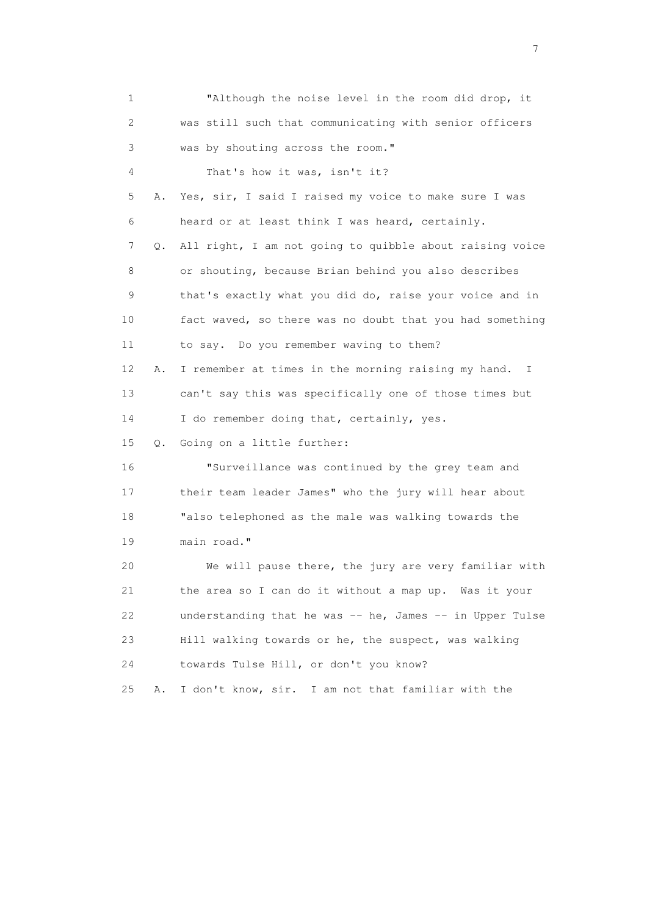1 "Although the noise level in the room did drop, it
2 was still such that communicating with senior officers
3 was by shouting across the room."
4 That's how it was, isn't it?
5 A. Yes, sir, I said I raised my voice to make sure I was
6 heard or at least think I was heard, certainly.
7 Q. All right, I am not going to quibble about raising voice
8 or shouting, because Brian behind you also describes
9 that's exactly what you did do, raise your voice and in
10 fact waved, so there was no doubt that you had something
11 to say. Do you remember waving to them?
12 A. I remember at times in the morning raising my hand. I
13 can't say this was specifically one of those times but
14 I do remember doing that, certainly, yes.
15 Q. Going on a little further:
16 "Surveillance was continued by the grey team and
17 their team leader James" who the jury will hear about
18 "also telephoned as the male was walking towards the
19 main road."
20 We will pause there, the jury are very familiar with
21 the area so I can do it without a map up. Was it your
22 understanding that he was -- he, James -- in Upper Tulse
23 Hill walking towards or he, the suspect, was walking
24 towards Tulse Hill, or don't you know?
25 A. I don't know, sir. I am not that familiar with the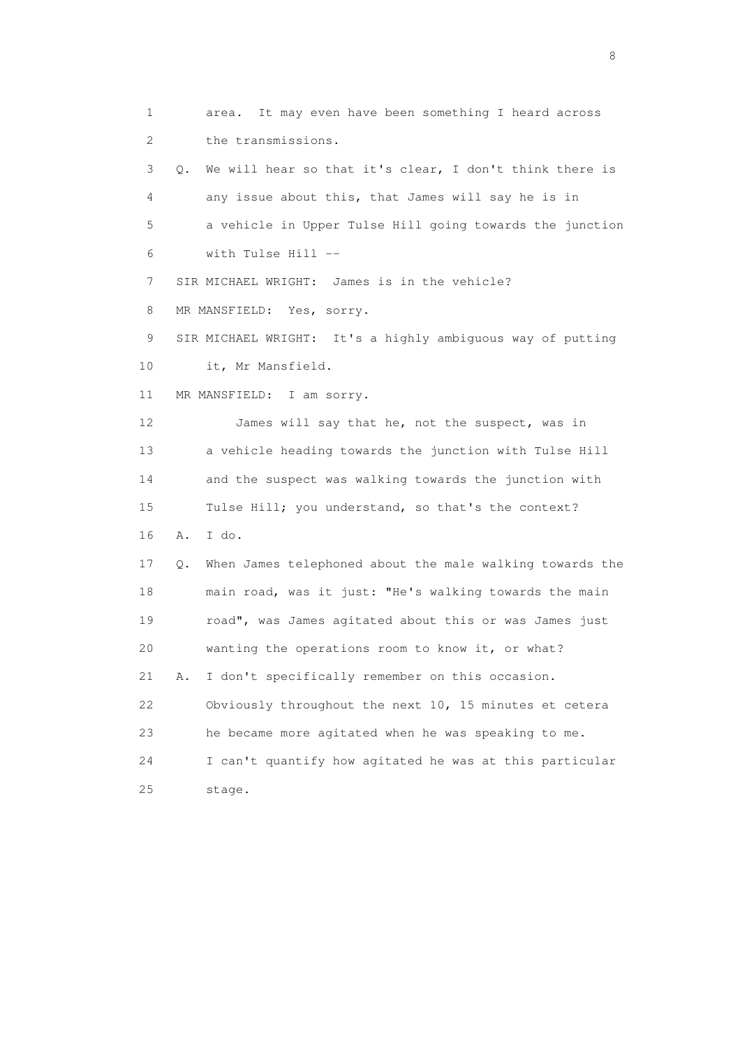1 area. It may even have been something I heard across
2 the transmissions.
3 Q. We will hear so that it's clear, I don't think there is
4 any issue about this, that James will say he is in
5 a vehicle in Upper Tulse Hill going towards the junction
6 with Tulse Hill --
7 SIR MICHAEL WRIGHT: James is in the vehicle?
8 MR MANSFIELD: Yes, sorry.
9 SIR MICHAEL WRIGHT: It's a highly ambiguous way of putting
10 it, Mr Mansfield.
11 MR MANSFIELD: I am sorry.
12 James will say that he, not the suspect, was in
13 a vehicle heading towards the junction with Tulse Hill
14 and the suspect was walking towards the junction with
15 Tulse Hill; you understand, so that's the context?
16 A. I do.
17 Q. When James telephoned about the male walking towards the
18 main road, was it just: "He's walking towards the main
19 road", was James agitated about this or was James just
20 wanting the operations room to know it, or what?
21 A. I don't specifically remember on this occasion.
22 Obviously throughout the next 10, 15 minutes et cetera
23 he became more agitated when he was speaking to me.
24 I can't quantify how agitated he was at this particular
25 stage.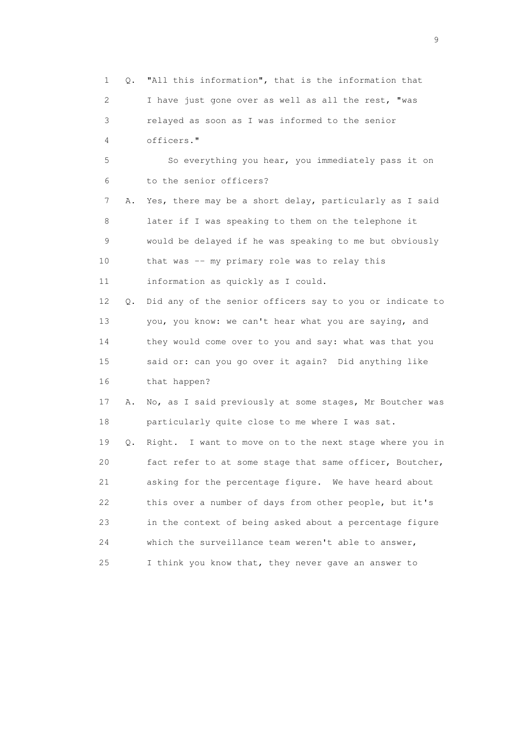1 Q. "All this information", that is the information that
2 I have just gone over as well as all the rest, "was
3 relayed as soon as I was informed to the senior
4 officers."

5 So everything you hear, you immediately pass it on
6 to the senior officers?

7 A. Yes, there may be a short delay, particularly as I said
8 later if I was speaking to them on the telephone it
9 would be delayed if he was speaking to me but obviously
10 that was -- my primary role was to relay this
11 information as quickly as I could.

12 Q. Did any of the senior officers say to you or indicate to
13 you, you know: we can't hear what you are saying, and
14 they would come over to you and say: what was that you
15 said or: can you go over it again? Did anything like
16 that happen?

17 A. No, as I said previously at some stages, Mr Boutcher was
18 particularly quite close to me where I was sat.

19 Q. Right. I want to move on to the next stage where you in
20 fact refer to at some stage that same officer, Boutcher,
21 asking for the percentage figure. We have heard about
22 this over a number of days from other people, but it's
23 in the context of being asked about a percentage figure
24 which the surveillance team weren't able to answer,
25 I think you know that, they never gave an answer to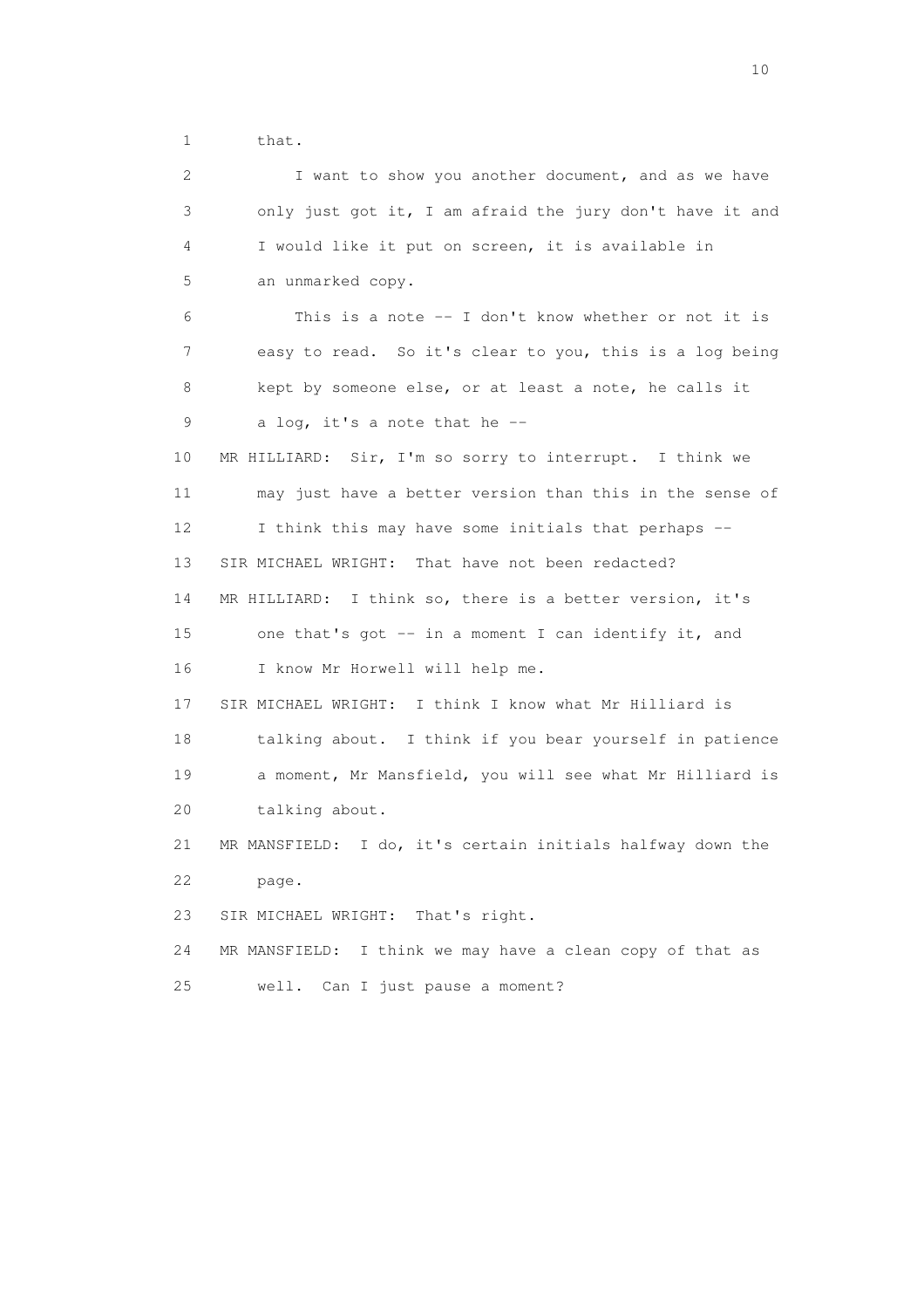1 that.

2 I want to show you another document, and as we have
3 only just got it, I am afraid the jury don't have it and
4 I would like it put on screen, it is available in
5 an unmarked copy.

6 This is a note -- I don't know whether or not it is
7 easy to read. So it's clear to you, this is a log being
8 kept by someone else, or at least a note, he calls it
9 a log, it's a note that he --

10 MR HILLIARD: Sir, I'm so sorry to interrupt. I think we
11 may just have a better version than this in the sense of
12 I think this may have some initials that perhaps --

13 SIR MICHAEL WRIGHT: That have not been redacted?

14 MR HILLIARD: I think so, there is a better version, it's
15 one that's got -- in a moment I can identify it, and
16 I know Mr Horwell will help me.

17 SIR MICHAEL WRIGHT: I think I know what Mr Hilliard is
18 talking about. I think if you bear yourself in patience
19 a moment, Mr Mansfield, you will see what Mr Hilliard is
20 talking about.

21 MR MANSFIELD: I do, it's certain initials halfway down the
22 page.

23 SIR MICHAEL WRIGHT: That's right.

24 MR MANSFIELD: I think we may have a clean copy of that as
25 well. Can I just pause a moment?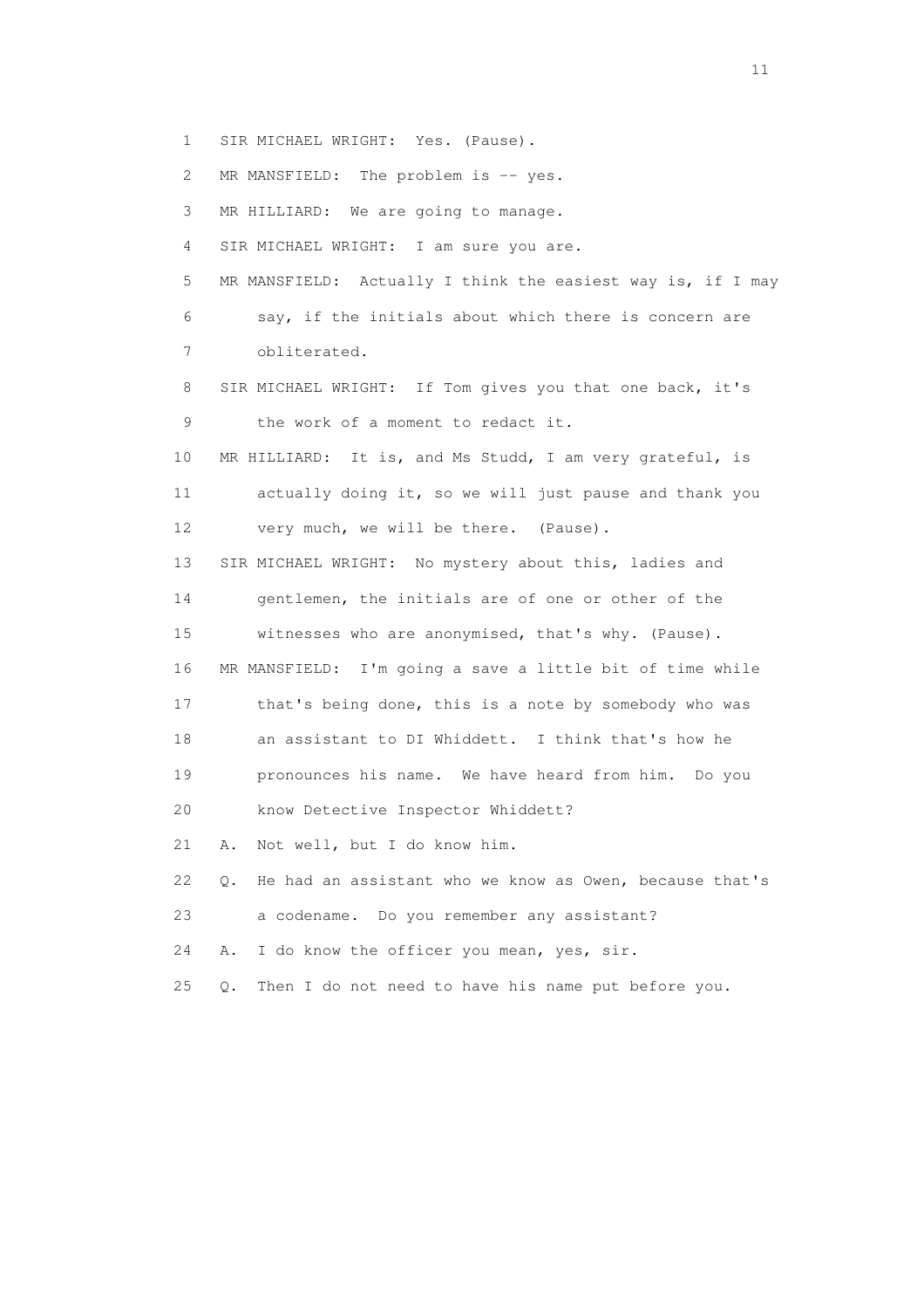1 SIR MICHAEL WRIGHT: Yes. (Pause).

2 MR MANSFIELD: The problem is -- yes.

3 MR HILLIARD: We are going to manage.

4 SIR MICHAEL WRIGHT: I am sure you are.

5 MR MANSFIELD: Actually I think the easiest way is, if I may

6 say, if the initials about which there is concern are

7 obliterated.

8 SIR MICHAEL WRIGHT: If Tom gives you that one back, it's

9 the work of a moment to redact it.

10 MR HILLIARD: It is, and Ms Studd, I am very grateful, is

11 actually doing it, so we will just pause and thank you

12 very much, we will be there. (Pause).

13 SIR MICHAEL WRIGHT: No mystery about this, ladies and

14 gentlemen, the initials are of one or other of the

15 witnesses who are anonymised, that's why. (Pause).

16 MR MANSFIELD: I'm going a save a little bit of time while

17 that's being done, this is a note by somebody who was

18 an assistant to DI Whiddett. I think that's how he

19 pronounces his name. We have heard from him. Do you

20 know Detective Inspector Whiddett?

21 A. Not well, but I do know him.

22 Q. He had an assistant who we know as Owen, because that's

23 a codename. Do you remember any assistant?

24 A. I do know the officer you mean, yes, sir.

25 Q. Then I do not need to have his name put before you.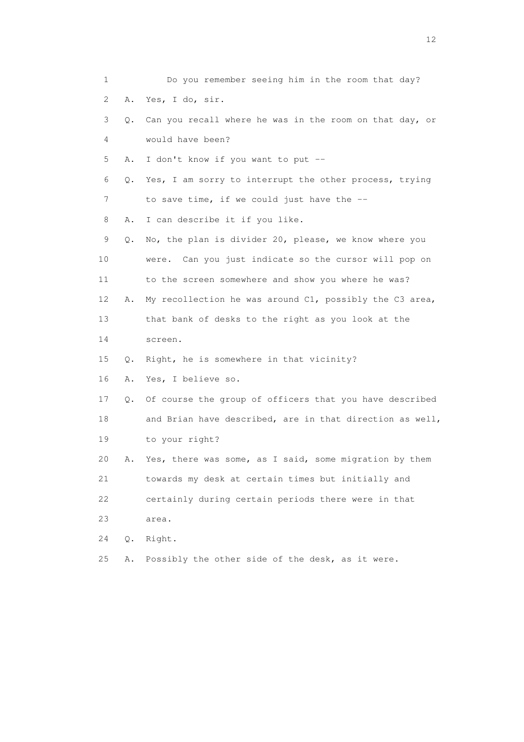1 Do you remember seeing him in the room that day?
2 A. Yes, I do, sir.
3 Q. Can you recall where he was in the room on that day, or
4 would have been?
5 A. I don't know if you want to put --
6 Q. Yes, I am sorry to interrupt the other process, trying
7 to save time, if we could just have the --
8 A. I can describe it if you like.
9 Q. No, the plan is divider 20, please, we know where you
10 were. Can you just indicate so the cursor will pop on
11 to the screen somewhere and show you where he was?
12 A. My recollection he was around C1, possibly the C3 area,
13 that bank of desks to the right as you look at the
14 screen.
15 Q. Right, he is somewhere in that vicinity?
16 A. Yes, I believe so.
17 Q. Of course the group of officers that you have described
18 and Brian have described, are in that direction as well,
19 to your right?
20 A. Yes, there was some, as I said, some migration by them
21 towards my desk at certain times but initially and
22 certainly during certain periods there were in that
23 area.
24 Q. Right.
25 A. Possibly the other side of the desk, as it were.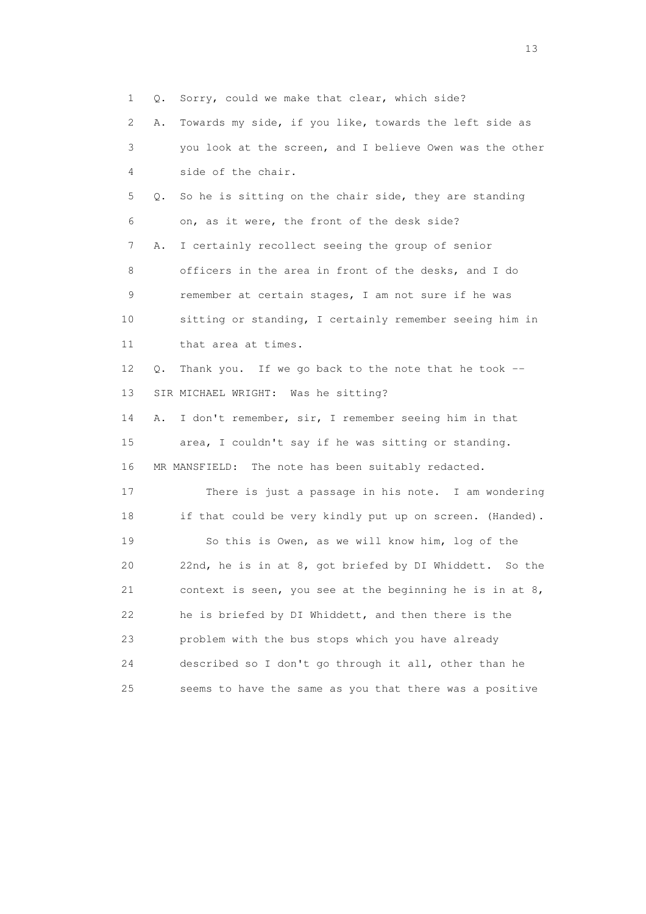1 Q. Sorry, could we make that clear, which side?

2 A. Towards my side, if you like, towards the left side as

3 you look at the screen, and I believe Owen was the other

4 side of the chair.

5 Q. So he is sitting on the chair side, they are standing

6 on, as it were, the front of the desk side?

7 A. I certainly recollect seeing the group of senior

8 officers in the area in front of the desks, and I do

9 remember at certain stages, I am not sure if he was

10 sitting or standing, I certainly remember seeing him in

11 that area at times.

12 Q. Thank you. If we go back to the note that he took --

13 SIR MICHAEL WRIGHT: Was he sitting?

14 A. I don't remember, sir, I remember seeing him in that

15 area, I couldn't say if he was sitting or standing.

16 MR MANSFIELD: The note has been suitably redacted.

17 There is just a passage in his note. I am wondering

18 if that could be very kindly put up on screen. (Handed).

19 So this is Owen, as we will know him, log of the

20 22nd, he is in at 8, got briefed by DI Whiddett. So the

21 context is seen, you see at the beginning he is in at 8,

22 he is briefed by DI Whiddett, and then there is the

23 problem with the bus stops which you have already

24 described so I don't go through it all, other than he

25 seems to have the same as you that there was a positive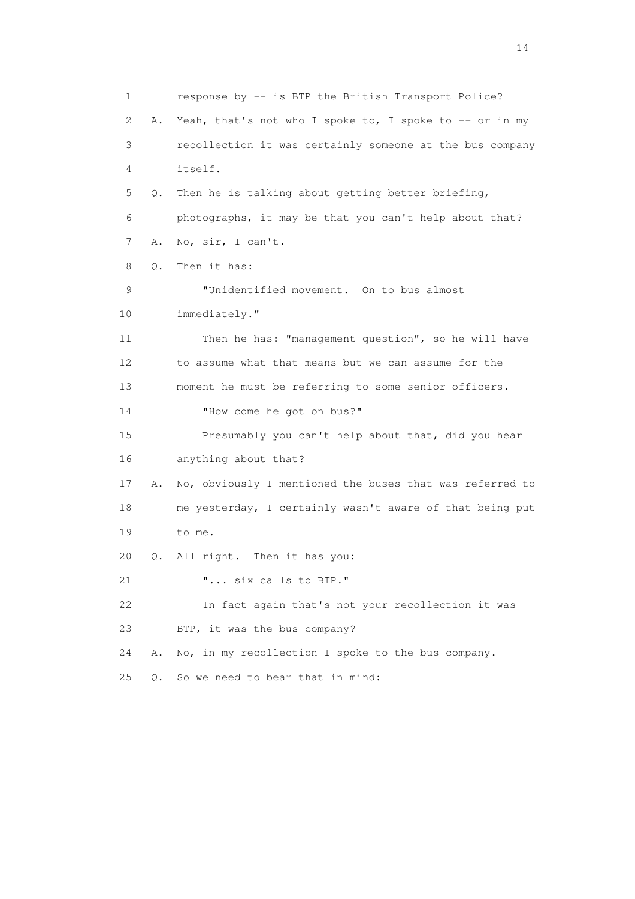1 response by -- is BTP the British Transport Police?

2 A. Yeah, that's not who I spoke to, I spoke to -- or in my

3 recollection it was certainly someone at the bus company

4 itself.

5 Q. Then he is talking about getting better briefing,

6 photographs, it may be that you can't help about that?

7 A. No, sir, I can't.

8 Q. Then it has:

9 "Unidentified movement. On to bus almost

10 immediately."

11 Then he has: "management question", so he will have

12 to assume what that means but we can assume for the

13 moment he must be referring to some senior officers.

14 "How come he got on bus?"

15 Presumably you can't help about that, did you hear

16 anything about that?

17 A. No, obviously I mentioned the buses that was referred to

18 me yesterday, I certainly wasn't aware of that being put

19 to me.

20 Q. All right. Then it has you:

21 "... six calls to BTP."

22 In fact again that's not your recollection it was

23 BTP, it was the bus company?

24 A. No, in my recollection I spoke to the bus company.

25 Q. So we need to bear that in mind: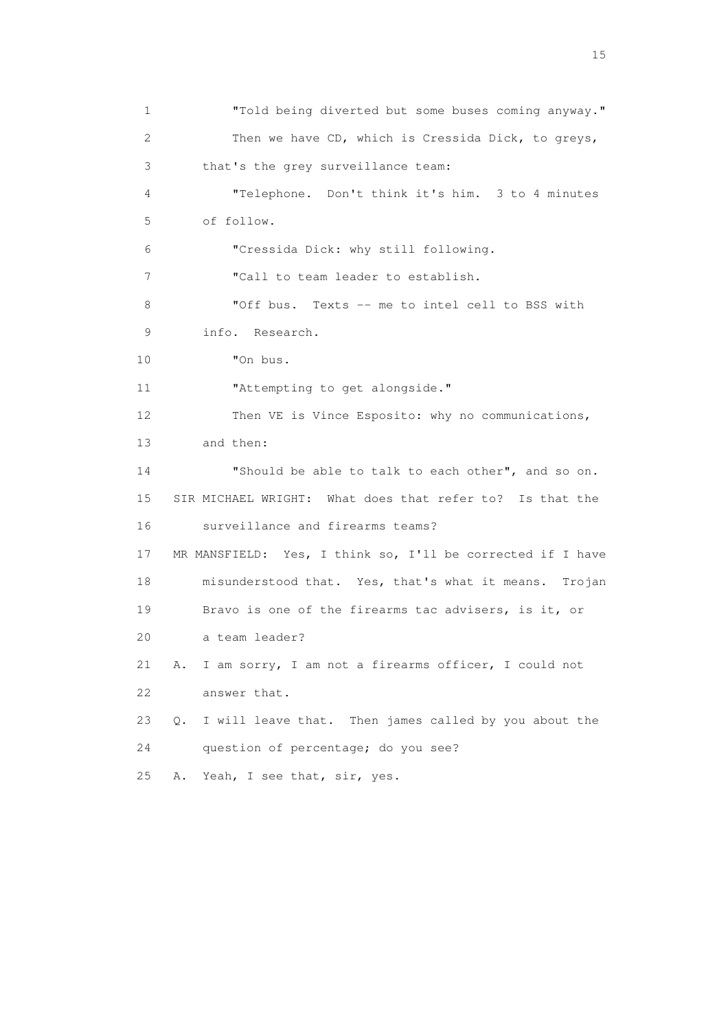1 "Told being diverted but some buses coming anyway."

2 Then we have CD, which is Cressida Dick, to greys,

3 that's the grey surveillance team:

4 "Telephone. Don't think it's him. 3 to 4 minutes

5 of follow.

6 "Cressida Dick: why still following.

7 "Call to team leader to establish.

8 "Off bus. Texts -- me to intel cell to BSS with

9 info. Research.

10 "On bus.

11 "Attempting to get alongside."

12 Then VE is Vince Esposito: why no communications,

13 and then:

14 "Should be able to talk to each other", and so on.

15 SIR MICHAEL WRIGHT: What does that refer to? Is that the

16 surveillance and firearms teams?

17 MR MANSFIELD: Yes, I think so, I'll be corrected if I have

18 misunderstood that. Yes, that's what it means. Trojan

19 Bravo is one of the firearms tac advisers, is it, or

20 a team leader?

21 A. I am sorry, I am not a firearms officer, I could not

22 answer that.

23 Q. I will leave that. Then james called by you about the

24 question of percentage; do you see?

25 A. Yeah, I see that, sir, yes.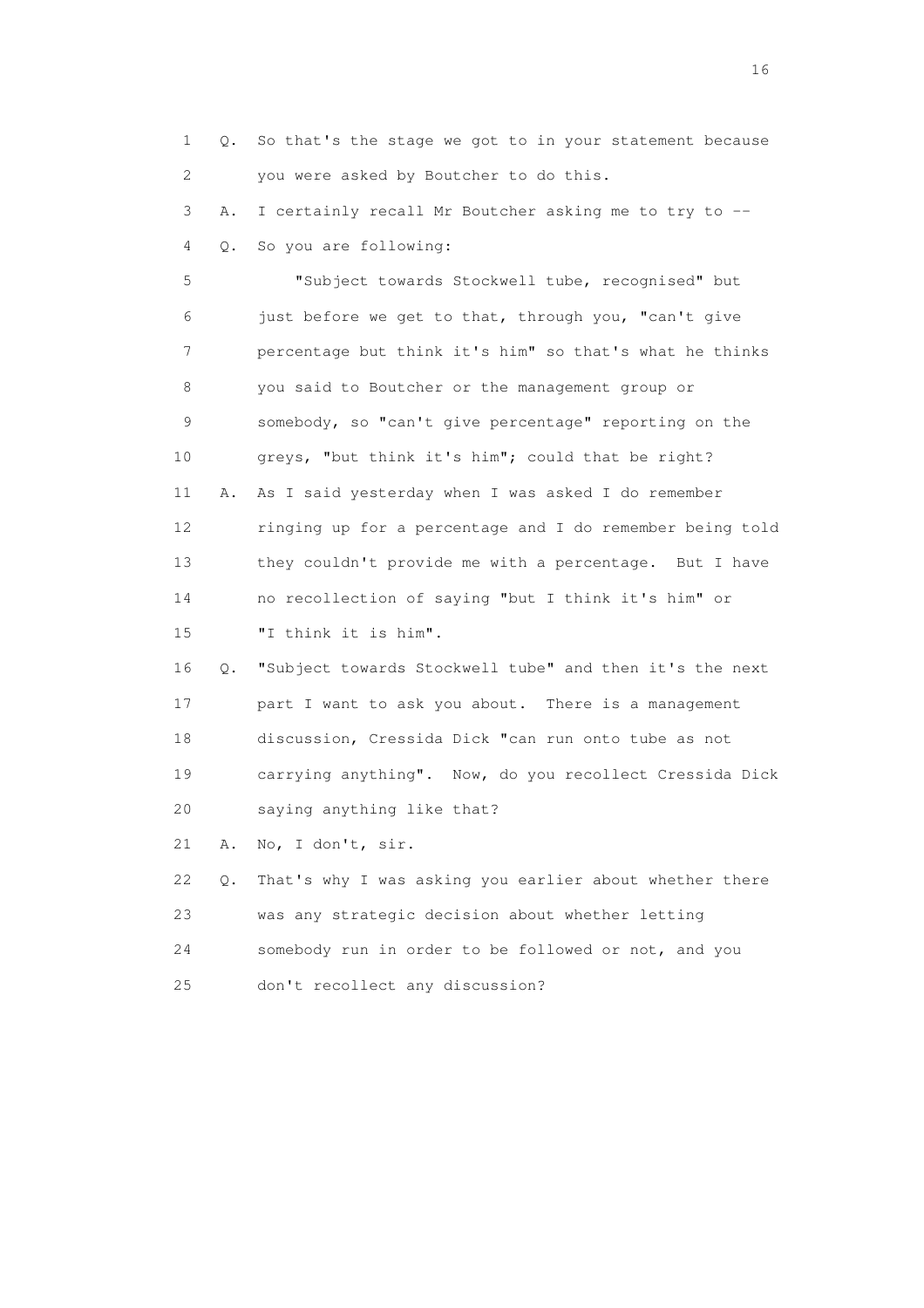1 Q. So that's the stage we got to in your statement because
2 you were asked by Boutcher to do this.
3 A. I certainly recall Mr Boutcher asking me to try to --
4 Q. So you are following:
5 "Subject towards Stockwell tube, recognised" but
6 just before we get to that, through you, "can't give
7 percentage but think it's him" so that's what he thinks
8 you said to Boutcher or the management group or
9 somebody, so "can't give percentage" reporting on the
10 greys, "but think it's him"; could that be right?
11 A. As I said yesterday when I was asked I do remember
12 ringing up for a percentage and I do remember being told
13 they couldn't provide me with a percentage. But I have
14 no recollection of saying "but I think it's him" or
15 "I think it is him".
16 Q. "Subject towards Stockwell tube" and then it's the next
17 part I want to ask you about. There is a management
18 discussion, Cressida Dick "can run onto tube as not
19 carrying anything". Now, do you recollect Cressida Dick
20 saying anything like that?
21 A. No, I don't, sir.
22 Q. That's why I was asking you earlier about whether there
23 was any strategic decision about whether letting
24 somebody run in order to be followed or not, and you
25 don't recollect any discussion?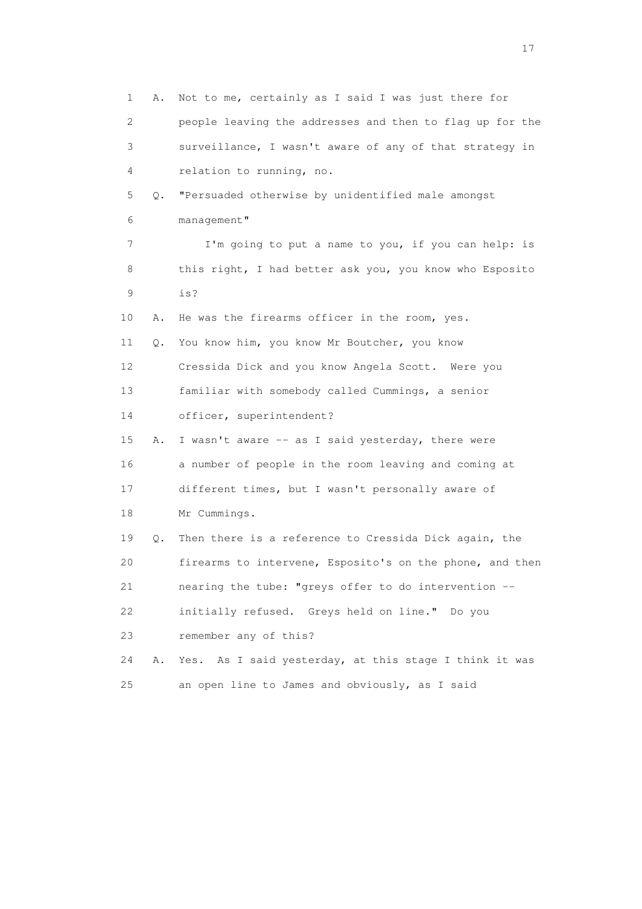1 A. Not to me, certainly as I said I was just there for
2 people leaving the addresses and then to flag up for the
3 surveillance, I wasn't aware of any of that strategy in
4 relation to running, no.

5 Q. "Persuaded otherwise by unidentified male amongst
6 management"

7 I'm going to put a name to you, if you can help: is
8 this right, I had better ask you, you know who Esposito
9 is?

10 A. He was the firearms officer in the room, yes.

11 Q. You know him, you know Mr Boutcher, you know
12 Cressida Dick and you know Angela Scott. Were you
13 familiar with somebody called Cummings, a senior
14 officer, superintendent?

15 A. I wasn't aware -- as I said yesterday, there were
16 a number of people in the room leaving and coming at
17 different times, but I wasn't personally aware of
18 Mr Cummings.

19 Q. Then there is a reference to Cressida Dick again, the
20 firearms to intervene, Esposito's on the phone, and then
21 nearing the tube: "greys offer to do intervention --
22 initially refused. Greys held on line." Do you
23 remember any of this?

24 A. Yes. As I said yesterday, at this stage I think it was
25 an open line to James and obviously, as I said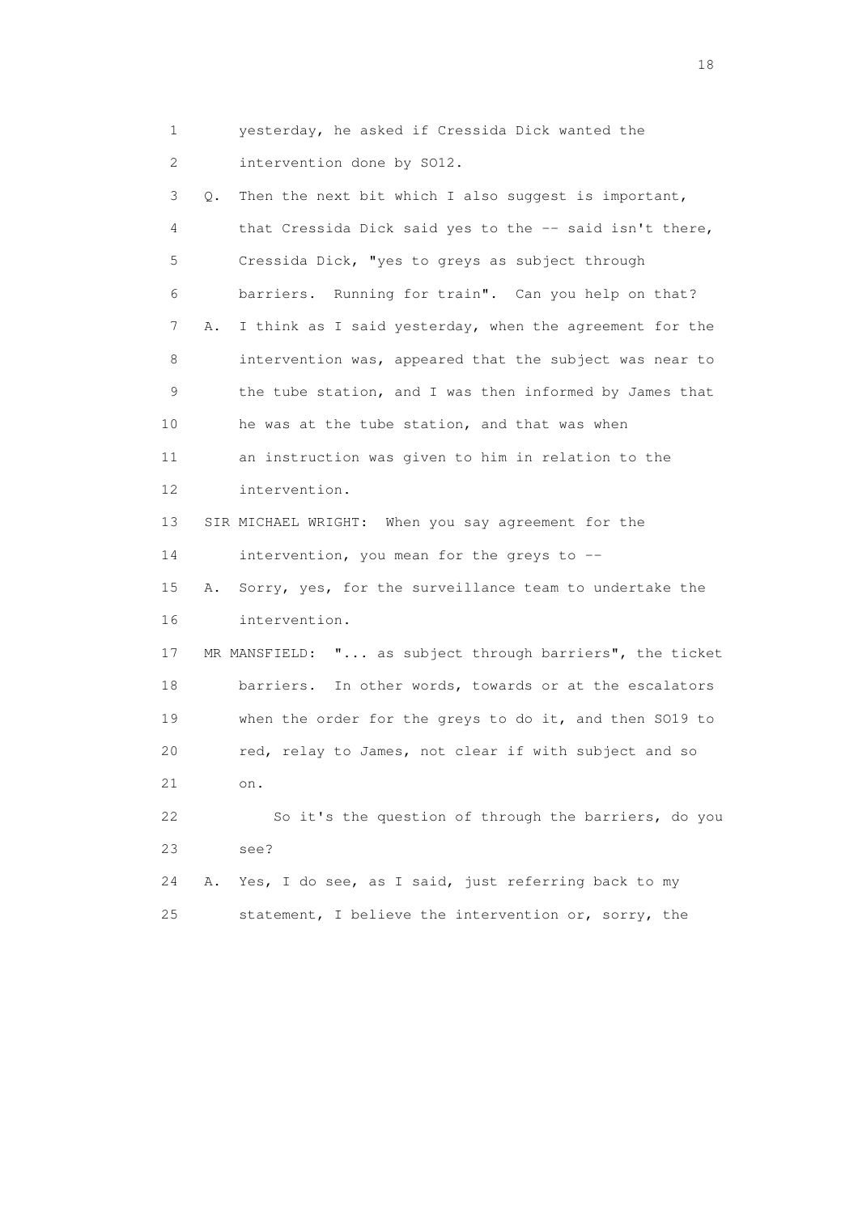1 yesterday, he asked if Cressida Dick wanted the
2 intervention done by SO12.
3 Q. Then the next bit which I also suggest is important,
4 that Cressida Dick said yes to the -- said isn't there,
5 Cressida Dick, "yes to greys as subject through
6 barriers. Running for train". Can you help on that?
7 A. I think as I said yesterday, when the agreement for the
8 intervention was, appeared that the subject was near to
9 the tube station, and I was then informed by James that
10 he was at the tube station, and that was when
11 an instruction was given to him in relation to the
12 intervention.
13 SIR MICHAEL WRIGHT: When you say agreement for the
14 intervention, you mean for the greys to --
15 A. Sorry, yes, for the surveillance team to undertake the
16 intervention.
17 MR MANSFIELD: "... as subject through barriers", the ticket
18 barriers. In other words, towards or at the escalators
19 when the order for the greys to do it, and then SO19 to
20 red, relay to James, not clear if with subject and so
21 on.
22 So it's the question of through the barriers, do you
23 see?
24 A. Yes, I do see, as I said, just referring back to my
25 statement, I believe the intervention or, sorry, the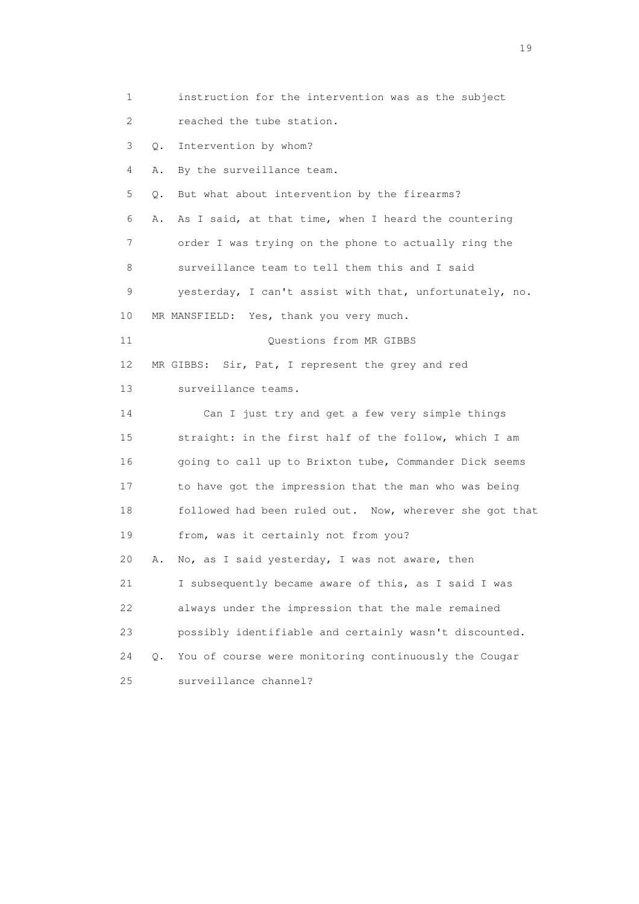1 instruction for the intervention was as the subject
2 reached the tube station.
3 Q. Intervention by whom?
4 A. By the surveillance team.
5 Q. But what about intervention by the firearms?
6 A. As I said, at that time, when I heard the countering
7 order I was trying on the phone to actually ring the
8 surveillance team to tell them this and I said
9 yesterday, I can't assist with that, unfortunately, no.
10 MR MANSFIELD: Yes, thank you very much.
11 Questions from MR GIBBS
12 MR GIBBS: Sir, Pat, I represent the grey and red
13 surveillance teams.
14 Can I just try and get a few very simple things
15 straight: in the first half of the follow, which I am
16 going to call up to Brixton tube, Commander Dick seems
17 to have got the impression that the man who was being
18 followed had been ruled out. Now, wherever she got that
19 from, was it certainly not from you?
20 A. No, as I said yesterday, I was not aware, then
21 I subsequently became aware of this, as I said I was
22 always under the impression that the male remained
23 possibly identifiable and certainly wasn't discounted.
24 Q. You of course were monitoring continuously the Cougar
25 surveillance channel?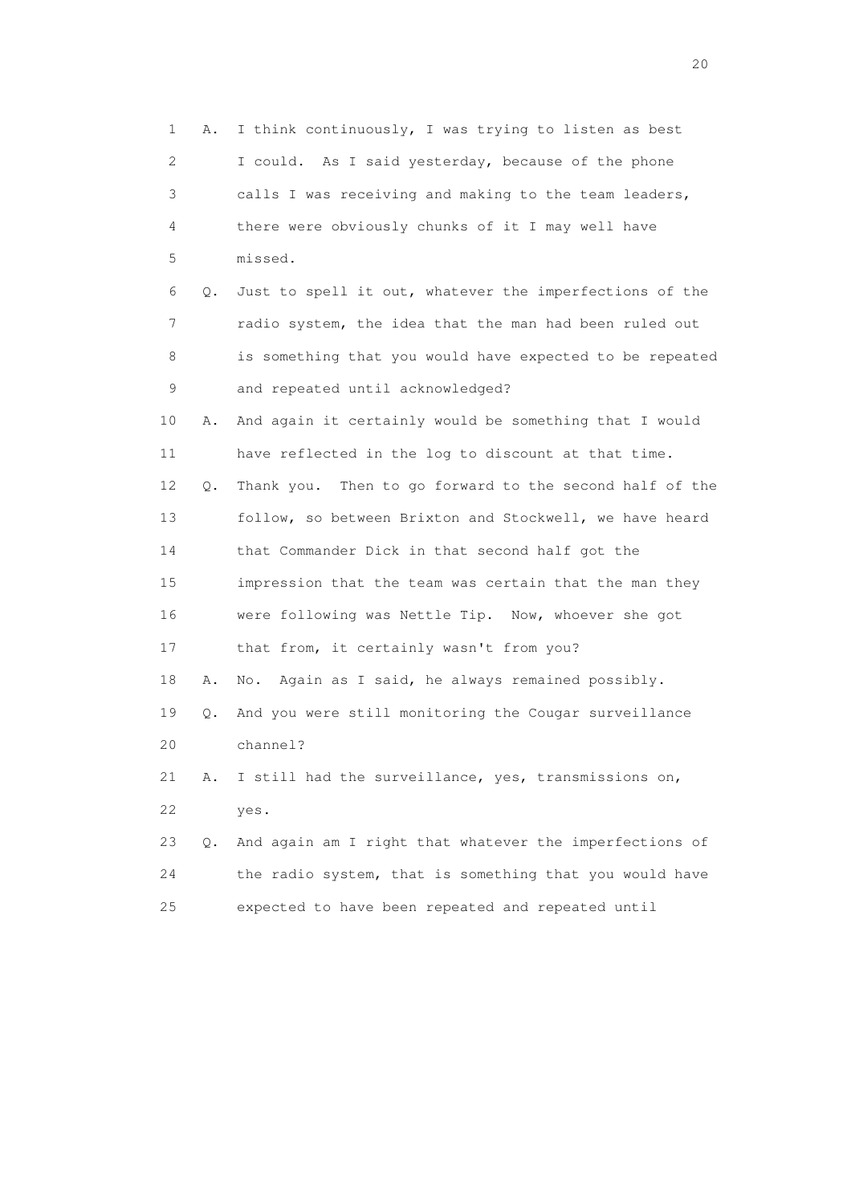1 A. I think continuously, I was trying to listen as best
2 I could. As I said yesterday, because of the phone
3 calls I was receiving and making to the team leaders,
4 there were obviously chunks of it I may well have
5 missed.
6 Q. Just to spell it out, whatever the imperfections of the
7 radio system, the idea that the man had been ruled out
8 is something that you would have expected to be repeated
9 and repeated until acknowledged?
10 A. And again it certainly would be something that I would
11 have reflected in the log to discount at that time.
12 Q. Thank you. Then to go forward to the second half of the
13 follow, so between Brixton and Stockwell, we have heard
14 that Commander Dick in that second half got the
15 impression that the team was certain that the man they
16 were following was Nettle Tip. Now, whoever she got
17 that from, it certainly wasn't from you?
18 A. No. Again as I said, he always remained possibly.
19 Q. And you were still monitoring the Cougar surveillance
20 channel?
21 A. I still had the surveillance, yes, transmissions on,
22 yes.
23 Q. And again am I right that whatever the imperfections of
24 the radio system, that is something that you would have
25 expected to have been repeated and repeated until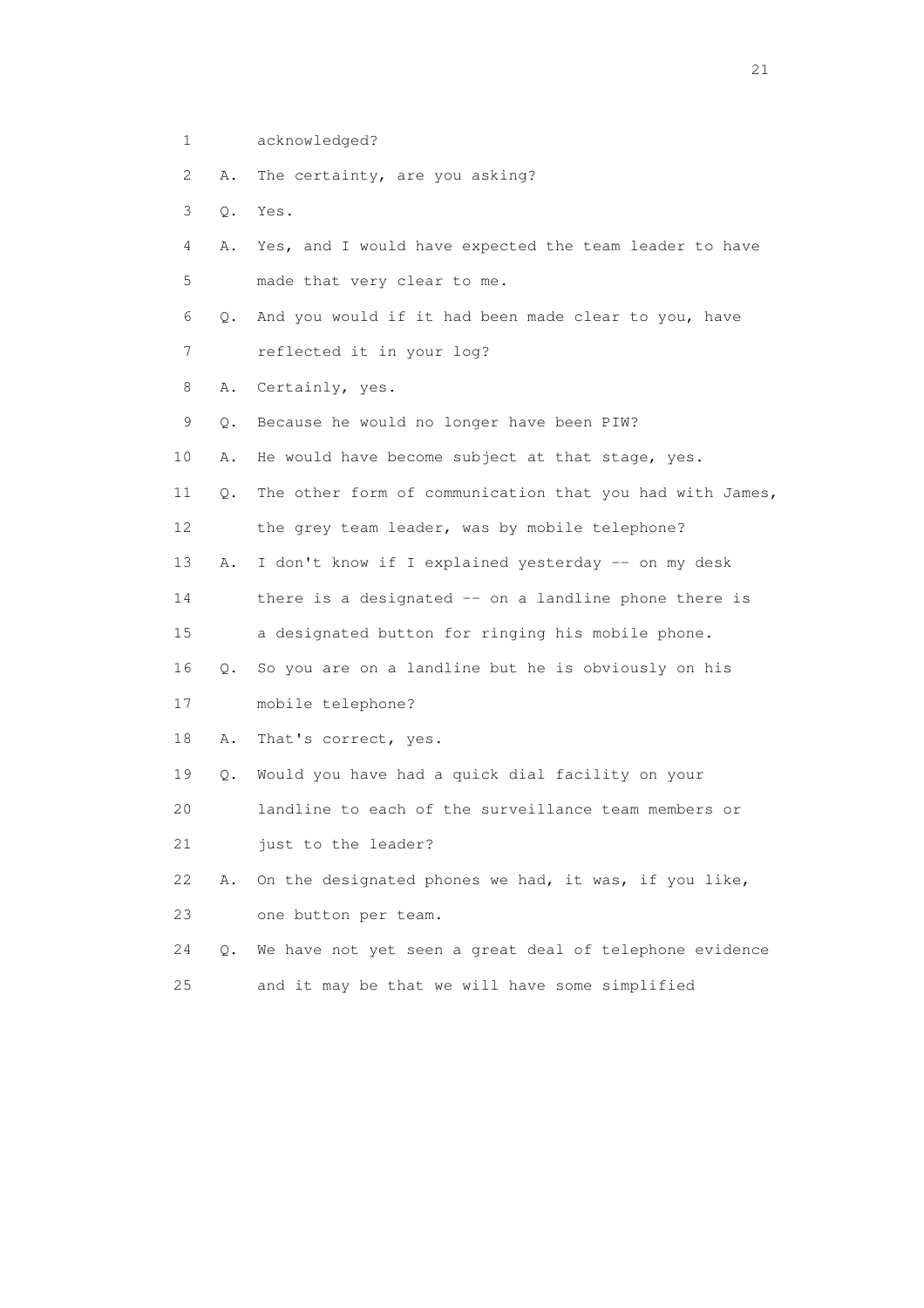1 acknowledged?

2 A. The certainty, are you asking?

3 Q. Yes.

4 A. Yes, and I would have expected the team leader to have

5 made that very clear to me.

6 Q. And you would if it had been made clear to you, have

7 reflected it in your log?

8 A. Certainly, yes.

9 Q. Because he would no longer have been PIW?

10 A. He would have become subject at that stage, yes.

11 Q. The other form of communication that you had with James,

12 the grey team leader, was by mobile telephone?

13 A. I don't know if I explained yesterday -- on my desk

14 there is a designated -- on a landline phone there is

15 a designated button for ringing his mobile phone.

16 Q. So you are on a landline but he is obviously on his

17 mobile telephone?

18 A. That's correct, yes.

19 Q. Would you have had a quick dial facility on your

20 landline to each of the surveillance team members or

21 just to the leader?

22 A. On the designated phones we had, it was, if you like,

23 one button per team.

24 Q. We have not yet seen a great deal of telephone evidence

25 and it may be that we will have some simplified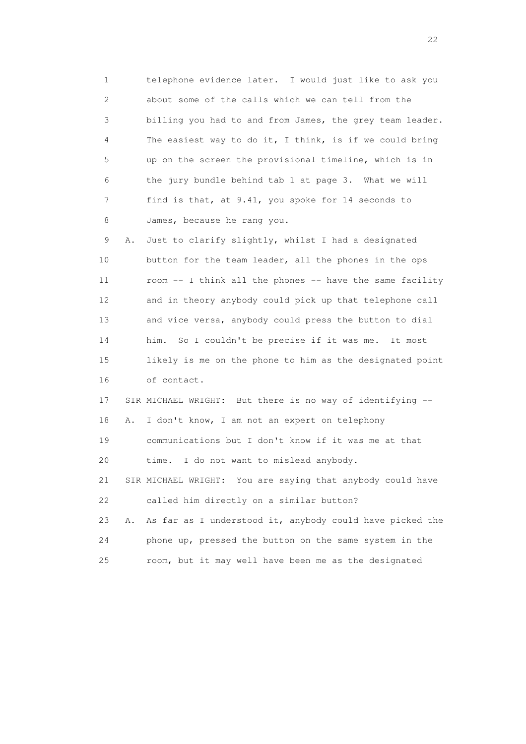1 telephone evidence later. I would just like to ask you
2 about some of the calls which we can tell from the
3 billing you had to and from James, the grey team leader.
4 The easiest way to do it, I think, is if we could bring
5 up on the screen the provisional timeline, which is in
6 the jury bundle behind tab 1 at page 3. What we will
7 find is that, at 9.41, you spoke for 14 seconds to
8 James, because he rang you.

9 A. Just to clarify slightly, whilst I had a designated
10 button for the team leader, all the phones in the ops
11 room -- I think all the phones -- have the same facility
12 and in theory anybody could pick up that telephone call
13 and vice versa, anybody could press the button to dial
14 him. So I couldn't be precise if it was me. It most
15 likely is me on the phone to him as the designated point
16 of contact.

17 SIR MICHAEL WRIGHT: But there is no way of identifying --

18 A. I don't know, I am not an expert on telephony
19 communications but I don't know if it was me at that
20 time. I do not want to mislead anybody.

21 SIR MICHAEL WRIGHT: You are saying that anybody could have
22 called him directly on a similar button?

23 A. As far as I understood it, anybody could have picked the
24 phone up, pressed the button on the same system in the
25 room, but it may well have been me as the designated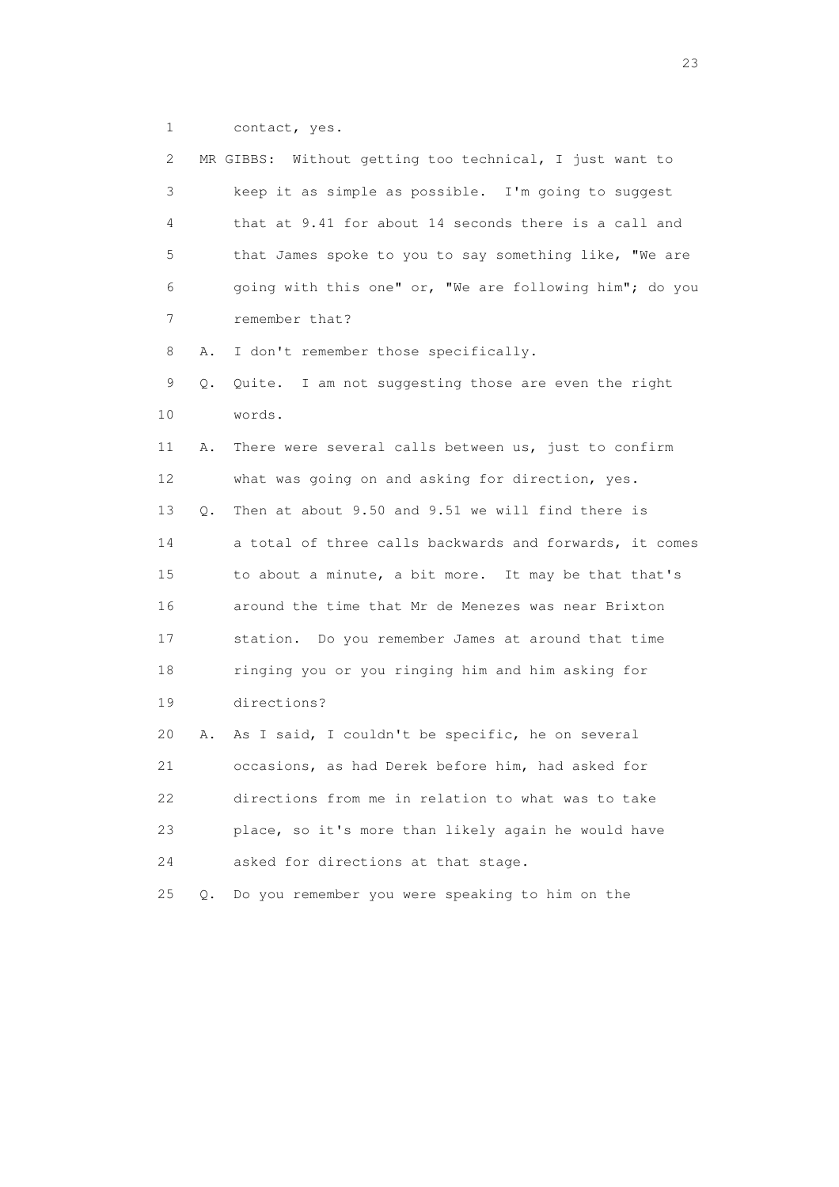1 contact, yes.

2 MR GIBBS: Without getting too technical, I just want to

3 keep it as simple as possible. I'm going to suggest

4 that at 9.41 for about 14 seconds there is a call and

5 that James spoke to you to say something like, "We are

6 going with this one" or, "We are following him"; do you

7 remember that?

8 A. I don't remember those specifically.

9 Q. Quite. I am not suggesting those are even the right

10 words.

11 A. There were several calls between us, just to confirm

12 what was going on and asking for direction, yes.

13 Q. Then at about 9.50 and 9.51 we will find there is

14 a total of three calls backwards and forwards, it comes

15 to about a minute, a bit more. It may be that that's

16 around the time that Mr de Menezes was near Brixton

17 station. Do you remember James at around that time

18 ringing you or you ringing him and him asking for

19 directions?

20 A. As I said, I couldn't be specific, he on several

21 occasions, as had Derek before him, had asked for

22 directions from me in relation to what was to take

23 place, so it's more than likely again he would have

24 asked for directions at that stage.

25 Q. Do you remember you were speaking to him on the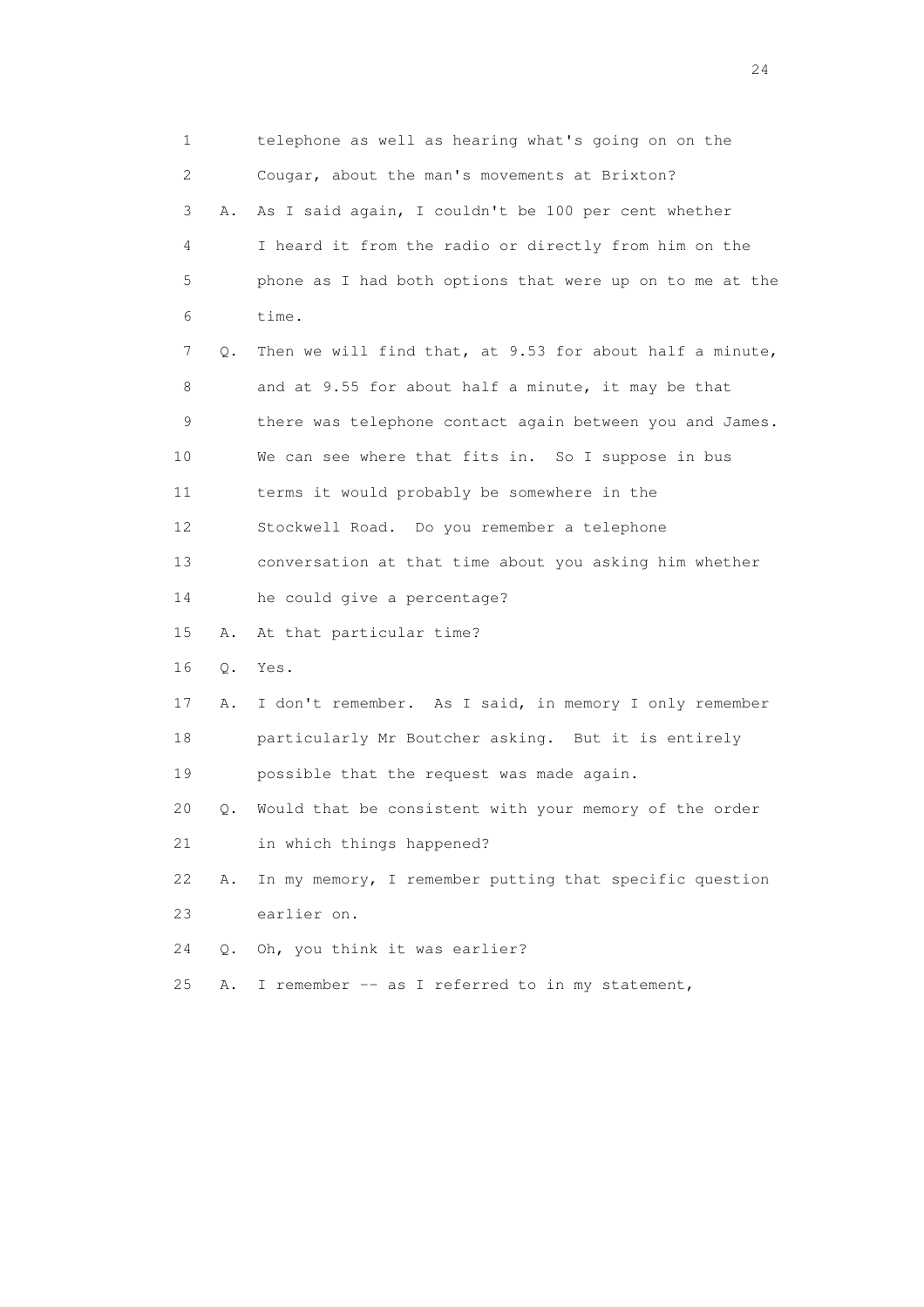1 telephone as well as hearing what's going on on the
2 Cougar, about the man's movements at Brixton?
3 A. As I said again, I couldn't be 100 per cent whether
4 I heard it from the radio or directly from him on the
5 phone as I had both options that were up on to me at the
6 time.
7 Q. Then we will find that, at 9.53 for about half a minute,
8 and at 9.55 for about half a minute, it may be that
9 there was telephone contact again between you and James.
10 We can see where that fits in. So I suppose in bus
11 terms it would probably be somewhere in the
12 Stockwell Road. Do you remember a telephone
13 conversation at that time about you asking him whether
14 he could give a percentage?
15 A. At that particular time?
16 Q. Yes.
17 A. I don't remember. As I said, in memory I only remember
18 particularly Mr Boutcher asking. But it is entirely
19 possible that the request was made again.
20 Q. Would that be consistent with your memory of the order
21 in which things happened?
22 A. In my memory, I remember putting that specific question
23 earlier on.
24 Q. Oh, you think it was earlier?
25 A. I remember -- as I referred to in my statement,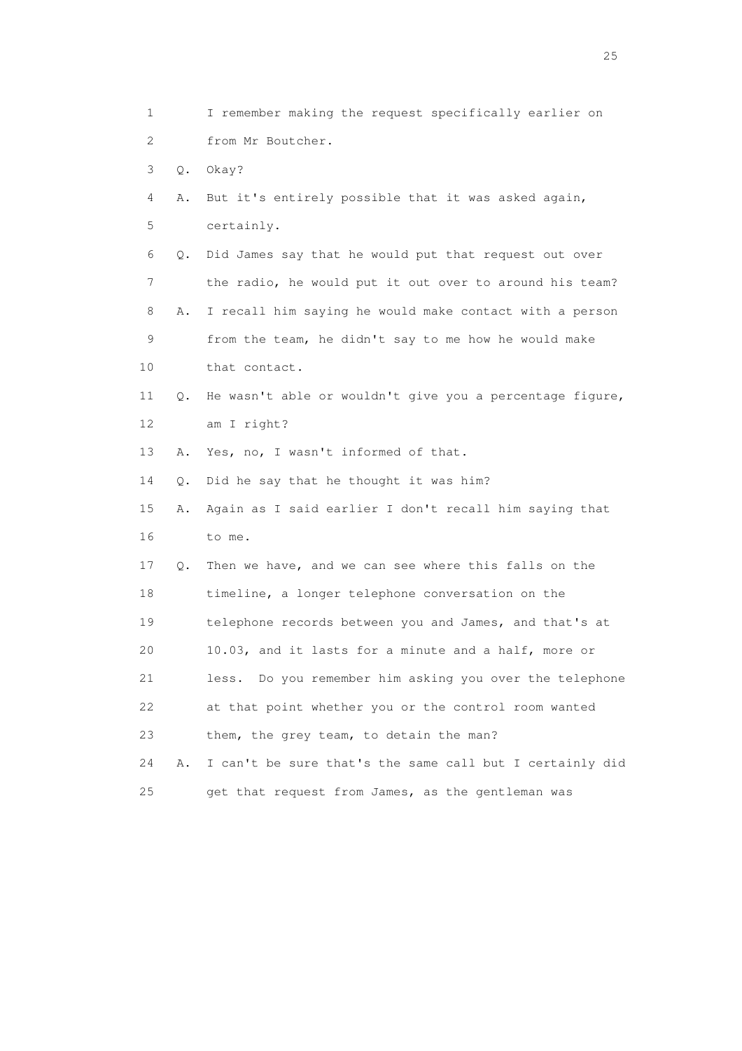1 I remember making the request specifically earlier on
2 from Mr Boutcher.

3 Q. Okay?

4 A. But it's entirely possible that it was asked again,
5 certainly.

6 Q. Did James say that he would put that request out over
7 the radio, he would put it out over to around his team?

8 A. I recall him saying he would make contact with a person
9 from the team, he didn't say to me how he would make
10 that contact.

11 Q. He wasn't able or wouldn't give you a percentage figure,
12 am I right?

13 A. Yes, no, I wasn't informed of that.

14 Q. Did he say that he thought it was him?

15 A. Again as I said earlier I don't recall him saying that
16 to me.

17 Q. Then we have, and we can see where this falls on the
18 timeline, a longer telephone conversation on the
19 telephone records between you and James, and that's at
20 10.03, and it lasts for a minute and a half, more or
21 less. Do you remember him asking you over the telephone
22 at that point whether you or the control room wanted
23 them, the grey team, to detain the man?

24 A. I can't be sure that's the same call but I certainly did
25 get that request from James, as the gentleman was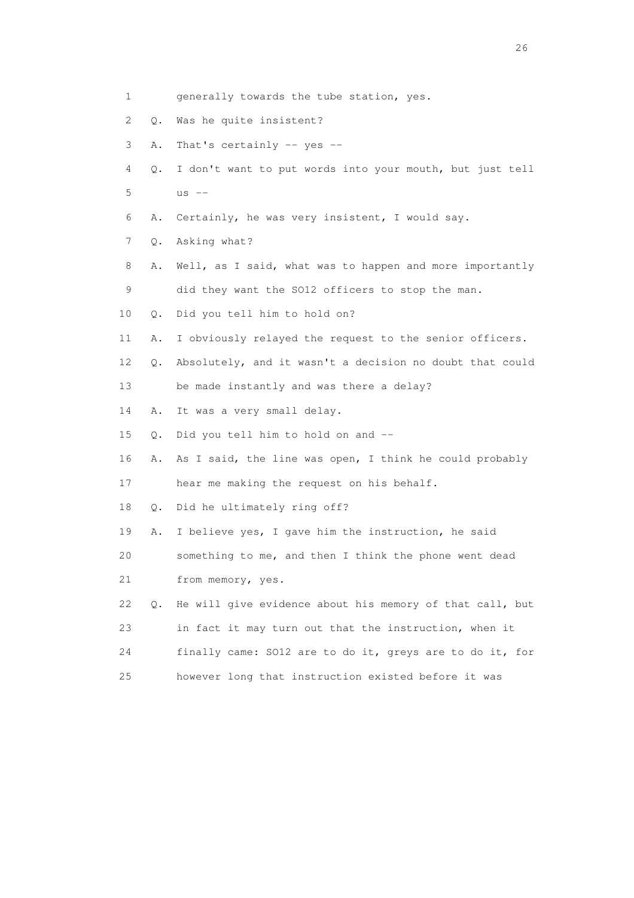1 generally towards the tube station, yes.

2 Q. Was he quite insistent?

3 A. That's certainly -- yes --

4 Q. I don't want to put words into your mouth, but just tell

5 us --

6 A. Certainly, he was very insistent, I would say.

7 Q. Asking what?

8 A. Well, as I said, what was to happen and more importantly

9 did they want the SO12 officers to stop the man.

10 Q. Did you tell him to hold on?

11 A. I obviously relayed the request to the senior officers.

12 Q. Absolutely, and it wasn't a decision no doubt that could

13 be made instantly and was there a delay?

14 A. It was a very small delay.

15 Q. Did you tell him to hold on and --

16 A. As I said, the line was open, I think he could probably

17 hear me making the request on his behalf.

18 Q. Did he ultimately ring off?

19 A. I believe yes, I gave him the instruction, he said

20 something to me, and then I think the phone went dead

21 from memory, yes.

22 Q. He will give evidence about his memory of that call, but

23 in fact it may turn out that the instruction, when it

24 finally came: SO12 are to do it, greys are to do it, for

25 however long that instruction existed before it was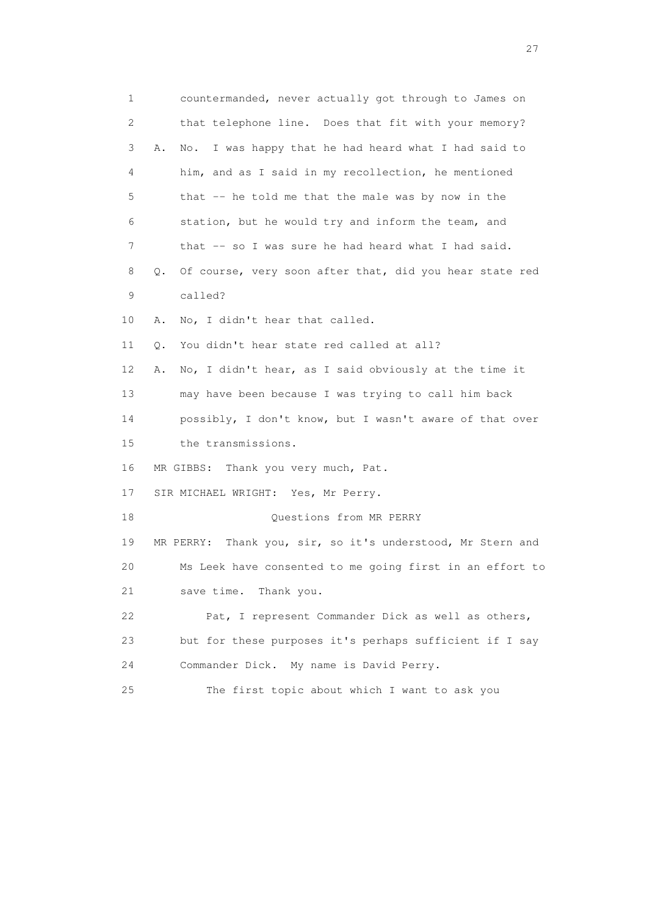1 countermanded, never actually got through to James on
2 that telephone line. Does that fit with your memory?
3 A. No. I was happy that he had heard what I had said to
4 him, and as I said in my recollection, he mentioned
5 that -- he told me that the male was by now in the
6 station, but he would try and inform the team, and
7 that -- so I was sure he had heard what I had said.
8 Q. Of course, very soon after that, did you hear state red
9 called?
10 A. No, I didn't hear that called.
11 Q. You didn't hear state red called at all?
12 A. No, I didn't hear, as I said obviously at the time it
13 may have been because I was trying to call him back
14 possibly, I don't know, but I wasn't aware of that over
15 the transmissions.
16 MR GIBBS: Thank you very much, Pat.
17 SIR MICHAEL WRIGHT: Yes, Mr Perry.
18 Questions from MR PERRY
19 MR PERRY: Thank you, sir, so it's understood, Mr Stern and
20 Ms Leek have consented to me going first in an effort to
21 save time. Thank you.
22 Pat, I represent Commander Dick as well as others,
23 but for these purposes it's perhaps sufficient if I say
24 Commander Dick. My name is David Perry.
25 The first topic about which I want to ask you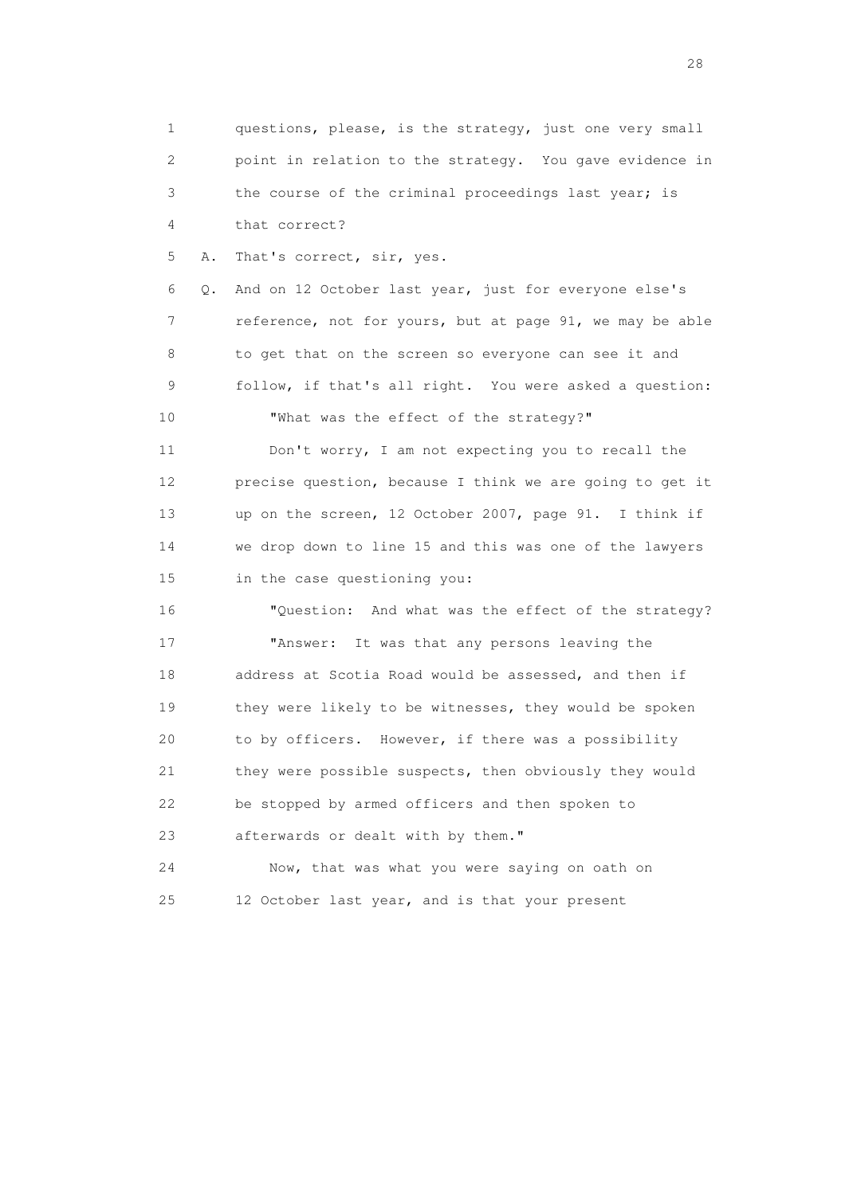1 questions, please, is the strategy, just one very small
2 point in relation to the strategy. You gave evidence in
3 the course of the criminal proceedings last year; is
4 that correct?

5 A. That's correct, sir, yes.

6 Q. And on 12 October last year, just for everyone else's
7 reference, not for yours, but at page 91, we may be able
8 to get that on the screen so everyone can see it and
9 follow, if that's all right. You were asked a question:

10 "What was the effect of the strategy?"

11 Don't worry, I am not expecting you to recall the
12 precise question, because I think we are going to get it
13 up on the screen, 12 October 2007, page 91. I think if
14 we drop down to line 15 and this was one of the lawyers
15 in the case questioning you:

16 "Question: And what was the effect of the strategy?

17 "Answer: It was that any persons leaving the
18 address at Scotia Road would be assessed, and then if
19 they were likely to be witnesses, they would be spoken
20 to by officers. However, if there was a possibility
21 they were possible suspects, then obviously they would
22 be stopped by armed officers and then spoken to
23 afterwards or dealt with by them."

24 Now, that was what you were saying on oath on
25 12 October last year, and is that your present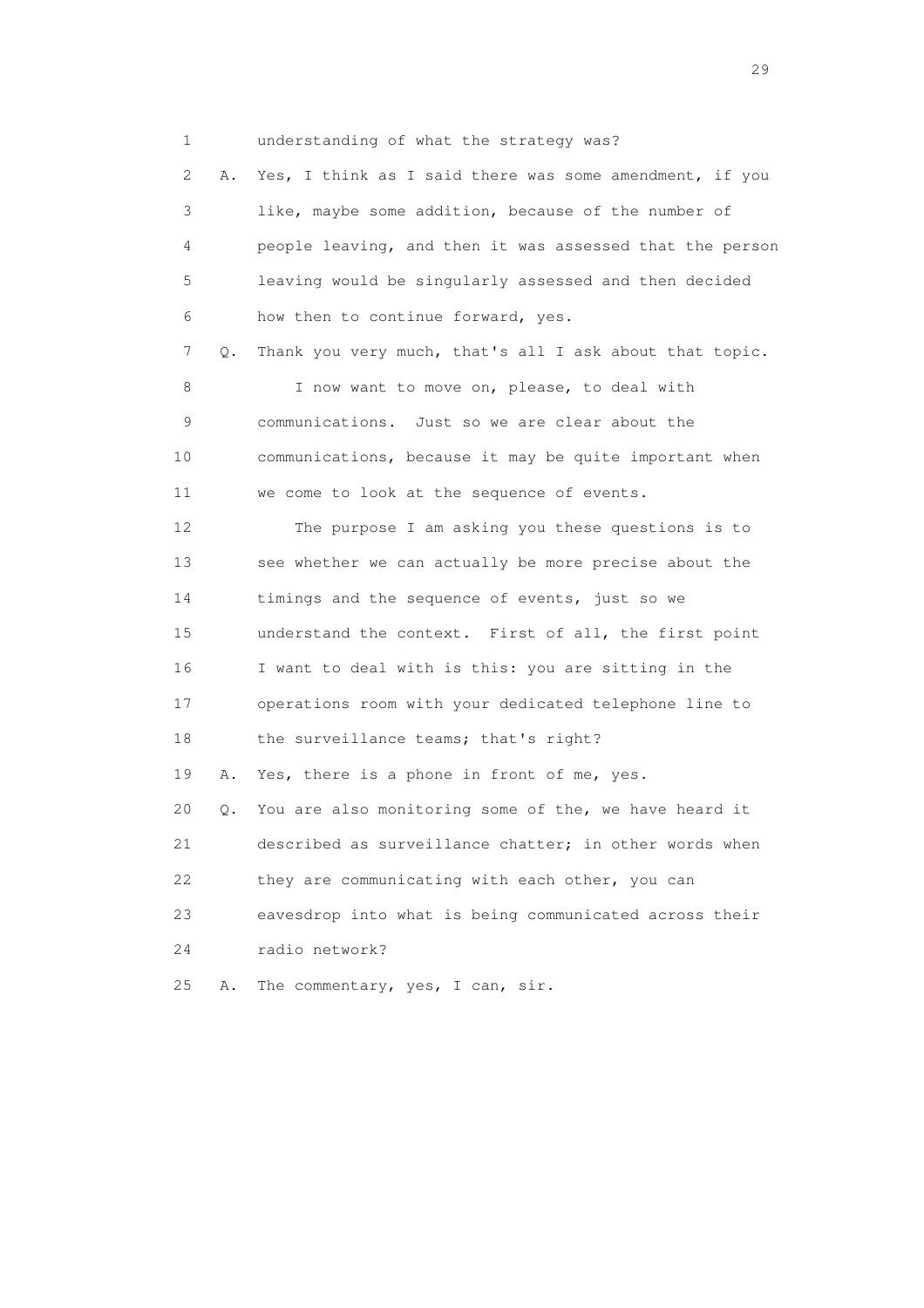1 understanding of what the strategy was?

2 A. Yes, I think as I said there was some amendment, if you
3 like, maybe some addition, because of the number of
4 people leaving, and then it was assessed that the person
5 leaving would be singularly assessed and then decided
6 how then to continue forward, yes.

7 Q. Thank you very much, that's all I ask about that topic.

8 I now want to move on, please, to deal with
9 communications. Just so we are clear about the
10 communications, because it may be quite important when
11 we come to look at the sequence of events.

12 The purpose I am asking you these questions is to
13 see whether we can actually be more precise about the
14 timings and the sequence of events, just so we
15 understand the context. First of all, the first point
16 I want to deal with is this: you are sitting in the
17 operations room with your dedicated telephone line to
18 the surveillance teams; that's right?

19 A. Yes, there is a phone in front of me, yes.

20 Q. You are also monitoring some of the, we have heard it
21 described as surveillance chatter; in other words when
22 they are communicating with each other, you can
23 eavesdrop into what is being communicated across their
24 radio network?

25 A. The commentary, yes, I can, sir.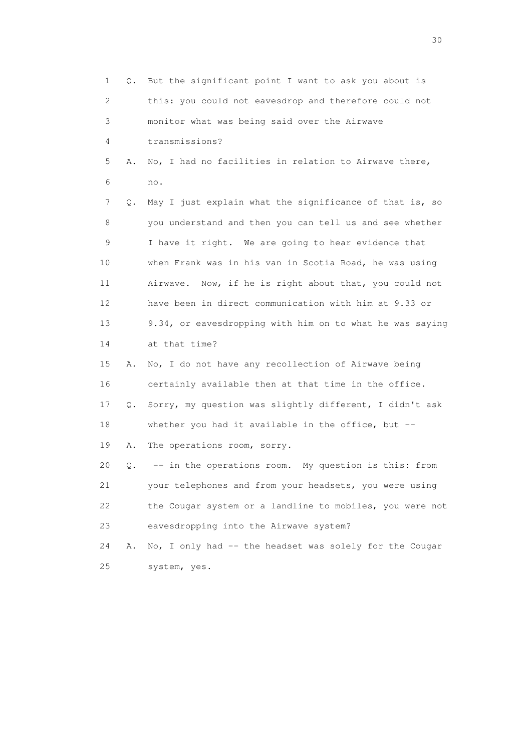1 Q. But the significant point I want to ask you about is
2 this: you could not eavesdrop and therefore could not
3 monitor what was being said over the Airwave
4 transmissions?

5 A. No, I had no facilities in relation to Airwave there,
6 no.

7 Q. May I just explain what the significance of that is, so
8 you understand and then you can tell us and see whether
9 I have it right. We are going to hear evidence that
10 when Frank was in his van in Scotia Road, he was using
11 Airwave. Now, if he is right about that, you could not
12 have been in direct communication with him at 9.33 or
13 9.34, or eavesdropping with him on to what he was saying
14 at that time?

15 A. No, I do not have any recollection of Airwave being
16 certainly available then at that time in the office.

17 Q. Sorry, my question was slightly different, I didn't ask
18 whether you had it available in the office, but --

19 A. The operations room, sorry.

20 Q. -- in the operations room. My question is this: from
21 your telephones and from your headsets, you were using
22 the Cougar system or a landline to mobiles, you were not
23 eavesdropping into the Airwave system?

24 A. No, I only had -- the headset was solely for the Cougar
25 system, yes.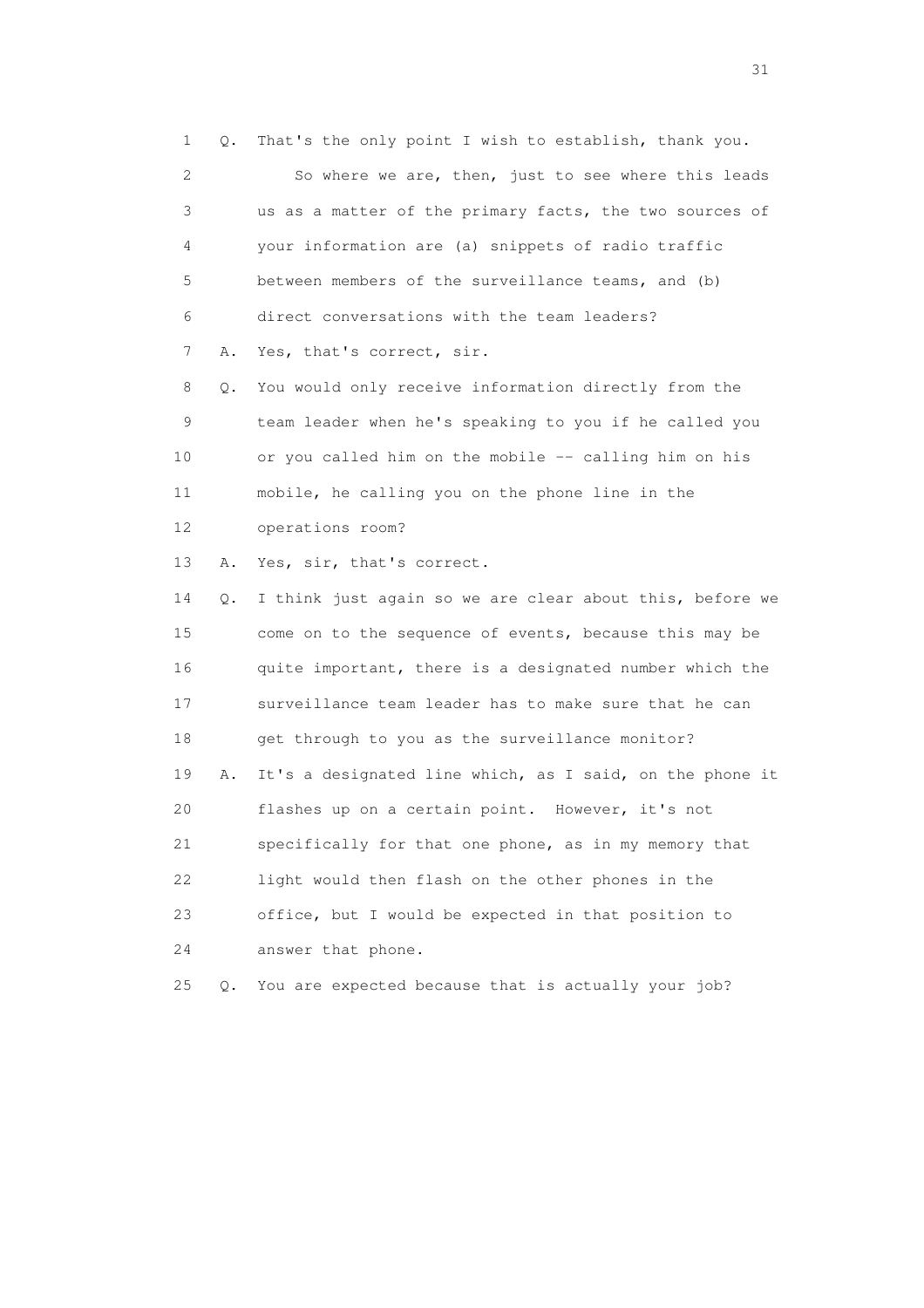1 Q. That's the only point I wish to establish, thank you.

2 So where we are, then, just to see where this leads

3 us as a matter of the primary facts, the two sources of

4 your information are (a) snippets of radio traffic

5 between members of the surveillance teams, and (b)

6 direct conversations with the team leaders?

7 A. Yes, that's correct, sir.

8 Q. You would only receive information directly from the

9 team leader when he's speaking to you if he called you

10 or you called him on the mobile -- calling him on his

11 mobile, he calling you on the phone line in the

12 operations room?

13 A. Yes, sir, that's correct.

14 Q. I think just again so we are clear about this, before we

15 come on to the sequence of events, because this may be

16 quite important, there is a designated number which the

17 surveillance team leader has to make sure that he can

18 get through to you as the surveillance monitor?

19 A. It's a designated line which, as I said, on the phone it

20 flashes up on a certain point. However, it's not

21 specifically for that one phone, as in my memory that

22 light would then flash on the other phones in the

23 office, but I would be expected in that position to

24 answer that phone.

25 Q. You are expected because that is actually your job?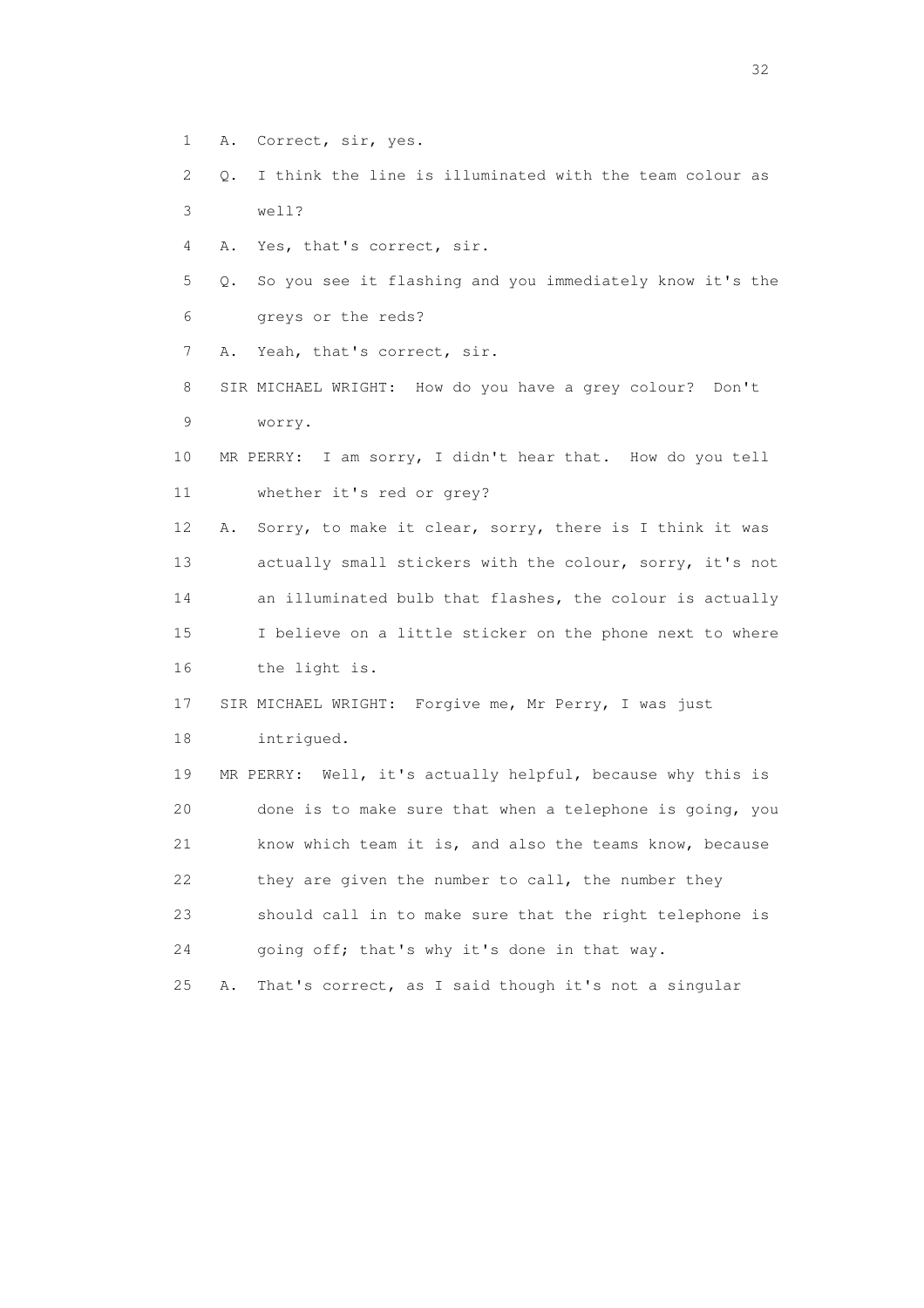1 A. Correct, sir, yes.

2 Q. I think the line is illuminated with the team colour as

3 well?

4 A. Yes, that's correct, sir.

5 Q. So you see it flashing and you immediately know it's the

6 greys or the reds?

7 A. Yeah, that's correct, sir.

8 SIR MICHAEL WRIGHT: How do you have a grey colour? Don't

9 worry.

10 MR PERRY: I am sorry, I didn't hear that. How do you tell

11 whether it's red or grey?

12 A. Sorry, to make it clear, sorry, there is I think it was

13 actually small stickers with the colour, sorry, it's not

14 an illuminated bulb that flashes, the colour is actually

15 I believe on a little sticker on the phone next to where

16 the light is.

17 SIR MICHAEL WRIGHT: Forgive me, Mr Perry, I was just

18 intrigued.

19 MR PERRY: Well, it's actually helpful, because why this is

20 done is to make sure that when a telephone is going, you

21 know which team it is, and also the teams know, because

22 they are given the number to call, the number they

23 should call in to make sure that the right telephone is

24 going off; that's why it's done in that way.

25 A. That's correct, as I said though it's not a singular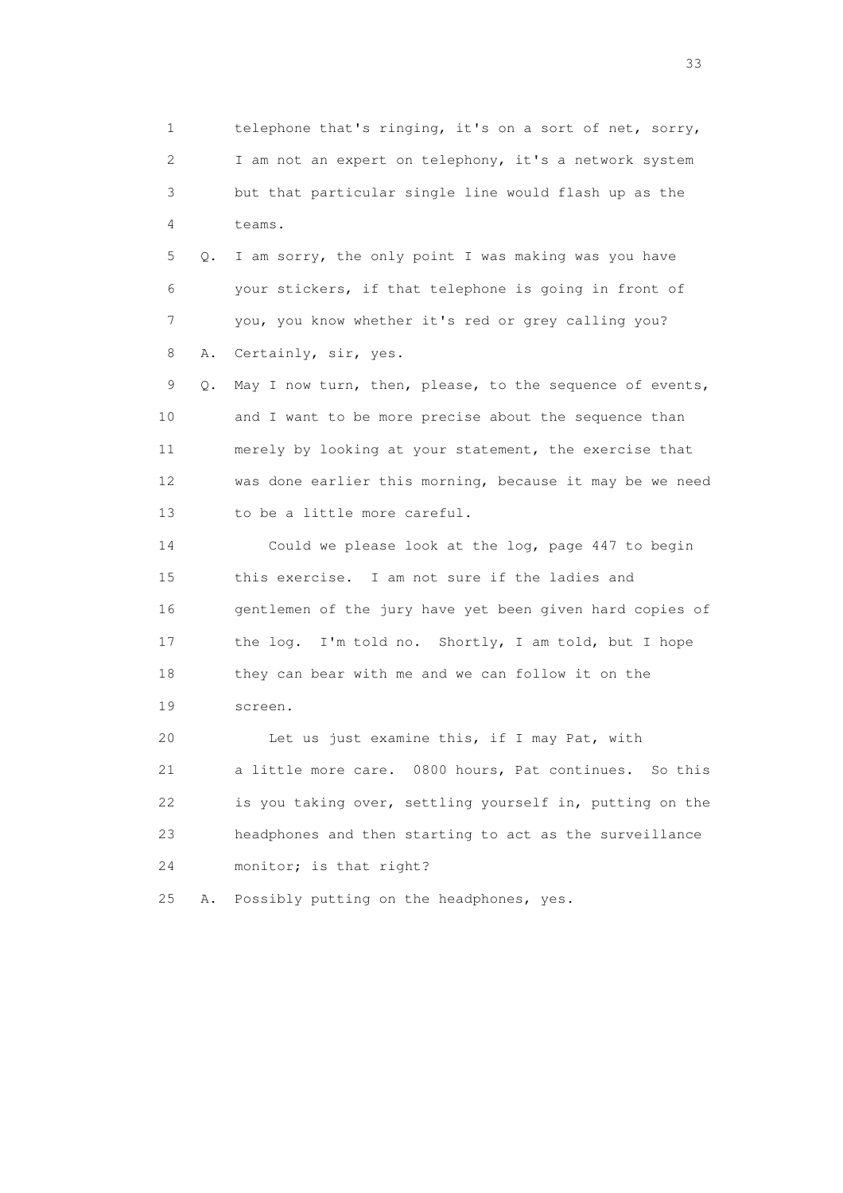1 telephone that's ringing, it's on a sort of net, sorry,
2 I am not an expert on telephony, it's a network system
3 but that particular single line would flash up as the
4 teams.

5 Q. I am sorry, the only point I was making was you have
6 your stickers, if that telephone is going in front of
7 you, you know whether it's red or grey calling you?

8 A. Certainly, sir, yes.

9 Q. May I now turn, then, please, to the sequence of events,
10 and I want to be more precise about the sequence than
11 merely by looking at your statement, the exercise that
12 was done earlier this morning, because it may be we need
13 to be a little more careful.

14 Could we please look at the log, page 447 to begin
15 this exercise. I am not sure if the ladies and
16 gentlemen of the jury have yet been given hard copies of
17 the log. I'm told no. Shortly, I am told, but I hope
18 they can bear with me and we can follow it on the
19 screen.

20 Let us just examine this, if I may Pat, with
21 a little more care. 0800 hours, Pat continues. So this
22 is you taking over, settling yourself in, putting on the
23 headphones and then starting to act as the surveillance
24 monitor; is that right?

25 A. Possibly putting on the headphones, yes.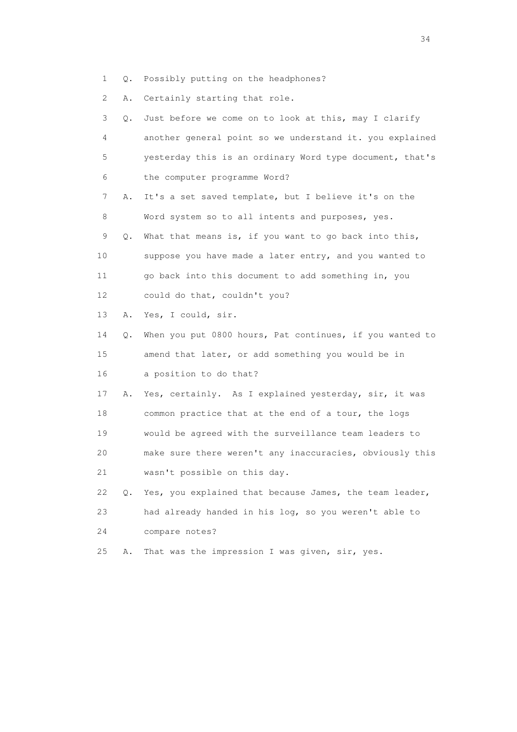1 Q. Possibly putting on the headphones?

2 A. Certainly starting that role.

3 Q. Just before we come on to look at this, may I clarify

4 another general point so we understand it. you explained

5 yesterday this is an ordinary Word type document, that's

6 the computer programme Word?

7 A. It's a set saved template, but I believe it's on the

8 Word system so to all intents and purposes, yes.

9 Q. What that means is, if you want to go back into this,

10 suppose you have made a later entry, and you wanted to

11 go back into this document to add something in, you

12 could do that, couldn't you?

13 A. Yes, I could, sir.

14 Q. When you put 0800 hours, Pat continues, if you wanted to

15 amend that later, or add something you would be in

16 a position to do that?

17 A. Yes, certainly. As I explained yesterday, sir, it was

18 common practice that at the end of a tour, the logs

19 would be agreed with the surveillance team leaders to

20 make sure there weren't any inaccuracies, obviously this

21 wasn't possible on this day.

22 Q. Yes, you explained that because James, the team leader,

23 had already handed in his log, so you weren't able to

24 compare notes?

25 A. That was the impression I was given, sir, yes.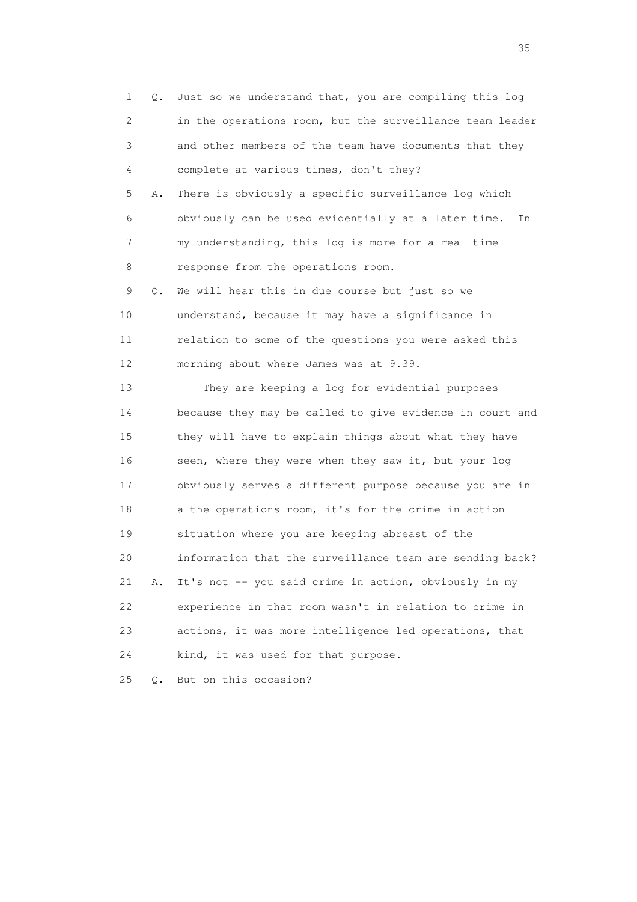1 Q. Just so we understand that, you are compiling this log
2 in the operations room, but the surveillance team leader
3 and other members of the team have documents that they
4 complete at various times, don't they?
5 A. There is obviously a specific surveillance log which
6 obviously can be used evidentially at a later time. In
7 my understanding, this log is more for a real time
8 response from the operations room.
9 Q. We will hear this in due course but just so we
10 understand, because it may have a significance in
11 relation to some of the questions you were asked this
12 morning about where James was at 9.39.
13 They are keeping a log for evidential purposes
14 because they may be called to give evidence in court and
15 they will have to explain things about what they have
16 seen, where they were when they saw it, but your log
17 obviously serves a different purpose because you are in
18 a the operations room, it's for the crime in action
19 situation where you are keeping abreast of the
20 information that the surveillance team are sending back?
21 A. It's not -- you said crime in action, obviously in my
22 experience in that room wasn't in relation to crime in
23 actions, it was more intelligence led operations, that
24 kind, it was used for that purpose.
25 Q. But on this occasion?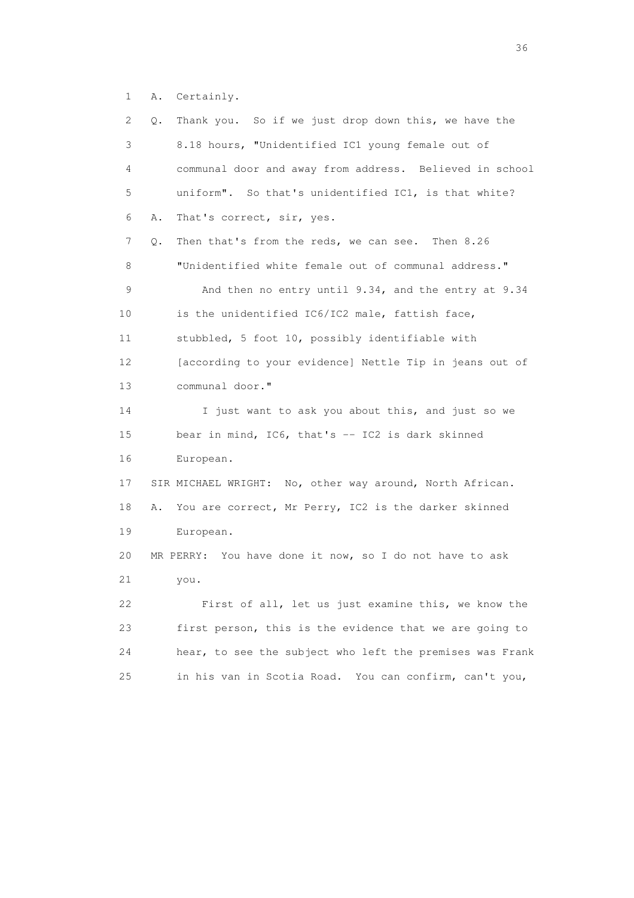1 A. Certainly.

2 Q. Thank you. So if we just drop down this, we have the

3 8.18 hours, "Unidentified IC1 young female out of

4 communal door and away from address. Believed in school

5 uniform". So that's unidentified IC1, is that white?

6 A. That's correct, sir, yes.

7 Q. Then that's from the reds, we can see. Then 8.26

8 "Unidentified white female out of communal address."

9 And then no entry until 9.34, and the entry at 9.34

10 is the unidentified IC6/IC2 male, fattish face,

11 stubbled, 5 foot 10, possibly identifiable with

12 [according to your evidence] Nettle Tip in jeans out of

13 communal door."

14 I just want to ask you about this, and just so we

15 bear in mind, IC6, that's -- IC2 is dark skinned

16 European.

17 SIR MICHAEL WRIGHT: No, other way around, North African.

18 A. You are correct, Mr Perry, IC2 is the darker skinned

19 European.

20 MR PERRY: You have done it now, so I do not have to ask

21 you.

22 First of all, let us just examine this, we know the

23 first person, this is the evidence that we are going to

24 hear, to see the subject who left the premises was Frank

25 in his van in Scotia Road. You can confirm, can't you,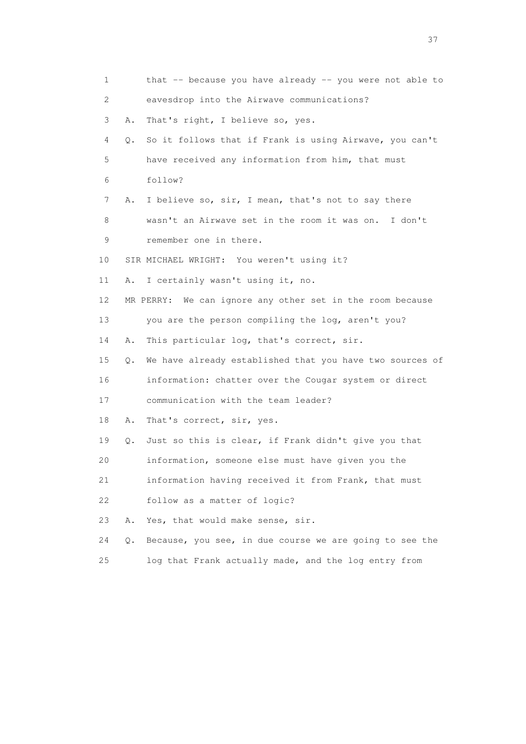1 that -- because you have already -- you were not able to
2 eavesdrop into the Airwave communications?
3 A. That's right, I believe so, yes.
4 Q. So it follows that if Frank is using Airwave, you can't
5 have received any information from him, that must
6 follow?
7 A. I believe so, sir, I mean, that's not to say there
8 wasn't an Airwave set in the room it was on. I don't
9 remember one in there.
10 SIR MICHAEL WRIGHT: You weren't using it?
11 A. I certainly wasn't using it, no.
12 MR PERRY: We can ignore any other set in the room because
13 you are the person compiling the log, aren't you?
14 A. This particular log, that's correct, sir.
15 Q. We have already established that you have two sources of
16 information: chatter over the Cougar system or direct
17 communication with the team leader?
18 A. That's correct, sir, yes.
19 Q. Just so this is clear, if Frank didn't give you that
20 information, someone else must have given you the
21 information having received it from Frank, that must
22 follow as a matter of logic?
23 A. Yes, that would make sense, sir.
24 Q. Because, you see, in due course we are going to see the
25 log that Frank actually made, and the log entry from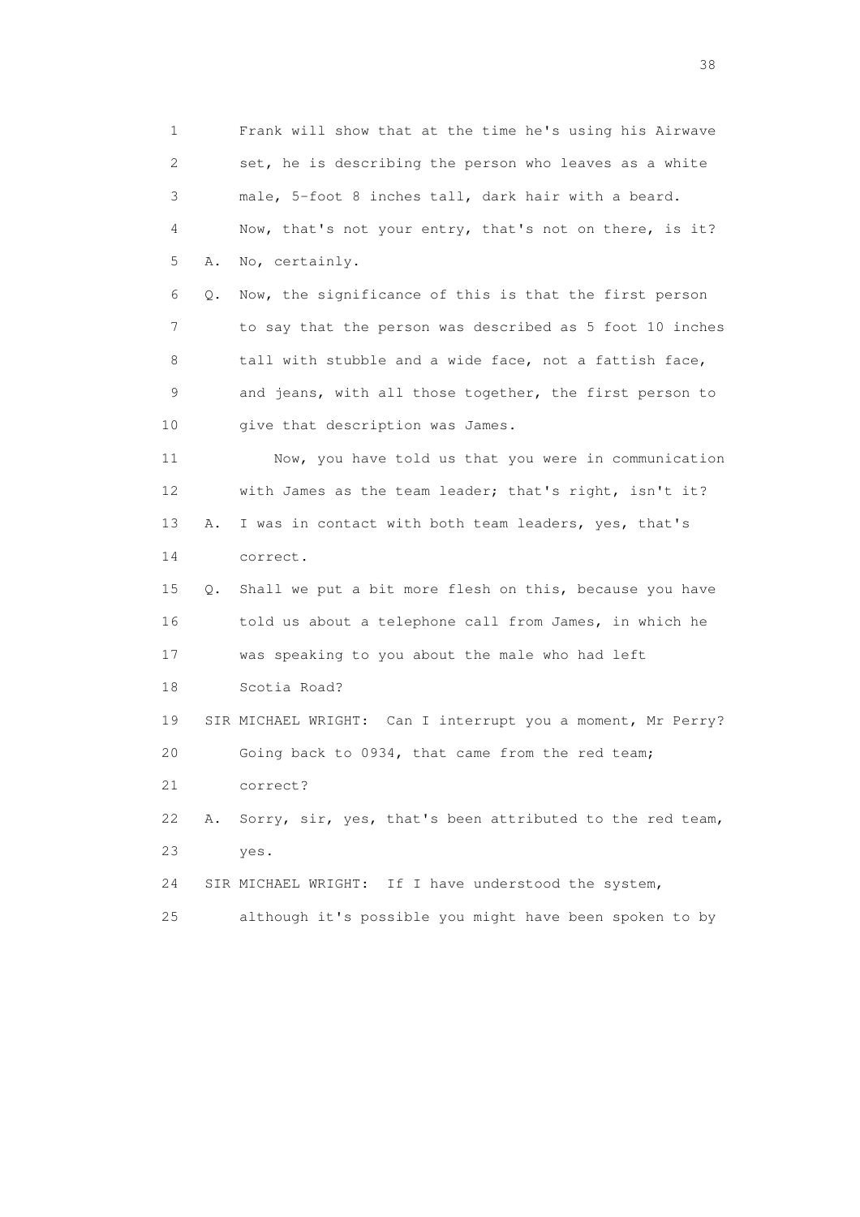1 Frank will show that at the time he's using his Airwave
2 set, he is describing the person who leaves as a white
3 male, 5-foot 8 inches tall, dark hair with a beard.
4 Now, that's not your entry, that's not on there, is it?
5 A. No, certainly.
6 Q. Now, the significance of this is that the first person
7 to say that the person was described as 5 foot 10 inches
8 tall with stubble and a wide face, not a fattish face,
9 and jeans, with all those together, the first person to
10 give that description was James.
11 Now, you have told us that you were in communication
12 with James as the team leader; that's right, isn't it?
13 A. I was in contact with both team leaders, yes, that's
14 correct.
15 Q. Shall we put a bit more flesh on this, because you have
16 told us about a telephone call from James, in which he
17 was speaking to you about the male who had left
18 Scotia Road?
19 SIR MICHAEL WRIGHT: Can I interrupt you a moment, Mr Perry?
20 Going back to 0934, that came from the red team;
21 correct?
22 A. Sorry, sir, yes, that's been attributed to the red team,
23 yes.
24 SIR MICHAEL WRIGHT: If I have understood the system,
25 although it's possible you might have been spoken to by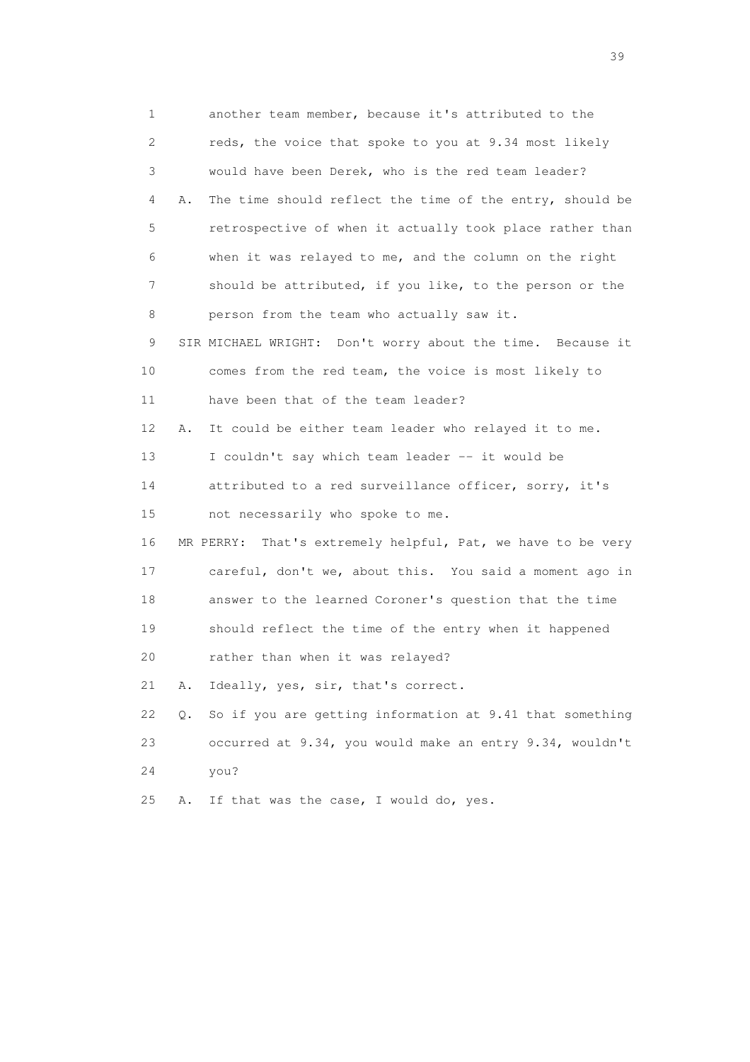1 another team member, because it's attributed to the
2 reds, the voice that spoke to you at 9.34 most likely
3 would have been Derek, who is the red team leader?
4 A. The time should reflect the time of the entry, should be
5 retrospective of when it actually took place rather than
6 when it was relayed to me, and the column on the right
7 should be attributed, if you like, to the person or the
8 person from the team who actually saw it.
9 SIR MICHAEL WRIGHT: Don't worry about the time. Because it
10 comes from the red team, the voice is most likely to
11 have been that of the team leader?
12 A. It could be either team leader who relayed it to me.
13 I couldn't say which team leader -- it would be
14 attributed to a red surveillance officer, sorry, it's
15 not necessarily who spoke to me.
16 MR PERRY: That's extremely helpful, Pat, we have to be very
17 careful, don't we, about this. You said a moment ago in
18 answer to the learned Coroner's question that the time
19 should reflect the time of the entry when it happened
20 rather than when it was relayed?
21 A. Ideally, yes, sir, that's correct.
22 Q. So if you are getting information at 9.41 that something
23 occurred at 9.34, you would make an entry 9.34, wouldn't
24 you?
25 A. If that was the case, I would do, yes.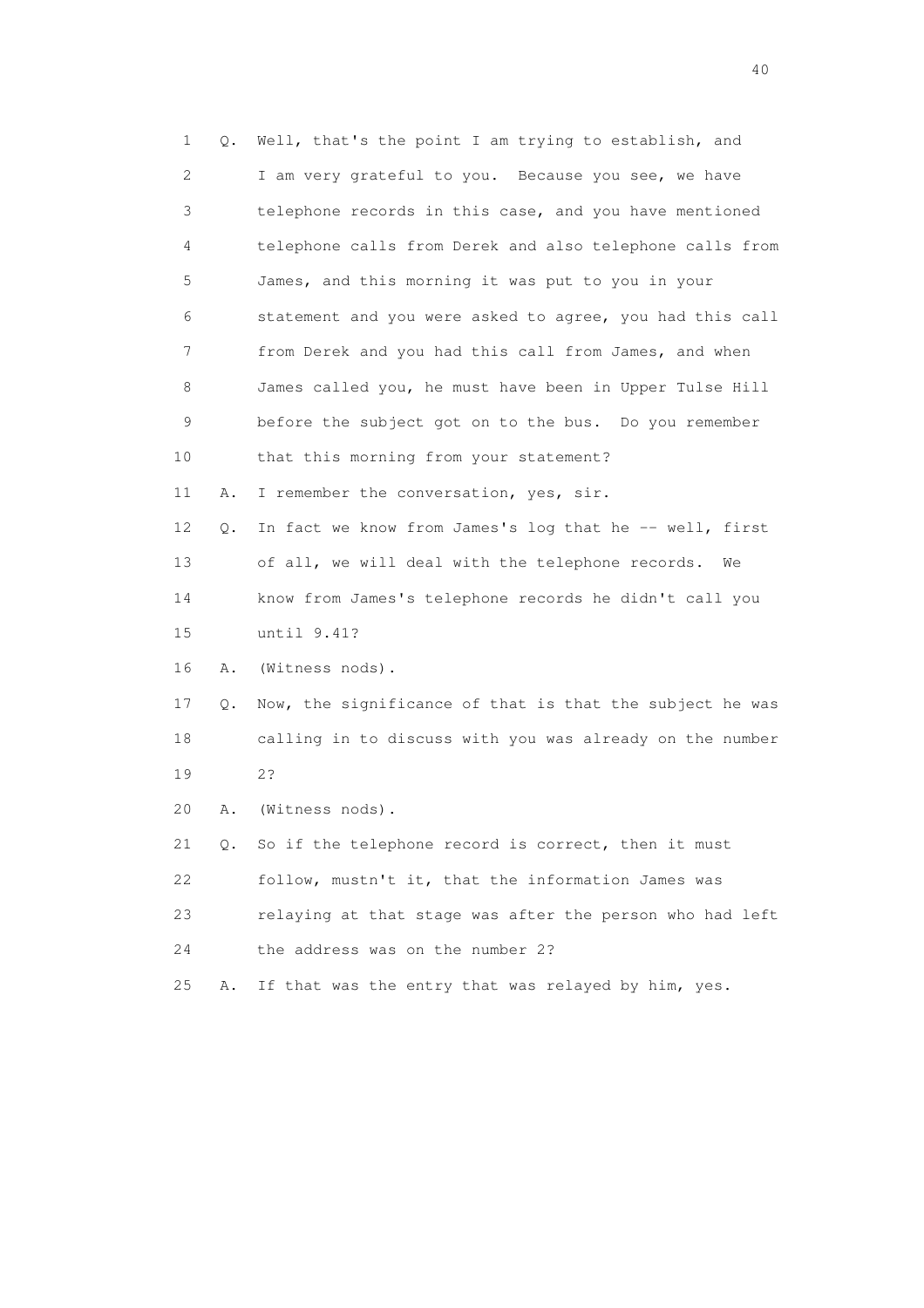1 Q. Well, that's the point I am trying to establish, and
2 I am very grateful to you. Because you see, we have
3 telephone records in this case, and you have mentioned
4 telephone calls from Derek and also telephone calls from
5 James, and this morning it was put to you in your
6 statement and you were asked to agree, you had this call
7 from Derek and you had this call from James, and when
8 James called you, he must have been in Upper Tulse Hill
9 before the subject got on to the bus. Do you remember
10 that this morning from your statement?

11 A. I remember the conversation, yes, sir.

12 Q. In fact we know from James's log that he -- well, first
13 of all, we will deal with the telephone records. We
14 know from James's telephone records he didn't call you
15 until 9.41?

16 A. (Witness nods).

17 Q. Now, the significance of that is that the subject he was
18 calling in to discuss with you was already on the number
19 2?

20 A. (Witness nods).

21 Q. So if the telephone record is correct, then it must
22 follow, mustn't it, that the information James was
23 relaying at that stage was after the person who had left
24 the address was on the number 2?

25 A. If that was the entry that was relayed by him, yes.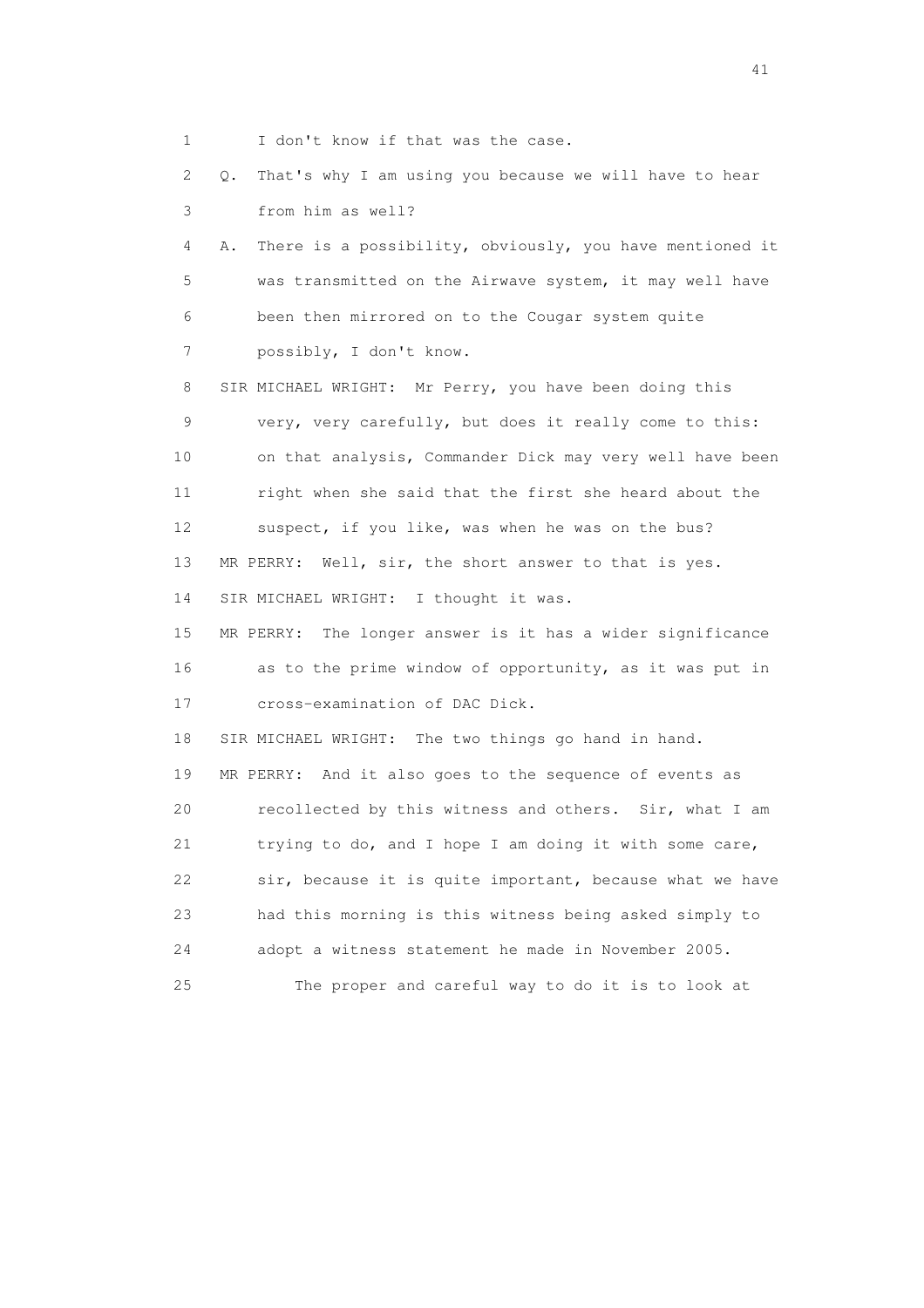1 I don't know if that was the case.

2 Q. That's why I am using you because we will have to hear

3 from him as well?

4 A. There is a possibility, obviously, you have mentioned it

5 was transmitted on the Airwave system, it may well have

6 been then mirrored on to the Cougar system quite

7 possibly, I don't know.

8 SIR MICHAEL WRIGHT: Mr Perry, you have been doing this

9 very, very carefully, but does it really come to this:

10 on that analysis, Commander Dick may very well have been

11 right when she said that the first she heard about the

12 suspect, if you like, was when he was on the bus?

13 MR PERRY: Well, sir, the short answer to that is yes.

14 SIR MICHAEL WRIGHT: I thought it was.

15 MR PERRY: The longer answer is it has a wider significance

16 as to the prime window of opportunity, as it was put in

17 cross-examination of DAC Dick.

18 SIR MICHAEL WRIGHT: The two things go hand in hand.

19 MR PERRY: And it also goes to the sequence of events as

20 recollected by this witness and others. Sir, what I am

21 trying to do, and I hope I am doing it with some care,

22 sir, because it is quite important, because what we have

23 had this morning is this witness being asked simply to

24 adopt a witness statement he made in November 2005.

25 The proper and careful way to do it is to look at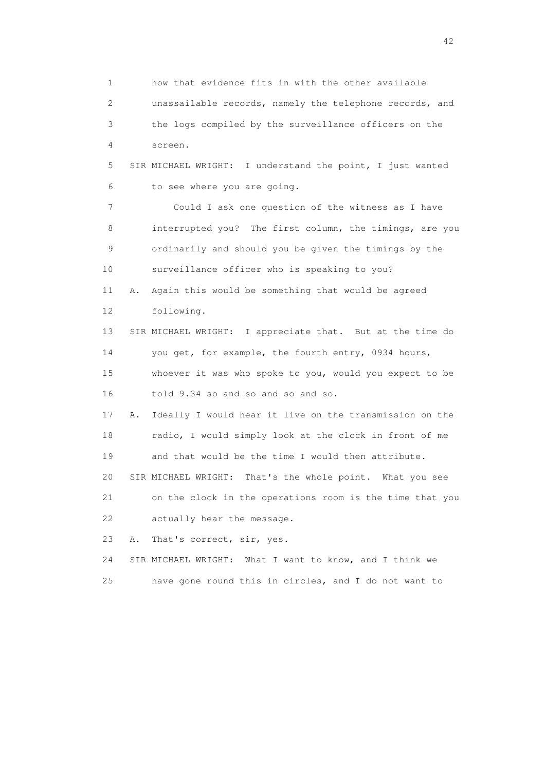1 how that evidence fits in with the other available
2 unassailable records, namely the telephone records, and
3 the logs compiled by the surveillance officers on the
4 screen.

5 SIR MICHAEL WRIGHT: I understand the point, I just wanted
6 to see where you are going.

7 Could I ask one question of the witness as I have
8 interrupted you? The first column, the timings, are you
9 ordinarily and should you be given the timings by the
10 surveillance officer who is speaking to you?

11 A. Again this would be something that would be agreed
12 following.

13 SIR MICHAEL WRIGHT: I appreciate that. But at the time do
14 you get, for example, the fourth entry, 0934 hours,
15 whoever it was who spoke to you, would you expect to be
16 told 9.34 so and so and so and so.

17 A. Ideally I would hear it live on the transmission on the
18 radio, I would simply look at the clock in front of me
19 and that would be the time I would then attribute.

20 SIR MICHAEL WRIGHT: That's the whole point. What you see
21 on the clock in the operations room is the time that you
22 actually hear the message.

23 A. That's correct, sir, yes.

24 SIR MICHAEL WRIGHT: What I want to know, and I think we
25 have gone round this in circles, and I do not want to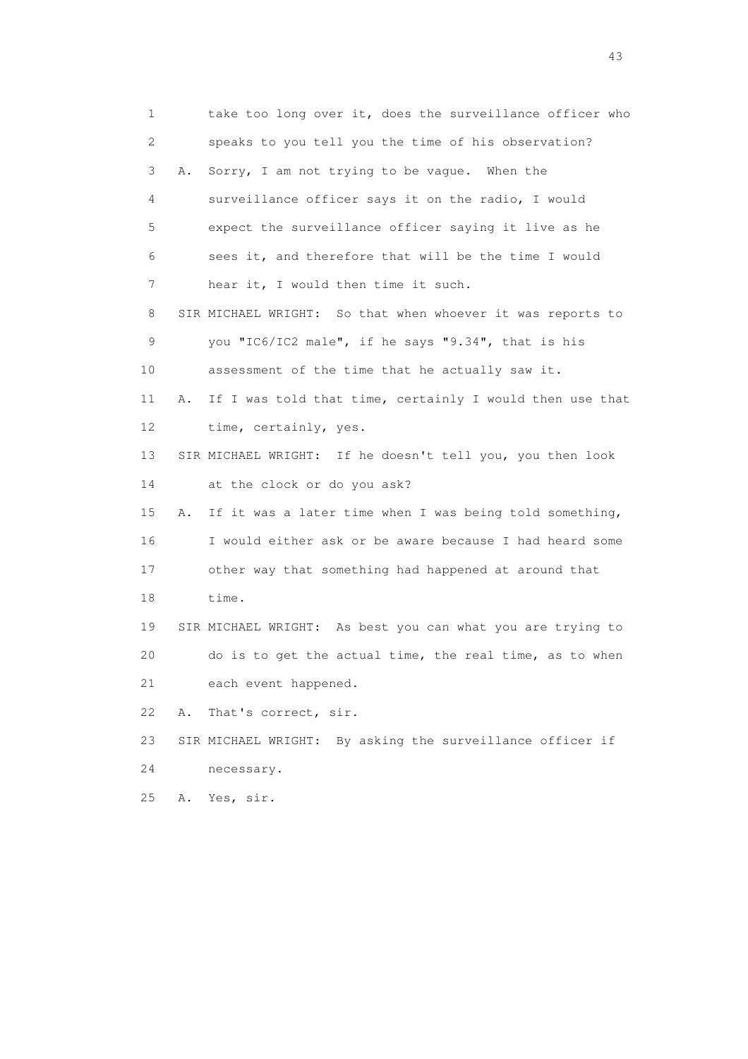1 take too long over it, does the surveillance officer who
2 speaks to you tell you the time of his observation?
3 A. Sorry, I am not trying to be vague. When the
4 surveillance officer says it on the radio, I would
5 expect the surveillance officer saying it live as he
6 sees it, and therefore that will be the time I would
7 hear it, I would then time it such.
8 SIR MICHAEL WRIGHT: So that when whoever it was reports to
9 you "IC6/IC2 male", if he says "9.34", that is his
10 assessment of the time that he actually saw it.
11 A. If I was told that time, certainly I would then use that
12 time, certainly, yes.
13 SIR MICHAEL WRIGHT: If he doesn't tell you, you then look
14 at the clock or do you ask?
15 A. If it was a later time when I was being told something,
16 I would either ask or be aware because I had heard some
17 other way that something had happened at around that
18 time.
19 SIR MICHAEL WRIGHT: As best you can what you are trying to
20 do is to get the actual time, the real time, as to when
21 each event happened.
22 A. That's correct, sir.
23 SIR MICHAEL WRIGHT: By asking the surveillance officer if
24 necessary.
25 A. Yes, sir.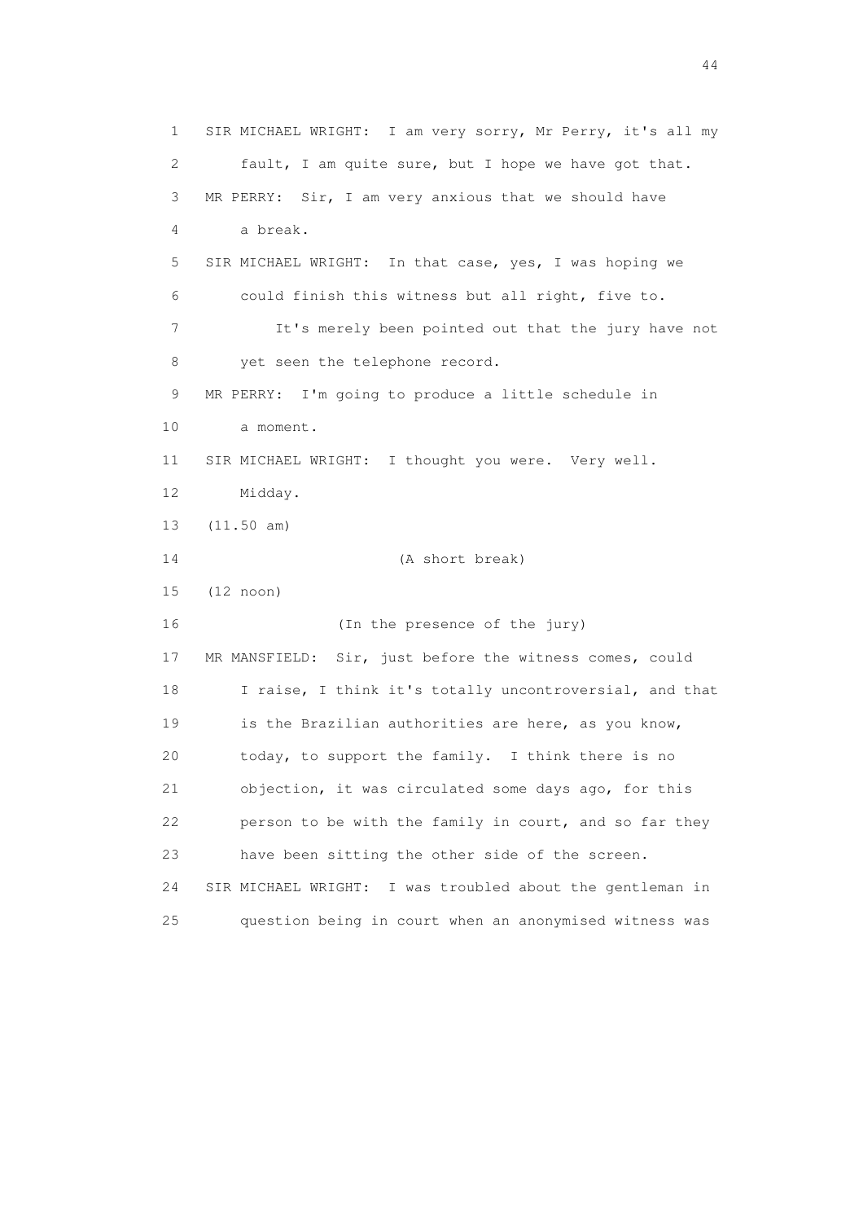SIR MICHAEL WRIGHT: I am very sorry, Mr Perry, it's all my fault, I am quite sure, but I hope we have got that.

MR PERRY: Sir, I am very anxious that we should have a break.

SIR MICHAEL WRIGHT: In that case, yes, I was hoping we could finish this witness but all right, five to.

It's merely been pointed out that the jury have not yet seen the telephone record.

MR PERRY: I'm going to produce a little schedule in a moment.

SIR MICHAEL WRIGHT: I thought you were. Very well. Midday.

(11.50 am)

(A short break)

(12 noon)

(In the presence of the jury)

MR MANSFIELD: Sir, just before the witness comes, could I raise, I think it's totally uncontroversial, and that is the Brazilian authorities are here, as you know, today, to support the family. I think there is no objection, it was circulated some days ago, for this person to be with the family in court, and so far they have been sitting the other side of the screen.

SIR MICHAEL WRIGHT: I was troubled about the gentleman in question being in court when an anonymised witness was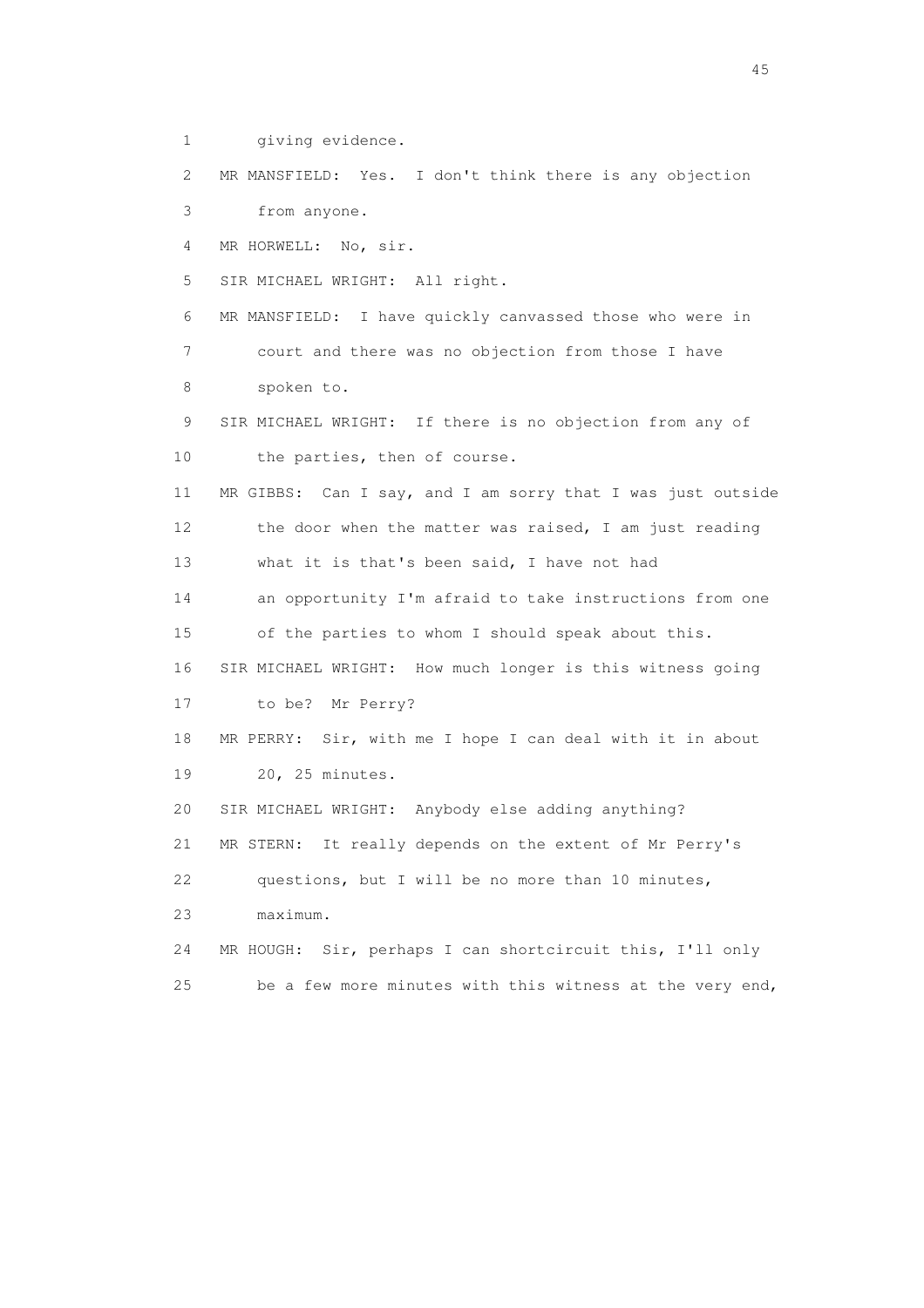1 giving evidence.

2 MR MANSFIELD: Yes. I don't think there is any objection

3 from anyone.

4 MR HORWELL: No, sir.

5 SIR MICHAEL WRIGHT: All right.

6 MR MANSFIELD: I have quickly canvassed those who were in

7 court and there was no objection from those I have

8 spoken to.

9 SIR MICHAEL WRIGHT: If there is no objection from any of

10 the parties, then of course.

11 MR GIBBS: Can I say, and I am sorry that I was just outside

12 the door when the matter was raised, I am just reading

13 what it is that's been said, I have not had

14 an opportunity I'm afraid to take instructions from one

15 of the parties to whom I should speak about this.

16 SIR MICHAEL WRIGHT: How much longer is this witness going

17 to be? Mr Perry?

18 MR PERRY: Sir, with me I hope I can deal with it in about

19 20, 25 minutes.

20 SIR MICHAEL WRIGHT: Anybody else adding anything?

21 MR STERN: It really depends on the extent of Mr Perry's

22 questions, but I will be no more than 10 minutes,

23 maximum.

24 MR HOUGH: Sir, perhaps I can shortcircuit this, I'll only

25 be a few more minutes with this witness at the very end,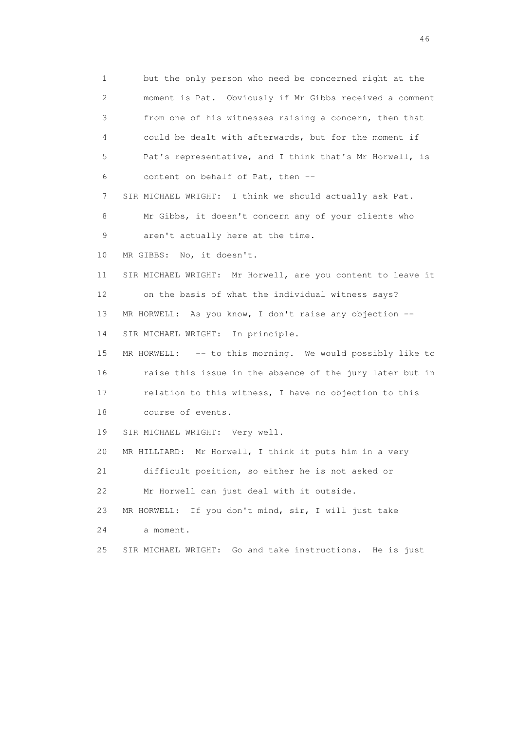1 but the only person who need be concerned right at the
2 moment is Pat. Obviously if Mr Gibbs received a comment
3 from one of his witnesses raising a concern, then that
4 could be dealt with afterwards, but for the moment if
5 Pat's representative, and I think that's Mr Horwell, is
6 content on behalf of Pat, then --
7 SIR MICHAEL WRIGHT: I think we should actually ask Pat.
8 Mr Gibbs, it doesn't concern any of your clients who
9 aren't actually here at the time.
10 MR GIBBS: No, it doesn't.
11 SIR MICHAEL WRIGHT: Mr Horwell, are you content to leave it
12 on the basis of what the individual witness says?
13 MR HORWELL: As you know, I don't raise any objection --
14 SIR MICHAEL WRIGHT: In principle.
15 MR HORWELL: -- to this morning. We would possibly like to
16 raise this issue in the absence of the jury later but in
17 relation to this witness, I have no objection to this
18 course of events.
19 SIR MICHAEL WRIGHT: Very well.
20 MR HILLIARD: Mr Horwell, I think it puts him in a very
21 difficult position, so either he is not asked or
22 Mr Horwell can just deal with it outside.
23 MR HORWELL: If you don't mind, sir, I will just take
24 a moment.
25 SIR MICHAEL WRIGHT: Go and take instructions. He is just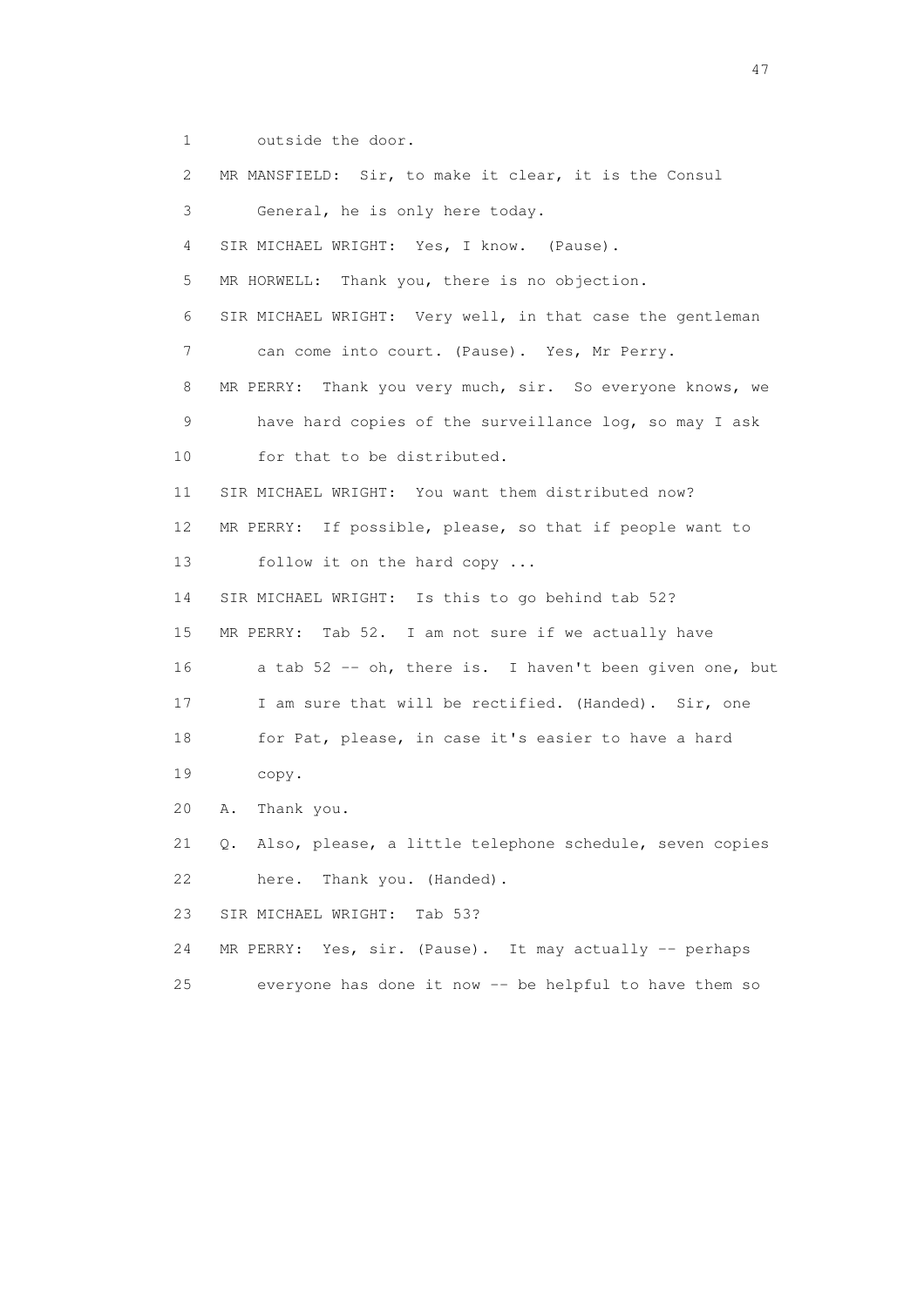1 outside the door.

2 MR MANSFIELD: Sir, to make it clear, it is the Consul

3 General, he is only here today.

4 SIR MICHAEL WRIGHT: Yes, I know. (Pause).

5 MR HORWELL: Thank you, there is no objection.

6 SIR MICHAEL WRIGHT: Very well, in that case the gentleman

7 can come into court. (Pause). Yes, Mr Perry.

8 MR PERRY: Thank you very much, sir. So everyone knows, we

9 have hard copies of the surveillance log, so may I ask

10 for that to be distributed.

11 SIR MICHAEL WRIGHT: You want them distributed now?

12 MR PERRY: If possible, please, so that if people want to

13 follow it on the hard copy ...

14 SIR MICHAEL WRIGHT: Is this to go behind tab 52?

15 MR PERRY: Tab 52. I am not sure if we actually have

16 a tab 52 -- oh, there is. I haven't been given one, but

17 I am sure that will be rectified. (Handed). Sir, one

18 for Pat, please, in case it's easier to have a hard

19 copy.

20 A. Thank you.

21 Q. Also, please, a little telephone schedule, seven copies

22 here. Thank you. (Handed).

23 SIR MICHAEL WRIGHT: Tab 53?

24 MR PERRY: Yes, sir. (Pause). It may actually -- perhaps

25 everyone has done it now -- be helpful to have them so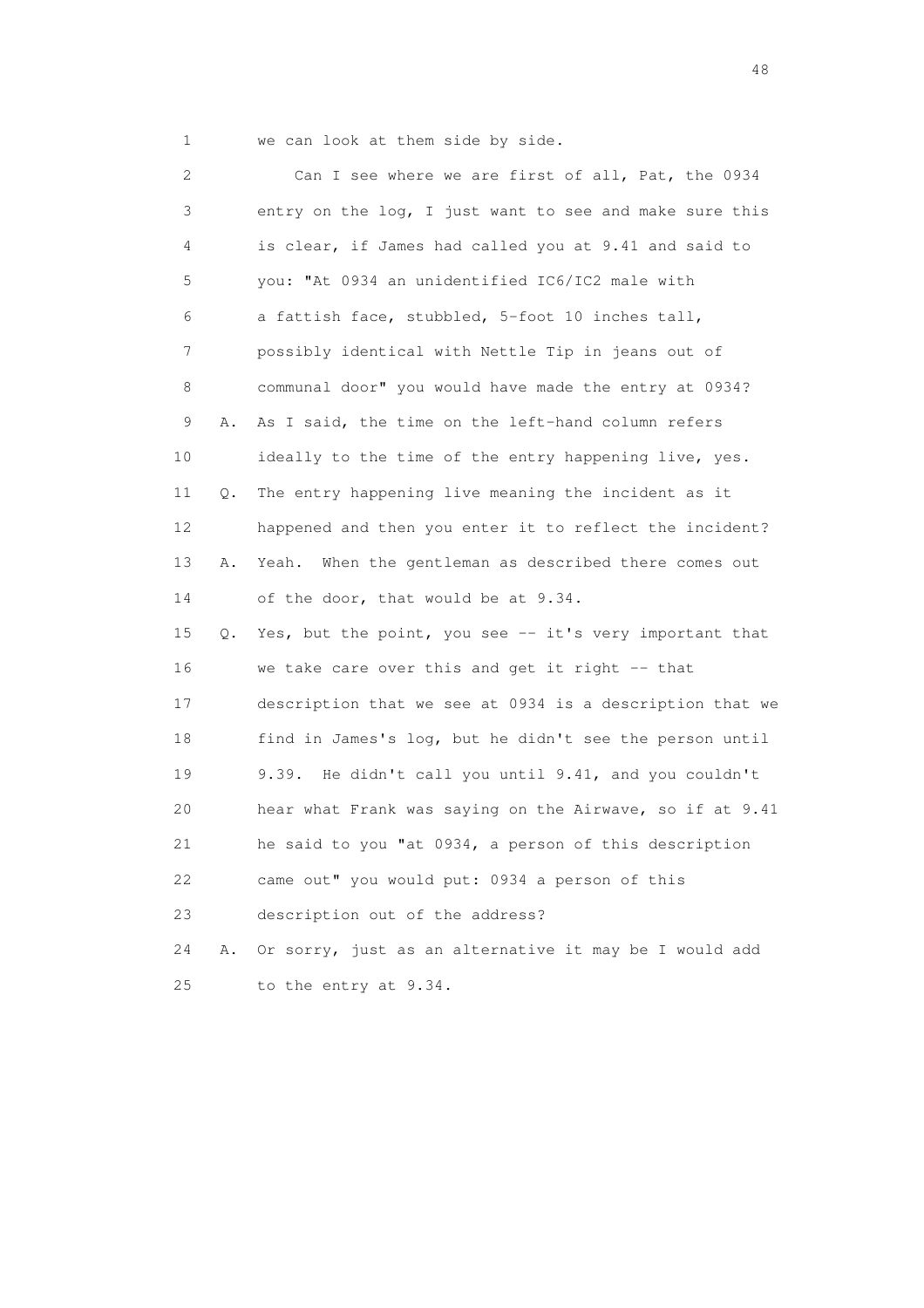1 we can look at them side by side.

2 Can I see where we are first of all, Pat, the 0934

3 entry on the log, I just want to see and make sure this

4 is clear, if James had called you at 9.41 and said to

5 you: "At 0934 an unidentified IC6/IC2 male with

6 a fattish face, stubbled, 5-foot 10 inches tall,

7 possibly identical with Nettle Tip in jeans out of

8 communal door" you would have made the entry at 0934?

9 A. As I said, the time on the left-hand column refers

10 ideally to the time of the entry happening live, yes.

11 Q. The entry happening live meaning the incident as it

12 happened and then you enter it to reflect the incident?

13 A. Yeah. When the gentleman as described there comes out

14 of the door, that would be at 9.34.

15 Q. Yes, but the point, you see -- it's very important that

16 we take care over this and get it right -- that

17 description that we see at 0934 is a description that we

18 find in James's log, but he didn't see the person until

19 9.39. He didn't call you until 9.41, and you couldn't

20 hear what Frank was saying on the Airwave, so if at 9.41

21 he said to you "at 0934, a person of this description

22 came out" you would put: 0934 a person of this

23 description out of the address?

24 A. Or sorry, just as an alternative it may be I would add

25 to the entry at 9.34.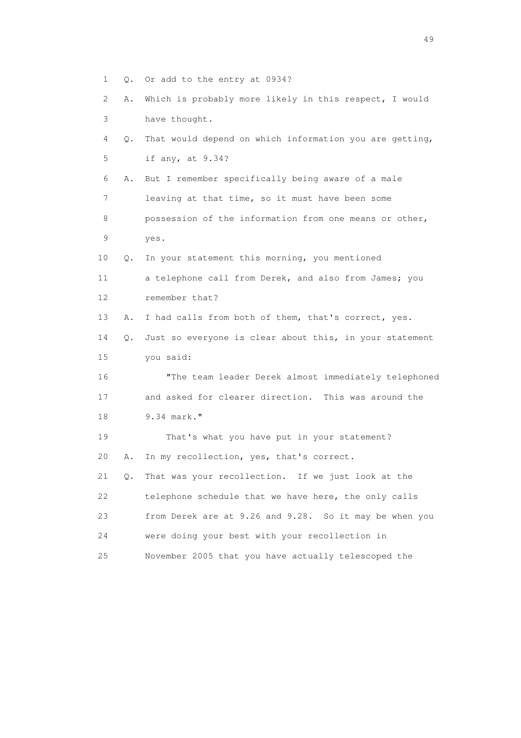1 Q. Or add to the entry at 0934?

2 A. Which is probably more likely in this respect, I would

3 have thought.

4 Q. That would depend on which information you are getting,

5 if any, at 9.34?

6 A. But I remember specifically being aware of a male

7 leaving at that time, so it must have been some

8 possession of the information from one means or other,

9 yes.

10 Q. In your statement this morning, you mentioned

11 a telephone call from Derek, and also from James; you

12 remember that?

13 A. I had calls from both of them, that's correct, yes.

14 Q. Just so everyone is clear about this, in your statement

15 you said:

16 "The team leader Derek almost immediately telephoned

17 and asked for clearer direction. This was around the

18 9.34 mark."

19 That's what you have put in your statement?

20 A. In my recollection, yes, that's correct.

21 Q. That was your recollection. If we just look at the

22 telephone schedule that we have here, the only calls

23 from Derek are at 9.26 and 9.28. So it may be when you

24 were doing your best with your recollection in

25 November 2005 that you have actually telescoped the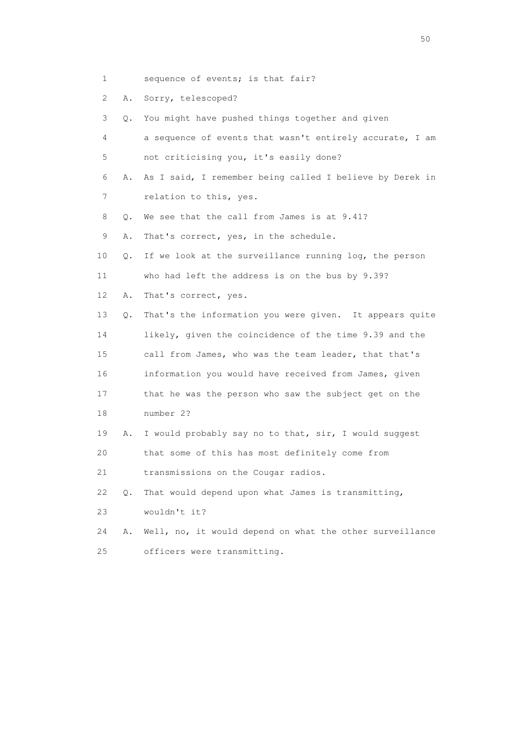1 sequence of events; is that fair?

2 A. Sorry, telescoped?

3 Q. You might have pushed things together and given

4 a sequence of events that wasn't entirely accurate, I am

5 not criticising you, it's easily done?

6 A. As I said, I remember being called I believe by Derek in

7 relation to this, yes.

8 Q. We see that the call from James is at 9.41?

9 A. That's correct, yes, in the schedule.

10 Q. If we look at the surveillance running log, the person

11 who had left the address is on the bus by 9.39?

12 A. That's correct, yes.

13 Q. That's the information you were given. It appears quite

14 likely, given the coincidence of the time 9.39 and the

15 call from James, who was the team leader, that that's

16 information you would have received from James, given

17 that he was the person who saw the subject get on the

18 number 2?

19 A. I would probably say no to that, sir, I would suggest

20 that some of this has most definitely come from

21 transmissions on the Cougar radios.

22 Q. That would depend upon what James is transmitting,

23 wouldn't it?

24 A. Well, no, it would depend on what the other surveillance

25 officers were transmitting.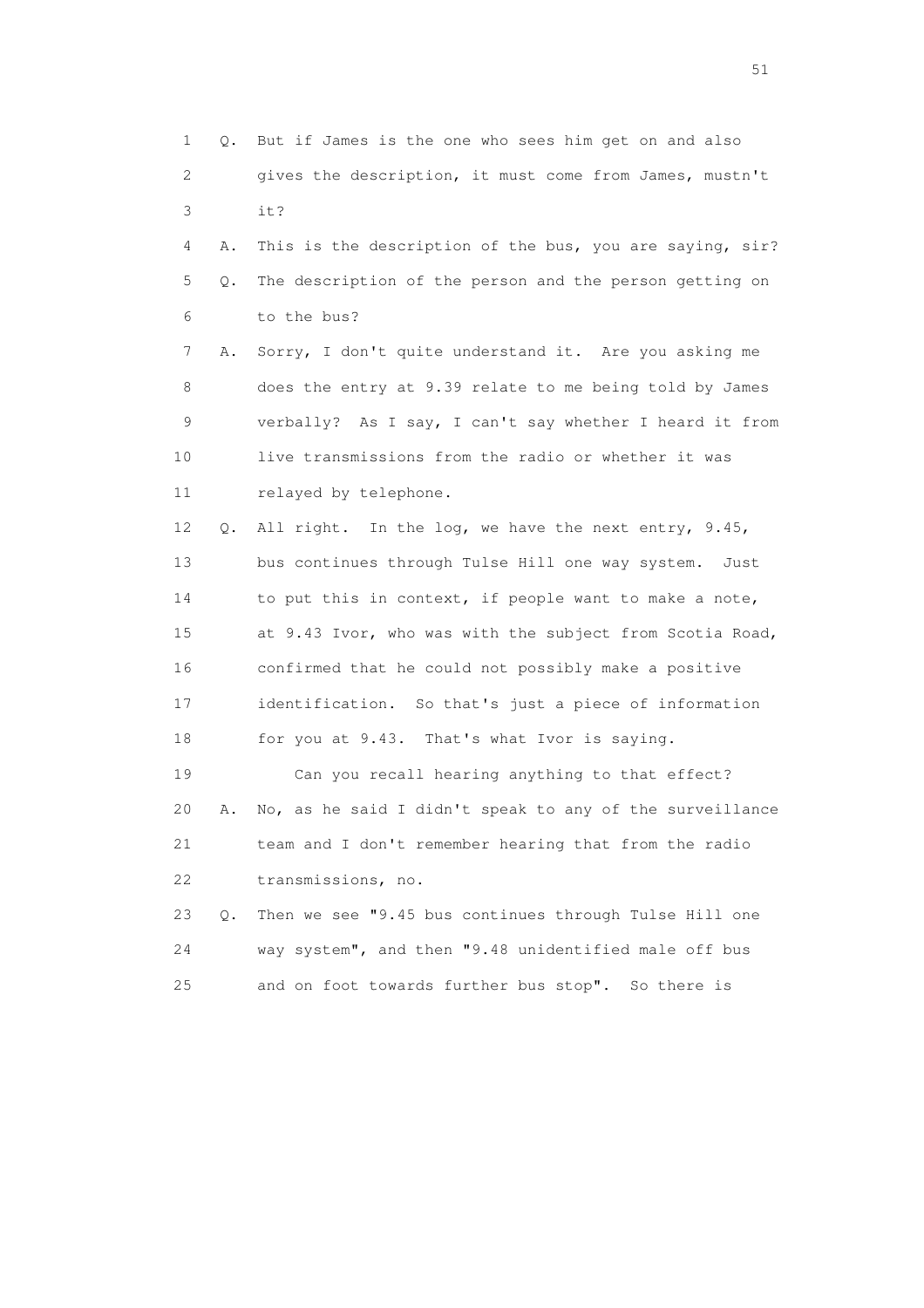1 Q. But if James is the one who sees him get on and also
2 gives the description, it must come from James, mustn't
3 it?

4 A. This is the description of the bus, you are saying, sir?

5 Q. The description of the person and the person getting on
6 to the bus?

7 A. Sorry, I don't quite understand it. Are you asking me
8 does the entry at 9.39 relate to me being told by James
9 verbally? As I say, I can't say whether I heard it from
10 live transmissions from the radio or whether it was
11 relayed by telephone.

12 Q. All right. In the log, we have the next entry, 9.45,
13 bus continues through Tulse Hill one way system. Just
14 to put this in context, if people want to make a note,
15 at 9.43 Ivor, who was with the subject from Scotia Road,
16 confirmed that he could not possibly make a positive
17 identification. So that's just a piece of information
18 for you at 9.43. That's what Ivor is saying.

19 Can you recall hearing anything to that effect?

20 A. No, as he said I didn't speak to any of the surveillance
21 team and I don't remember hearing that from the radio
22 transmissions, no.

23 Q. Then we see "9.45 bus continues through Tulse Hill one
24 way system", and then "9.48 unidentified male off bus
25 and on foot towards further bus stop". So there is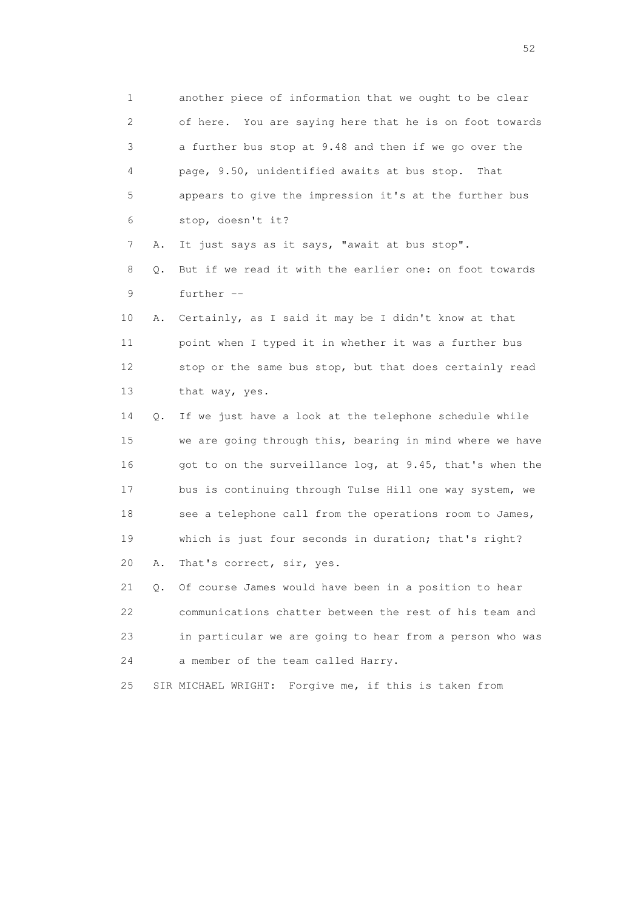1 another piece of information that we ought to be clear
2 of here. You are saying here that he is on foot towards
3 a further bus stop at 9.48 and then if we go over the
4 page, 9.50, unidentified awaits at bus stop. That
5 appears to give the impression it's at the further bus
6 stop, doesn't it?

7 A. It just says as it says, "await at bus stop".

8 Q. But if we read it with the earlier one: on foot towards
9 further --

10 A. Certainly, as I said it may be I didn't know at that
11 point when I typed it in whether it was a further bus
12 stop or the same bus stop, but that does certainly read
13 that way, yes.

14 Q. If we just have a look at the telephone schedule while
15 we are going through this, bearing in mind where we have
16 got to on the surveillance log, at 9.45, that's when the
17 bus is continuing through Tulse Hill one way system, we
18 see a telephone call from the operations room to James,
19 which is just four seconds in duration; that's right?

20 A. That's correct, sir, yes.

21 Q. Of course James would have been in a position to hear
22 communications chatter between the rest of his team and
23 in particular we are going to hear from a person who was
24 a member of the team called Harry.

25 SIR MICHAEL WRIGHT: Forgive me, if this is taken from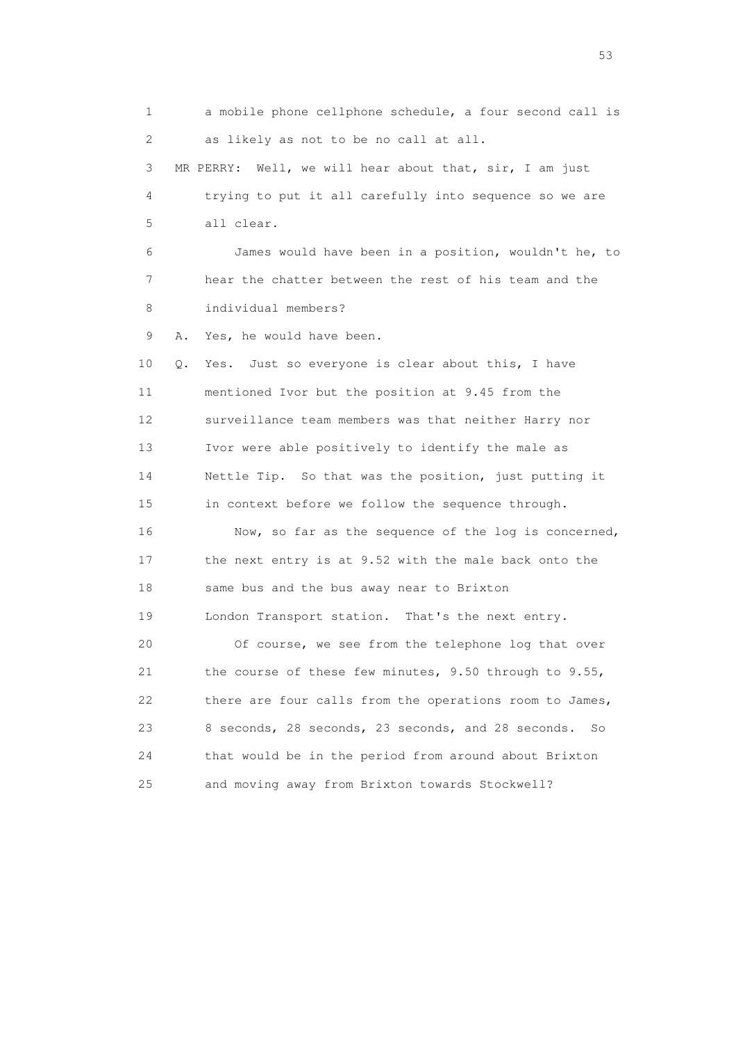1 a mobile phone cellphone schedule, a four second call is
2 as likely as not to be no call at all.
3 MR PERRY: Well, we will hear about that, sir, I am just
4 trying to put it all carefully into sequence so we are
5 all clear.
6 James would have been in a position, wouldn't he, to
7 hear the chatter between the rest of his team and the
8 individual members?
9 A. Yes, he would have been.
10 Q. Yes. Just so everyone is clear about this, I have
11 mentioned Ivor but the position at 9.45 from the
12 surveillance team members was that neither Harry nor
13 Ivor were able positively to identify the male as
14 Nettle Tip. So that was the position, just putting it
15 in context before we follow the sequence through.
16 Now, so far as the sequence of the log is concerned,
17 the next entry is at 9.52 with the male back onto the
18 same bus and the bus away near to Brixton
19 London Transport station. That's the next entry.
20 Of course, we see from the telephone log that over
21 the course of these few minutes, 9.50 through to 9.55,
22 there are four calls from the operations room to James,
23 8 seconds, 28 seconds, 23 seconds, and 28 seconds. So
24 that would be in the period from around about Brixton
25 and moving away from Brixton towards Stockwell?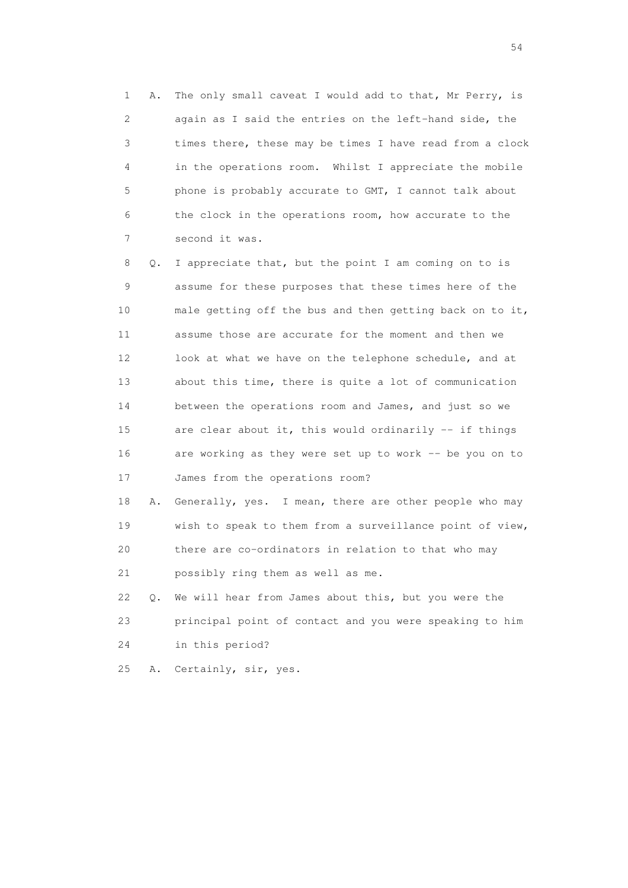1 A. The only small caveat I would add to that, Mr Perry, is
2 again as I said the entries on the left-hand side, the
3 times there, these may be times I have read from a clock
4 in the operations room. Whilst I appreciate the mobile
5 phone is probably accurate to GMT, I cannot talk about
6 the clock in the operations room, how accurate to the
7 second it was.

8 Q. I appreciate that, but the point I am coming on to is
9 assume for these purposes that these times here of the
10 male getting off the bus and then getting back on to it,
11 assume those are accurate for the moment and then we
12 look at what we have on the telephone schedule, and at
13 about this time, there is quite a lot of communication
14 between the operations room and James, and just so we
15 are clear about it, this would ordinarily -- if things
16 are working as they were set up to work -- be you on to
17 James from the operations room?

18 A. Generally, yes. I mean, there are other people who may
19 wish to speak to them from a surveillance point of view,
20 there are co-ordinators in relation to that who may
21 possibly ring them as well as me.

22 Q. We will hear from James about this, but you were the
23 principal point of contact and you were speaking to him
24 in this period?

25 A. Certainly, sir, yes.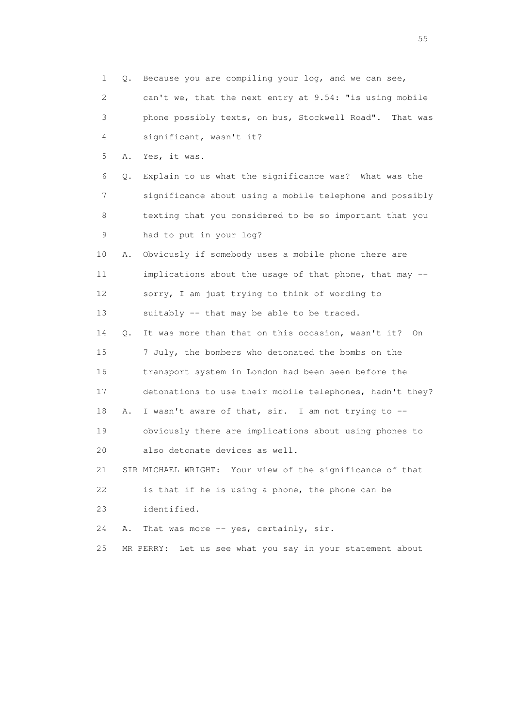1 Q. Because you are compiling your log, and we can see,
2 can't we, that the next entry at 9.54: "is using mobile
3 phone possibly texts, on bus, Stockwell Road". That was
4 significant, wasn't it?
5 A. Yes, it was.
6 Q. Explain to us what the significance was? What was the
7 significance about using a mobile telephone and possibly
8 texting that you considered to be so important that you
9 had to put in your log?
10 A. Obviously if somebody uses a mobile phone there are
11 implications about the usage of that phone, that may --
12 sorry, I am just trying to think of wording to
13 suitably -- that may be able to be traced.
14 Q. It was more than that on this occasion, wasn't it? On
15 7 July, the bombers who detonated the bombs on the
16 transport system in London had been seen before the
17 detonations to use their mobile telephones, hadn't they?
18 A. I wasn't aware of that, sir. I am not trying to --
19 obviously there are implications about using phones to
20 also detonate devices as well.
21 SIR MICHAEL WRIGHT: Your view of the significance of that
22 is that if he is using a phone, the phone can be
23 identified.
24 A. That was more -- yes, certainly, sir.
25 MR PERRY: Let us see what you say in your statement about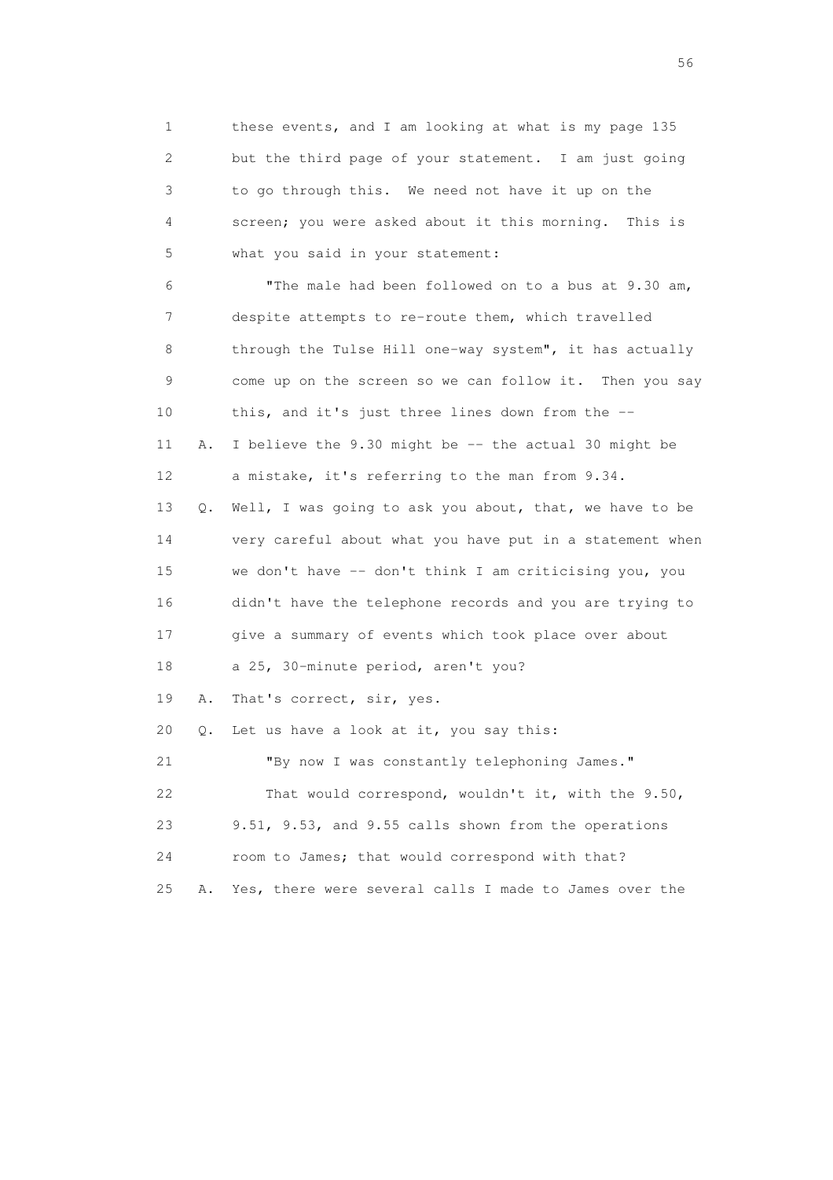1 these events, and I am looking at what is my page 135
2 but the third page of your statement. I am just going
3 to go through this. We need not have it up on the
4 screen; you were asked about it this morning. This is
5 what you said in your statement:

6 "The male had been followed on to a bus at 9.30 am,
7 despite attempts to re-route them, which travelled
8 through the Tulse Hill one-way system", it has actually
9 come up on the screen so we can follow it. Then you say
10 this, and it's just three lines down from the --

11 A. I believe the 9.30 might be -- the actual 30 might be
12 a mistake, it's referring to the man from 9.34.

13 Q. Well, I was going to ask you about, that, we have to be
14 very careful about what you have put in a statement when
15 we don't have -- don't think I am criticising you, you
16 didn't have the telephone records and you are trying to
17 give a summary of events which took place over about
18 a 25, 30-minute period, aren't you?

19 A. That's correct, sir, yes.

20 Q. Let us have a look at it, you say this:

21 "By now I was constantly telephoning James."

22 That would correspond, wouldn't it, with the 9.50,
23 9.51, 9.53, and 9.55 calls shown from the operations
24 room to James; that would correspond with that?

25 A. Yes, there were several calls I made to James over the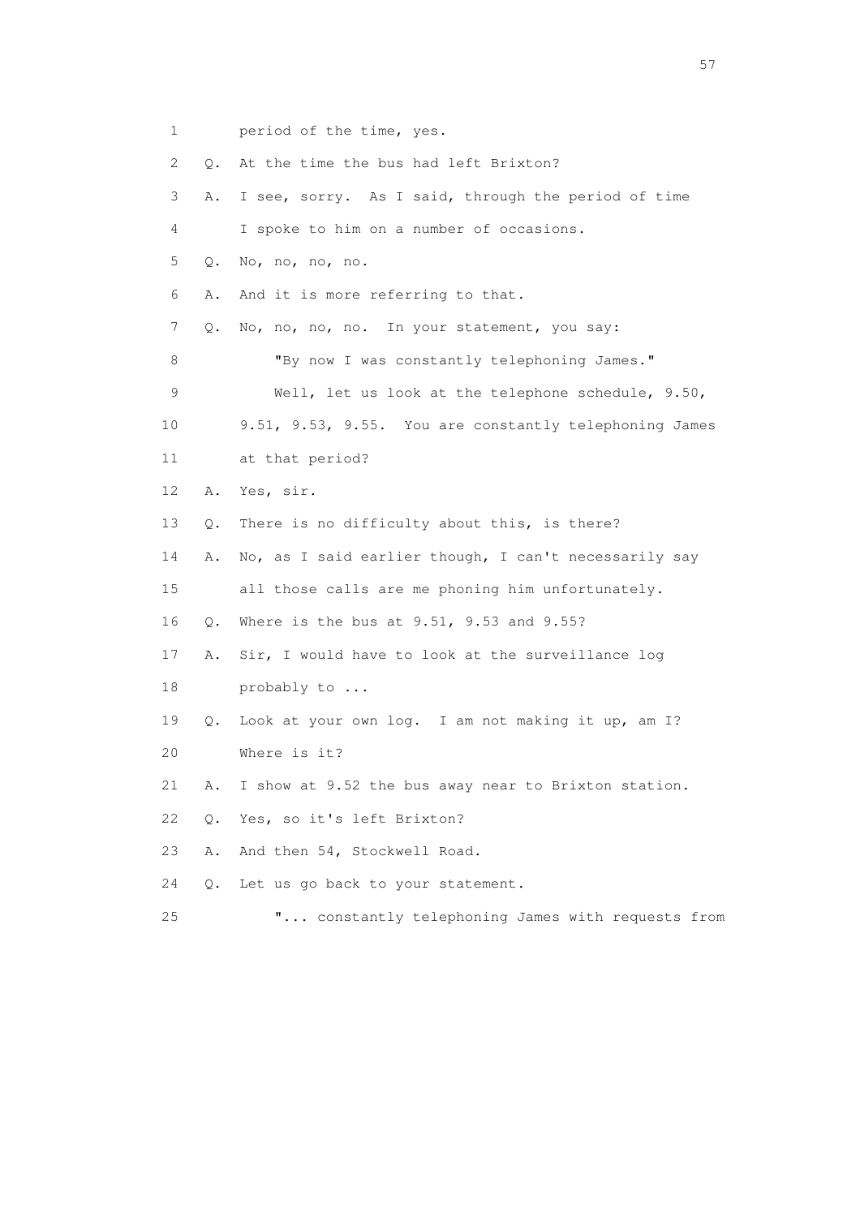1 period of the time, yes.

2 Q. At the time the bus had left Brixton?

3 A. I see, sorry. As I said, through the period of time

4 I spoke to him on a number of occasions.

5 Q. No, no, no, no.

6 A. And it is more referring to that.

7 Q. No, no, no, no. In your statement, you say:

8 "By now I was constantly telephoning James."

9 Well, let us look at the telephone schedule, 9.50,

10 9.51, 9.53, 9.55. You are constantly telephoning James

11 at that period?

12 A. Yes, sir.

13 Q. There is no difficulty about this, is there?

14 A. No, as I said earlier though, I can't necessarily say

15 all those calls are me phoning him unfortunately.

16 Q. Where is the bus at 9.51, 9.53 and 9.55?

17 A. Sir, I would have to look at the surveillance log

18 probably to ...

19 Q. Look at your own log. I am not making it up, am I?

20 Where is it?

21 A. I show at 9.52 the bus away near to Brixton station.

22 Q. Yes, so it's left Brixton?

23 A. And then 54, Stockwell Road.

24 Q. Let us go back to your statement.

25 "... constantly telephoning James with requests from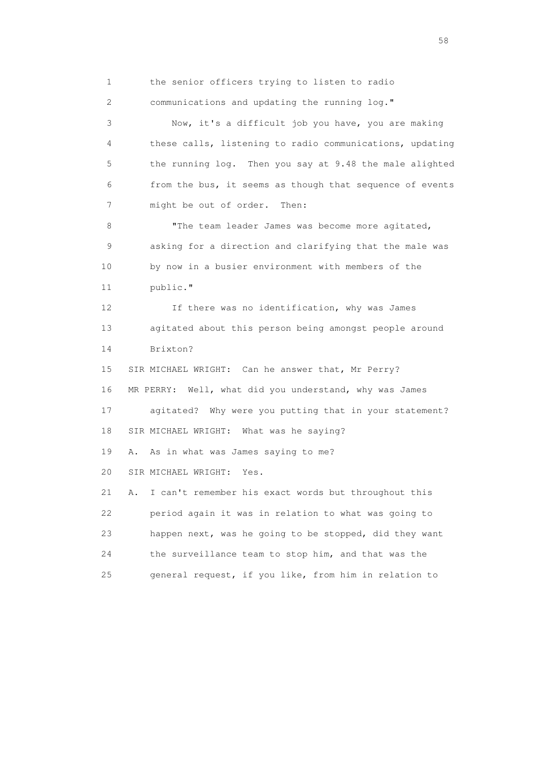1 the senior officers trying to listen to radio
2 communications and updating the running log."

3 Now, it's a difficult job you have, you are making
4 these calls, listening to radio communications, updating
5 the running log. Then you say at 9.48 the male alighted
6 from the bus, it seems as though that sequence of events
7 might be out of order. Then:

8 "The team leader James was become more agitated,
9 asking for a direction and clarifying that the male was
10 by now in a busier environment with members of the
11 public."

12 If there was no identification, why was James
13 agitated about this person being amongst people around
14 Brixton?

15 SIR MICHAEL WRIGHT: Can he answer that, Mr Perry?

16 MR PERRY: Well, what did you understand, why was James
17 agitated? Why were you putting that in your statement?

18 SIR MICHAEL WRIGHT: What was he saying?

19 A. As in what was James saying to me?

20 SIR MICHAEL WRIGHT: Yes.

21 A. I can't remember his exact words but throughout this
22 period again it was in relation to what was going to
23 happen next, was he going to be stopped, did they want
24 the surveillance team to stop him, and that was the
25 general request, if you like, from him in relation to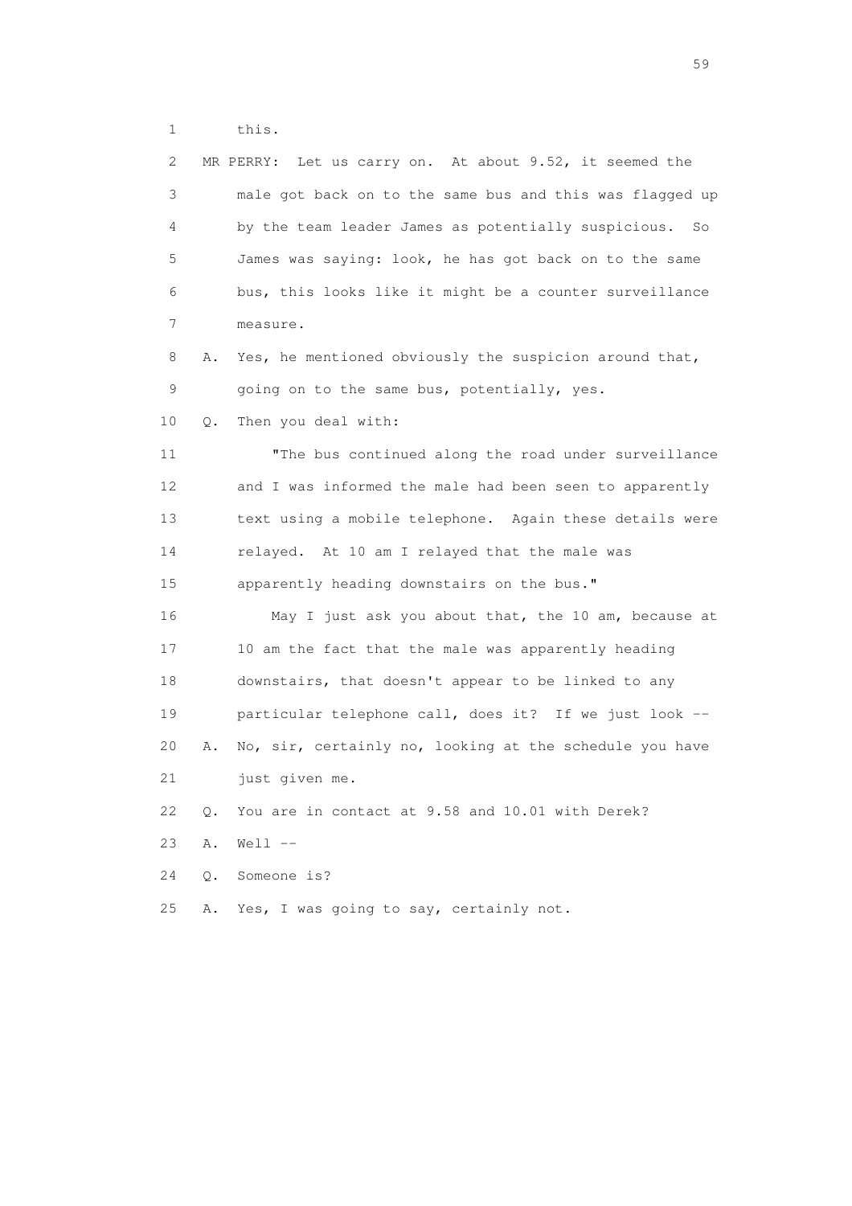1 this.

2 MR PERRY: Let us carry on. At about 9.52, it seemed the

3 male got back on to the same bus and this was flagged up

4 by the team leader James as potentially suspicious. So

5 James was saying: look, he has got back on to the same

6 bus, this looks like it might be a counter surveillance

7 measure.

8 A. Yes, he mentioned obviously the suspicion around that,

9 going on to the same bus, potentially, yes.

10 Q. Then you deal with:

11 "The bus continued along the road under surveillance

12 and I was informed the male had been seen to apparently

13 text using a mobile telephone. Again these details were

14 relayed. At 10 am I relayed that the male was

15 apparently heading downstairs on the bus."

16 May I just ask you about that, the 10 am, because at

17 10 am the fact that the male was apparently heading

18 downstairs, that doesn't appear to be linked to any

19 particular telephone call, does it? If we just look --

20 A. No, sir, certainly no, looking at the schedule you have

21 just given me.

22 Q. You are in contact at 9.58 and 10.01 with Derek?

23 A. Well --

24 Q. Someone is?

25 A. Yes, I was going to say, certainly not.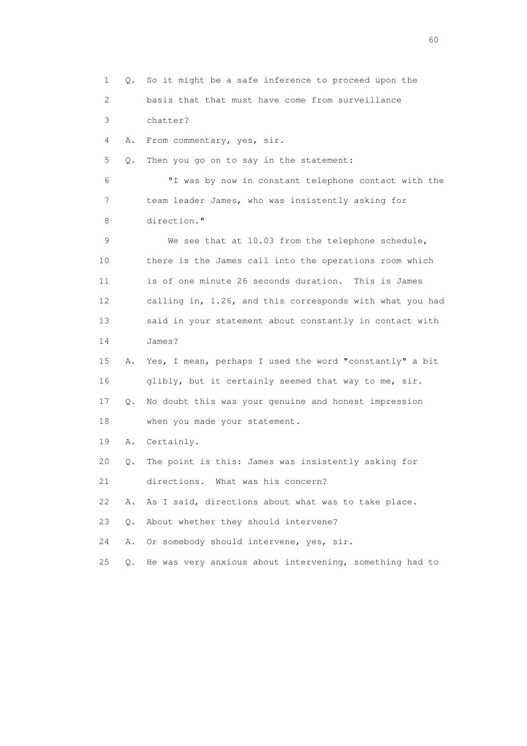1 Q. So it might be a safe inference to proceed upon the
2 basis that that must have come from surveillance
3 chatter?
4 A. From commentary, yes, sir.
5 Q. Then you go on to say in the statement:
6 "I was by now in constant telephone contact with the
7 team leader James, who was insistently asking for
8 direction."
9 We see that at 10.03 from the telephone schedule,
10 there is the James call into the operations room which
11 is of one minute 26 seconds duration. This is James
12 calling in, 1.26, and this corresponds with what you had
13 said in your statement about constantly in contact with
14 James?
15 A. Yes, I mean, perhaps I used the word "constantly" a bit
16 glibly, but it certainly seemed that way to me, sir.
17 Q. No doubt this was your genuine and honest impression
18 when you made your statement.
19 A. Certainly.
20 Q. The point is this: James was insistently asking for
21 directions. What was his concern?
22 A. As I said, directions about what was to take place.
23 Q. About whether they should intervene?
24 A. Or somebody should intervene, yes, sir.
25 Q. He was very anxious about intervening, something had to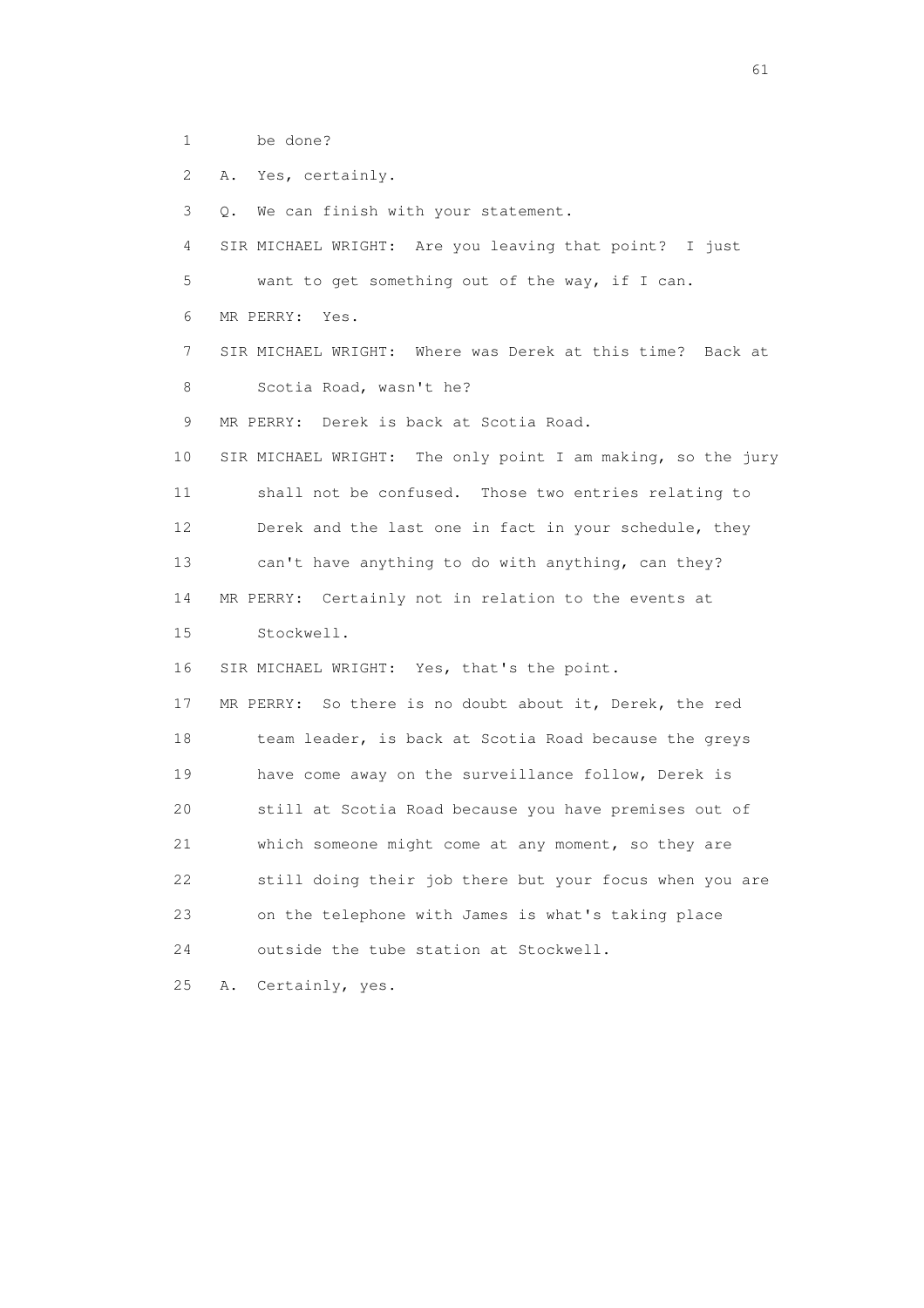1 be done?

2 A. Yes, certainly.

3 Q. We can finish with your statement.

4 SIR MICHAEL WRIGHT: Are you leaving that point? I just

5 want to get something out of the way, if I can.

6 MR PERRY: Yes.

7 SIR MICHAEL WRIGHT: Where was Derek at this time? Back at

8 Scotia Road, wasn't he?

9 MR PERRY: Derek is back at Scotia Road.

10 SIR MICHAEL WRIGHT: The only point I am making, so the jury

11 shall not be confused. Those two entries relating to

12 Derek and the last one in fact in your schedule, they

13 can't have anything to do with anything, can they?

14 MR PERRY: Certainly not in relation to the events at

15 Stockwell.

16 SIR MICHAEL WRIGHT: Yes, that's the point.

17 MR PERRY: So there is no doubt about it, Derek, the red

18 team leader, is back at Scotia Road because the greys

19 have come away on the surveillance follow, Derek is

20 still at Scotia Road because you have premises out of

21 which someone might come at any moment, so they are

22 still doing their job there but your focus when you are

23 on the telephone with James is what's taking place

24 outside the tube station at Stockwell.

25 A. Certainly, yes.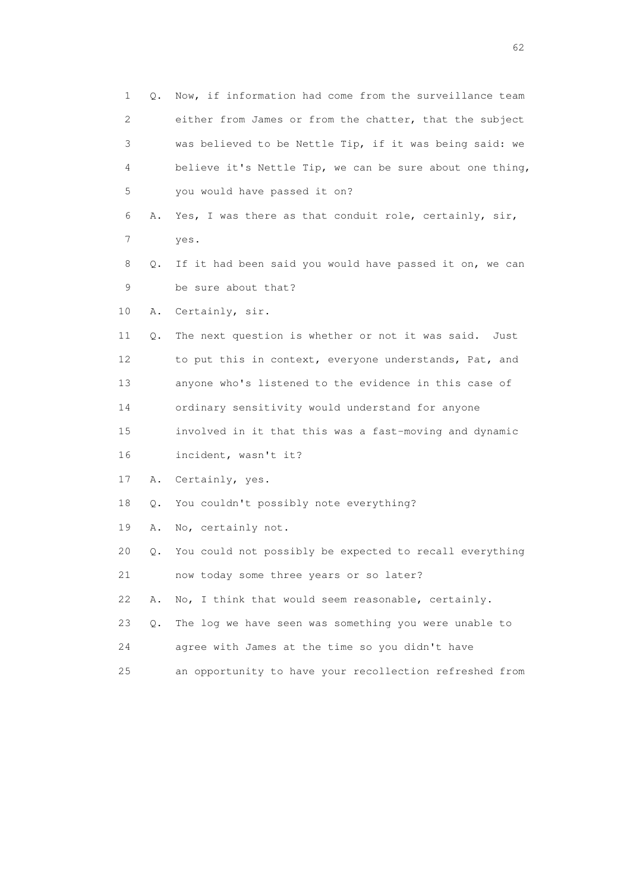1 Q. Now, if information had come from the surveillance team
2 either from James or from the chatter, that the subject
3 was believed to be Nettle Tip, if it was being said: we
4 believe it's Nettle Tip, we can be sure about one thing,
5 you would have passed it on?
6 A. Yes, I was there as that conduit role, certainly, sir,
7 yes.
8 Q. If it had been said you would have passed it on, we can
9 be sure about that?
10 A. Certainly, sir.
11 Q. The next question is whether or not it was said. Just
12 to put this in context, everyone understands, Pat, and
13 anyone who's listened to the evidence in this case of
14 ordinary sensitivity would understand for anyone
15 involved in it that this was a fast-moving and dynamic
16 incident, wasn't it?
17 A. Certainly, yes.
18 Q. You couldn't possibly note everything?
19 A. No, certainly not.
20 Q. You could not possibly be expected to recall everything
21 now today some three years or so later?
22 A. No, I think that would seem reasonable, certainly.
23 Q. The log we have seen was something you were unable to
24 agree with James at the time so you didn't have
25 an opportunity to have your recollection refreshed from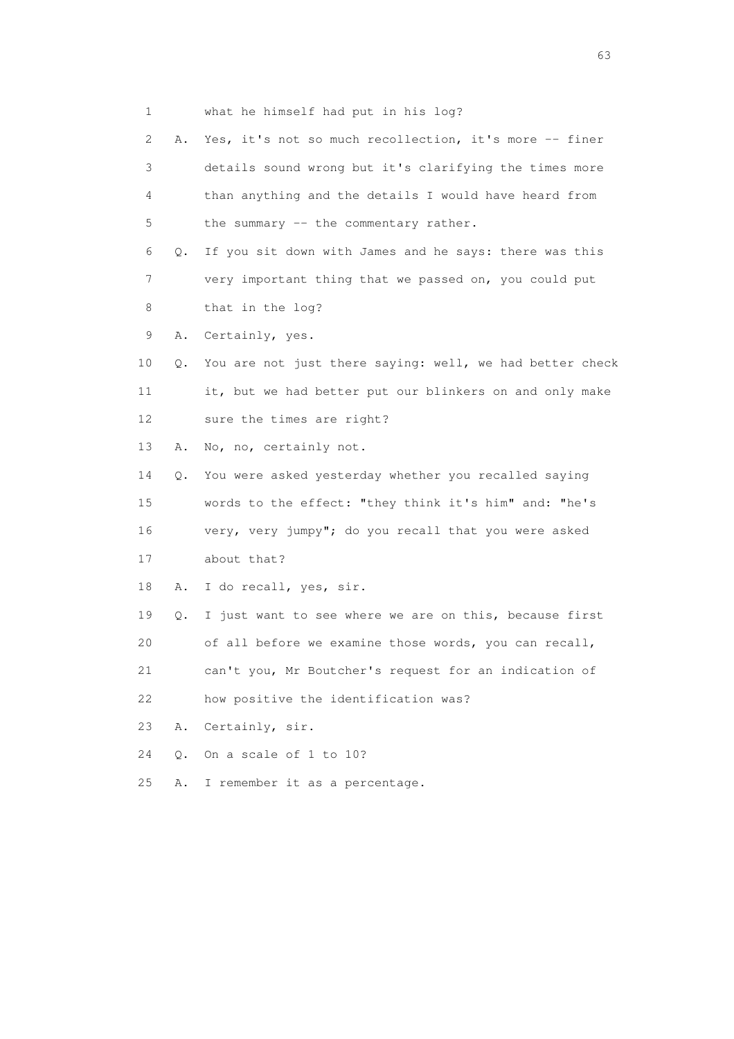1 what he himself had put in his log?

2 A. Yes, it's not so much recollection, it's more -- finer

3 details sound wrong but it's clarifying the times more

4 than anything and the details I would have heard from

5 the summary -- the commentary rather.

6 Q. If you sit down with James and he says: there was this

7 very important thing that we passed on, you could put

8 that in the log?

9 A. Certainly, yes.

10 Q. You are not just there saying: well, we had better check

11 it, but we had better put our blinkers on and only make

12 sure the times are right?

13 A. No, no, certainly not.

14 Q. You were asked yesterday whether you recalled saying

15 words to the effect: "they think it's him" and: "he's

16 very, very jumpy"; do you recall that you were asked

17 about that?

18 A. I do recall, yes, sir.

19 Q. I just want to see where we are on this, because first

20 of all before we examine those words, you can recall,

21 can't you, Mr Boutcher's request for an indication of

22 how positive the identification was?

23 A. Certainly, sir.

24 Q. On a scale of 1 to 10?

25 A. I remember it as a percentage.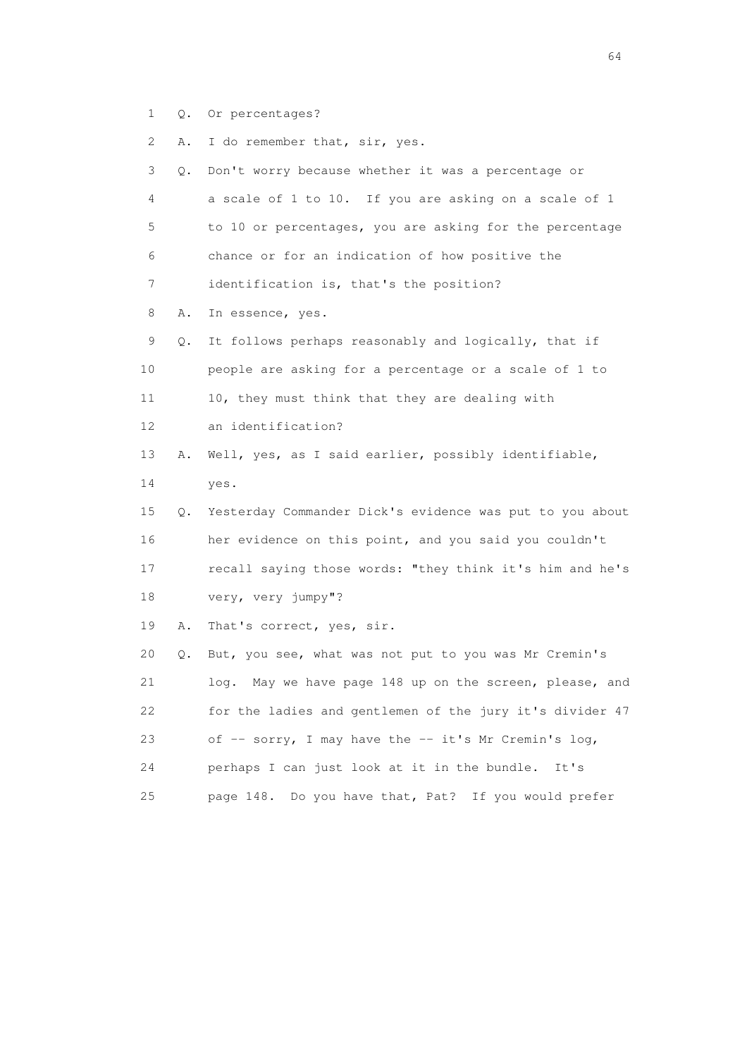1 Q. Or percentages?

2 A. I do remember that, sir, yes.

3 Q. Don't worry because whether it was a percentage or
4 a scale of 1 to 10. If you are asking on a scale of 1
5 to 10 or percentages, you are asking for the percentage
6 chance or for an indication of how positive the
7 identification is, that's the position?

8 A. In essence, yes.

9 Q. It follows perhaps reasonably and logically, that if
10 people are asking for a percentage or a scale of 1 to
11 10, they must think that they are dealing with
12 an identification?

13 A. Well, yes, as I said earlier, possibly identifiable,
14 yes.

15 Q. Yesterday Commander Dick's evidence was put to you about
16 her evidence on this point, and you said you couldn't
17 recall saying those words: "they think it's him and he's
18 very, very jumpy"?

19 A. That's correct, yes, sir.

20 Q. But, you see, what was not put to you was Mr Cremin's
21 log. May we have page 148 up on the screen, please, and
22 for the ladies and gentlemen of the jury it's divider 47
23 of -- sorry, I may have the -- it's Mr Cremin's log,
24 perhaps I can just look at it in the bundle. It's
25 page 148. Do you have that, Pat? If you would prefer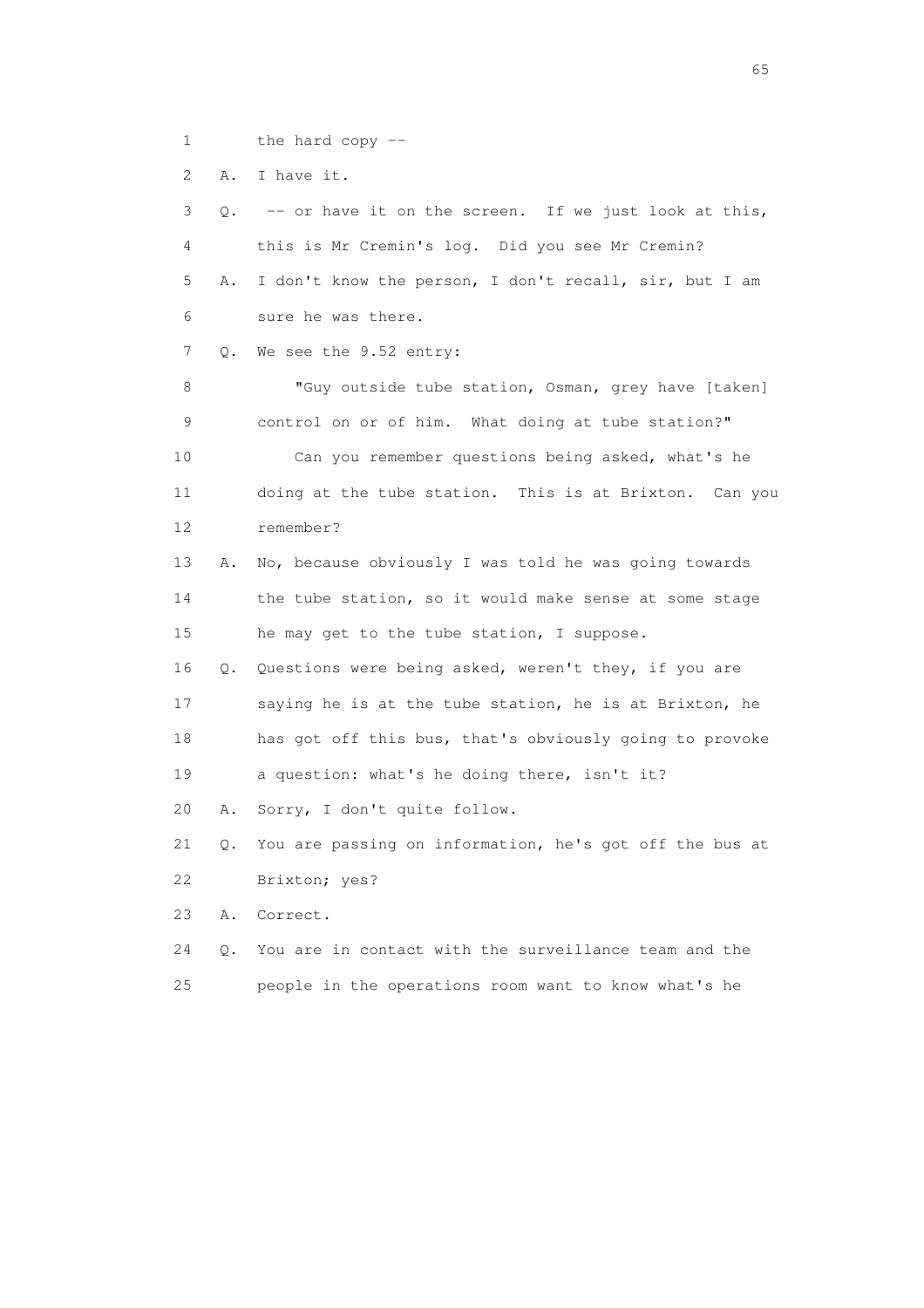1 the hard copy --

2 A. I have it.

3 Q. -- or have it on the screen. If we just look at this,

4 this is Mr Cremin's log. Did you see Mr Cremin?

5 A. I don't know the person, I don't recall, sir, but I am

6 sure he was there.

7 Q. We see the 9.52 entry:

8 "Guy outside tube station, Osman, grey have [taken]

9 control on or of him. What doing at tube station?"

10 Can you remember questions being asked, what's he

11 doing at the tube station. This is at Brixton. Can you

12 remember?

13 A. No, because obviously I was told he was going towards

14 the tube station, so it would make sense at some stage

15 he may get to the tube station, I suppose.

16 Q. Questions were being asked, weren't they, if you are

17 saying he is at the tube station, he is at Brixton, he

18 has got off this bus, that's obviously going to provoke

19 a question: what's he doing there, isn't it?

20 A. Sorry, I don't quite follow.

21 Q. You are passing on information, he's got off the bus at

22 Brixton; yes?

23 A. Correct.

24 Q. You are in contact with the surveillance team and the

25 people in the operations room want to know what's he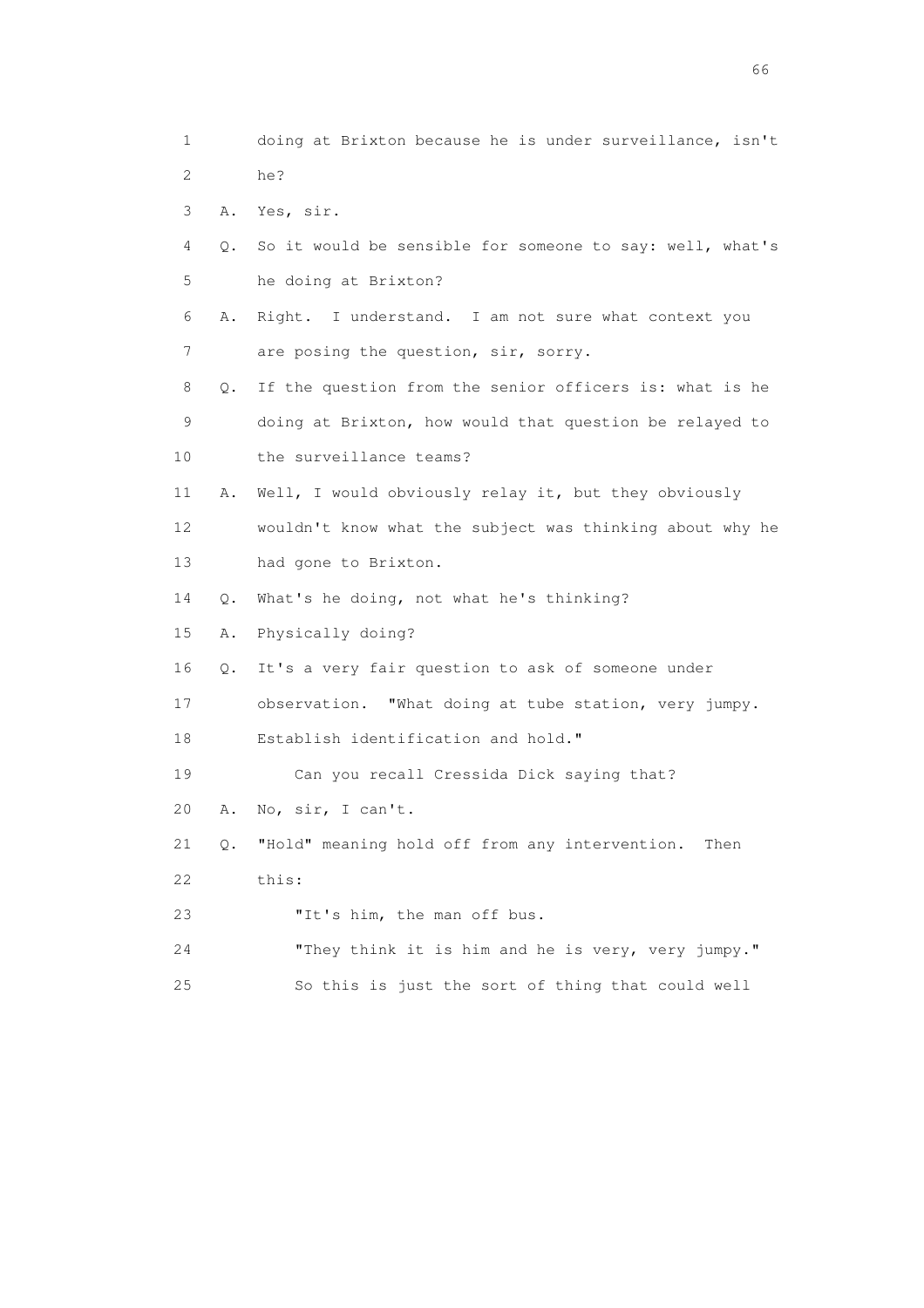1 doing at Brixton because he is under surveillance, isn't
2 he?
3 A. Yes, sir.
4 Q. So it would be sensible for someone to say: well, what's
5 he doing at Brixton?
6 A. Right. I understand. I am not sure what context you
7 are posing the question, sir, sorry.
8 Q. If the question from the senior officers is: what is he
9 doing at Brixton, how would that question be relayed to
10 the surveillance teams?
11 A. Well, I would obviously relay it, but they obviously
12 wouldn't know what the subject was thinking about why he
13 had gone to Brixton.
14 Q. What's he doing, not what he's thinking?
15 A. Physically doing?
16 Q. It's a very fair question to ask of someone under
17 observation. "What doing at tube station, very jumpy.
18 Establish identification and hold."
19 Can you recall Cressida Dick saying that?
20 A. No, sir, I can't.
21 Q. "Hold" meaning hold off from any intervention. Then
22 this:
23 "It's him, the man off bus.
24 "They think it is him and he is very, very jumpy."
25 So this is just the sort of thing that could well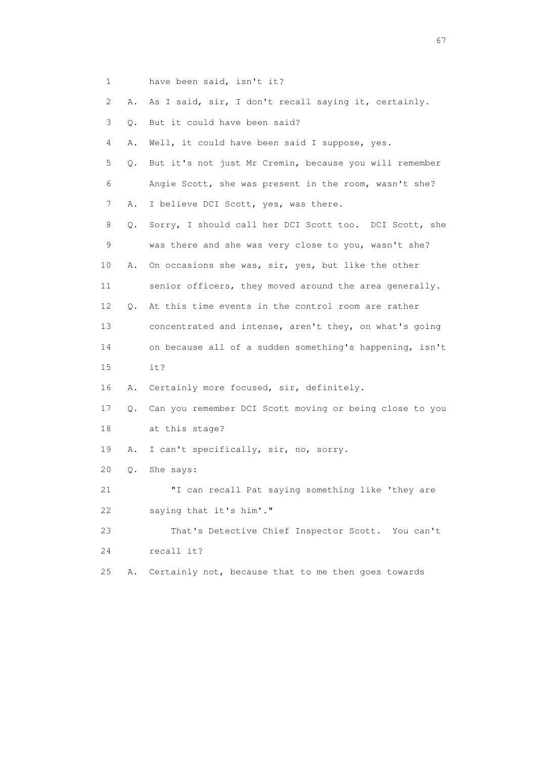1 have been said, isn't it?

2 A. As I said, sir, I don't recall saying it, certainly.

3 Q. But it could have been said?

4 A. Well, it could have been said I suppose, yes.

5 Q. But it's not just Mr Cremin, because you will remember

6 Angie Scott, she was present in the room, wasn't she?

7 A. I believe DCI Scott, yes, was there.

8 Q. Sorry, I should call her DCI Scott too. DCI Scott, she

9 was there and she was very close to you, wasn't she?

10 A. On occasions she was, sir, yes, but like the other

11 senior officers, they moved around the area generally.

12 Q. At this time events in the control room are rather

13 concentrated and intense, aren't they, on what's going

14 on because all of a sudden something's happening, isn't

15 it?

16 A. Certainly more focused, sir, definitely.

17 Q. Can you remember DCI Scott moving or being close to you

18 at this stage?

19 A. I can't specifically, sir, no, sorry.

20 Q. She says:

21 "I can recall Pat saying something like 'they are

22 saying that it's him'."

23 That's Detective Chief Inspector Scott. You can't

24 recall it?

25 A. Certainly not, because that to me then goes towards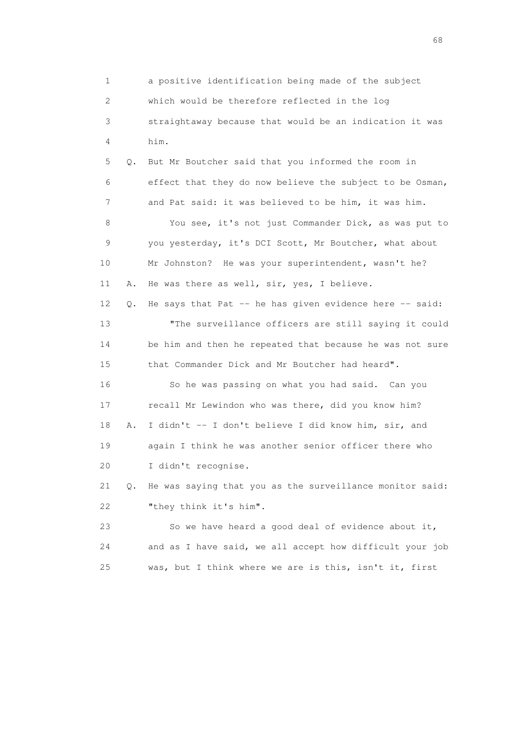1 a positive identification being made of the subject
2 which would be therefore reflected in the log
3 straightaway because that would be an indication it was
4 him.

5 Q. But Mr Boutcher said that you informed the room in
6 effect that they do now believe the subject to be Osman,
7 and Pat said: it was believed to be him, it was him.

8 You see, it's not just Commander Dick, as was put to
9 you yesterday, it's DCI Scott, Mr Boutcher, what about
10 Mr Johnston? He was your superintendent, wasn't he?

11 A. He was there as well, sir, yes, I believe.

12 Q. He says that Pat -- he has given evidence here -- said:

13 "The surveillance officers are still saying it could
14 be him and then he repeated that because he was not sure
15 that Commander Dick and Mr Boutcher had heard".

16 So he was passing on what you had said. Can you
17 recall Mr Lewindon who was there, did you know him?

18 A. I didn't -- I don't believe I did know him, sir, and
19 again I think he was another senior officer there who
20 I didn't recognise.

21 Q. He was saying that you as the surveillance monitor said:
22 "they think it's him".

23 So we have heard a good deal of evidence about it,
24 and as I have said, we all accept how difficult your job
25 was, but I think where we are is this, isn't it, first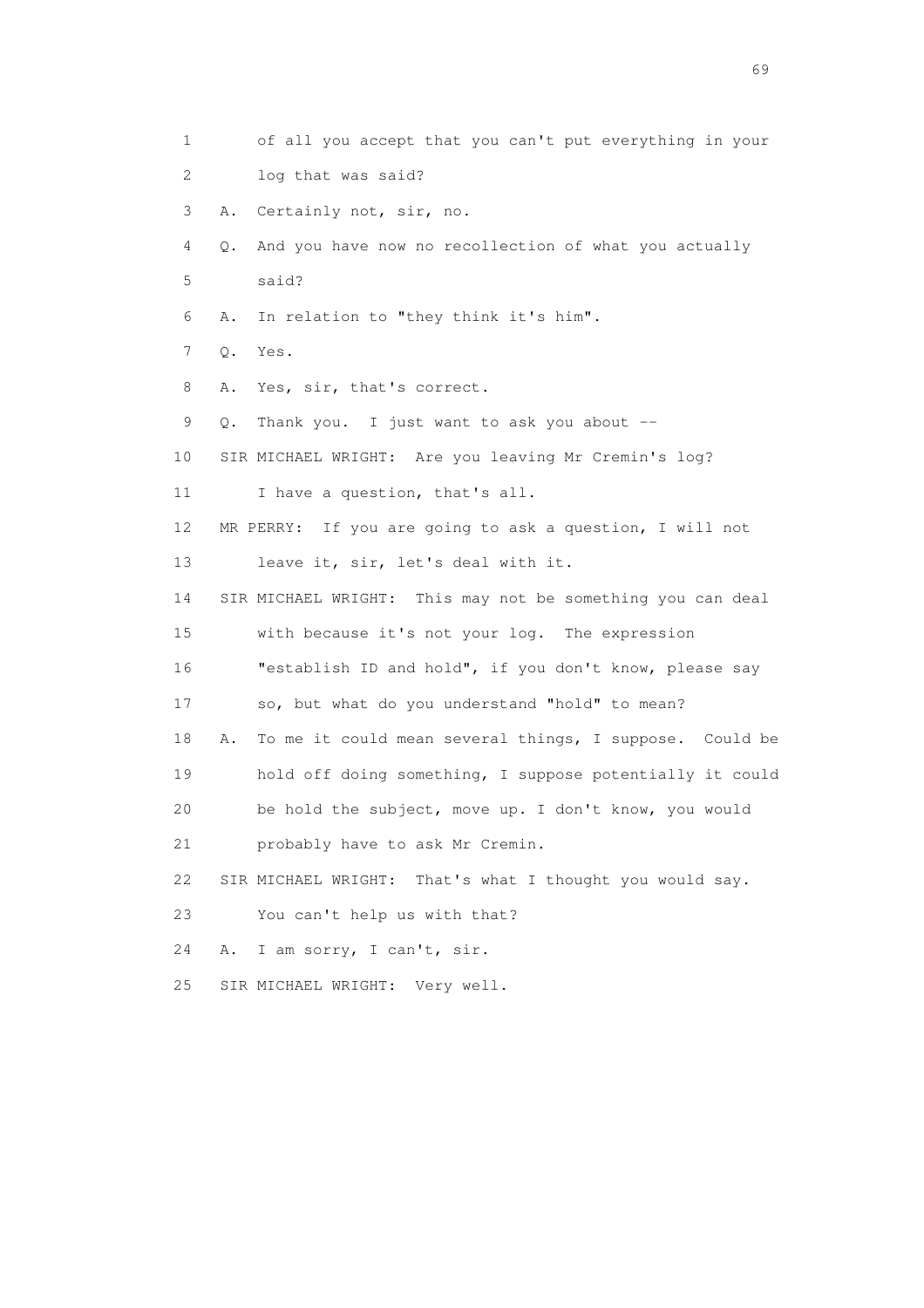1 of all you accept that you can't put everything in your
2 log that was said?
3 A. Certainly not, sir, no.
4 Q. And you have now no recollection of what you actually
5 said?
6 A. In relation to "they think it's him".
7 Q. Yes.
8 A. Yes, sir, that's correct.
9 Q. Thank you. I just want to ask you about --
10 SIR MICHAEL WRIGHT: Are you leaving Mr Cremin's log?
11 I have a question, that's all.
12 MR PERRY: If you are going to ask a question, I will not
13 leave it, sir, let's deal with it.
14 SIR MICHAEL WRIGHT: This may not be something you can deal
15 with because it's not your log. The expression
16 "establish ID and hold", if you don't know, please say
17 so, but what do you understand "hold" to mean?
18 A. To me it could mean several things, I suppose. Could be
19 hold off doing something, I suppose potentially it could
20 be hold the subject, move up. I don't know, you would
21 probably have to ask Mr Cremin.
22 SIR MICHAEL WRIGHT: That's what I thought you would say.
23 You can't help us with that?
24 A. I am sorry, I can't, sir.
25 SIR MICHAEL WRIGHT: Very well.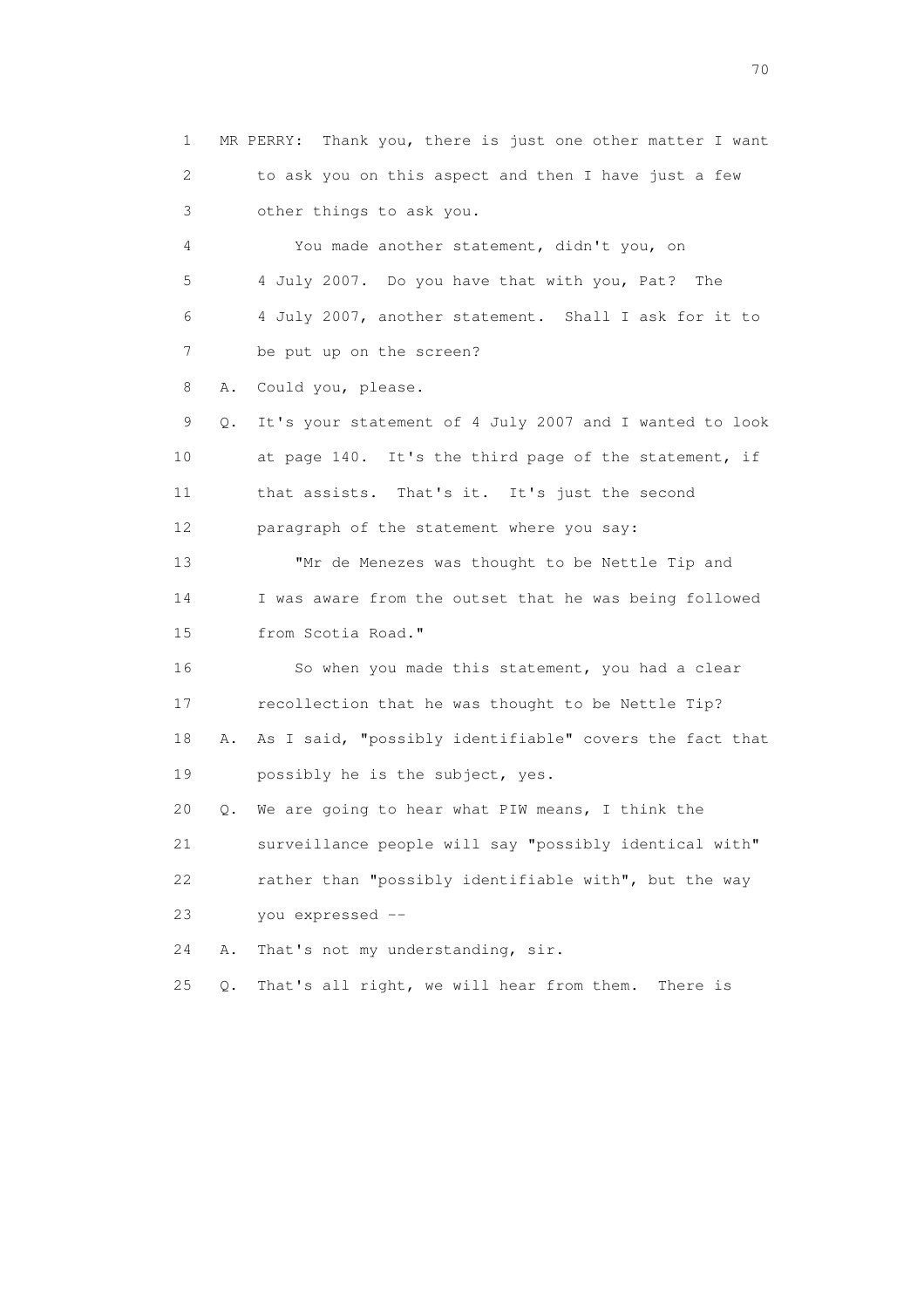1 MR PERRY: Thank you, there is just one other matter I want
2 to ask you on this aspect and then I have just a few
3 other things to ask you.
4 You made another statement, didn't you, on
5 4 July 2007. Do you have that with you, Pat? The
6 4 July 2007, another statement. Shall I ask for it to
7 be put up on the screen?
8 A. Could you, please.
9 Q. It's your statement of 4 July 2007 and I wanted to look
10 at page 140. It's the third page of the statement, if
11 that assists. That's it. It's just the second
12 paragraph of the statement where you say:
13 "Mr de Menezes was thought to be Nettle Tip and
14 I was aware from the outset that he was being followed
15 from Scotia Road."
16 So when you made this statement, you had a clear
17 recollection that he was thought to be Nettle Tip?
18 A. As I said, "possibly identifiable" covers the fact that
19 possibly he is the subject, yes.
20 Q. We are going to hear what PIW means, I think the
21 surveillance people will say "possibly identical with"
22 rather than "possibly identifiable with", but the way
23 you expressed --
24 A. That's not my understanding, sir.
25 Q. That's all right, we will hear from them. There is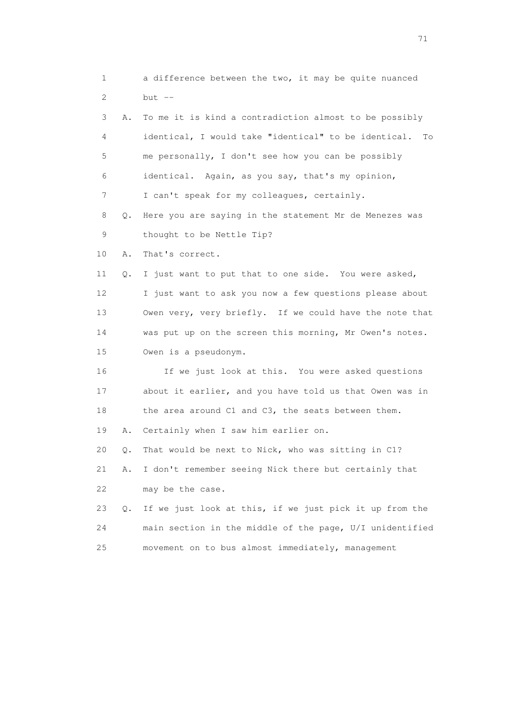1 a difference between the two, it may be quite nuanced
2 but --
3 A. To me it is kind a contradiction almost to be possibly
4 identical, I would take "identical" to be identical. To
5 me personally, I don't see how you can be possibly
6 identical. Again, as you say, that's my opinion,
7 I can't speak for my colleagues, certainly.
8 Q. Here you are saying in the statement Mr de Menezes was
9 thought to be Nettle Tip?
10 A. That's correct.
11 Q. I just want to put that to one side. You were asked,
12 I just want to ask you now a few questions please about
13 Owen very, very briefly. If we could have the note that
14 was put up on the screen this morning, Mr Owen's notes.
15 Owen is a pseudonym.
16 If we just look at this. You were asked questions
17 about it earlier, and you have told us that Owen was in
18 the area around C1 and C3, the seats between them.
19 A. Certainly when I saw him earlier on.
20 Q. That would be next to Nick, who was sitting in C1?
21 A. I don't remember seeing Nick there but certainly that
22 may be the case.
23 Q. If we just look at this, if we just pick it up from the
24 main section in the middle of the page, U/I unidentified
25 movement on to bus almost immediately, management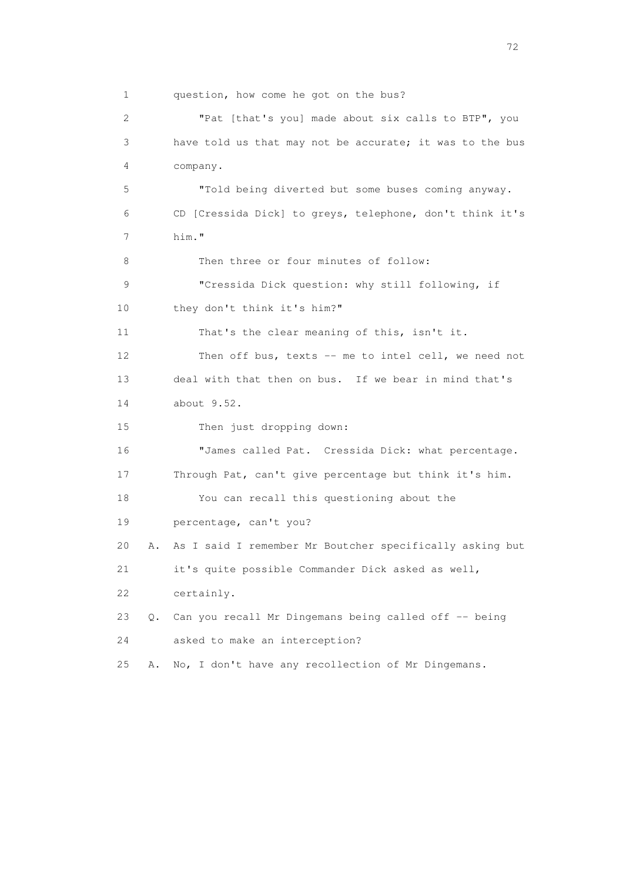1 question, how come he got on the bus?

2 "Pat [that's you] made about six calls to BTP", you

3 have told us that may not be accurate; it was to the bus

4 company.

5 "Told being diverted but some buses coming anyway.

6 CD [Cressida Dick] to greys, telephone, don't think it's

7 him."

8 Then three or four minutes of follow:

9 "Cressida Dick question: why still following, if

10 they don't think it's him?"

11 That's the clear meaning of this, isn't it.

12 Then off bus, texts -- me to intel cell, we need not

13 deal with that then on bus. If we bear in mind that's

14 about 9.52.

15 Then just dropping down:

16 "James called Pat. Cressida Dick: what percentage.

17 Through Pat, can't give percentage but think it's him.

18 You can recall this questioning about the

19 percentage, can't you?

20 A. As I said I remember Mr Boutcher specifically asking but

21 it's quite possible Commander Dick asked as well,

22 certainly.

23 Q. Can you recall Mr Dingemans being called off -- being

24 asked to make an interception?

25 A. No, I don't have any recollection of Mr Dingemans.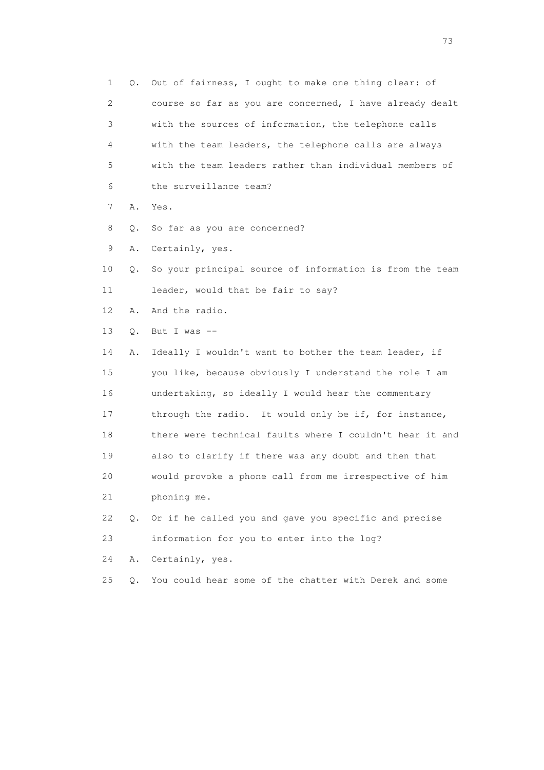1 Q. Out of fairness, I ought to make one thing clear: of
2 course so far as you are concerned, I have already dealt
3 with the sources of information, the telephone calls
4 with the team leaders, the telephone calls are always
5 with the team leaders rather than individual members of
6 the surveillance team?
7 A. Yes.
8 Q. So far as you are concerned?
9 A. Certainly, yes.
10 Q. So your principal source of information is from the team
11 leader, would that be fair to say?
12 A. And the radio.
13 Q. But I was --
14 A. Ideally I wouldn't want to bother the team leader, if
15 you like, because obviously I understand the role I am
16 undertaking, so ideally I would hear the commentary
17 through the radio. It would only be if, for instance,
18 there were technical faults where I couldn't hear it and
19 also to clarify if there was any doubt and then that
20 would provoke a phone call from me irrespective of him
21 phoning me.
22 Q. Or if he called you and gave you specific and precise
23 information for you to enter into the log?
24 A. Certainly, yes.
25 Q. You could hear some of the chatter with Derek and some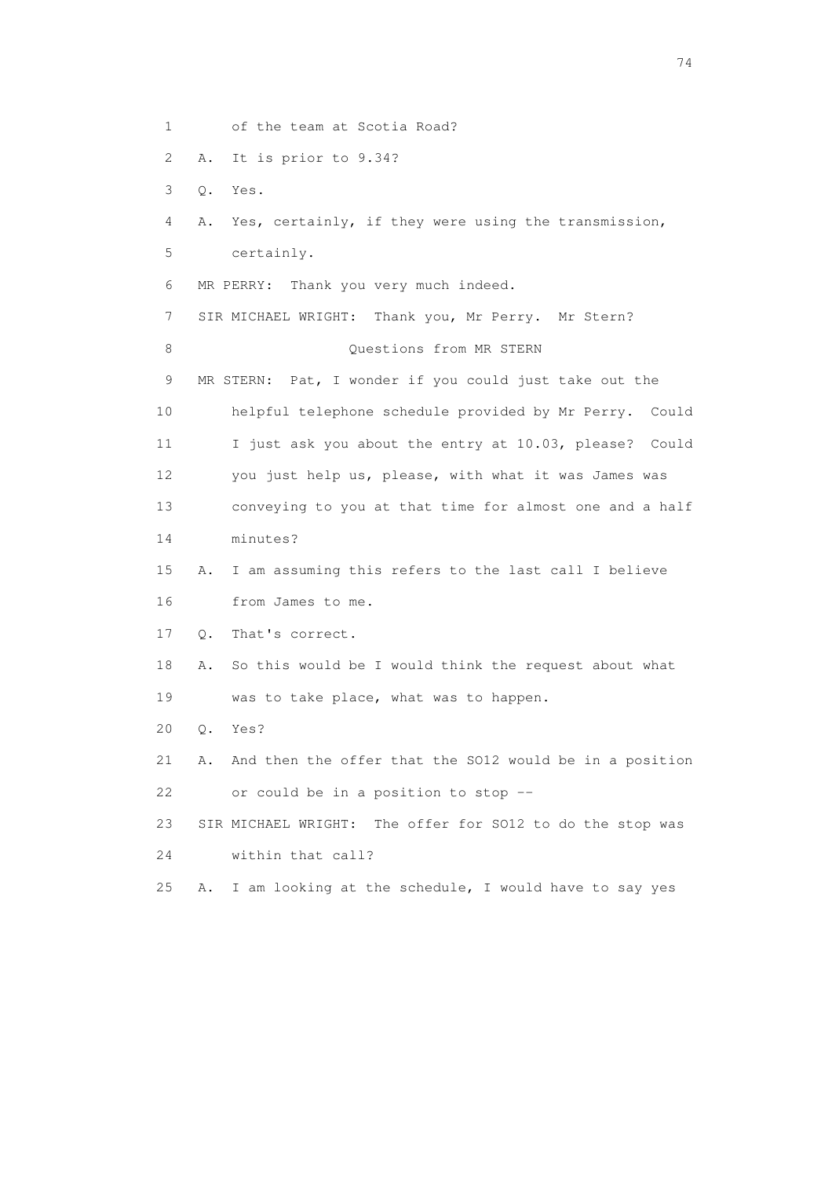1 of the team at Scotia Road?

2 A. It is prior to 9.34?

3 Q. Yes.

4 A. Yes, certainly, if they were using the transmission,

5 certainly.

6 MR PERRY: Thank you very much indeed.

7 SIR MICHAEL WRIGHT: Thank you, Mr Perry. Mr Stern?

8 Questions from MR STERN

9 MR STERN: Pat, I wonder if you could just take out the

10 helpful telephone schedule provided by Mr Perry. Could

11 I just ask you about the entry at 10.03, please? Could

12 you just help us, please, with what it was James was

13 conveying to you at that time for almost one and a half

14 minutes?

15 A. I am assuming this refers to the last call I believe

16 from James to me.

17 Q. That's correct.

18 A. So this would be I would think the request about what

19 was to take place, what was to happen.

20 Q. Yes?

21 A. And then the offer that the SO12 would be in a position

22 or could be in a position to stop --

23 SIR MICHAEL WRIGHT: The offer for SO12 to do the stop was

24 within that call?

25 A. I am looking at the schedule, I would have to say yes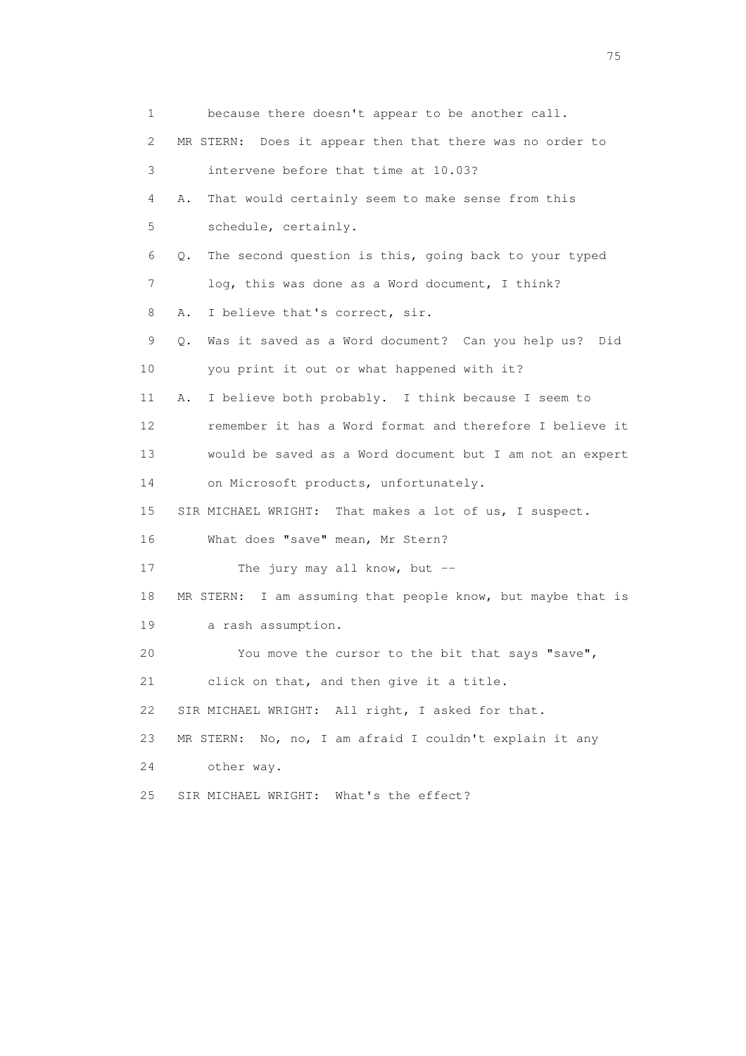1 because there doesn't appear to be another call.

2 MR STERN: Does it appear then that there was no order to

3 intervene before that time at 10.03?

4 A. That would certainly seem to make sense from this

5 schedule, certainly.

6 Q. The second question is this, going back to your typed

7 log, this was done as a Word document, I think?

8 A. I believe that's correct, sir.

9 Q. Was it saved as a Word document? Can you help us? Did

10 you print it out or what happened with it?

11 A. I believe both probably. I think because I seem to

12 remember it has a Word format and therefore I believe it

13 would be saved as a Word document but I am not an expert

14 on Microsoft products, unfortunately.

15 SIR MICHAEL WRIGHT: That makes a lot of us, I suspect.

16 What does "save" mean, Mr Stern?

17 The jury may all know, but --

18 MR STERN: I am assuming that people know, but maybe that is

19 a rash assumption.

20 You move the cursor to the bit that says "save",

21 click on that, and then give it a title.

22 SIR MICHAEL WRIGHT: All right, I asked for that.

23 MR STERN: No, no, I am afraid I couldn't explain it any

24 other way.

25 SIR MICHAEL WRIGHT: What's the effect?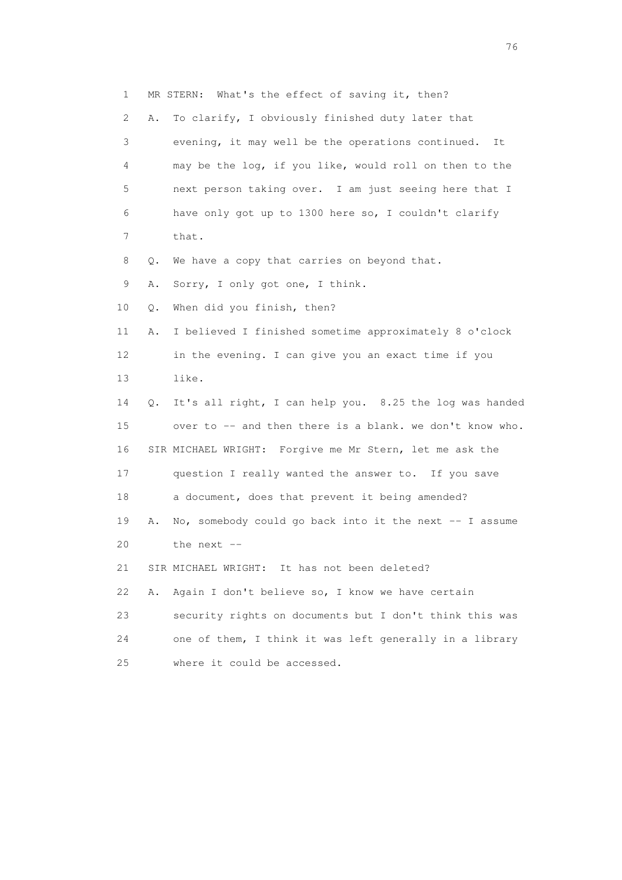1 MR STERN: What's the effect of saving it, then?

2 A. To clarify, I obviously finished duty later that

3 evening, it may well be the operations continued. It

4 may be the log, if you like, would roll on then to the

5 next person taking over. I am just seeing here that I

6 have only got up to 1300 here so, I couldn't clarify

7 that.

8 Q. We have a copy that carries on beyond that.

9 A. Sorry, I only got one, I think.

10 Q. When did you finish, then?

11 A. I believed I finished sometime approximately 8 o'clock

12 in the evening. I can give you an exact time if you

13 like.

14 Q. It's all right, I can help you. 8.25 the log was handed

15 over to -- and then there is a blank. we don't know who.

16 SIR MICHAEL WRIGHT: Forgive me Mr Stern, let me ask the

17 question I really wanted the answer to. If you save

18 a document, does that prevent it being amended?

19 A. No, somebody could go back into it the next -- I assume

20 the next --

21 SIR MICHAEL WRIGHT: It has not been deleted?

22 A. Again I don't believe so, I know we have certain

23 security rights on documents but I don't think this was

24 one of them, I think it was left generally in a library

25 where it could be accessed.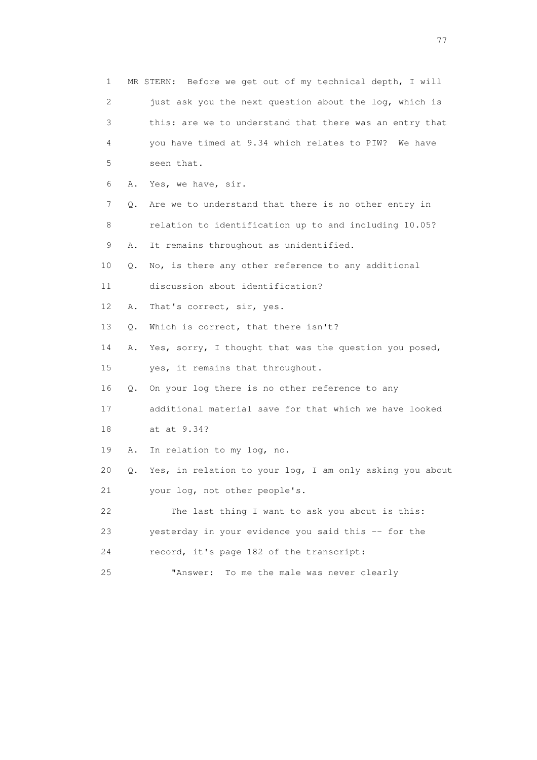1 MR STERN: Before we get out of my technical depth, I will
2 just ask you the next question about the log, which is
3 this: are we to understand that there was an entry that
4 you have timed at 9.34 which relates to PIW? We have
5 seen that.
6 A. Yes, we have, sir.
7 Q. Are we to understand that there is no other entry in
8 relation to identification up to and including 10.05?
9 A. It remains throughout as unidentified.
10 Q. No, is there any other reference to any additional
11 discussion about identification?
12 A. That's correct, sir, yes.
13 Q. Which is correct, that there isn't?
14 A. Yes, sorry, I thought that was the question you posed,
15 yes, it remains that throughout.
16 Q. On your log there is no other reference to any
17 additional material save for that which we have looked
18 at at 9.34?
19 A. In relation to my log, no.
20 Q. Yes, in relation to your log, I am only asking you about
21 your log, not other people's.
22 The last thing I want to ask you about is this:
23 yesterday in your evidence you said this -- for the
24 record, it's page 182 of the transcript:
25 "Answer: To me the male was never clearly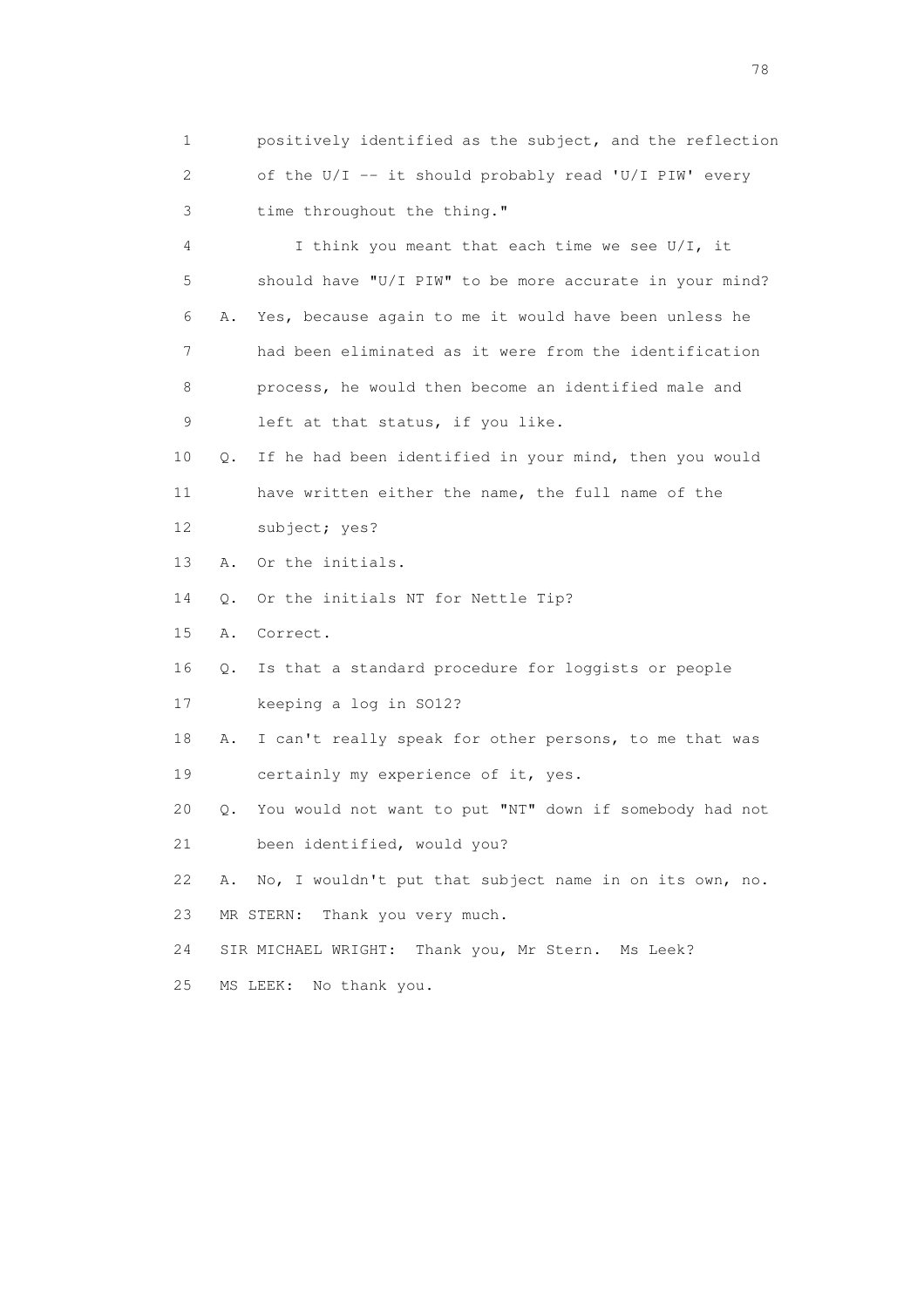1 positively identified as the subject, and the reflection
2 of the U/I -- it should probably read 'U/I PIW' every
3 time throughout the thing."

4 I think you meant that each time we see U/I, it
5 should have "U/I PIW" to be more accurate in your mind?

6 A. Yes, because again to me it would have been unless he
7 had been eliminated as it were from the identification
8 process, he would then become an identified male and
9 left at that status, if you like.

10 Q. If he had been identified in your mind, then you would
11 have written either the name, the full name of the
12 subject; yes?

13 A. Or the initials.

14 Q. Or the initials NT for Nettle Tip?

15 A. Correct.

16 Q. Is that a standard procedure for loggists or people
17 keeping a log in SO12?

18 A. I can't really speak for other persons, to me that was
19 certainly my experience of it, yes.

20 Q. You would not want to put "NT" down if somebody had not
21 been identified, would you?

22 A. No, I wouldn't put that subject name in on its own, no.

23 MR STERN: Thank you very much.

24 SIR MICHAEL WRIGHT: Thank you, Mr Stern. Ms Leek?

25 MS LEEK: No thank you.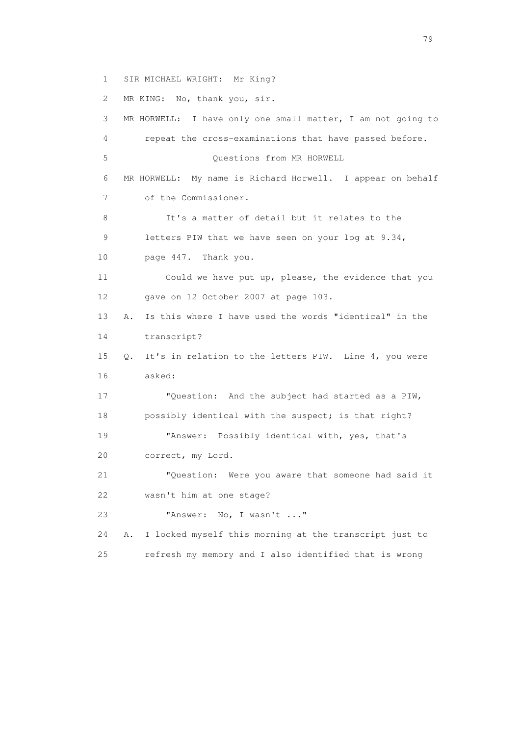1 SIR MICHAEL WRIGHT: Mr King?

2 MR KING: No, thank you, sir.

3 MR HORWELL: I have only one small matter, I am not going to

4 repeat the cross-examinations that have passed before.

5 Questions from MR HORWELL

6 MR HORWELL: My name is Richard Horwell. I appear on behalf

7 of the Commissioner.

8 It's a matter of detail but it relates to the

9 letters PIW that we have seen on your log at 9.34,

10 page 447. Thank you.

11 Could we have put up, please, the evidence that you

12 gave on 12 October 2007 at page 103.

13 A. Is this where I have used the words "identical" in the

14 transcript?

15 Q. It's in relation to the letters PIW. Line 4, you were

16 asked:

17 "Question: And the subject had started as a PIW,

18 possibly identical with the suspect; is that right?

19 "Answer: Possibly identical with, yes, that's

20 correct, my Lord.

21 "Question: Were you aware that someone had said it

22 wasn't him at one stage?

23 "Answer: No, I wasn't ..."

24 A. I looked myself this morning at the transcript just to

25 refresh my memory and I also identified that is wrong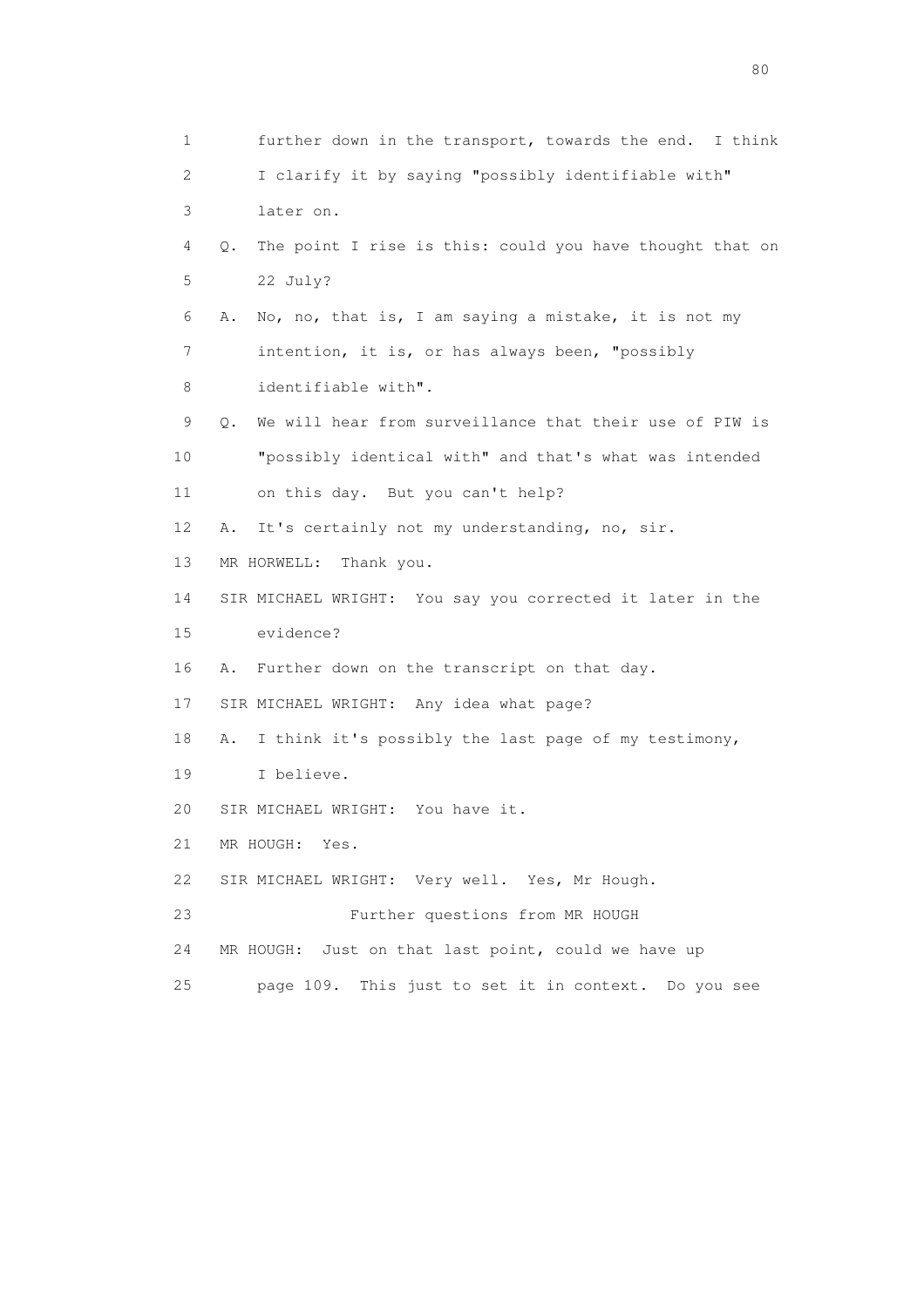1 further down in the transport, towards the end. I think
2 I clarify it by saying "possibly identifiable with"
3 later on.
4 Q. The point I rise is this: could you have thought that on
5 22 July?
6 A. No, no, that is, I am saying a mistake, it is not my
7 intention, it is, or has always been, "possibly
8 identifiable with".
9 Q. We will hear from surveillance that their use of PIW is
10 "possibly identical with" and that's what was intended
11 on this day. But you can't help?
12 A. It's certainly not my understanding, no, sir.
13 MR HORWELL: Thank you.
14 SIR MICHAEL WRIGHT: You say you corrected it later in the
15 evidence?
16 A. Further down on the transcript on that day.
17 SIR MICHAEL WRIGHT: Any idea what page?
18 A. I think it's possibly the last page of my testimony,
19 I believe.
20 SIR MICHAEL WRIGHT: You have it.
21 MR HOUGH: Yes.
22 SIR MICHAEL WRIGHT: Very well. Yes, Mr Hough.
23 Further questions from MR HOUGH
24 MR HOUGH: Just on that last point, could we have up
25 page 109. This just to set it in context. Do you see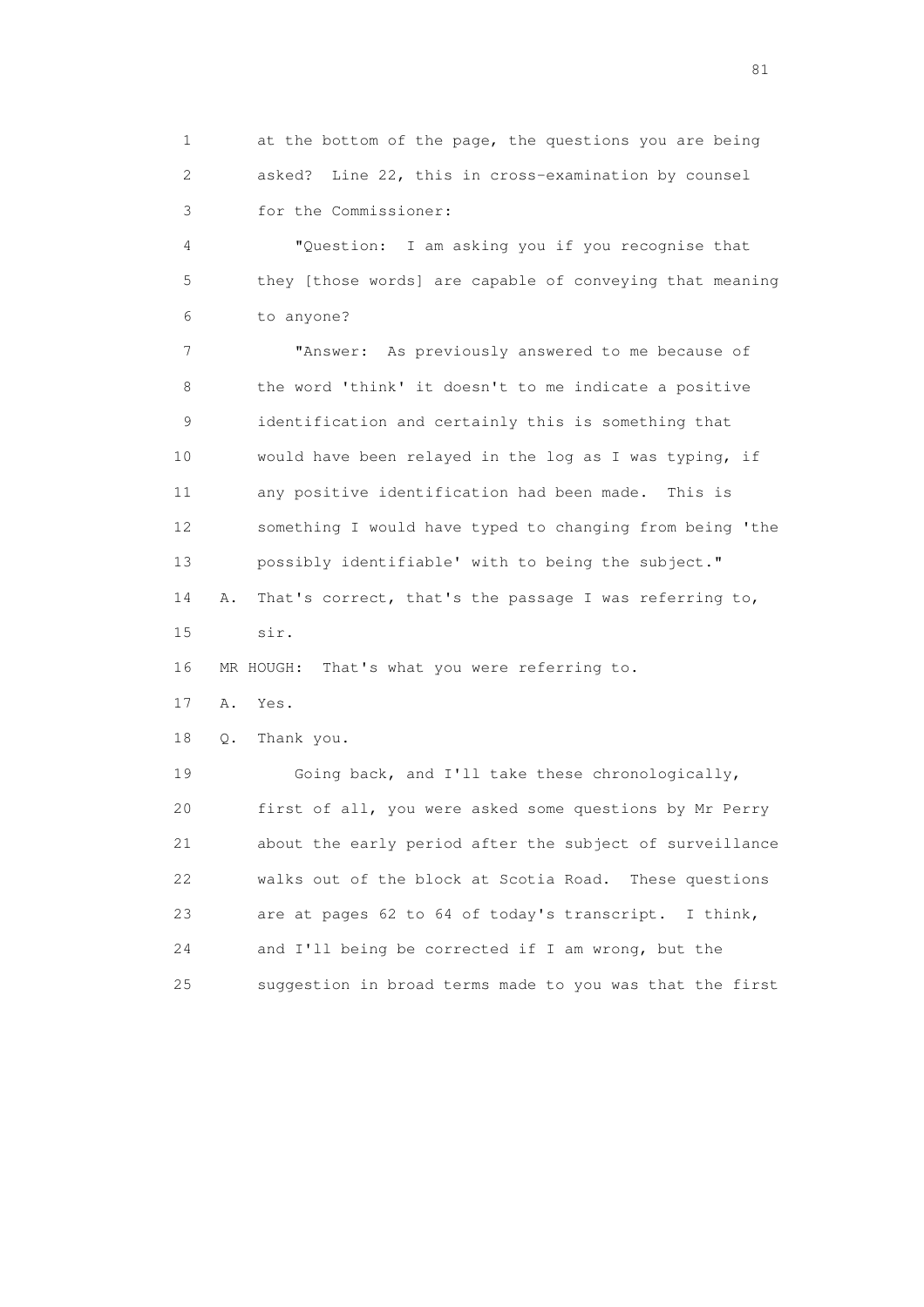1 at the bottom of the page, the questions you are being
2 asked? Line 22, this in cross-examination by counsel
3 for the Commissioner:

4 "Question: I am asking you if you recognise that
5 they [those words] are capable of conveying that meaning
6 to anyone?

7 "Answer: As previously answered to me because of
8 the word 'think' it doesn't to me indicate a positive
9 identification and certainly this is something that
10 would have been relayed in the log as I was typing, if
11 any positive identification had been made. This is
12 something I would have typed to changing from being 'the
13 possibly identifiable' with to being the subject."

14 A. That's correct, that's the passage I was referring to,
15 sir.

16 MR HOUGH: That's what you were referring to.

17 A. Yes.

18 Q. Thank you.

19 Going back, and I'll take these chronologically,
20 first of all, you were asked some questions by Mr Perry
21 about the early period after the subject of surveillance
22 walks out of the block at Scotia Road. These questions
23 are at pages 62 to 64 of today's transcript. I think,
24 and I'll being be corrected if I am wrong, but the
25 suggestion in broad terms made to you was that the first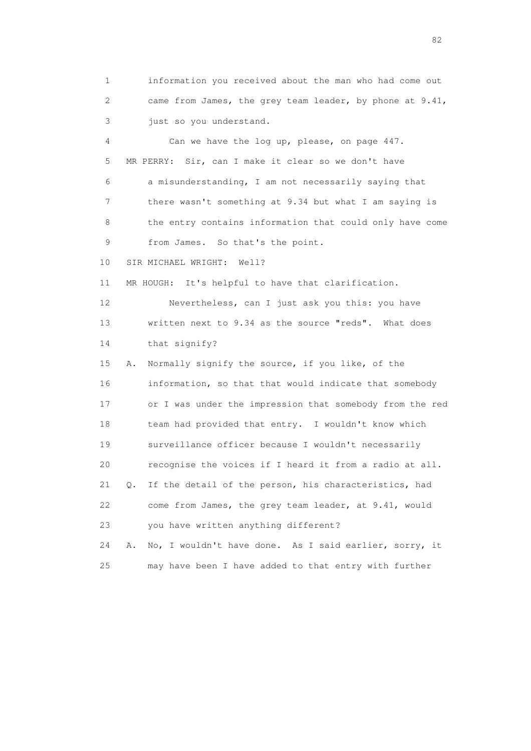1 information you received about the man who had come out
2 came from James, the grey team leader, by phone at 9.41,
3 just so you understand.
4 Can we have the log up, please, on page 447.
5 MR PERRY: Sir, can I make it clear so we don't have
6 a misunderstanding, I am not necessarily saying that
7 there wasn't something at 9.34 but what I am saying is
8 the entry contains information that could only have come
9 from James. So that's the point.
10 SIR MICHAEL WRIGHT: Well?
11 MR HOUGH: It's helpful to have that clarification.
12 Nevertheless, can I just ask you this: you have
13 written next to 9.34 as the source "reds". What does
14 that signify?
15 A. Normally signify the source, if you like, of the
16 information, so that that would indicate that somebody
17 or I was under the impression that somebody from the red
18 team had provided that entry. I wouldn't know which
19 surveillance officer because I wouldn't necessarily
20 recognise the voices if I heard it from a radio at all.
21 Q. If the detail of the person, his characteristics, had
22 come from James, the grey team leader, at 9.41, would
23 you have written anything different?
24 A. No, I wouldn't have done. As I said earlier, sorry, it
25 may have been I have added to that entry with further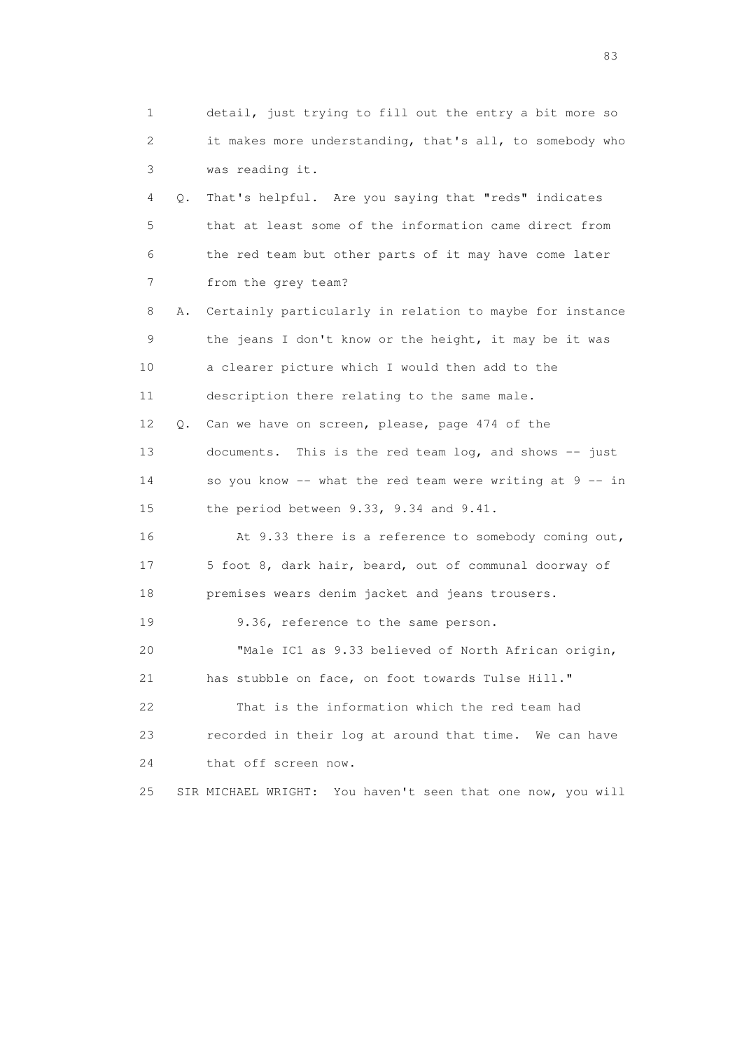1 detail, just trying to fill out the entry a bit more so
2 it makes more understanding, that's all, to somebody who
3 was reading it.

4 Q. That's helpful. Are you saying that "reds" indicates
5 that at least some of the information came direct from
6 the red team but other parts of it may have come later
7 from the grey team?

8 A. Certainly particularly in relation to maybe for instance
9 the jeans I don't know or the height, it may be it was
10 a clearer picture which I would then add to the
11 description there relating to the same male.

12 Q. Can we have on screen, please, page 474 of the
13 documents. This is the red team log, and shows -- just
14 so you know -- what the red team were writing at 9 -- in
15 the period between 9.33, 9.34 and 9.41.

16 At 9.33 there is a reference to somebody coming out,
17 5 foot 8, dark hair, beard, out of communal doorway of
18 premises wears denim jacket and jeans trousers.

19 9.36, reference to the same person.

20 "Male IC1 as 9.33 believed of North African origin,
21 has stubble on face, on foot towards Tulse Hill."

22 That is the information which the red team had
23 recorded in their log at around that time. We can have
24 that off screen now.

25 SIR MICHAEL WRIGHT: You haven't seen that one now, you will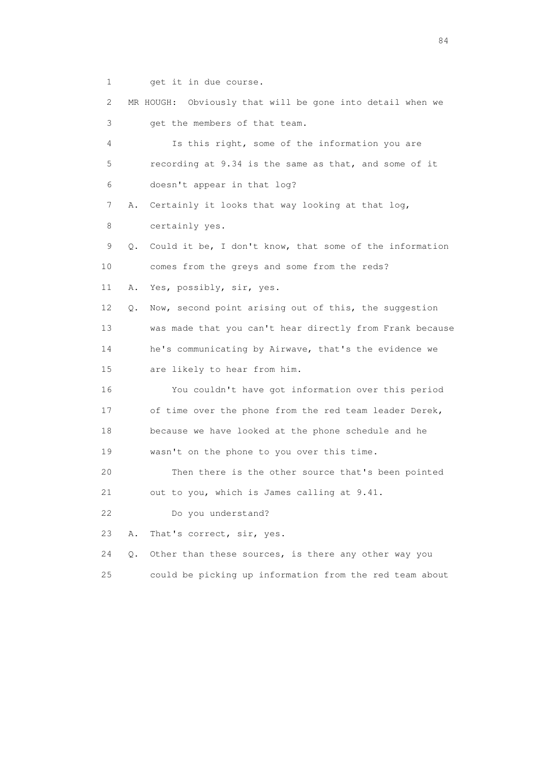1 get it in due course.

2 MR HOUGH: Obviously that will be gone into detail when we

3 get the members of that team.

4 Is this right, some of the information you are

5 recording at 9.34 is the same as that, and some of it

6 doesn't appear in that log?

7 A. Certainly it looks that way looking at that log,

8 certainly yes.

9 Q. Could it be, I don't know, that some of the information

10 comes from the greys and some from the reds?

11 A. Yes, possibly, sir, yes.

12 Q. Now, second point arising out of this, the suggestion

13 was made that you can't hear directly from Frank because

14 he's communicating by Airwave, that's the evidence we

15 are likely to hear from him.

16 You couldn't have got information over this period

17 of time over the phone from the red team leader Derek,

18 because we have looked at the phone schedule and he

19 wasn't on the phone to you over this time.

20 Then there is the other source that's been pointed

21 out to you, which is James calling at 9.41.

22 Do you understand?

23 A. That's correct, sir, yes.

24 Q. Other than these sources, is there any other way you

25 could be picking up information from the red team about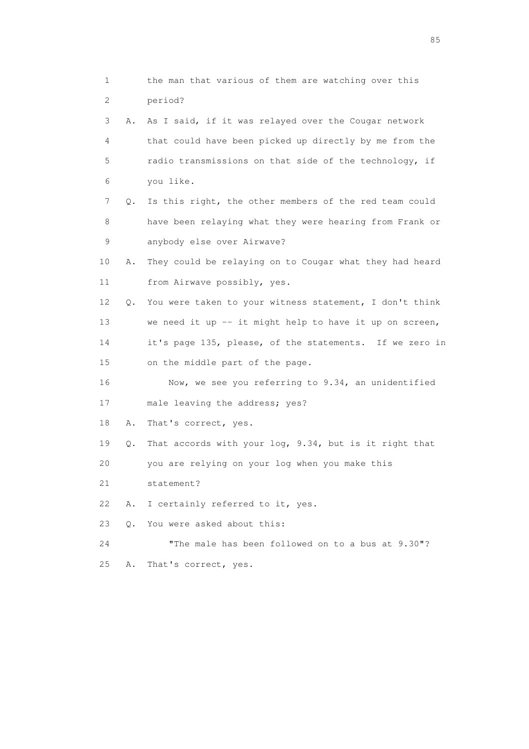1 the man that various of them are watching over this
2 period?
3 A. As I said, if it was relayed over the Cougar network
4 that could have been picked up directly by me from the
5 radio transmissions on that side of the technology, if
6 you like.
7 Q. Is this right, the other members of the red team could
8 have been relaying what they were hearing from Frank or
9 anybody else over Airwave?
10 A. They could be relaying on to Cougar what they had heard
11 from Airwave possibly, yes.
12 Q. You were taken to your witness statement, I don't think
13 we need it up -- it might help to have it up on screen,
14 it's page 135, please, of the statements. If we zero in
15 on the middle part of the page.
16 Now, we see you referring to 9.34, an unidentified
17 male leaving the address; yes?
18 A. That's correct, yes.
19 Q. That accords with your log, 9.34, but is it right that
20 you are relying on your log when you make this
21 statement?
22 A. I certainly referred to it, yes.
23 Q. You were asked about this:
24 "The male has been followed on to a bus at 9.30"?
25 A. That's correct, yes.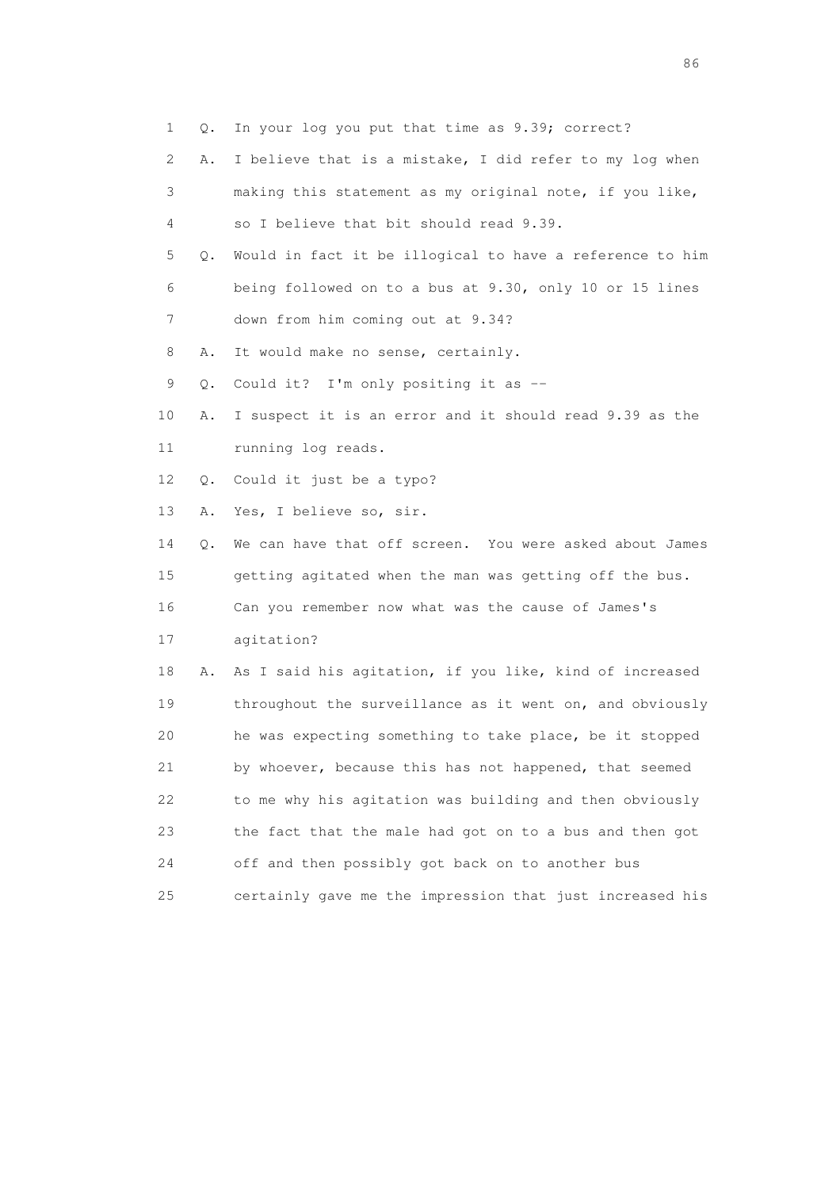1 Q. In your log you put that time as 9.39; correct?

2 A. I believe that is a mistake, I did refer to my log when

3 making this statement as my original note, if you like,

4 so I believe that bit should read 9.39.

5 Q. Would in fact it be illogical to have a reference to him

6 being followed on to a bus at 9.30, only 10 or 15 lines

7 down from him coming out at 9.34?

8 A. It would make no sense, certainly.

9 Q. Could it? I'm only positing it as --

10 A. I suspect it is an error and it should read 9.39 as the

11 running log reads.

12 Q. Could it just be a typo?

13 A. Yes, I believe so, sir.

14 Q. We can have that off screen. You were asked about James

15 getting agitated when the man was getting off the bus.

16 Can you remember now what was the cause of James's

17 agitation?

18 A. As I said his agitation, if you like, kind of increased

19 throughout the surveillance as it went on, and obviously

20 he was expecting something to take place, be it stopped

21 by whoever, because this has not happened, that seemed

22 to me why his agitation was building and then obviously

23 the fact that the male had got on to a bus and then got

24 off and then possibly got back on to another bus

25 certainly gave me the impression that just increased his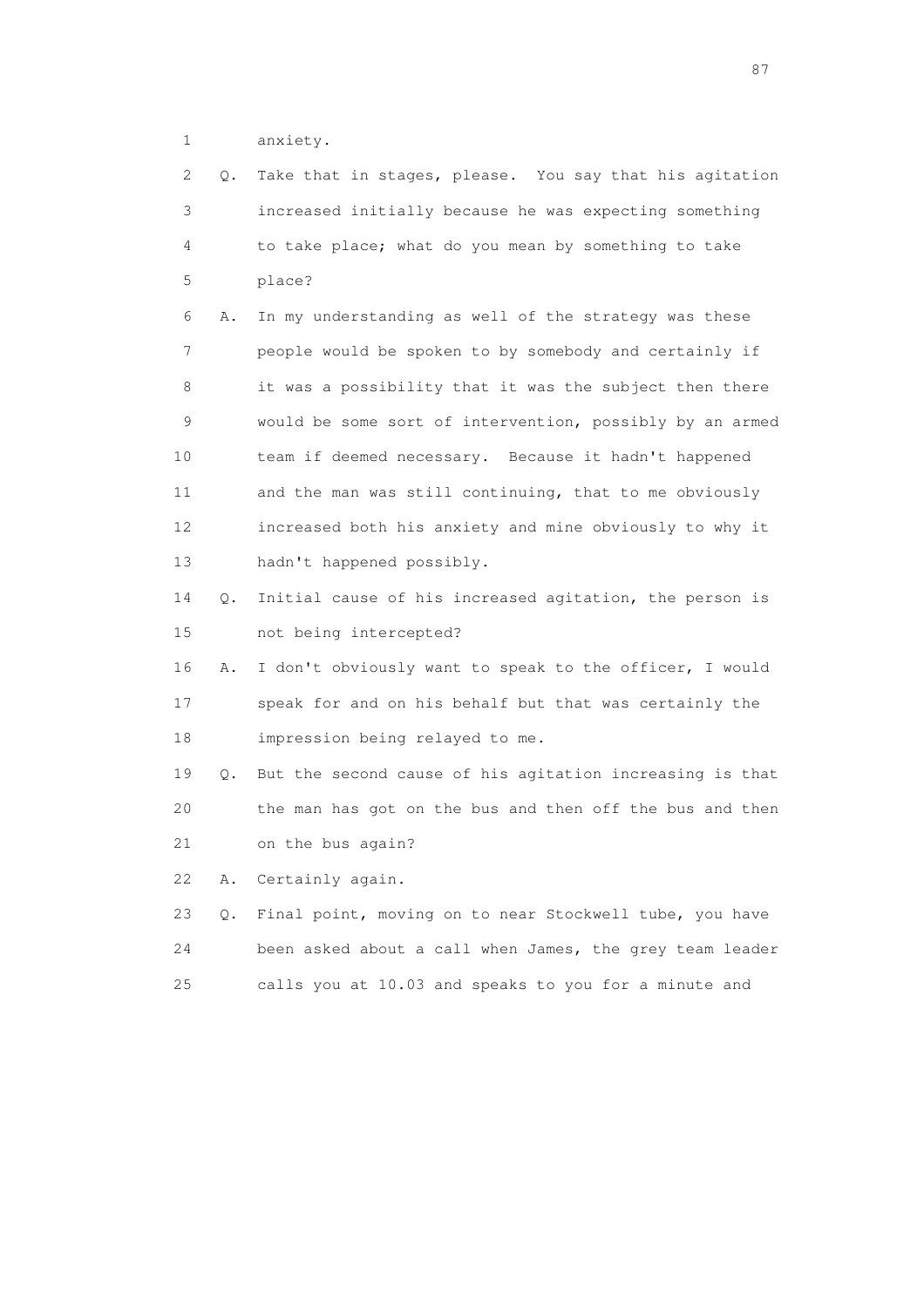1 anxiety.

2 Q. Take that in stages, please. You say that his agitation

3 increased initially because he was expecting something

4 to take place; what do you mean by something to take

5 place?

6 A. In my understanding as well of the strategy was these

7 people would be spoken to by somebody and certainly if

8 it was a possibility that it was the subject then there

9 would be some sort of intervention, possibly by an armed

10 team if deemed necessary. Because it hadn't happened

11 and the man was still continuing, that to me obviously

12 increased both his anxiety and mine obviously to why it

13 hadn't happened possibly.

14 Q. Initial cause of his increased agitation, the person is

15 not being intercepted?

16 A. I don't obviously want to speak to the officer, I would

17 speak for and on his behalf but that was certainly the

18 impression being relayed to me.

19 Q. But the second cause of his agitation increasing is that

20 the man has got on the bus and then off the bus and then

21 on the bus again?

22 A. Certainly again.

23 Q. Final point, moving on to near Stockwell tube, you have

24 been asked about a call when James, the grey team leader

25 calls you at 10.03 and speaks to you for a minute and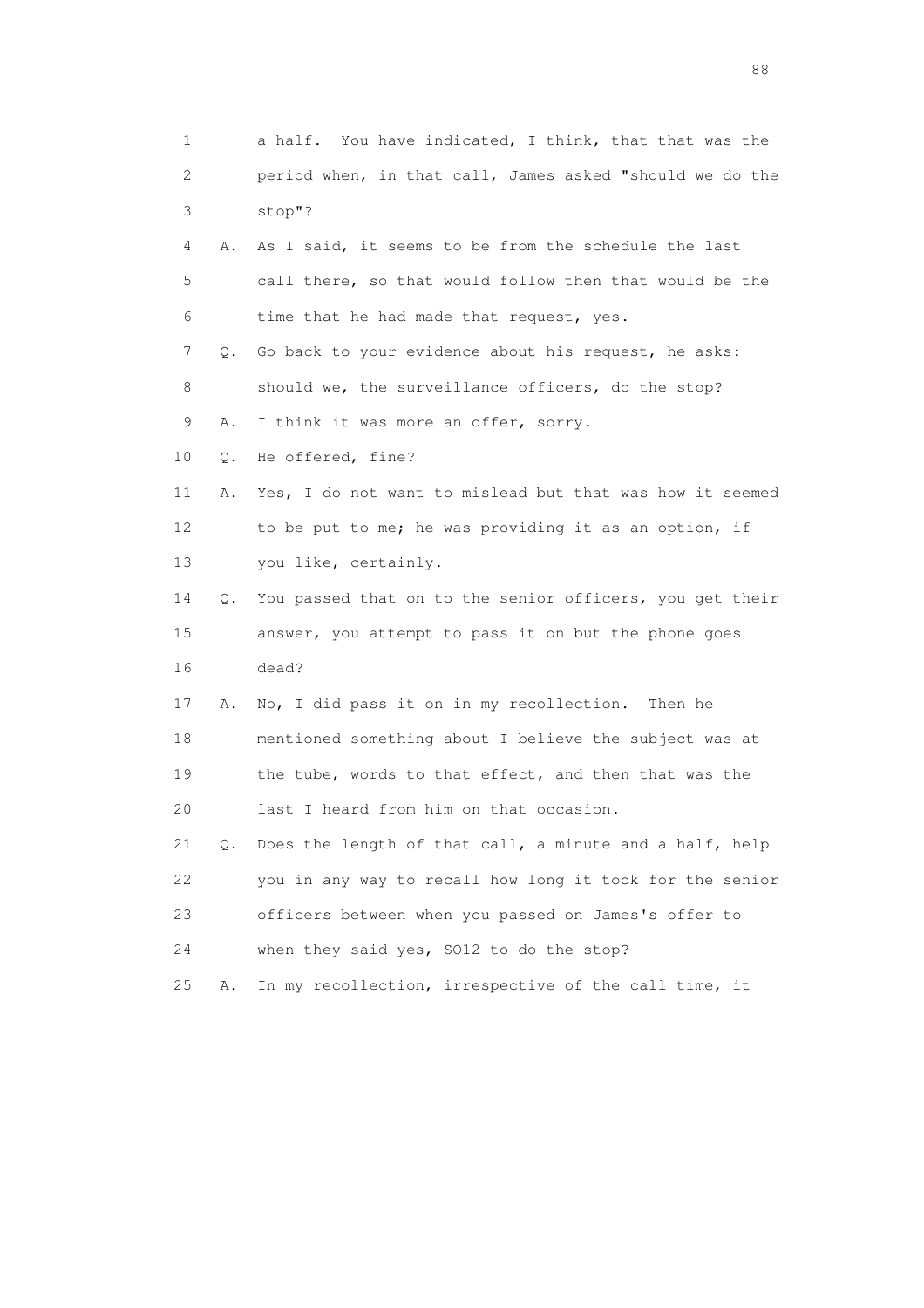1 a half. You have indicated, I think, that that was the
2 period when, in that call, James asked "should we do the
3 stop"?

4 A. As I said, it seems to be from the schedule the last
5 call there, so that would follow then that would be the
6 time that he had made that request, yes.

7 Q. Go back to your evidence about his request, he asks:
8 should we, the surveillance officers, do the stop?

9 A. I think it was more an offer, sorry.

10 Q. He offered, fine?

11 A. Yes, I do not want to mislead but that was how it seemed
12 to be put to me; he was providing it as an option, if
13 you like, certainly.

14 Q. You passed that on to the senior officers, you get their
15 answer, you attempt to pass it on but the phone goes
16 dead?

17 A. No, I did pass it on in my recollection. Then he
18 mentioned something about I believe the subject was at
19 the tube, words to that effect, and then that was the
20 last I heard from him on that occasion.

21 Q. Does the length of that call, a minute and a half, help
22 you in any way to recall how long it took for the senior
23 officers between when you passed on James's offer to
24 when they said yes, SO12 to do the stop?

25 A. In my recollection, irrespective of the call time, it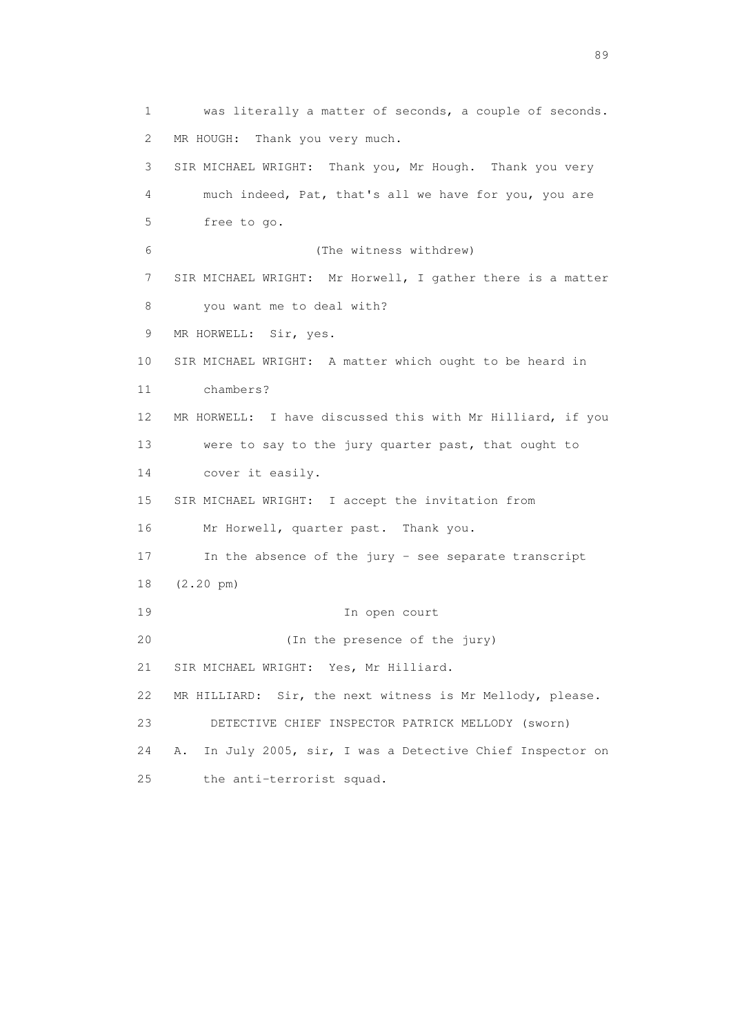1 was literally a matter of seconds, a couple of seconds.

2 MR HOUGH: Thank you very much.

3 SIR MICHAEL WRIGHT: Thank you, Mr Hough. Thank you very

4 much indeed, Pat, that's all we have for you, you are

5 free to go.

6 (The witness withdrew)

7 SIR MICHAEL WRIGHT: Mr Horwell, I gather there is a matter

8 you want me to deal with?

9 MR HORWELL: Sir, yes.

10 SIR MICHAEL WRIGHT: A matter which ought to be heard in

11 chambers?

12 MR HORWELL: I have discussed this with Mr Hilliard, if you

13 were to say to the jury quarter past, that ought to

14 cover it easily.

15 SIR MICHAEL WRIGHT: I accept the invitation from

16 Mr Horwell, quarter past. Thank you.

17 In the absence of the jury - see separate transcript

18 (2.20 pm)

19 In open court

20 (In the presence of the jury)

21 SIR MICHAEL WRIGHT: Yes, Mr Hilliard.

22 MR HILLIARD: Sir, the next witness is Mr Mellody, please.

23 DETECTIVE CHIEF INSPECTOR PATRICK MELLODY (sworn)

24 A. In July 2005, sir, I was a Detective Chief Inspector on

25 the anti-terrorist squad.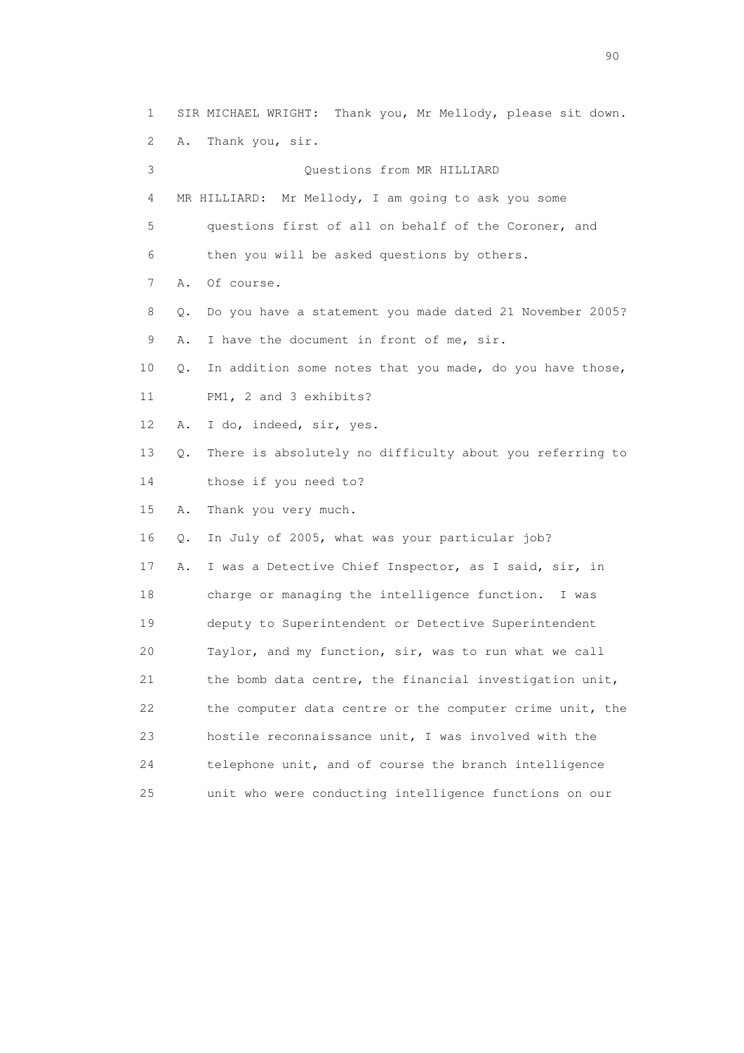1 SIR MICHAEL WRIGHT: Thank you, Mr Mellody, please sit down.

2 A. Thank you, sir.

3 Questions from MR HILLIARD

4 MR HILLIARD: Mr Mellody, I am going to ask you some

5 questions first of all on behalf of the Coroner, and

6 then you will be asked questions by others.

7 A. Of course.

8 Q. Do you have a statement you made dated 21 November 2005?

9 A. I have the document in front of me, sir.

10 Q. In addition some notes that you made, do you have those,

11 PM1, 2 and 3 exhibits?

12 A. I do, indeed, sir, yes.

13 Q. There is absolutely no difficulty about you referring to

14 those if you need to?

15 A. Thank you very much.

16 Q. In July of 2005, what was your particular job?

17 A. I was a Detective Chief Inspector, as I said, sir, in

18 charge or managing the intelligence function. I was

19 deputy to Superintendent or Detective Superintendent

20 Taylor, and my function, sir, was to run what we call

21 the bomb data centre, the financial investigation unit,

22 the computer data centre or the computer crime unit, the

23 hostile reconnaissance unit, I was involved with the

24 telephone unit, and of course the branch intelligence

25 unit who were conducting intelligence functions on our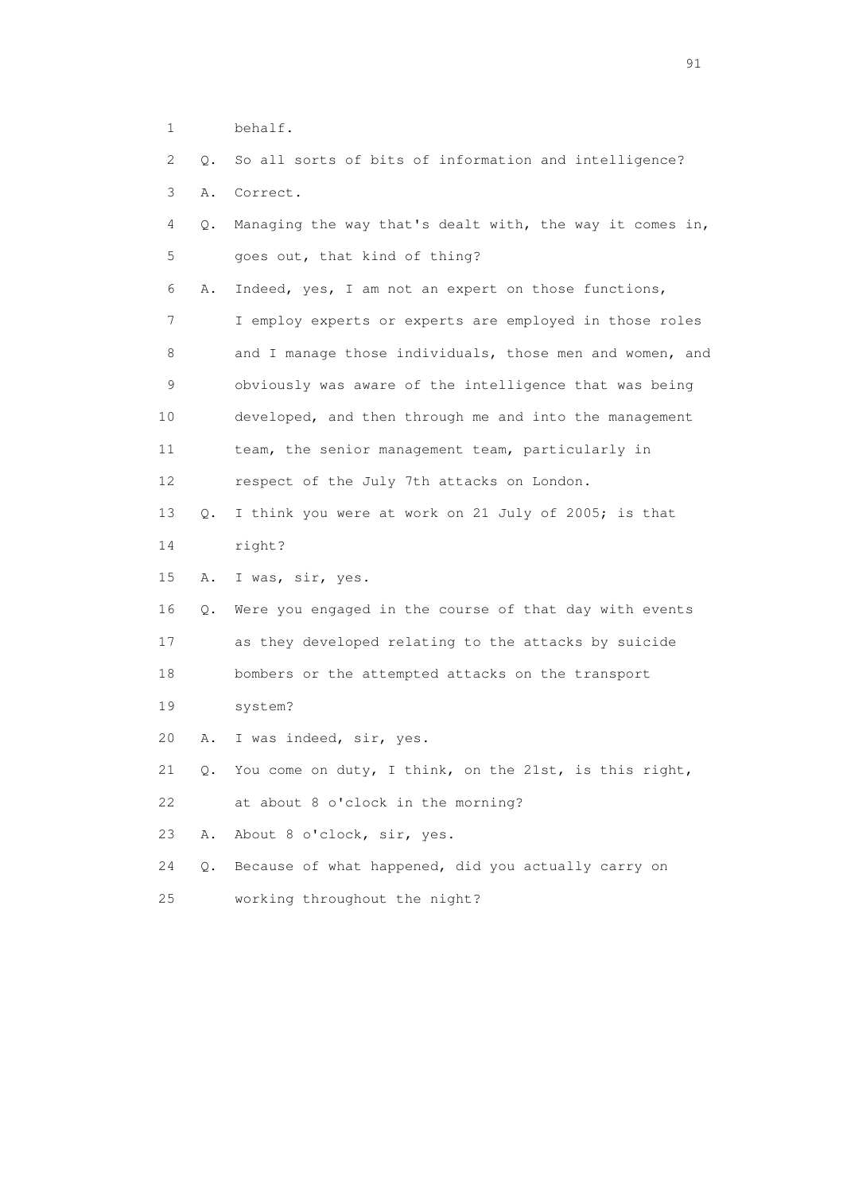1 behalf.

2 Q. So all sorts of bits of information and intelligence?

3 A. Correct.

4 Q. Managing the way that's dealt with, the way it comes in,

5 goes out, that kind of thing?

6 A. Indeed, yes, I am not an expert on those functions,

7 I employ experts or experts are employed in those roles

8 and I manage those individuals, those men and women, and

9 obviously was aware of the intelligence that was being

10 developed, and then through me and into the management

11 team, the senior management team, particularly in

12 respect of the July 7th attacks on London.

13 Q. I think you were at work on 21 July of 2005; is that

14 right?

15 A. I was, sir, yes.

16 Q. Were you engaged in the course of that day with events

17 as they developed relating to the attacks by suicide

18 bombers or the attempted attacks on the transport

19 system?

20 A. I was indeed, sir, yes.

21 Q. You come on duty, I think, on the 21st, is this right,

22 at about 8 o'clock in the morning?

23 A. About 8 o'clock, sir, yes.

24 Q. Because of what happened, did you actually carry on

25 working throughout the night?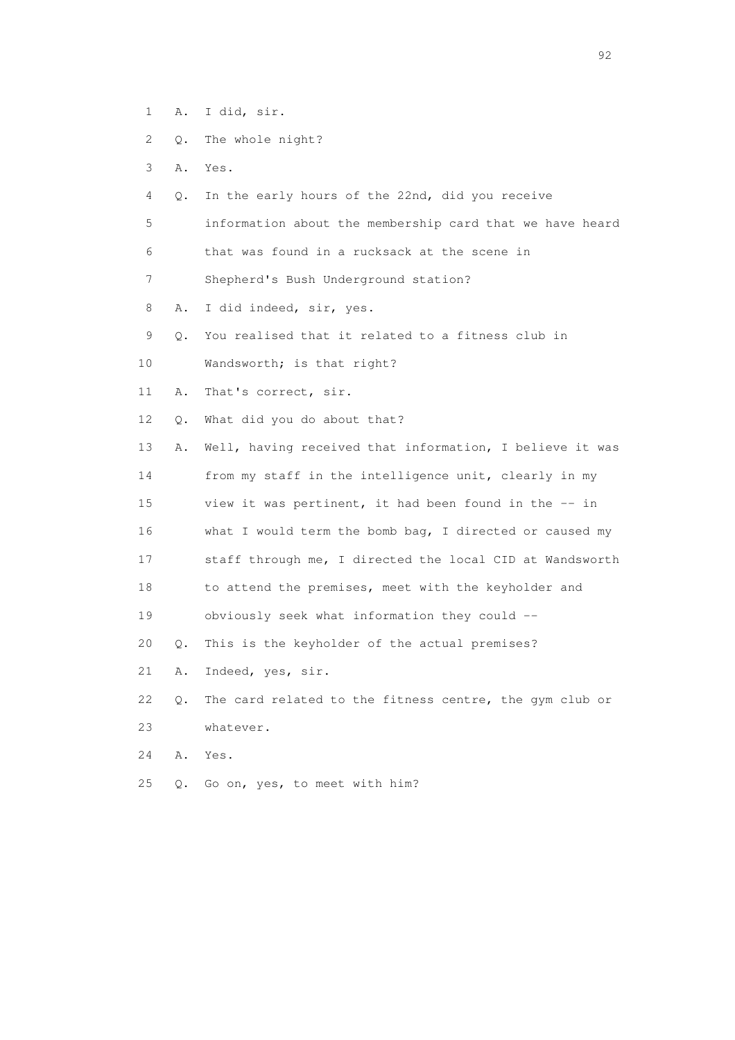1 A. I did, sir.

2 Q. The whole night?

3 A. Yes.

4 Q. In the early hours of the 22nd, did you receive

5 information about the membership card that we have heard

6 that was found in a rucksack at the scene in

7 Shepherd's Bush Underground station?

8 A. I did indeed, sir, yes.

9 Q. You realised that it related to a fitness club in

10 Wandsworth; is that right?

11 A. That's correct, sir.

12 Q. What did you do about that?

13 A. Well, having received that information, I believe it was

14 from my staff in the intelligence unit, clearly in my

15 view it was pertinent, it had been found in the -- in

16 what I would term the bomb bag, I directed or caused my

17 staff through me, I directed the local CID at Wandsworth

18 to attend the premises, meet with the keyholder and

19 obviously seek what information they could --

20 Q. This is the keyholder of the actual premises?

21 A. Indeed, yes, sir.

22 Q. The card related to the fitness centre, the gym club or

23 whatever.

24 A. Yes.

25 Q. Go on, yes, to meet with him?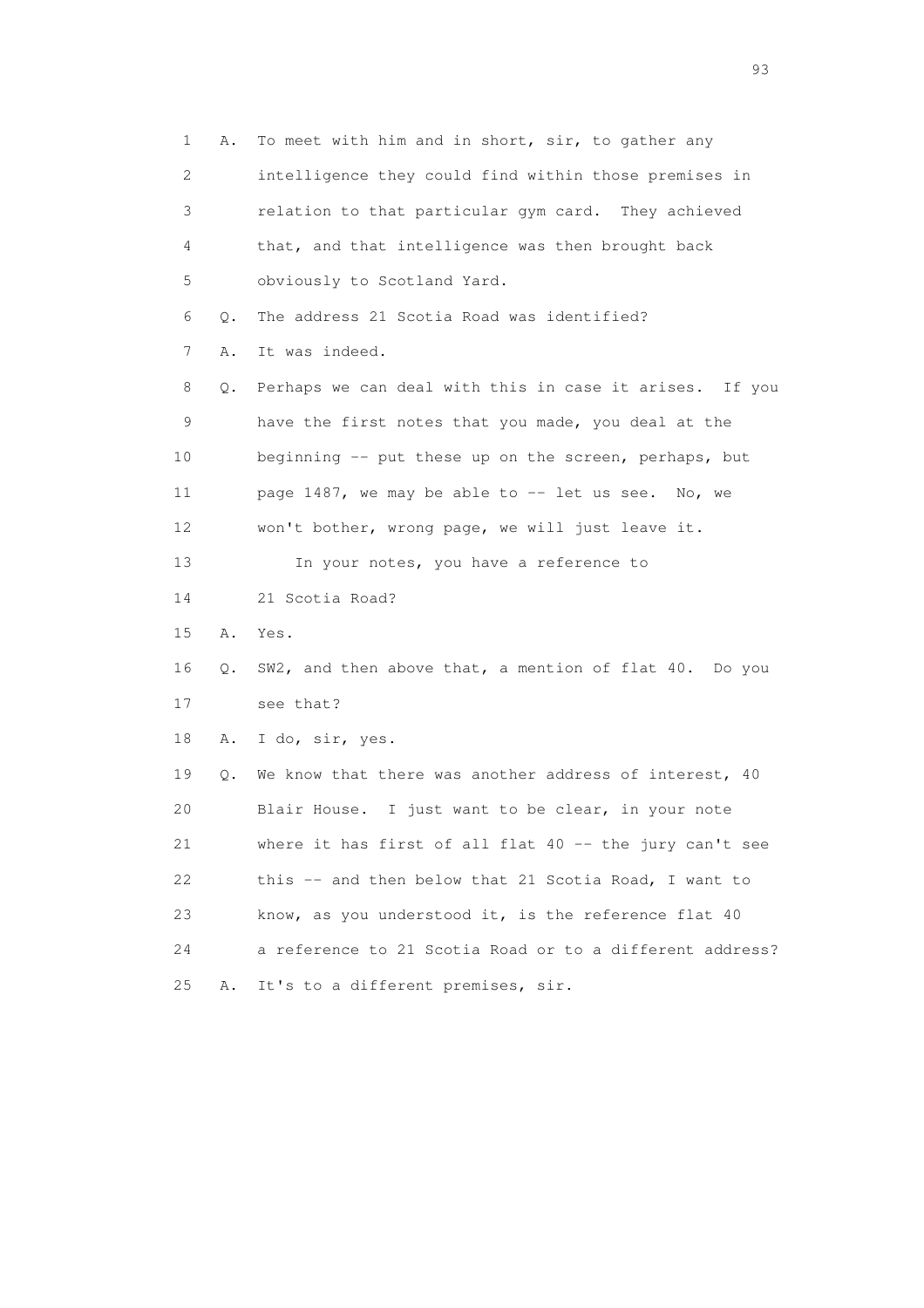1 A. To meet with him and in short, sir, to gather any
2 intelligence they could find within those premises in
3 relation to that particular gym card. They achieved
4 that, and that intelligence was then brought back
5 obviously to Scotland Yard.
6 Q. The address 21 Scotia Road was identified?
7 A. It was indeed.
8 Q. Perhaps we can deal with this in case it arises. If you
9 have the first notes that you made, you deal at the
10 beginning -- put these up on the screen, perhaps, but
11 page 1487, we may be able to -- let us see. No, we
12 won't bother, wrong page, we will just leave it.
13 In your notes, you have a reference to
14 21 Scotia Road?
15 A. Yes.
16 Q. SW2, and then above that, a mention of flat 40. Do you
17 see that?
18 A. I do, sir, yes.
19 Q. We know that there was another address of interest, 40
20 Blair House. I just want to be clear, in your note
21 where it has first of all flat 40 -- the jury can't see
22 this -- and then below that 21 Scotia Road, I want to
23 know, as you understood it, is the reference flat 40
24 a reference to 21 Scotia Road or to a different address?
25 A. It's to a different premises, sir.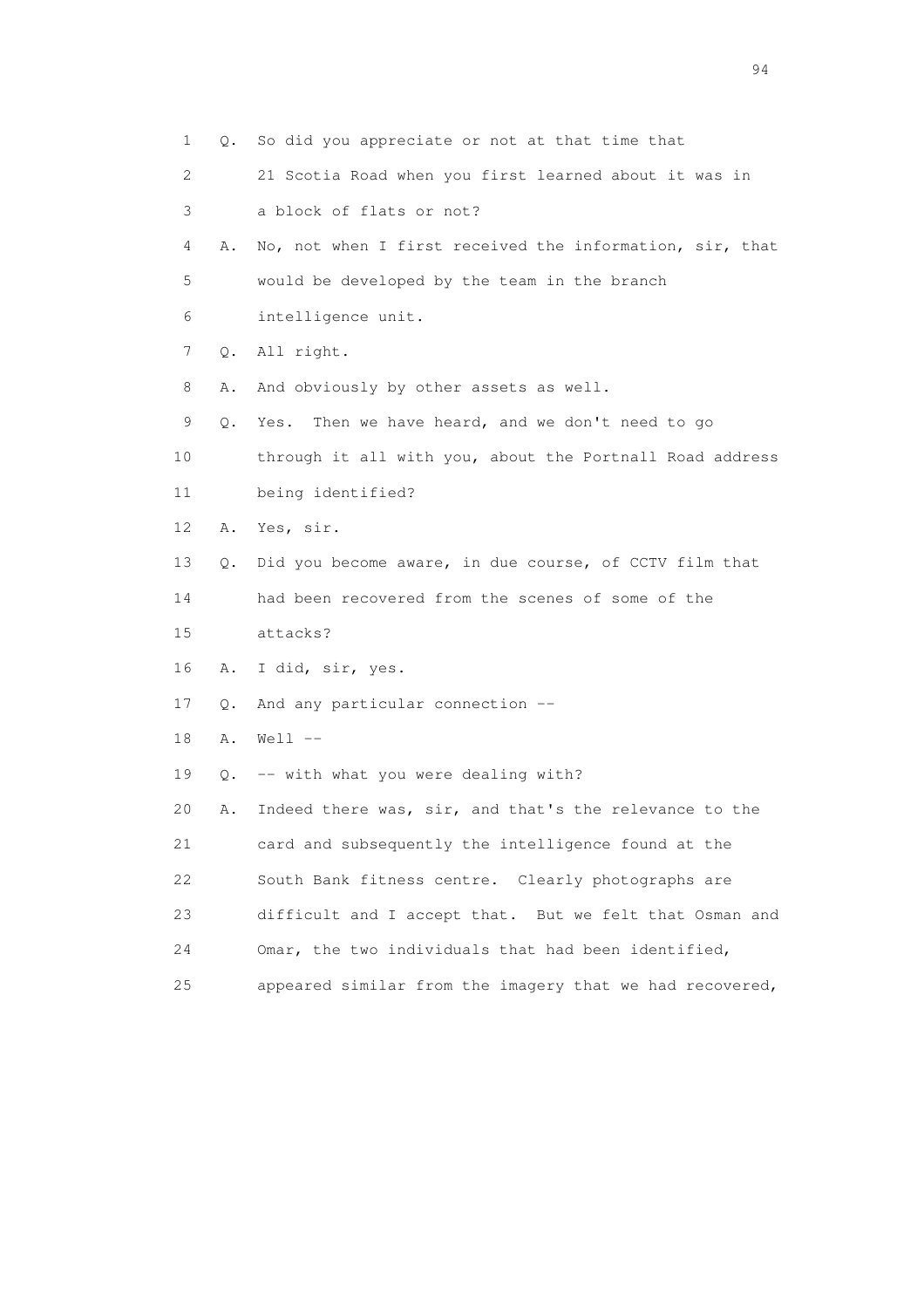1 Q. So did you appreciate or not at that time that
2 21 Scotia Road when you first learned about it was in
3 a block of flats or not?
4 A. No, not when I first received the information, sir, that
5 would be developed by the team in the branch
6 intelligence unit.
7 Q. All right.
8 A. And obviously by other assets as well.
9 Q. Yes. Then we have heard, and we don't need to go
10 through it all with you, about the Portnall Road address
11 being identified?
12 A. Yes, sir.
13 Q. Did you become aware, in due course, of CCTV film that
14 had been recovered from the scenes of some of the
15 attacks?
16 A. I did, sir, yes.
17 Q. And any particular connection --
18 A. Well --
19 Q. -- with what you were dealing with?
20 A. Indeed there was, sir, and that's the relevance to the
21 card and subsequently the intelligence found at the
22 South Bank fitness centre. Clearly photographs are
23 difficult and I accept that. But we felt that Osman and
24 Omar, the two individuals that had been identified,
25 appeared similar from the imagery that we had recovered,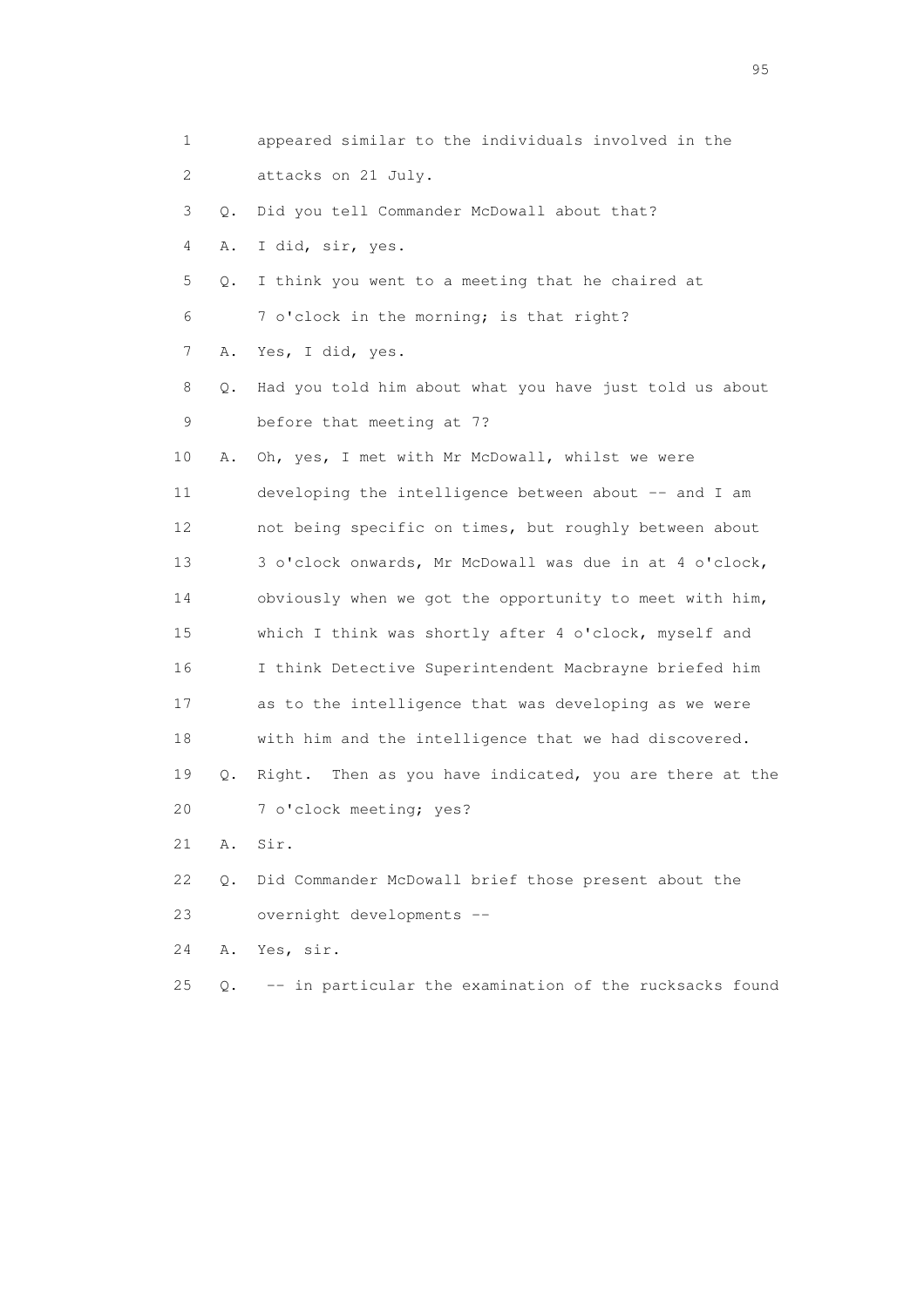1 appeared similar to the individuals involved in the
2 attacks on 21 July.
3 Q. Did you tell Commander McDowall about that?
4 A. I did, sir, yes.
5 Q. I think you went to a meeting that he chaired at
6 7 o'clock in the morning; is that right?
7 A. Yes, I did, yes.
8 Q. Had you told him about what you have just told us about
9 before that meeting at 7?
10 A. Oh, yes, I met with Mr McDowall, whilst we were
11 developing the intelligence between about -- and I am
12 not being specific on times, but roughly between about
13 3 o'clock onwards, Mr McDowall was due in at 4 o'clock,
14 obviously when we got the opportunity to meet with him,
15 which I think was shortly after 4 o'clock, myself and
16 I think Detective Superintendent Macbrayne briefed him
17 as to the intelligence that was developing as we were
18 with him and the intelligence that we had discovered.
19 Q. Right. Then as you have indicated, you are there at the
20 7 o'clock meeting; yes?
21 A. Sir.
22 Q. Did Commander McDowall brief those present about the
23 overnight developments --
24 A. Yes, sir.
25 Q. -- in particular the examination of the rucksacks found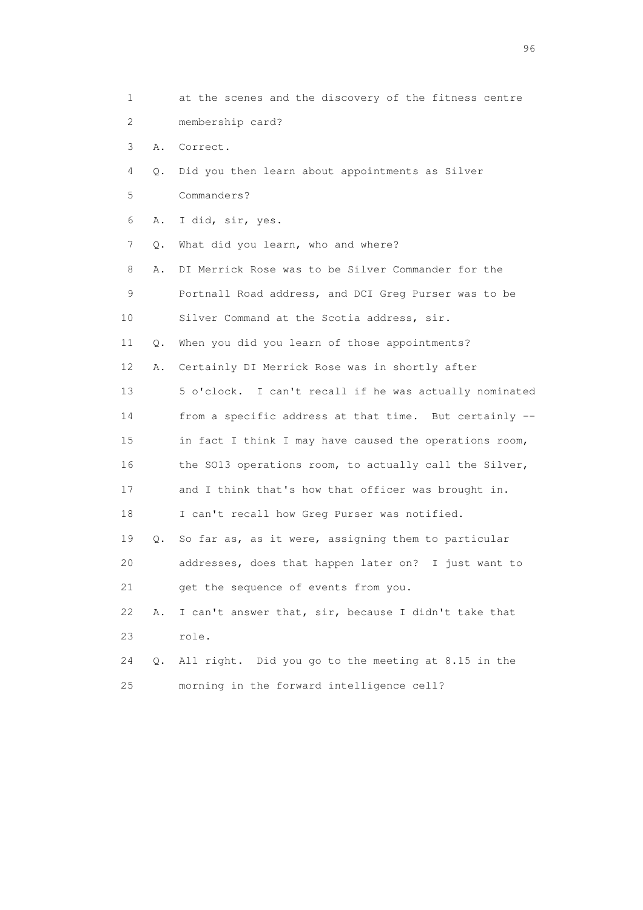1 at the scenes and the discovery of the fitness centre
2 membership card?
3 A. Correct.
4 Q. Did you then learn about appointments as Silver
5 Commanders?
6 A. I did, sir, yes.
7 Q. What did you learn, who and where?
8 A. DI Merrick Rose was to be Silver Commander for the
9 Portnall Road address, and DCI Greg Purser was to be
10 Silver Command at the Scotia address, sir.
11 Q. When you did you learn of those appointments?
12 A. Certainly DI Merrick Rose was in shortly after
13 5 o'clock. I can't recall if he was actually nominated
14 from a specific address at that time. But certainly --
15 in fact I think I may have caused the operations room,
16 the SO13 operations room, to actually call the Silver,
17 and I think that's how that officer was brought in.
18 I can't recall how Greg Purser was notified.
19 Q. So far as, as it were, assigning them to particular
20 addresses, does that happen later on? I just want to
21 get the sequence of events from you.
22 A. I can't answer that, sir, because I didn't take that
23 role.
24 Q. All right. Did you go to the meeting at 8.15 in the
25 morning in the forward intelligence cell?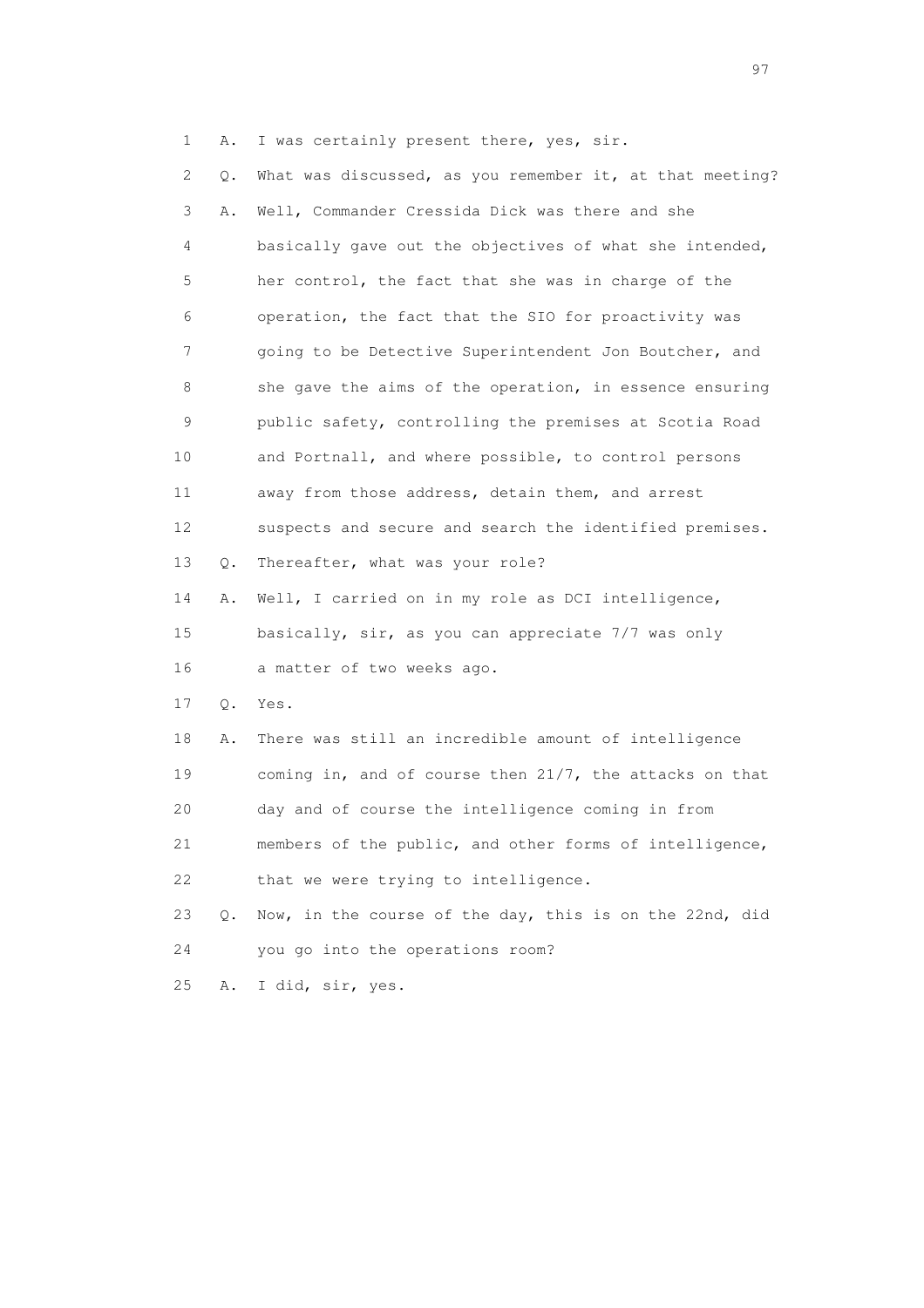1 A. I was certainly present there, yes, sir.

2 Q. What was discussed, as you remember it, at that meeting?

3 A. Well, Commander Cressida Dick was there and she

4 basically gave out the objectives of what she intended,

5 her control, the fact that she was in charge of the

6 operation, the fact that the SIO for proactivity was

7 going to be Detective Superintendent Jon Boutcher, and

8 she gave the aims of the operation, in essence ensuring

9 public safety, controlling the premises at Scotia Road

10 and Portnall, and where possible, to control persons

11 away from those address, detain them, and arrest

12 suspects and secure and search the identified premises.

13 Q. Thereafter, what was your role?

14 A. Well, I carried on in my role as DCI intelligence,

15 basically, sir, as you can appreciate 7/7 was only

16 a matter of two weeks ago.

17 Q. Yes.

18 A. There was still an incredible amount of intelligence

19 coming in, and of course then 21/7, the attacks on that

20 day and of course the intelligence coming in from

21 members of the public, and other forms of intelligence,

22 that we were trying to intelligence.

23 Q. Now, in the course of the day, this is on the 22nd, did

24 you go into the operations room?

25 A. I did, sir, yes.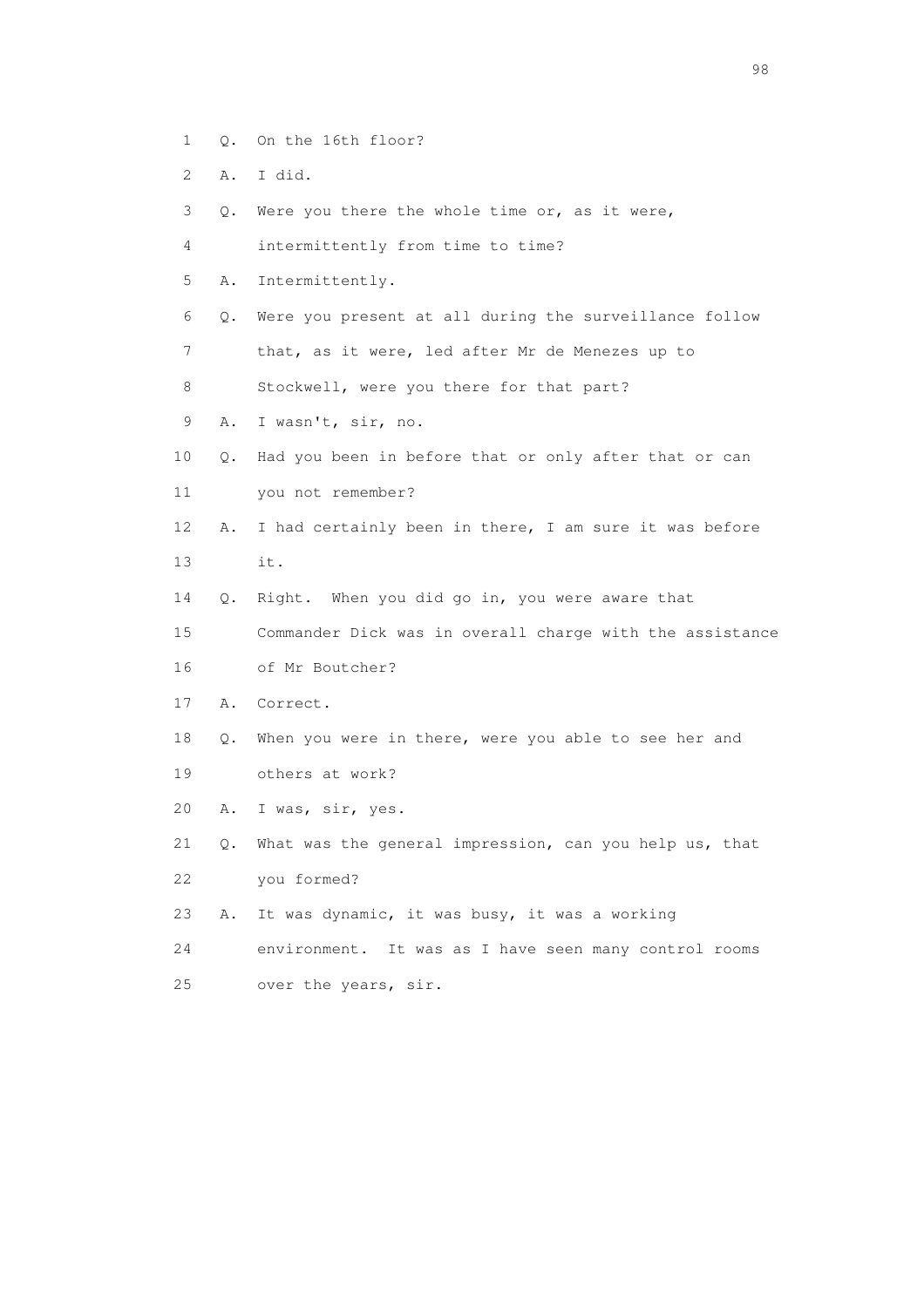1 Q. On the 16th floor?

2 A. I did.

3 Q. Were you there the whole time or, as it were,

4 intermittently from time to time?

5 A. Intermittently.

6 Q. Were you present at all during the surveillance follow

7 that, as it were, led after Mr de Menezes up to

8 Stockwell, were you there for that part?

9 A. I wasn't, sir, no.

10 Q. Had you been in before that or only after that or can

11 you not remember?

12 A. I had certainly been in there, I am sure it was before

13 it.

14 Q. Right. When you did go in, you were aware that

15 Commander Dick was in overall charge with the assistance

16 of Mr Boutcher?

17 A. Correct.

18 Q. When you were in there, were you able to see her and

19 others at work?

20 A. I was, sir, yes.

21 Q. What was the general impression, can you help us, that

22 you formed?

23 A. It was dynamic, it was busy, it was a working

24 environment. It was as I have seen many control rooms

25 over the years, sir.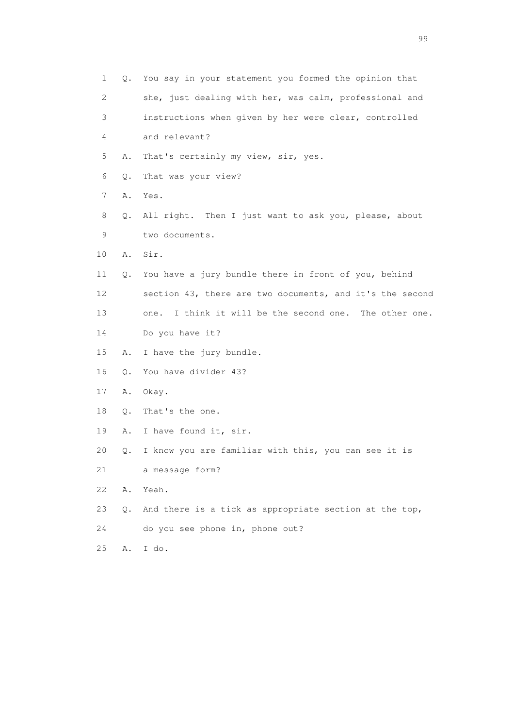1 Q. You say in your statement you formed the opinion that
2 she, just dealing with her, was calm, professional and
3 instructions when given by her were clear, controlled
4 and relevant?
5 A. That's certainly my view, sir, yes.
6 Q. That was your view?
7 A. Yes.
8 Q. All right. Then I just want to ask you, please, about
9 two documents.
10 A. Sir.
11 Q. You have a jury bundle there in front of you, behind
12 section 43, there are two documents, and it's the second
13 one. I think it will be the second one. The other one.
14 Do you have it?
15 A. I have the jury bundle.
16 Q. You have divider 43?
17 A. Okay.
18 Q. That's the one.
19 A. I have found it, sir.
20 Q. I know you are familiar with this, you can see it is
21 a message form?
22 A. Yeah.
23 Q. And there is a tick as appropriate section at the top,
24 do you see phone in, phone out?
25 A. I do.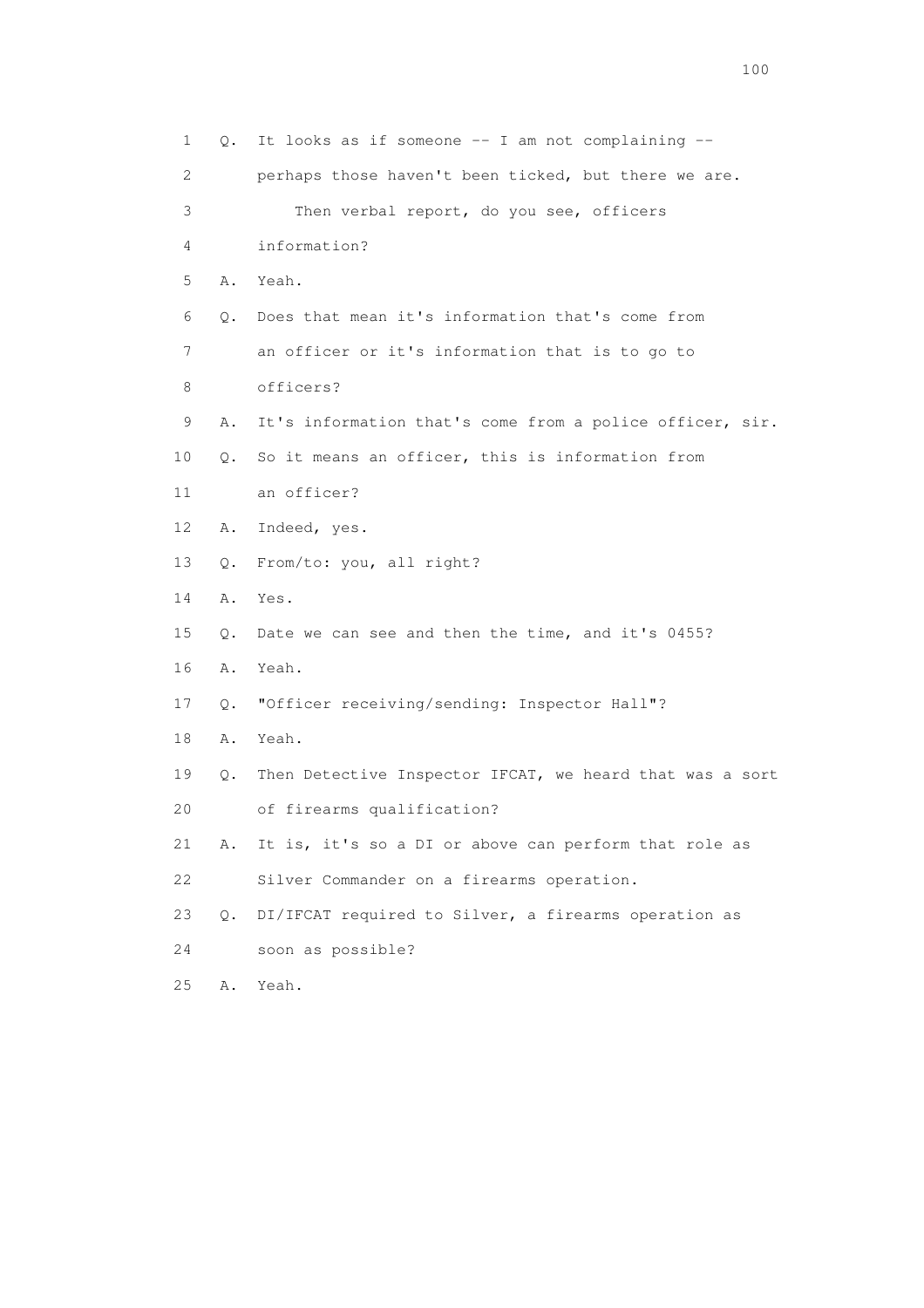1 Q. It looks as if someone -- I am not complaining --

2 perhaps those haven't been ticked, but there we are.

3 Then verbal report, do you see, officers

4 information?

5 A. Yeah.

6 Q. Does that mean it's information that's come from

7 an officer or it's information that is to go to

8 officers?

9 A. It's information that's come from a police officer, sir.

10 Q. So it means an officer, this is information from

11 an officer?

12 A. Indeed, yes.

13 Q. From/to: you, all right?

14 A. Yes.

15 Q. Date we can see and then the time, and it's 0455?

16 A. Yeah.

17 Q. "Officer receiving/sending: Inspector Hall"?

18 A. Yeah.

19 Q. Then Detective Inspector IFCAT, we heard that was a sort

20 of firearms qualification?

21 A. It is, it's so a DI or above can perform that role as

22 Silver Commander on a firearms operation.

23 Q. DI/IFCAT required to Silver, a firearms operation as

24 soon as possible?

25 A. Yeah.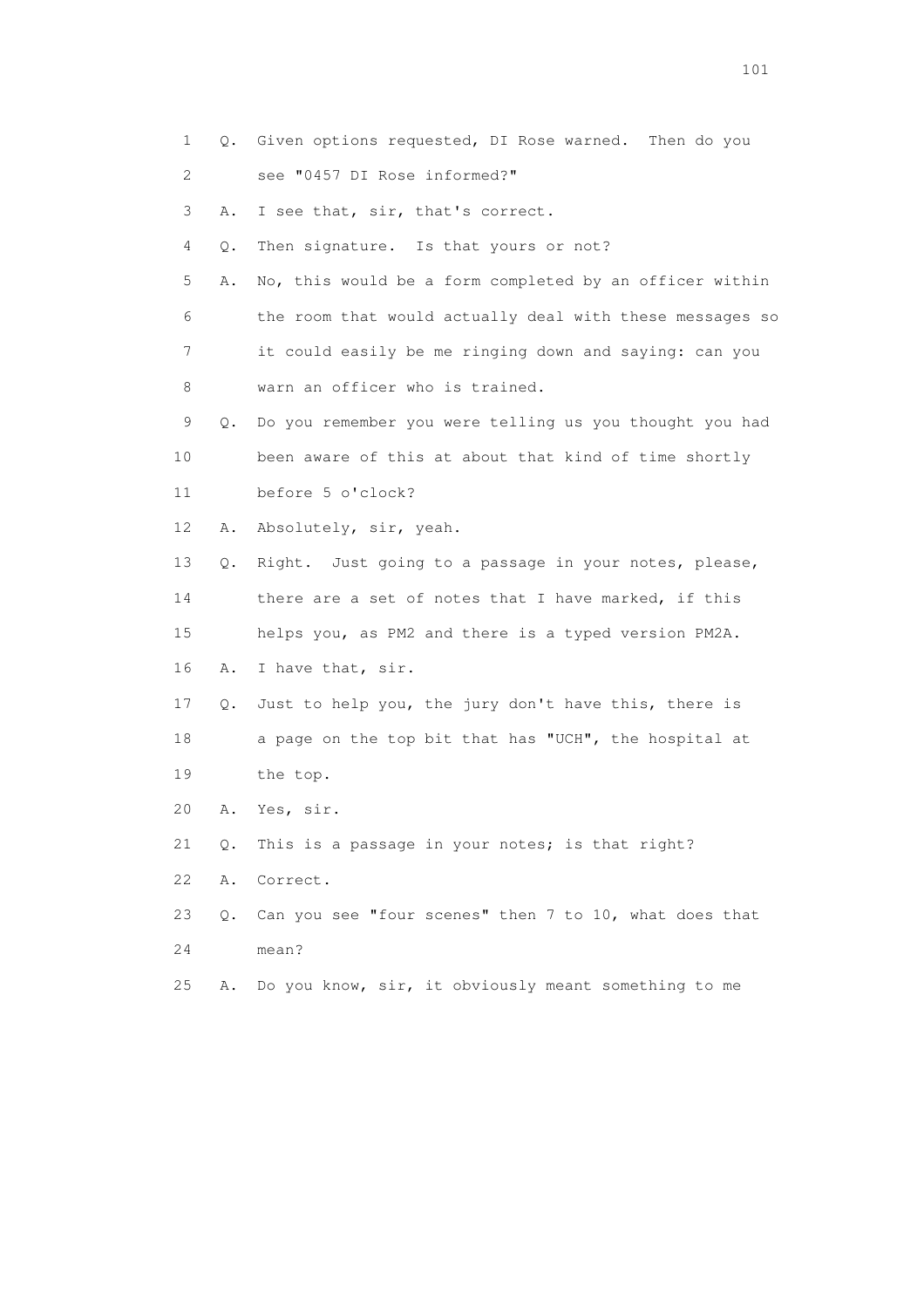1 Q. Given options requested, DI Rose warned. Then do you
2 see "0457 DI Rose informed?"
3 A. I see that, sir, that's correct.
4 Q. Then signature. Is that yours or not?
5 A. No, this would be a form completed by an officer within
6 the room that would actually deal with these messages so
7 it could easily be me ringing down and saying: can you
8 warn an officer who is trained.
9 Q. Do you remember you were telling us you thought you had
10 been aware of this at about that kind of time shortly
11 before 5 o'clock?
12 A. Absolutely, sir, yeah.
13 Q. Right. Just going to a passage in your notes, please,
14 there are a set of notes that I have marked, if this
15 helps you, as PM2 and there is a typed version PM2A.
16 A. I have that, sir.
17 Q. Just to help you, the jury don't have this, there is
18 a page on the top bit that has "UCH", the hospital at
19 the top.
20 A. Yes, sir.
21 Q. This is a passage in your notes; is that right?
22 A. Correct.
23 Q. Can you see "four scenes" then 7 to 10, what does that
24 mean?
25 A. Do you know, sir, it obviously meant something to me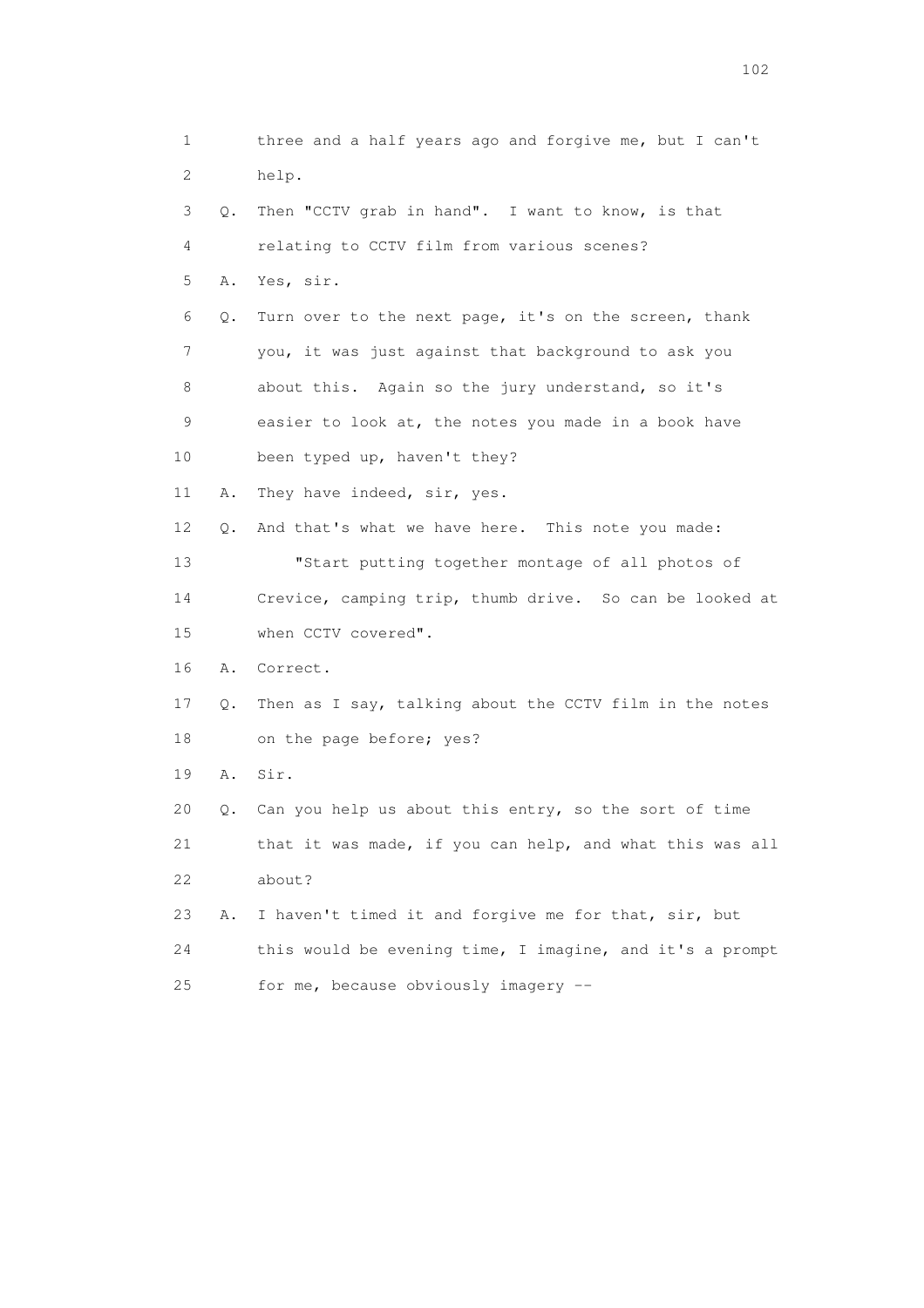1 three and a half years ago and forgive me, but I can't
2 help.
3 Q. Then "CCTV grab in hand". I want to know, is that
4 relating to CCTV film from various scenes?
5 A. Yes, sir.
6 Q. Turn over to the next page, it's on the screen, thank
7 you, it was just against that background to ask you
8 about this. Again so the jury understand, so it's
9 easier to look at, the notes you made in a book have
10 been typed up, haven't they?
11 A. They have indeed, sir, yes.
12 Q. And that's what we have here. This note you made:
13 "Start putting together montage of all photos of
14 Crevice, camping trip, thumb drive. So can be looked at
15 when CCTV covered".
16 A. Correct.
17 Q. Then as I say, talking about the CCTV film in the notes
18 on the page before; yes?
19 A. Sir.
20 Q. Can you help us about this entry, so the sort of time
21 that it was made, if you can help, and what this was all
22 about?
23 A. I haven't timed it and forgive me for that, sir, but
24 this would be evening time, I imagine, and it's a prompt
25 for me, because obviously imagery --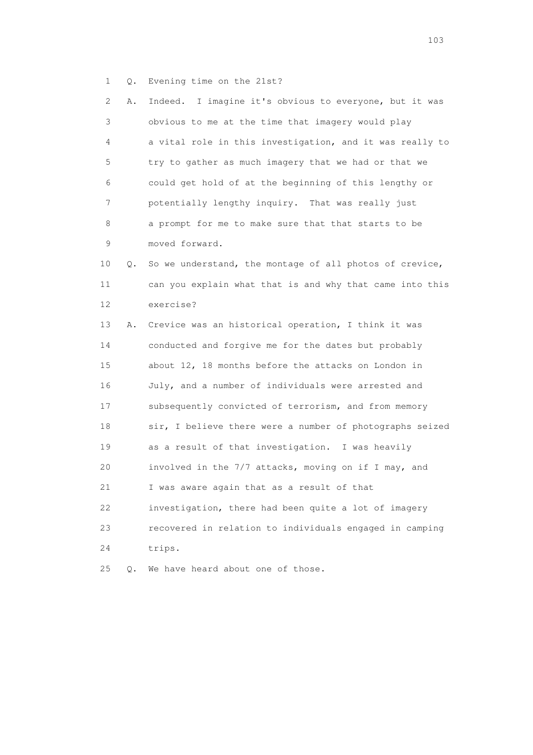1 Q. Evening time on the 21st?

2 A. Indeed. I imagine it's obvious to everyone, but it was
3 obvious to me at the time that imagery would play
4 a vital role in this investigation, and it was really to
5 try to gather as much imagery that we had or that we
6 could get hold of at the beginning of this lengthy or
7 potentially lengthy inquiry. That was really just
8 a prompt for me to make sure that that starts to be
9 moved forward.

10 Q. So we understand, the montage of all photos of crevice,
11 can you explain what that is and why that came into this
12 exercise?

13 A. Crevice was an historical operation, I think it was
14 conducted and forgive me for the dates but probably
15 about 12, 18 months before the attacks on London in
16 July, and a number of individuals were arrested and
17 subsequently convicted of terrorism, and from memory
18 sir, I believe there were a number of photographs seized
19 as a result of that investigation. I was heavily
20 involved in the 7/7 attacks, moving on if I may, and
21 I was aware again that as a result of that
22 investigation, there had been quite a lot of imagery
23 recovered in relation to individuals engaged in camping
24 trips.

25 Q. We have heard about one of those.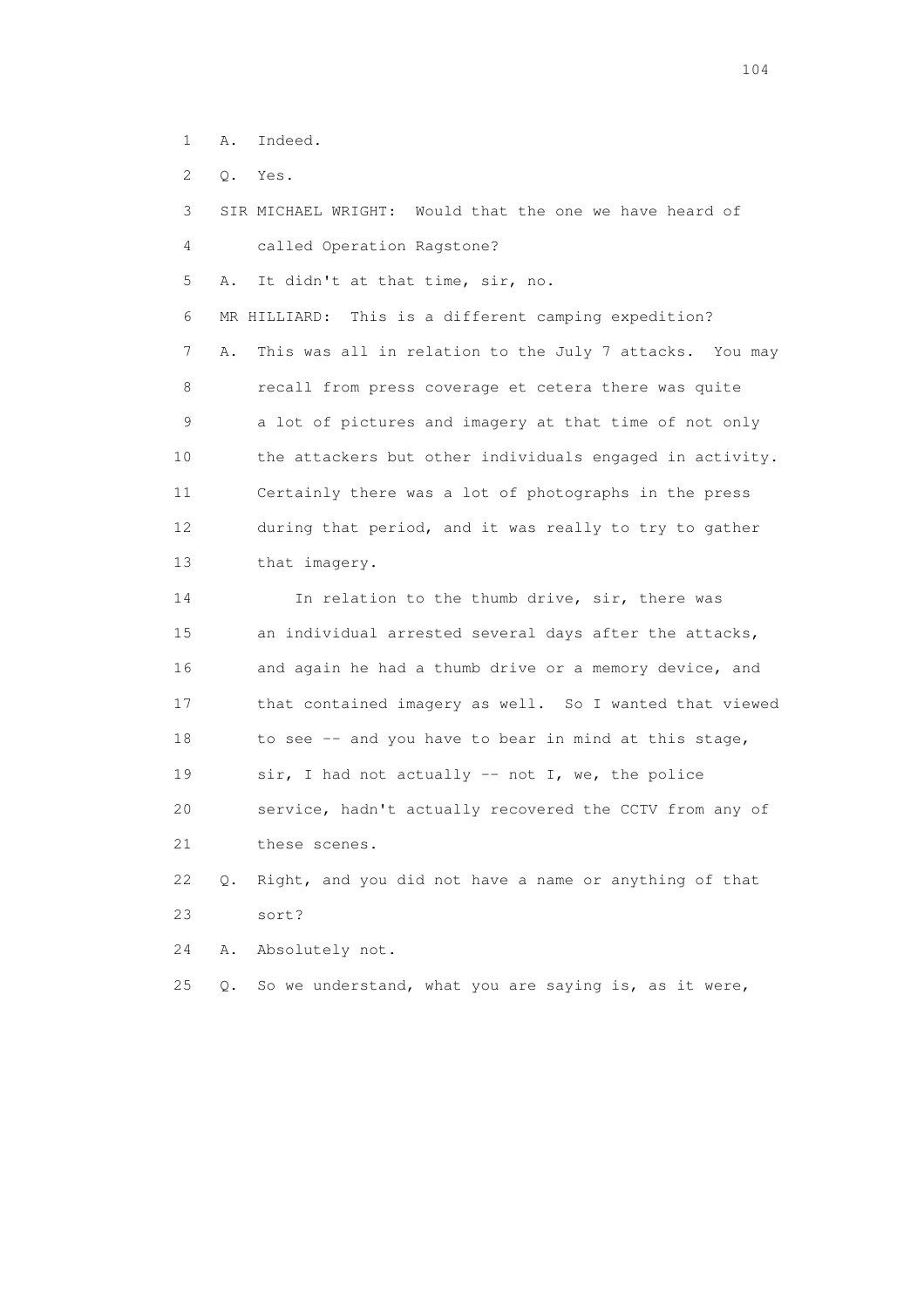1 A. Indeed.

2 Q. Yes.

3 SIR MICHAEL WRIGHT: Would that the one we have heard of

4 called Operation Ragstone?

5 A. It didn't at that time, sir, no.

6 MR HILLIARD: This is a different camping expedition?

7 A. This was all in relation to the July 7 attacks. You may

8 recall from press coverage et cetera there was quite

9 a lot of pictures and imagery at that time of not only

10 the attackers but other individuals engaged in activity.

11 Certainly there was a lot of photographs in the press

12 during that period, and it was really to try to gather

13 that imagery.

14 In relation to the thumb drive, sir, there was

15 an individual arrested several days after the attacks,

16 and again he had a thumb drive or a memory device, and

17 that contained imagery as well. So I wanted that viewed

18 to see -- and you have to bear in mind at this stage,

19 sir, I had not actually -- not I, we, the police

20 service, hadn't actually recovered the CCTV from any of

21 these scenes.

22 Q. Right, and you did not have a name or anything of that

23 sort?

24 A. Absolutely not.

25 Q. So we understand, what you are saying is, as it were,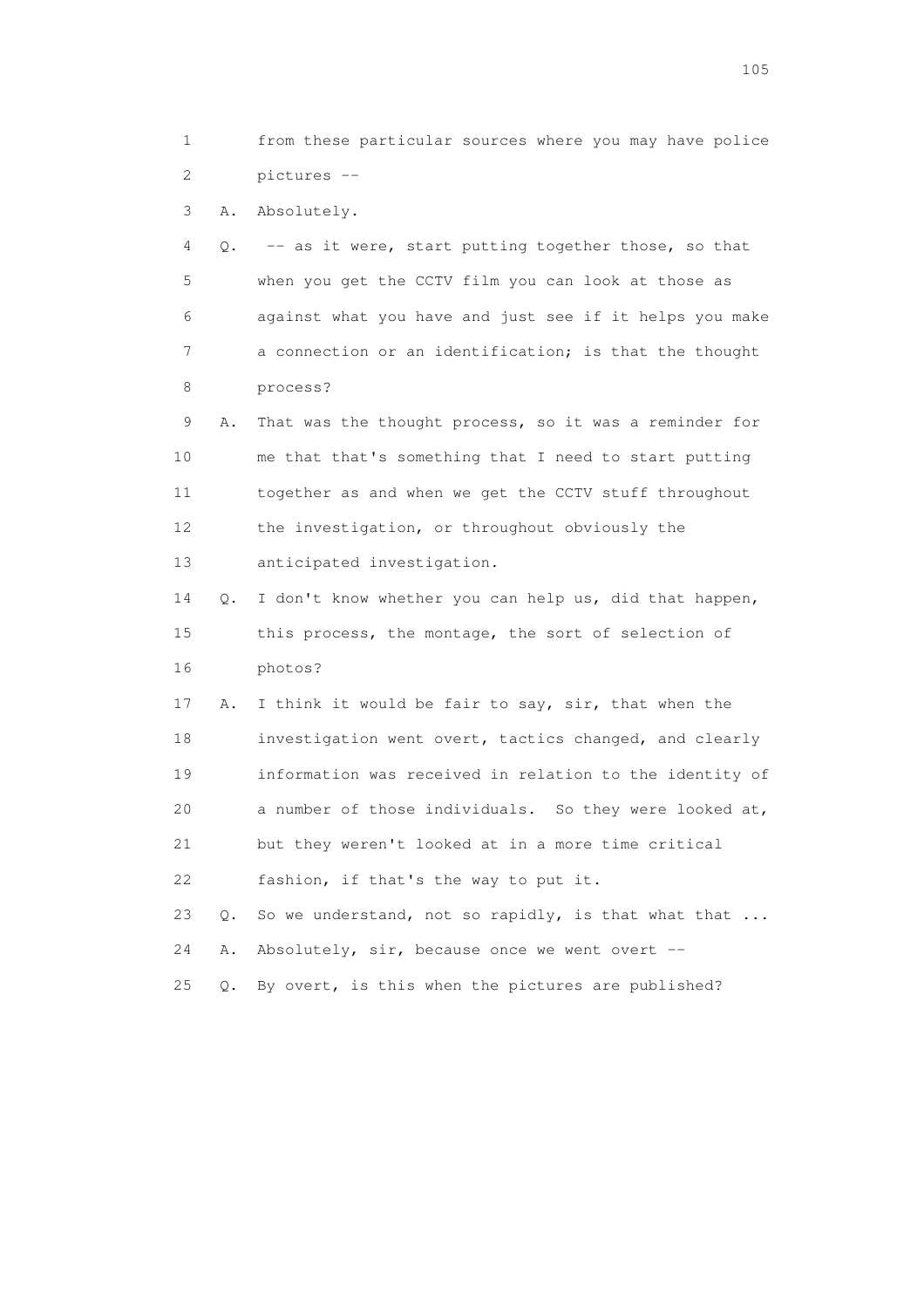1 from these particular sources where you may have police
2 pictures --
3 A. Absolutely.
4 Q. -- as it were, start putting together those, so that
5 when you get the CCTV film you can look at those as
6 against what you have and just see if it helps you make
7 a connection or an identification; is that the thought
8 process?
9 A. That was the thought process, so it was a reminder for
10 me that that's something that I need to start putting
11 together as and when we get the CCTV stuff throughout
12 the investigation, or throughout obviously the
13 anticipated investigation.
14 Q. I don't know whether you can help us, did that happen,
15 this process, the montage, the sort of selection of
16 photos?
17 A. I think it would be fair to say, sir, that when the
18 investigation went overt, tactics changed, and clearly
19 information was received in relation to the identity of
20 a number of those individuals. So they were looked at,
21 but they weren't looked at in a more time critical
22 fashion, if that's the way to put it.
23 Q. So we understand, not so rapidly, is that what that ...
24 A. Absolutely, sir, because once we went overt --
25 Q. By overt, is this when the pictures are published?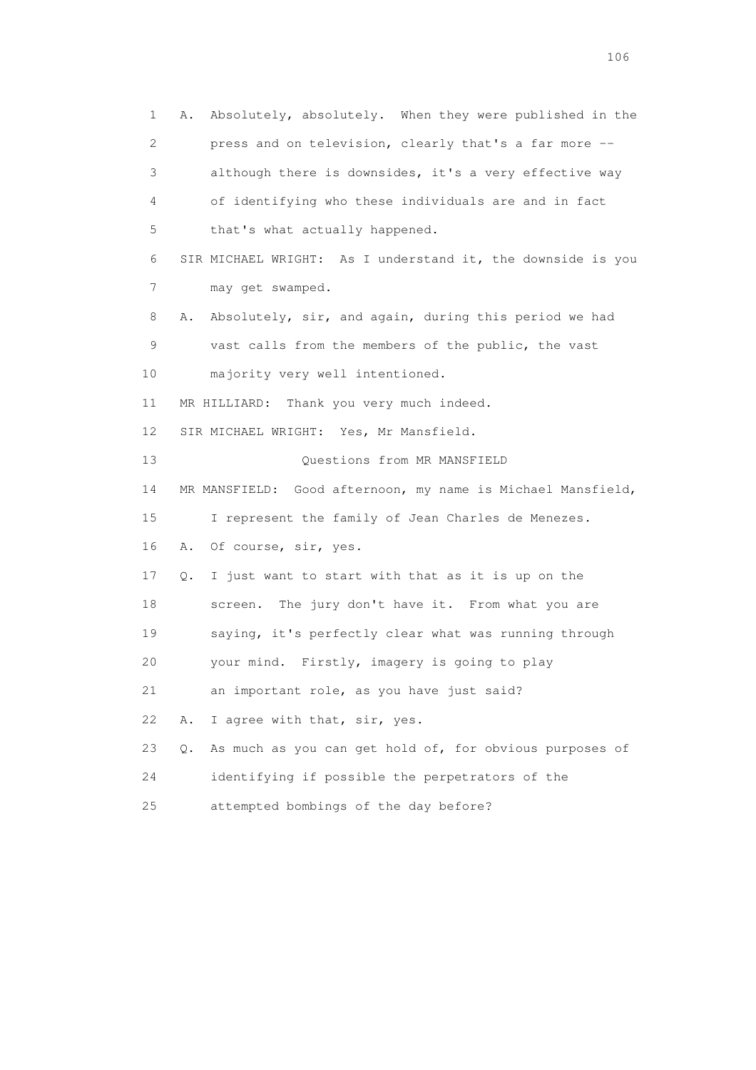1 A. Absolutely, absolutely. When they were published in the
2 press and on television, clearly that's a far more --
3 although there is downsides, it's a very effective way
4 of identifying who these individuals are and in fact
5 that's what actually happened.

6 SIR MICHAEL WRIGHT: As I understand it, the downside is you
7 may get swamped.

8 A. Absolutely, sir, and again, during this period we had
9 vast calls from the members of the public, the vast
10 majority very well intentioned.

11 MR HILLIARD: Thank you very much indeed.

12 SIR MICHAEL WRIGHT: Yes, Mr Mansfield.

13 Questions from MR MANSFIELD

14 MR MANSFIELD: Good afternoon, my name is Michael Mansfield,
15 I represent the family of Jean Charles de Menezes.

16 A. Of course, sir, yes.

17 Q. I just want to start with that as it is up on the
18 screen. The jury don't have it. From what you are
19 saying, it's perfectly clear what was running through
20 your mind. Firstly, imagery is going to play
21 an important role, as you have just said?

22 A. I agree with that, sir, yes.

23 Q. As much as you can get hold of, for obvious purposes of
24 identifying if possible the perpetrators of the
25 attempted bombings of the day before?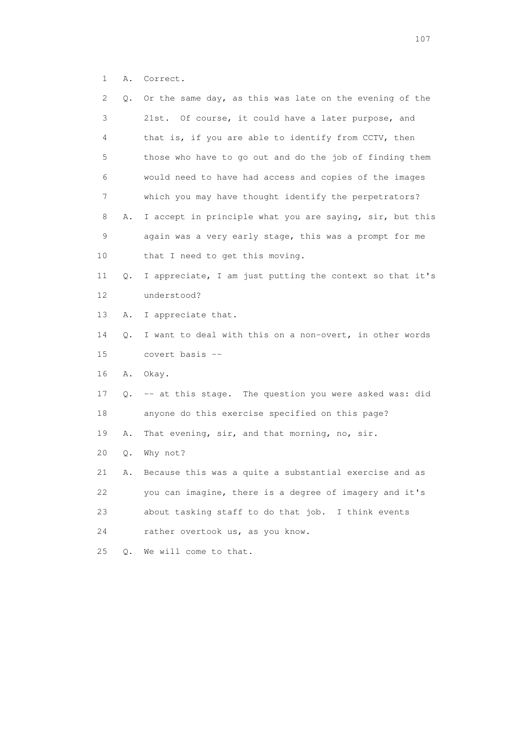1 A. Correct.

2 Q. Or the same day, as this was late on the evening of the

3 21st. Of course, it could have a later purpose, and

4 that is, if you are able to identify from CCTV, then

5 those who have to go out and do the job of finding them

6 would need to have had access and copies of the images

7 which you may have thought identify the perpetrators?

8 A. I accept in principle what you are saying, sir, but this

9 again was a very early stage, this was a prompt for me

10 that I need to get this moving.

11 Q. I appreciate, I am just putting the context so that it's

12 understood?

13 A. I appreciate that.

14 Q. I want to deal with this on a non-overt, in other words

15 covert basis --

16 A. Okay.

17 Q. -- at this stage. The question you were asked was: did

18 anyone do this exercise specified on this page?

19 A. That evening, sir, and that morning, no, sir.

20 Q. Why not?

21 A. Because this was a quite a substantial exercise and as

22 you can imagine, there is a degree of imagery and it's

23 about tasking staff to do that job. I think events

24 rather overtook us, as you know.

25 Q. We will come to that.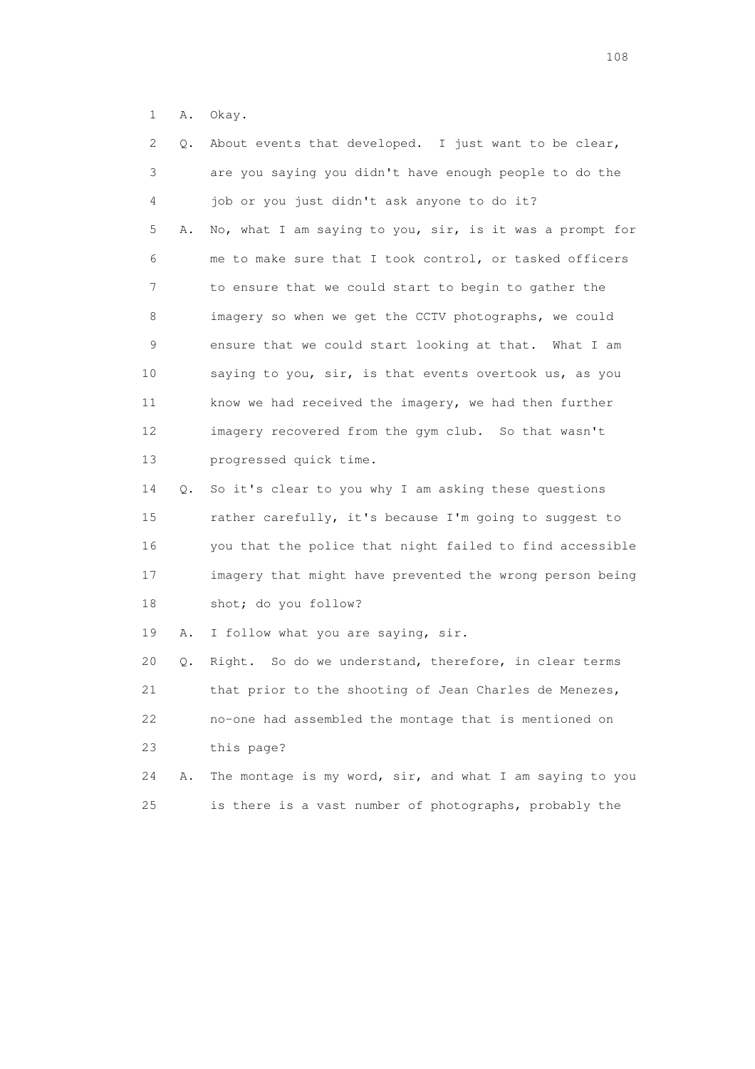1 A. Okay.

2 Q. About events that developed. I just want to be clear,
3 are you saying you didn't have enough people to do the
4 job or you just didn't ask anyone to do it?

5 A. No, what I am saying to you, sir, is it was a prompt for
6 me to make sure that I took control, or tasked officers
7 to ensure that we could start to begin to gather the
8 imagery so when we get the CCTV photographs, we could
9 ensure that we could start looking at that. What I am
10 saying to you, sir, is that events overtook us, as you
11 know we had received the imagery, we had then further
12 imagery recovered from the gym club. So that wasn't
13 progressed quick time.

14 Q. So it's clear to you why I am asking these questions
15 rather carefully, it's because I'm going to suggest to
16 you that the police that night failed to find accessible
17 imagery that might have prevented the wrong person being
18 shot; do you follow?

19 A. I follow what you are saying, sir.

20 Q. Right. So do we understand, therefore, in clear terms
21 that prior to the shooting of Jean Charles de Menezes,
22 no-one had assembled the montage that is mentioned on
23 this page?

24 A. The montage is my word, sir, and what I am saying to you
25 is there is a vast number of photographs, probably the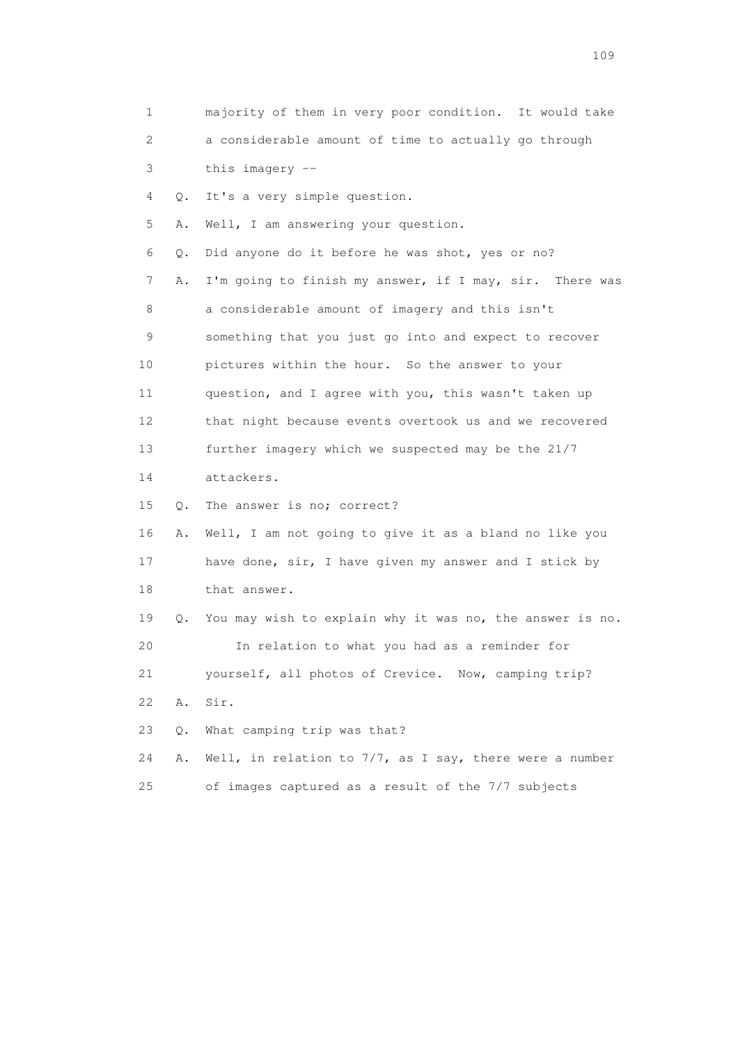1 majority of them in very poor condition. It would take
2 a considerable amount of time to actually go through
3 this imagery --
4 Q. It's a very simple question.
5 A. Well, I am answering your question.
6 Q. Did anyone do it before he was shot, yes or no?
7 A. I'm going to finish my answer, if I may, sir. There was
8 a considerable amount of imagery and this isn't
9 something that you just go into and expect to recover
10 pictures within the hour. So the answer to your
11 question, and I agree with you, this wasn't taken up
12 that night because events overtook us and we recovered
13 further imagery which we suspected may be the 21/7
14 attackers.
15 Q. The answer is no; correct?
16 A. Well, I am not going to give it as a bland no like you
17 have done, sir, I have given my answer and I stick by
18 that answer.
19 Q. You may wish to explain why it was no, the answer is no.
20 In relation to what you had as a reminder for
21 yourself, all photos of Crevice. Now, camping trip?
22 A. Sir.
23 Q. What camping trip was that?
24 A. Well, in relation to 7/7, as I say, there were a number
25 of images captured as a result of the 7/7 subjects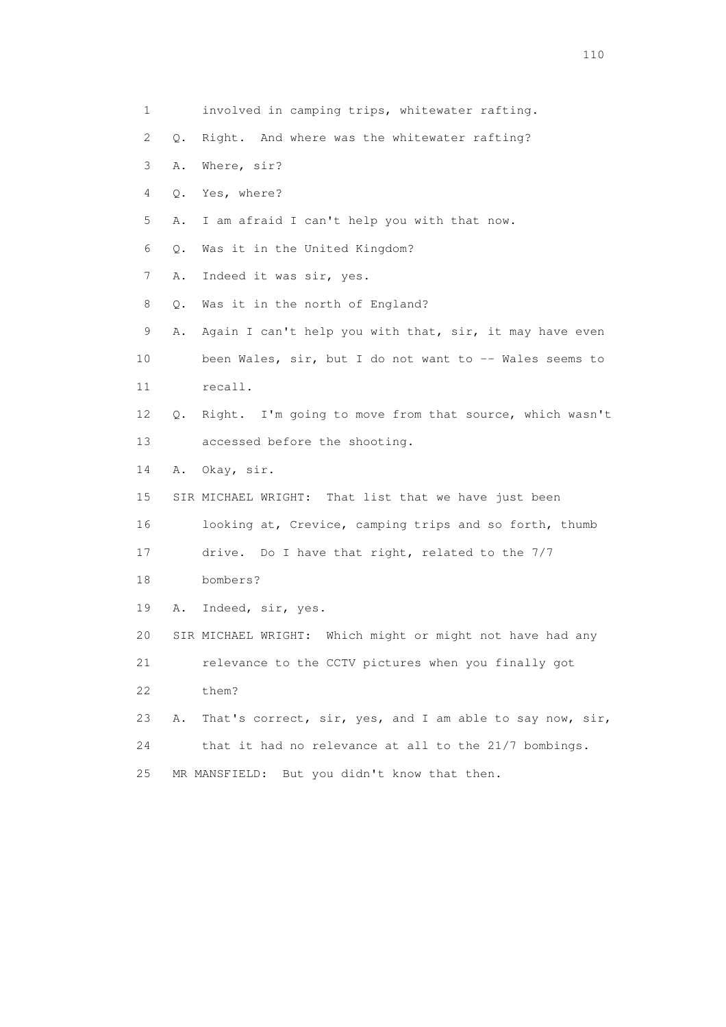1 involved in camping trips, whitewater rafting.

2 Q. Right. And where was the whitewater rafting?

3 A. Where, sir?

4 Q. Yes, where?

5 A. I am afraid I can't help you with that now.

6 Q. Was it in the United Kingdom?

7 A. Indeed it was sir, yes.

8 Q. Was it in the north of England?

9 A. Again I can't help you with that, sir, it may have even

10 been Wales, sir, but I do not want to -- Wales seems to

11 recall.

12 Q. Right. I'm going to move from that source, which wasn't

13 accessed before the shooting.

14 A. Okay, sir.

15 SIR MICHAEL WRIGHT: That list that we have just been

16 looking at, Crevice, camping trips and so forth, thumb

17 drive. Do I have that right, related to the 7/7

18 bombers?

19 A. Indeed, sir, yes.

20 SIR MICHAEL WRIGHT: Which might or might not have had any

21 relevance to the CCTV pictures when you finally got

22 them?

23 A. That's correct, sir, yes, and I am able to say now, sir,

24 that it had no relevance at all to the 21/7 bombings.

25 MR MANSFIELD: But you didn't know that then.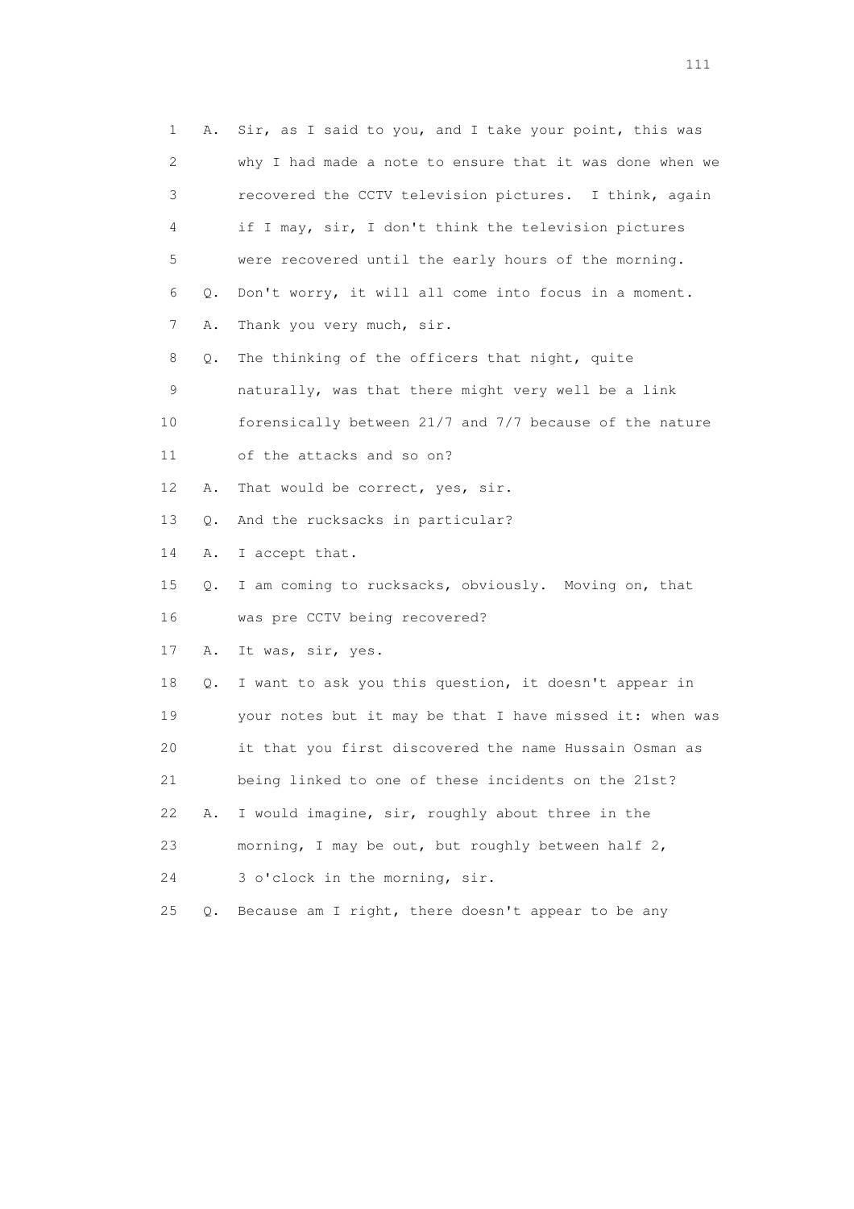1 A. Sir, as I said to you, and I take your point, this was
2 why I had made a note to ensure that it was done when we
3 recovered the CCTV television pictures. I think, again
4 if I may, sir, I don't think the television pictures
5 were recovered until the early hours of the morning.
6 Q. Don't worry, it will all come into focus in a moment.
7 A. Thank you very much, sir.
8 Q. The thinking of the officers that night, quite
9 naturally, was that there might very well be a link
10 forensically between 21/7 and 7/7 because of the nature
11 of the attacks and so on?
12 A. That would be correct, yes, sir.
13 Q. And the rucksacks in particular?
14 A. I accept that.
15 Q. I am coming to rucksacks, obviously. Moving on, that
16 was pre CCTV being recovered?
17 A. It was, sir, yes.
18 Q. I want to ask you this question, it doesn't appear in
19 your notes but it may be that I have missed it: when was
20 it that you first discovered the name Hussain Osman as
21 being linked to one of these incidents on the 21st?
22 A. I would imagine, sir, roughly about three in the
23 morning, I may be out, but roughly between half 2,
24 3 o'clock in the morning, sir.
25 Q. Because am I right, there doesn't appear to be any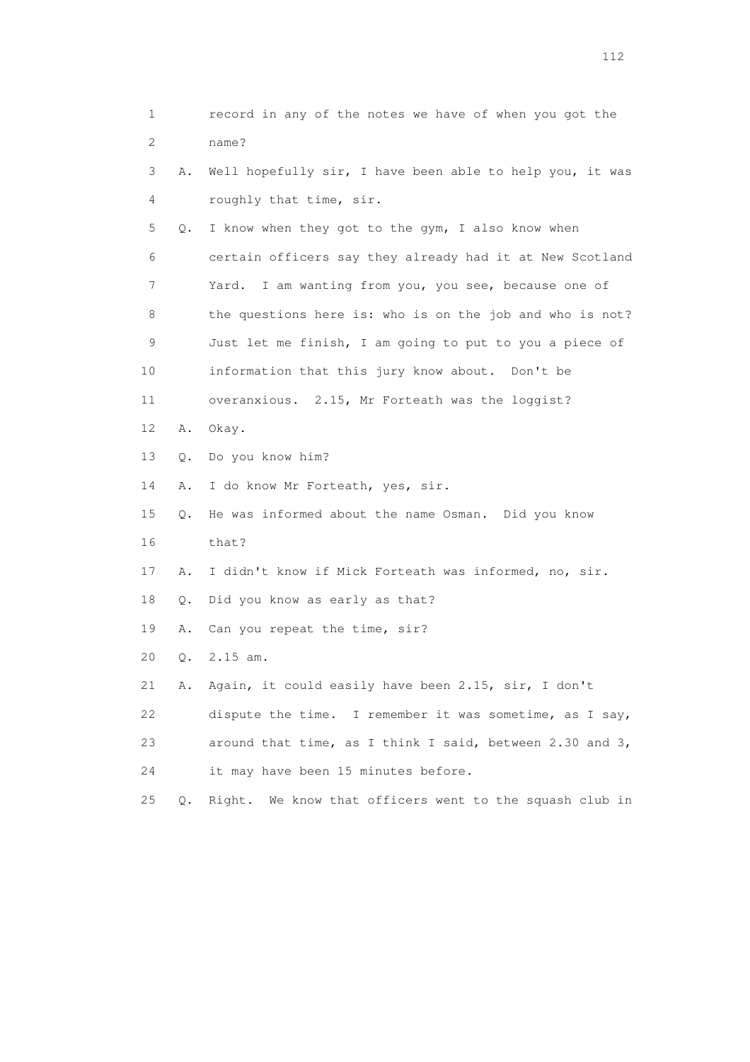1 record in any of the notes we have of when you got the
2 name?

3 A. Well hopefully sir, I have been able to help you, it was
4 roughly that time, sir.

5 Q. I know when they got to the gym, I also know when
6 certain officers say they already had it at New Scotland
7 Yard. I am wanting from you, you see, because one of
8 the questions here is: who is on the job and who is not?
9 Just let me finish, I am going to put to you a piece of
10 information that this jury know about. Don't be
11 overanxious. 2.15, Mr Forteath was the loggist?

12 A. Okay.

13 Q. Do you know him?

14 A. I do know Mr Forteath, yes, sir.

15 Q. He was informed about the name Osman. Did you know
16 that?

17 A. I didn't know if Mick Forteath was informed, no, sir.

18 Q. Did you know as early as that?

19 A. Can you repeat the time, sir?

20 Q. 2.15 am.

21 A. Again, it could easily have been 2.15, sir, I don't
22 dispute the time. I remember it was sometime, as I say,
23 around that time, as I think I said, between 2.30 and 3,
24 it may have been 15 minutes before.

25 Q. Right. We know that officers went to the squash club in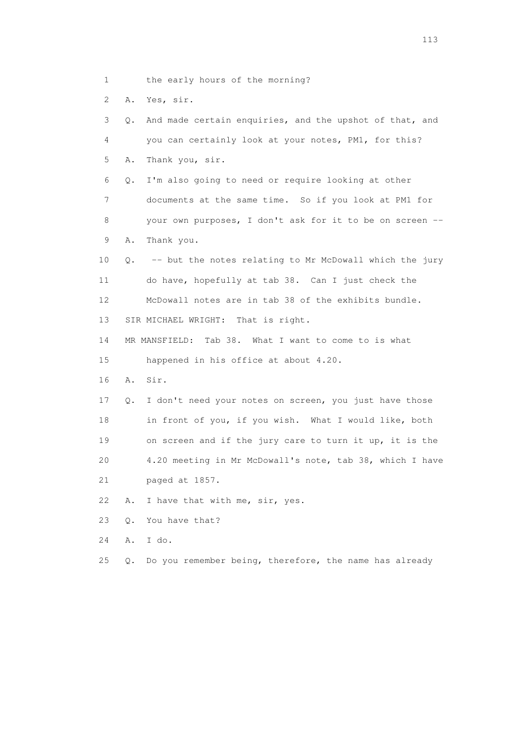1 the early hours of the morning?

2 A. Yes, sir.

3 Q. And made certain enquiries, and the upshot of that, and

4 you can certainly look at your notes, PM1, for this?

5 A. Thank you, sir.

6 Q. I'm also going to need or require looking at other

7 documents at the same time. So if you look at PM1 for

8 your own purposes, I don't ask for it to be on screen --

9 A. Thank you.

10 Q. -- but the notes relating to Mr McDowall which the jury

11 do have, hopefully at tab 38. Can I just check the

12 McDowall notes are in tab 38 of the exhibits bundle.

13 SIR MICHAEL WRIGHT: That is right.

14 MR MANSFIELD: Tab 38. What I want to come to is what

15 happened in his office at about 4.20.

16 A. Sir.

17 Q. I don't need your notes on screen, you just have those

18 in front of you, if you wish. What I would like, both

19 on screen and if the jury care to turn it up, it is the

20 4.20 meeting in Mr McDowall's note, tab 38, which I have

21 paged at 1857.

22 A. I have that with me, sir, yes.

23 Q. You have that?

24 A. I do.

25 Q. Do you remember being, therefore, the name has already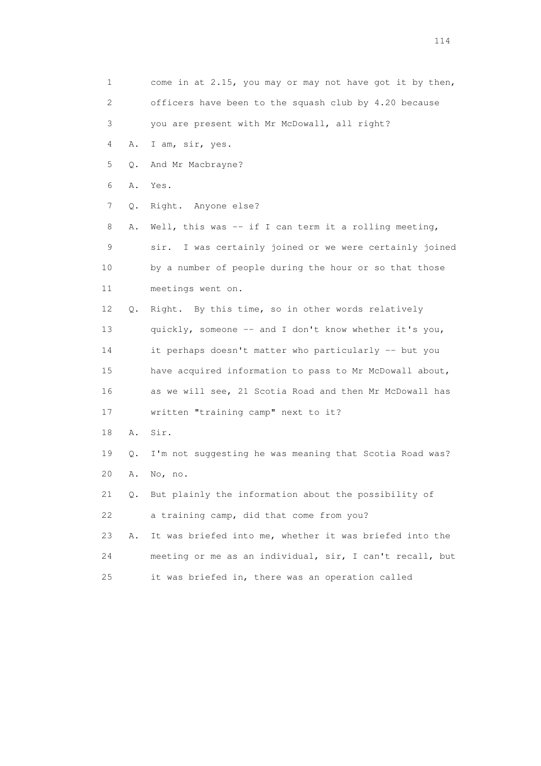1 come in at 2.15, you may or may not have got it by then,

2 officers have been to the squash club by 4.20 because

3 you are present with Mr McDowall, all right?

4 A. I am, sir, yes.

5 Q. And Mr Macbrayne?

6 A. Yes.

7 Q. Right. Anyone else?

8 A. Well, this was -- if I can term it a rolling meeting,

9 sir. I was certainly joined or we were certainly joined

10 by a number of people during the hour or so that those

11 meetings went on.

12 Q. Right. By this time, so in other words relatively

13 quickly, someone -- and I don't know whether it's you,

14 it perhaps doesn't matter who particularly -- but you

15 have acquired information to pass to Mr McDowall about,

16 as we will see, 21 Scotia Road and then Mr McDowall has

17 written "training camp" next to it?

18 A. Sir.

19 Q. I'm not suggesting he was meaning that Scotia Road was?

20 A. No, no.

21 Q. But plainly the information about the possibility of

22 a training camp, did that come from you?

23 A. It was briefed into me, whether it was briefed into the

24 meeting or me as an individual, sir, I can't recall, but

25 it was briefed in, there was an operation called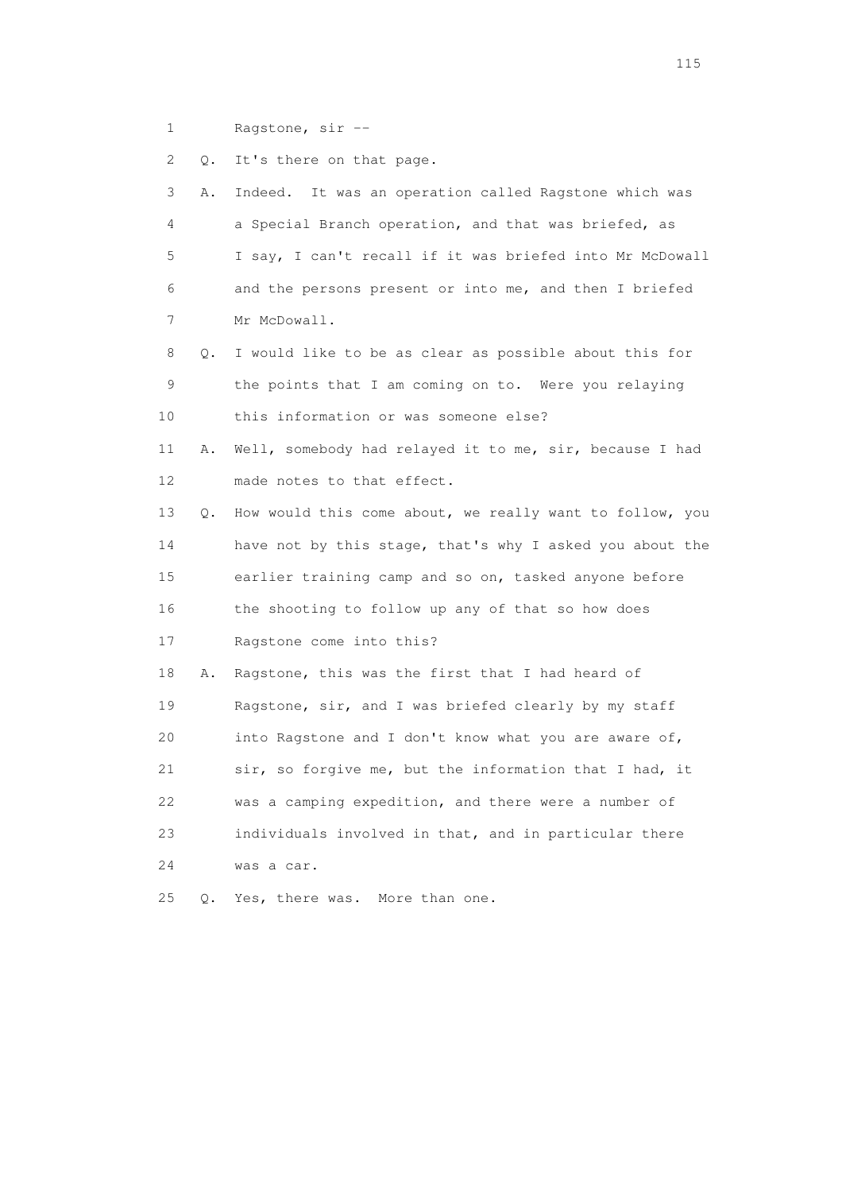1 Ragstone, sir --

2 Q. It's there on that page.

3 A. Indeed. It was an operation called Ragstone which was

4 a Special Branch operation, and that was briefed, as

5 I say, I can't recall if it was briefed into Mr McDowall

6 and the persons present or into me, and then I briefed

7 Mr McDowall.

8 Q. I would like to be as clear as possible about this for

9 the points that I am coming on to. Were you relaying

10 this information or was someone else?

11 A. Well, somebody had relayed it to me, sir, because I had

12 made notes to that effect.

13 Q. How would this come about, we really want to follow, you

14 have not by this stage, that's why I asked you about the

15 earlier training camp and so on, tasked anyone before

16 the shooting to follow up any of that so how does

17 Ragstone come into this?

18 A. Ragstone, this was the first that I had heard of

19 Ragstone, sir, and I was briefed clearly by my staff

20 into Ragstone and I don't know what you are aware of,

21 sir, so forgive me, but the information that I had, it

22 was a camping expedition, and there were a number of

23 individuals involved in that, and in particular there

24 was a car.

25 Q. Yes, there was. More than one.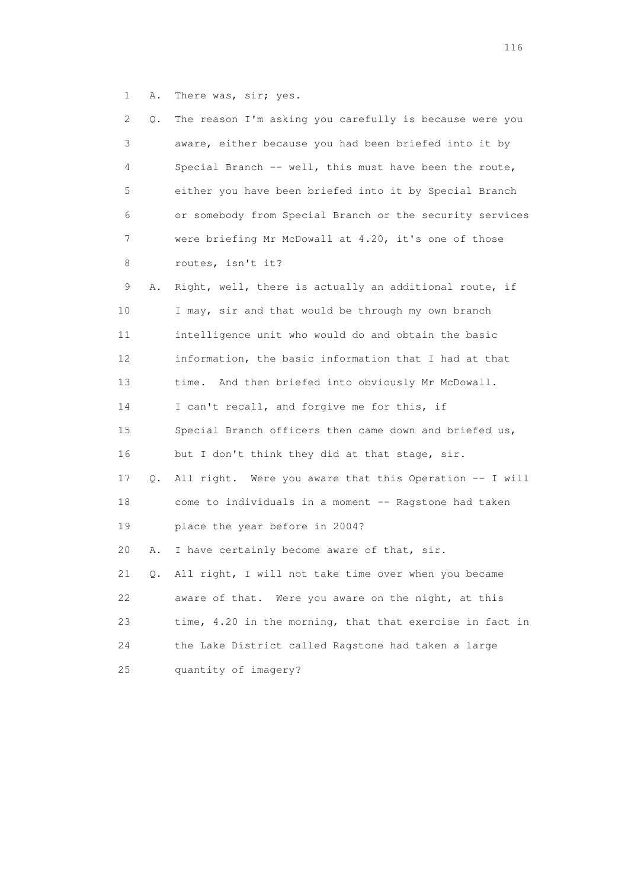1 A. There was, sir; yes.

2 Q. The reason I'm asking you carefully is because were you

3 aware, either because you had been briefed into it by

4 Special Branch -- well, this must have been the route,

5 either you have been briefed into it by Special Branch

6 or somebody from Special Branch or the security services

7 were briefing Mr McDowall at 4.20, it's one of those

8 routes, isn't it?

9 A. Right, well, there is actually an additional route, if

10 I may, sir and that would be through my own branch

11 intelligence unit who would do and obtain the basic

12 information, the basic information that I had at that

13 time. And then briefed into obviously Mr McDowall.

14 I can't recall, and forgive me for this, if

15 Special Branch officers then came down and briefed us,

16 but I don't think they did at that stage, sir.

17 Q. All right. Were you aware that this Operation -- I will

18 come to individuals in a moment -- Ragstone had taken

19 place the year before in 2004?

20 A. I have certainly become aware of that, sir.

21 Q. All right, I will not take time over when you became

22 aware of that. Were you aware on the night, at this

23 time, 4.20 in the morning, that that exercise in fact in

24 the Lake District called Ragstone had taken a large

25 quantity of imagery?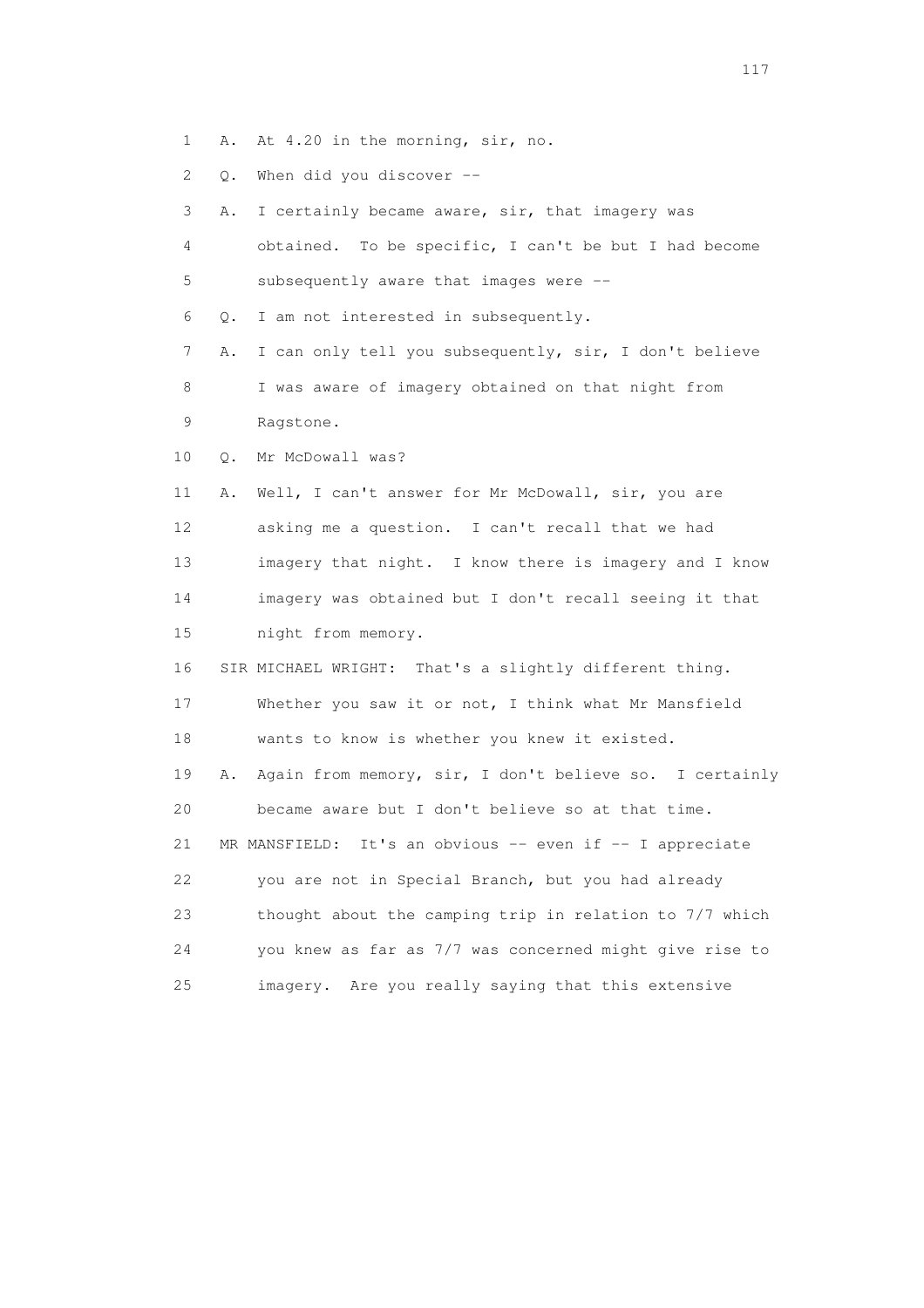1 A. At 4.20 in the morning, sir, no.

2 Q. When did you discover --

3 A. I certainly became aware, sir, that imagery was

4 obtained. To be specific, I can't be but I had become

5 subsequently aware that images were --

6 Q. I am not interested in subsequently.

7 A. I can only tell you subsequently, sir, I don't believe

8 I was aware of imagery obtained on that night from

9 Ragstone.

10 Q. Mr McDowall was?

11 A. Well, I can't answer for Mr McDowall, sir, you are

12 asking me a question. I can't recall that we had

13 imagery that night. I know there is imagery and I know

14 imagery was obtained but I don't recall seeing it that

15 night from memory.

16 SIR MICHAEL WRIGHT: That's a slightly different thing.

17 Whether you saw it or not, I think what Mr Mansfield

18 wants to know is whether you knew it existed.

19 A. Again from memory, sir, I don't believe so. I certainly

20 became aware but I don't believe so at that time.

21 MR MANSFIELD: It's an obvious -- even if -- I appreciate

22 you are not in Special Branch, but you had already

23 thought about the camping trip in relation to 7/7 which

24 you knew as far as 7/7 was concerned might give rise to

25 imagery. Are you really saying that this extensive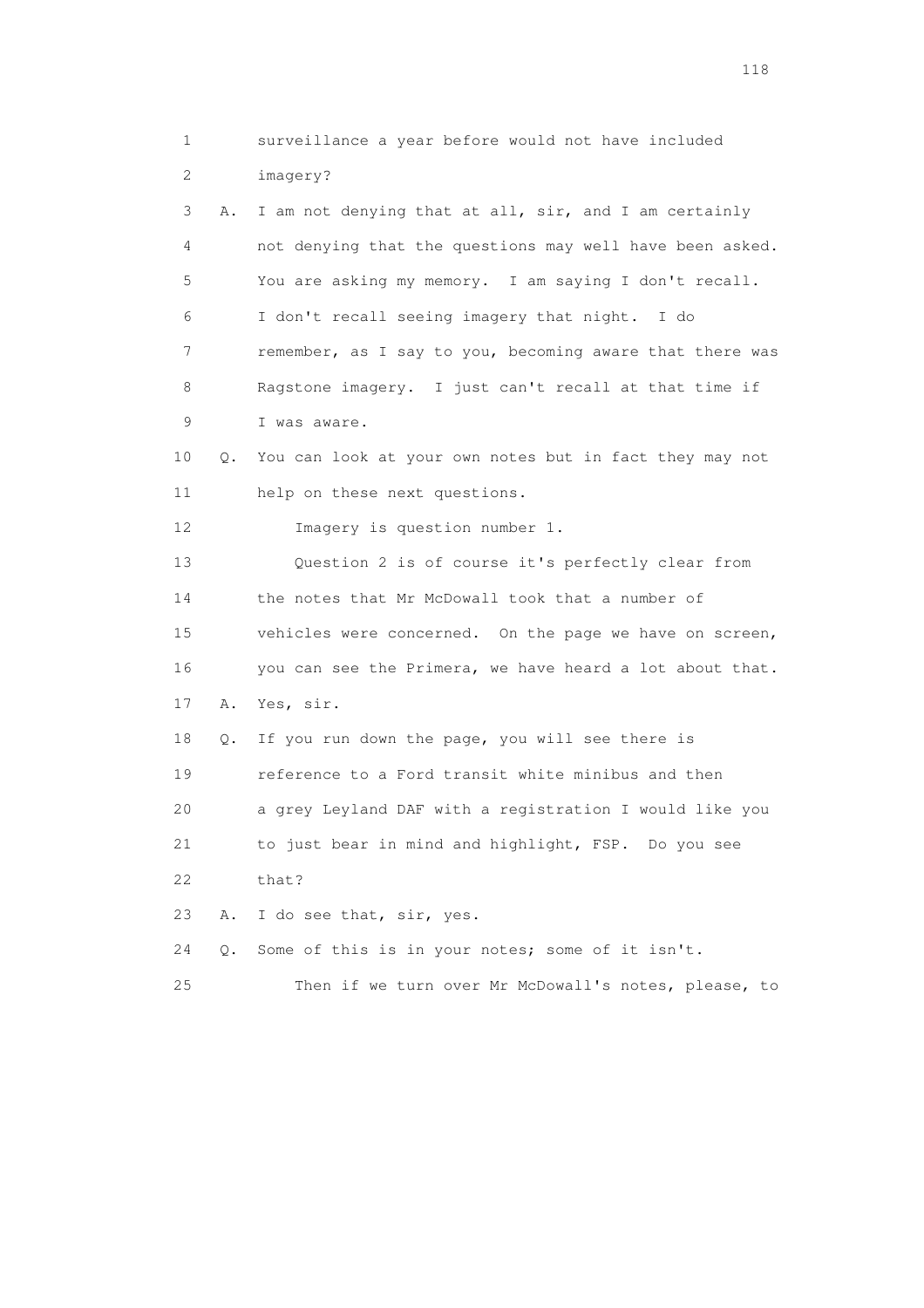1 surveillance a year before would not have included
2 imagery?
3 A. I am not denying that at all, sir, and I am certainly
4 not denying that the questions may well have been asked.
5 You are asking my memory. I am saying I don't recall.
6 I don't recall seeing imagery that night. I do
7 remember, as I say to you, becoming aware that there was
8 Ragstone imagery. I just can't recall at that time if
9 I was aware.
10 Q. You can look at your own notes but in fact they may not
11 help on these next questions.
12 Imagery is question number 1.
13 Question 2 is of course it's perfectly clear from
14 the notes that Mr McDowall took that a number of
15 vehicles were concerned. On the page we have on screen,
16 you can see the Primera, we have heard a lot about that.
17 A. Yes, sir.
18 Q. If you run down the page, you will see there is
19 reference to a Ford transit white minibus and then
20 a grey Leyland DAF with a registration I would like you
21 to just bear in mind and highlight, FSP. Do you see
22 that?
23 A. I do see that, sir, yes.
24 Q. Some of this is in your notes; some of it isn't.
25 Then if we turn over Mr McDowall's notes, please, to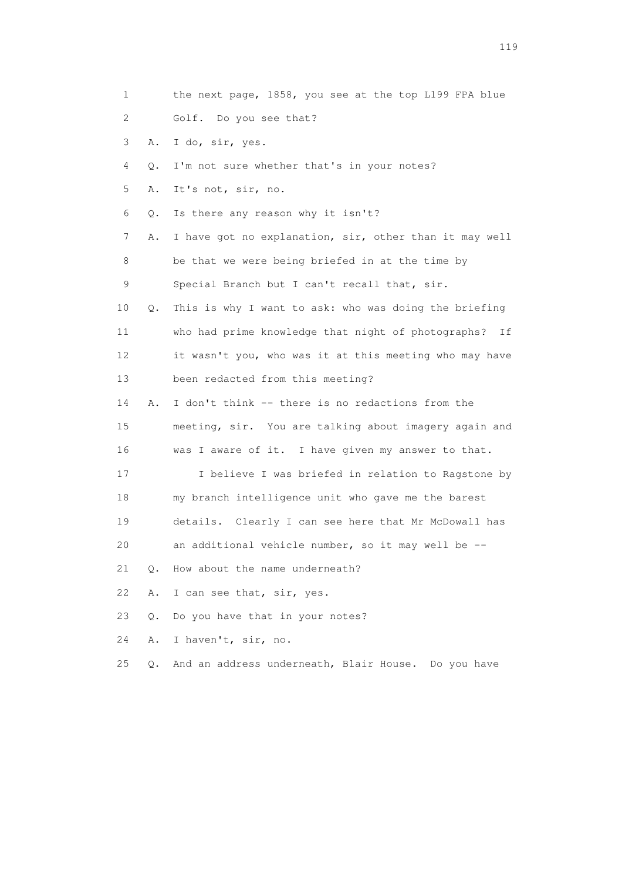1 the next page, 1858, you see at the top L199 FPA blue
2 Golf. Do you see that?
3 A. I do, sir, yes.
4 Q. I'm not sure whether that's in your notes?
5 A. It's not, sir, no.
6 Q. Is there any reason why it isn't?
7 A. I have got no explanation, sir, other than it may well
8 be that we were being briefed in at the time by
9 Special Branch but I can't recall that, sir.
10 Q. This is why I want to ask: who was doing the briefing
11 who had prime knowledge that night of photographs? If
12 it wasn't you, who was it at this meeting who may have
13 been redacted from this meeting?
14 A. I don't think -- there is no redactions from the
15 meeting, sir. You are talking about imagery again and
16 was I aware of it. I have given my answer to that.
17 I believe I was briefed in relation to Ragstone by
18 my branch intelligence unit who gave me the barest
19 details. Clearly I can see here that Mr McDowall has
20 an additional vehicle number, so it may well be --
21 Q. How about the name underneath?
22 A. I can see that, sir, yes.
23 Q. Do you have that in your notes?
24 A. I haven't, sir, no.
25 Q. And an address underneath, Blair House. Do you have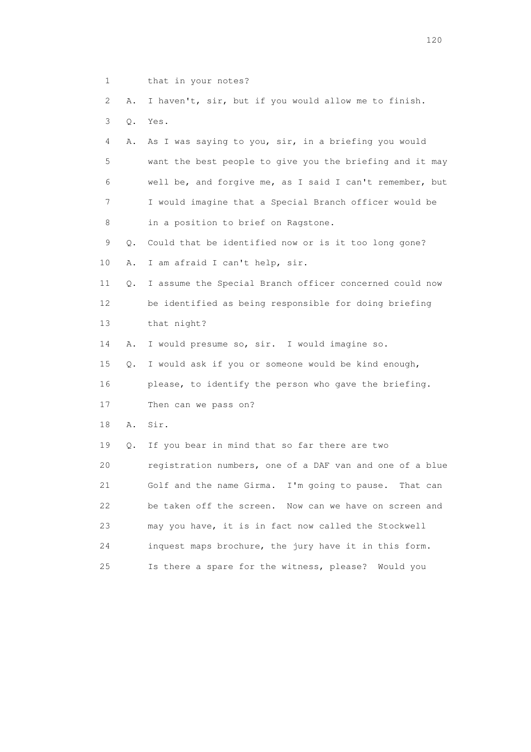1 that in your notes?

2 A. I haven't, sir, but if you would allow me to finish.

3 Q. Yes.

4 A. As I was saying to you, sir, in a briefing you would

5 want the best people to give you the briefing and it may

6 well be, and forgive me, as I said I can't remember, but

7 I would imagine that a Special Branch officer would be

8 in a position to brief on Ragstone.

9 Q. Could that be identified now or is it too long gone?

10 A. I am afraid I can't help, sir.

11 Q. I assume the Special Branch officer concerned could now

12 be identified as being responsible for doing briefing

13 that night?

14 A. I would presume so, sir. I would imagine so.

15 Q. I would ask if you or someone would be kind enough,

16 please, to identify the person who gave the briefing.

17 Then can we pass on?

18 A. Sir.

19 Q. If you bear in mind that so far there are two

20 registration numbers, one of a DAF van and one of a blue

21 Golf and the name Girma. I'm going to pause. That can

22 be taken off the screen. Now can we have on screen and

23 may you have, it is in fact now called the Stockwell

24 inquest maps brochure, the jury have it in this form.

25 Is there a spare for the witness, please? Would you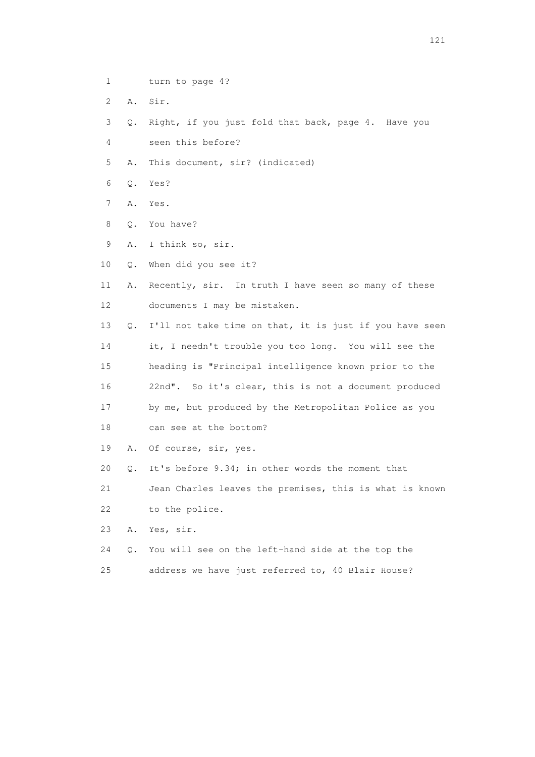1 turn to page 4?

2 A. Sir.

3 Q. Right, if you just fold that back, page 4. Have you

4 seen this before?

5 A. This document, sir? (indicated)

6 Q. Yes?

7 A. Yes.

8 Q. You have?

9 A. I think so, sir.

10 Q. When did you see it?

11 A. Recently, sir. In truth I have seen so many of these

12 documents I may be mistaken.

13 Q. I'll not take time on that, it is just if you have seen

14 it, I needn't trouble you too long. You will see the

15 heading is "Principal intelligence known prior to the

16 22nd". So it's clear, this is not a document produced

17 by me, but produced by the Metropolitan Police as you

18 can see at the bottom?

19 A. Of course, sir, yes.

20 Q. It's before 9.34; in other words the moment that

21 Jean Charles leaves the premises, this is what is known

22 to the police.

23 A. Yes, sir.

24 Q. You will see on the left-hand side at the top the

25 address we have just referred to, 40 Blair House?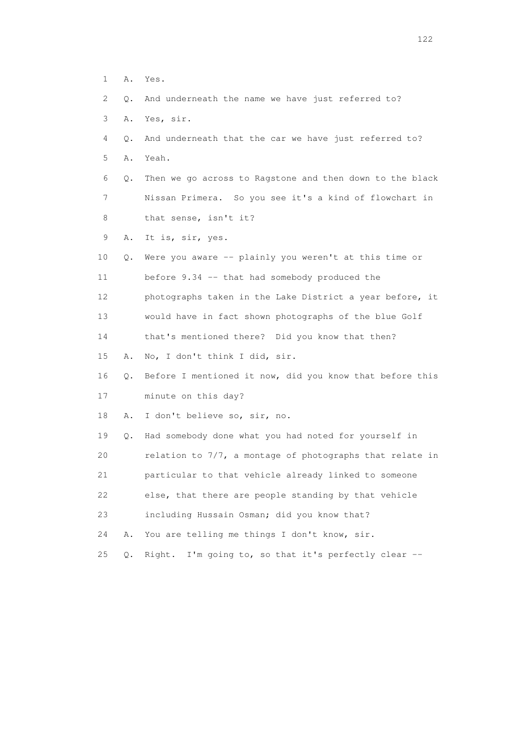1 A. Yes.

2 Q. And underneath the name we have just referred to?

3 A. Yes, sir.

4 Q. And underneath that the car we have just referred to?

5 A. Yeah.

6 Q. Then we go across to Ragstone and then down to the black

7 Nissan Primera. So you see it's a kind of flowchart in

8 that sense, isn't it?

9 A. It is, sir, yes.

10 Q. Were you aware -- plainly you weren't at this time or

11 before 9.34 -- that had somebody produced the

12 photographs taken in the Lake District a year before, it

13 would have in fact shown photographs of the blue Golf

14 that's mentioned there? Did you know that then?

15 A. No, I don't think I did, sir.

16 Q. Before I mentioned it now, did you know that before this

17 minute on this day?

18 A. I don't believe so, sir, no.

19 Q. Had somebody done what you had noted for yourself in

20 relation to 7/7, a montage of photographs that relate in

21 particular to that vehicle already linked to someone

22 else, that there are people standing by that vehicle

23 including Hussain Osman; did you know that?

24 A. You are telling me things I don't know, sir.

25 Q. Right. I'm going to, so that it's perfectly clear --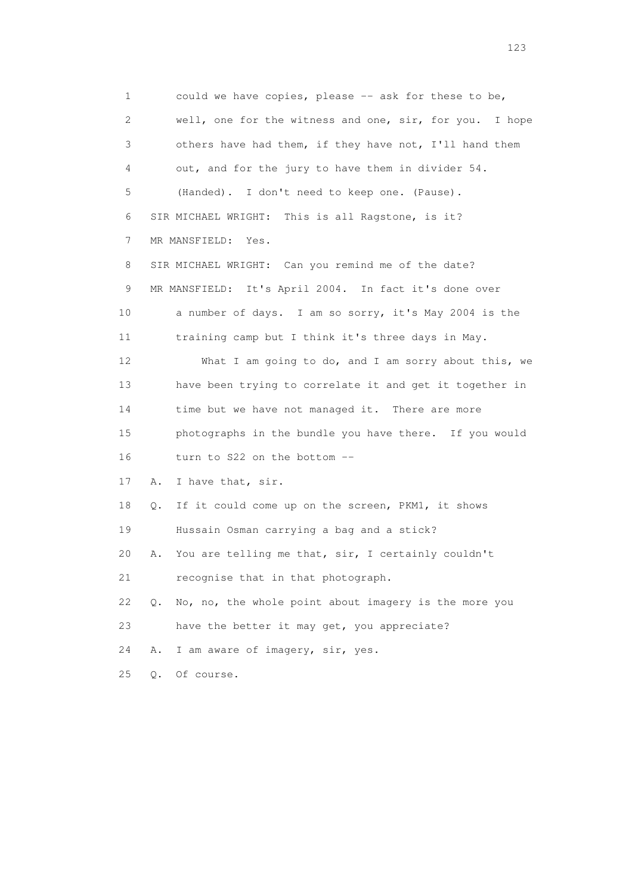1 could we have copies, please -- ask for these to be,
2 well, one for the witness and one, sir, for you. I hope
3 others have had them, if they have not, I'll hand them
4 out, and for the jury to have them in divider 54.
5 (Handed). I don't need to keep one. (Pause).
6 SIR MICHAEL WRIGHT: This is all Ragstone, is it?
7 MR MANSFIELD: Yes.
8 SIR MICHAEL WRIGHT: Can you remind me of the date?
9 MR MANSFIELD: It's April 2004. In fact it's done over
10 a number of days. I am so sorry, it's May 2004 is the
11 training camp but I think it's three days in May.
12 What I am going to do, and I am sorry about this, we
13 have been trying to correlate it and get it together in
14 time but we have not managed it. There are more
15 photographs in the bundle you have there. If you would
16 turn to S22 on the bottom --
17 A. I have that, sir.
18 Q. If it could come up on the screen, PKM1, it shows
19 Hussain Osman carrying a bag and a stick?
20 A. You are telling me that, sir, I certainly couldn't
21 recognise that in that photograph.
22 Q. No, no, the whole point about imagery is the more you
23 have the better it may get, you appreciate?
24 A. I am aware of imagery, sir, yes.
25 Q. Of course.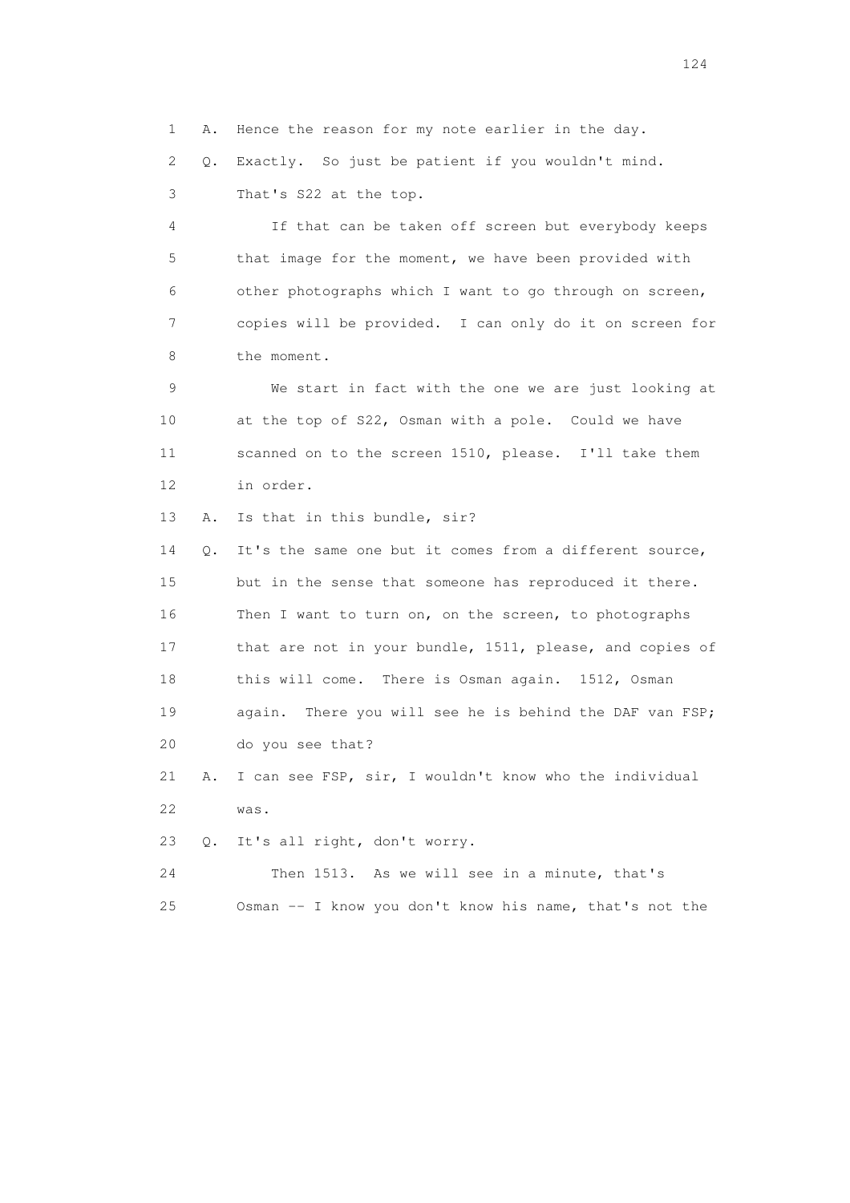1 A. Hence the reason for my note earlier in the day.

2 Q. Exactly. So just be patient if you wouldn't mind.

3 That's S22 at the top.

4 If that can be taken off screen but everybody keeps

5 that image for the moment, we have been provided with

6 other photographs which I want to go through on screen,

7 copies will be provided. I can only do it on screen for

8 the moment.

9 We start in fact with the one we are just looking at

10 at the top of S22, Osman with a pole. Could we have

11 scanned on to the screen 1510, please. I'll take them

12 in order.

13 A. Is that in this bundle, sir?

14 Q. It's the same one but it comes from a different source,

15 but in the sense that someone has reproduced it there.

16 Then I want to turn on, on the screen, to photographs

17 that are not in your bundle, 1511, please, and copies of

18 this will come. There is Osman again. 1512, Osman

19 again. There you will see he is behind the DAF van FSP;

20 do you see that?

21 A. I can see FSP, sir, I wouldn't know who the individual

22 was.

23 Q. It's all right, don't worry.

24 Then 1513. As we will see in a minute, that's

25 Osman -- I know you don't know his name, that's not the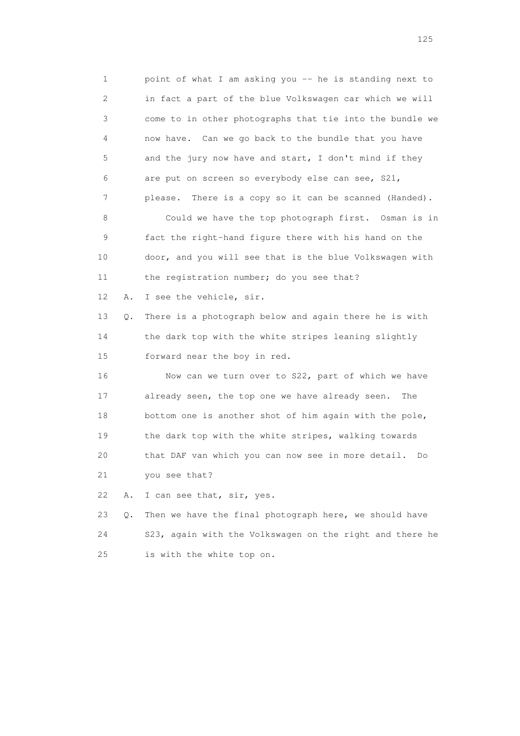1 point of what I am asking you -- he is standing next to
2 in fact a part of the blue Volkswagen car which we will
3 come to in other photographs that tie into the bundle we
4 now have. Can we go back to the bundle that you have
5 and the jury now have and start, I don't mind if they
6 are put on screen so everybody else can see, S21,
7 please. There is a copy so it can be scanned (Handed).
8 Could we have the top photograph first. Osman is in
9 fact the right-hand figure there with his hand on the
10 door, and you will see that is the blue Volkswagen with
11 the registration number; do you see that?
12 A. I see the vehicle, sir.
13 Q. There is a photograph below and again there he is with
14 the dark top with the white stripes leaning slightly
15 forward near the boy in red.
16 Now can we turn over to S22, part of which we have
17 already seen, the top one we have already seen. The
18 bottom one is another shot of him again with the pole,
19 the dark top with the white stripes, walking towards
20 that DAF van which you can now see in more detail. Do
21 you see that?
22 A. I can see that, sir, yes.
23 Q. Then we have the final photograph here, we should have
24 S23, again with the Volkswagen on the right and there he
25 is with the white top on.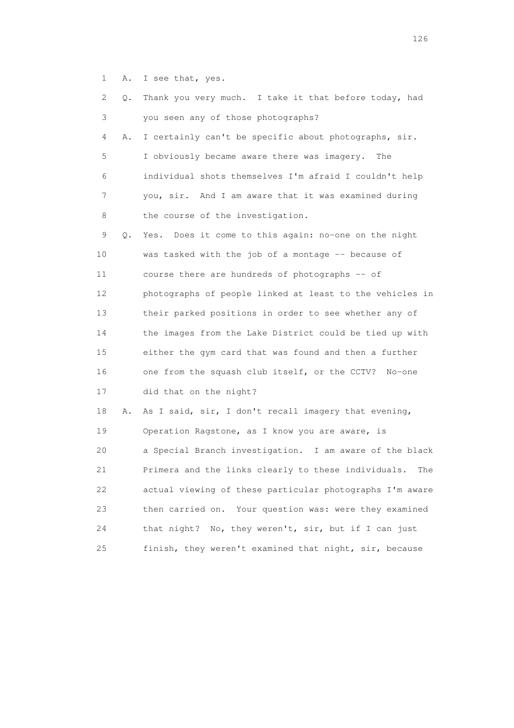1 A. I see that, yes.

2 Q. Thank you very much. I take it that before today, had

3 you seen any of those photographs?

4 A. I certainly can't be specific about photographs, sir.

5 I obviously became aware there was imagery. The

6 individual shots themselves I'm afraid I couldn't help

7 you, sir. And I am aware that it was examined during

8 the course of the investigation.

9 Q. Yes. Does it come to this again: no-one on the night

10 was tasked with the job of a montage -- because of

11 course there are hundreds of photographs -- of

12 photographs of people linked at least to the vehicles in

13 their parked positions in order to see whether any of

14 the images from the Lake District could be tied up with

15 either the gym card that was found and then a further

16 one from the squash club itself, or the CCTV? No-one

17 did that on the night?

18 A. As I said, sir, I don't recall imagery that evening,

19 Operation Ragstone, as I know you are aware, is

20 a Special Branch investigation. I am aware of the black

21 Primera and the links clearly to these individuals. The

22 actual viewing of these particular photographs I'm aware

23 then carried on. Your question was: were they examined

24 that night? No, they weren't, sir, but if I can just

25 finish, they weren't examined that night, sir, because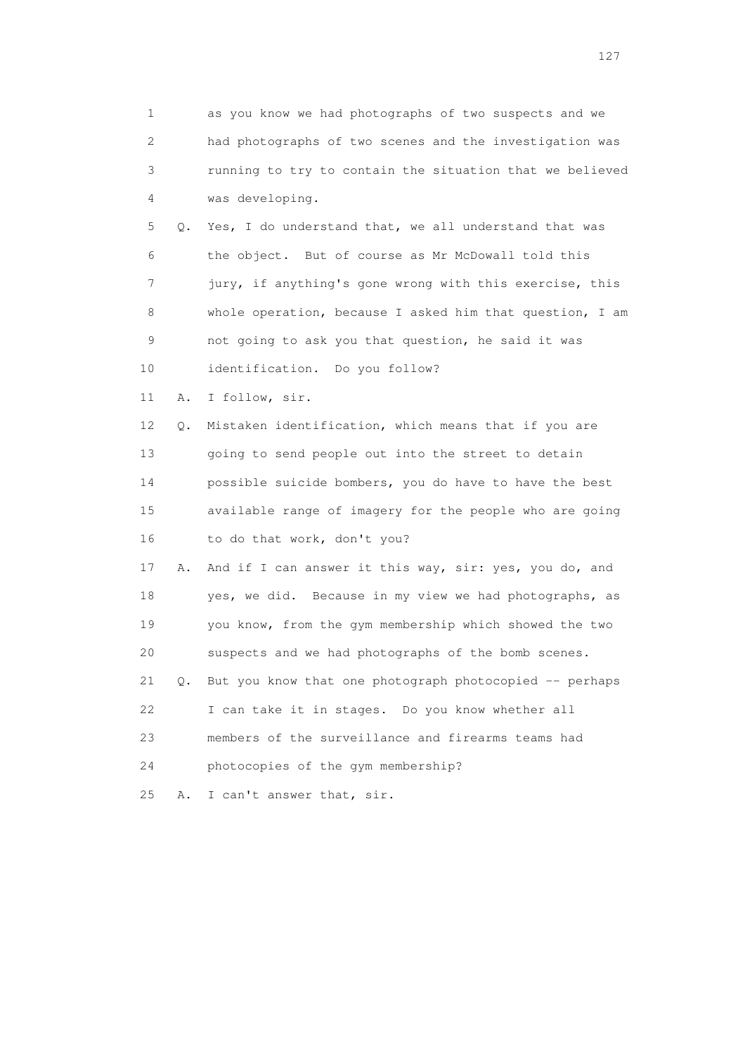1 as you know we had photographs of two suspects and we
2 had photographs of two scenes and the investigation was
3 running to try to contain the situation that we believed
4 was developing.

5 Q. Yes, I do understand that, we all understand that was
6 the object. But of course as Mr McDowall told this
7 jury, if anything's gone wrong with this exercise, this
8 whole operation, because I asked him that question, I am
9 not going to ask you that question, he said it was
10 identification. Do you follow?

11 A. I follow, sir.

12 Q. Mistaken identification, which means that if you are
13 going to send people out into the street to detain
14 possible suicide bombers, you do have to have the best
15 available range of imagery for the people who are going
16 to do that work, don't you?

17 A. And if I can answer it this way, sir: yes, you do, and
18 yes, we did. Because in my view we had photographs, as
19 you know, from the gym membership which showed the two
20 suspects and we had photographs of the bomb scenes.

21 Q. But you know that one photograph photocopied -- perhaps
22 I can take it in stages. Do you know whether all
23 members of the surveillance and firearms teams had
24 photocopies of the gym membership?

25 A. I can't answer that, sir.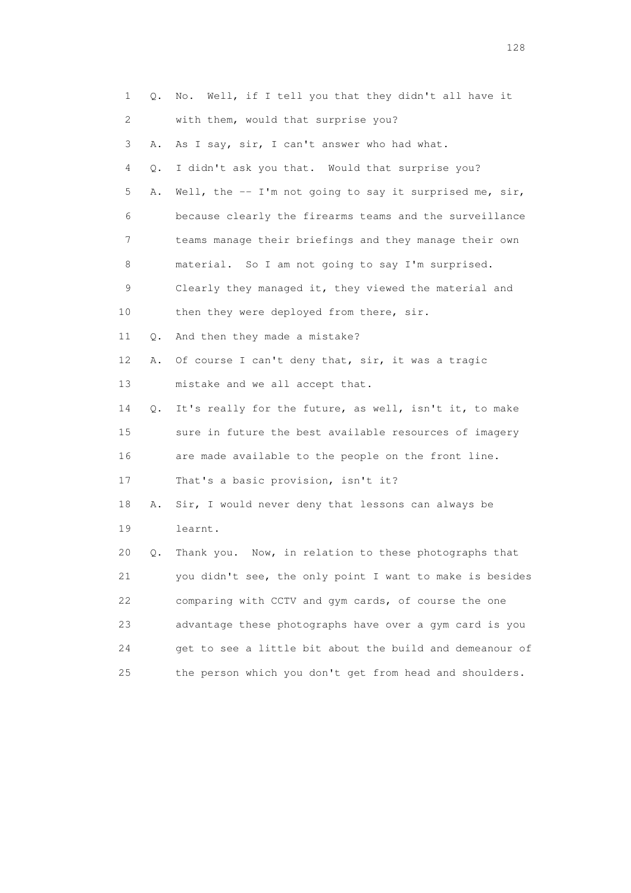1 Q. No. Well, if I tell you that they didn't all have it
2 with them, would that surprise you?
3 A. As I say, sir, I can't answer who had what.
4 Q. I didn't ask you that. Would that surprise you?
5 A. Well, the -- I'm not going to say it surprised me, sir,
6 because clearly the firearms teams and the surveillance
7 teams manage their briefings and they manage their own
8 material. So I am not going to say I'm surprised.
9 Clearly they managed it, they viewed the material and
10 then they were deployed from there, sir.
11 Q. And then they made a mistake?
12 A. Of course I can't deny that, sir, it was a tragic
13 mistake and we all accept that.
14 Q. It's really for the future, as well, isn't it, to make
15 sure in future the best available resources of imagery
16 are made available to the people on the front line.
17 That's a basic provision, isn't it?
18 A. Sir, I would never deny that lessons can always be
19 learnt.
20 Q. Thank you. Now, in relation to these photographs that
21 you didn't see, the only point I want to make is besides
22 comparing with CCTV and gym cards, of course the one
23 advantage these photographs have over a gym card is you
24 get to see a little bit about the build and demeanour of
25 the person which you don't get from head and shoulders.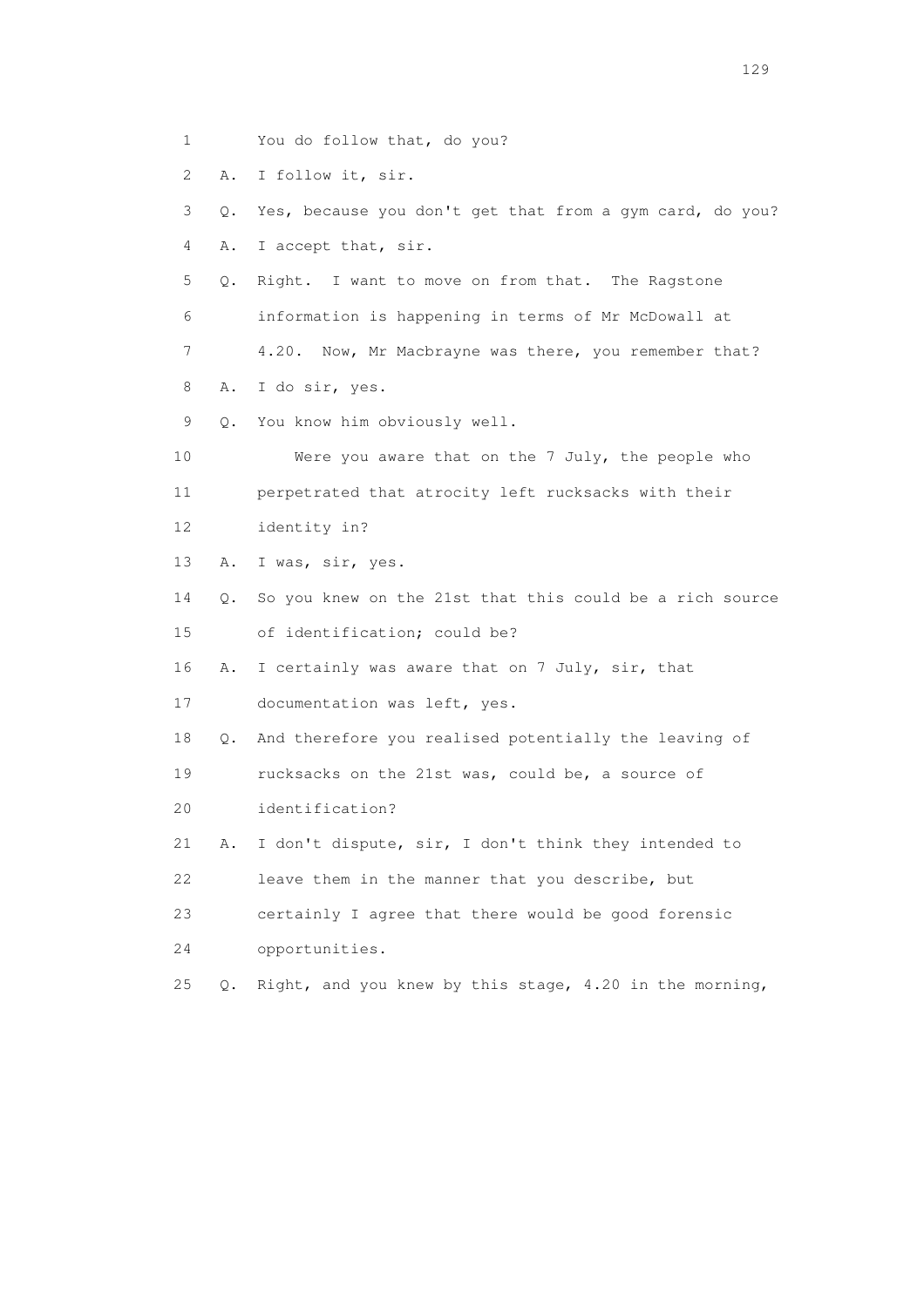1 You do follow that, do you?

2 A. I follow it, sir.

3 Q. Yes, because you don't get that from a gym card, do you?

4 A. I accept that, sir.

5 Q. Right. I want to move on from that. The Ragstone

6 information is happening in terms of Mr McDowall at

7 4.20. Now, Mr Macbrayne was there, you remember that?

8 A. I do sir, yes.

9 Q. You know him obviously well.

10 Were you aware that on the 7 July, the people who

11 perpetrated that atrocity left rucksacks with their

12 identity in?

13 A. I was, sir, yes.

14 Q. So you knew on the 21st that this could be a rich source

15 of identification; could be?

16 A. I certainly was aware that on 7 July, sir, that

17 documentation was left, yes.

18 Q. And therefore you realised potentially the leaving of

19 rucksacks on the 21st was, could be, a source of

20 identification?

21 A. I don't dispute, sir, I don't think they intended to

22 leave them in the manner that you describe, but

23 certainly I agree that there would be good forensic

24 opportunities.

25 Q. Right, and you knew by this stage, 4.20 in the morning,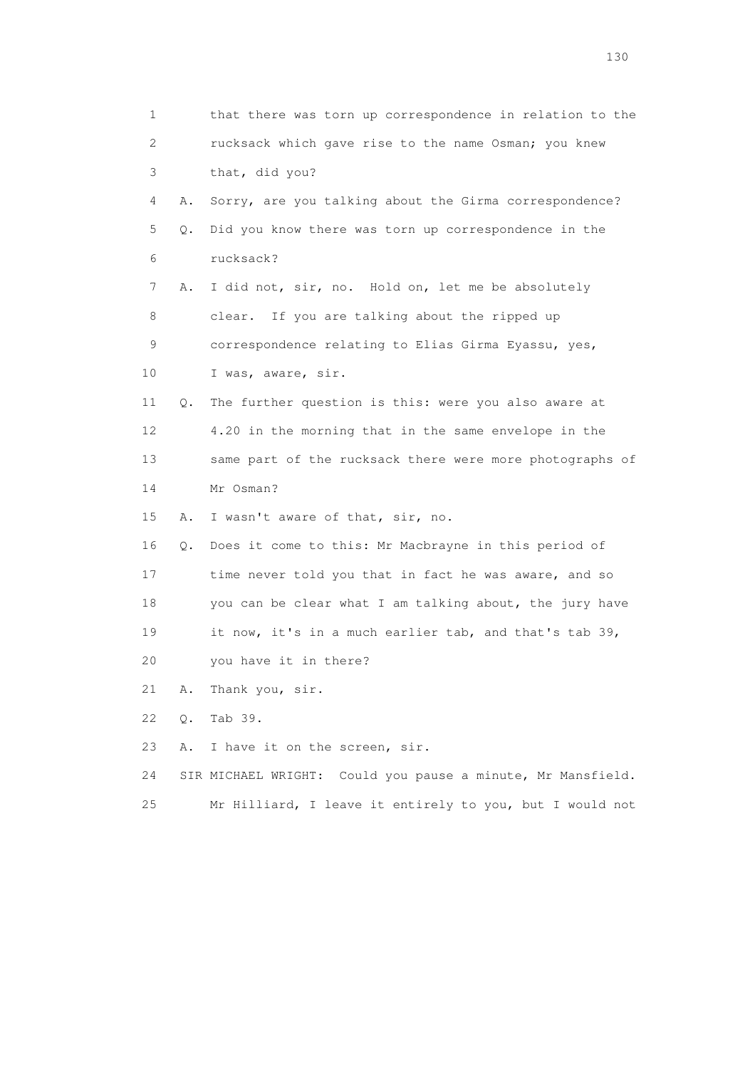1 that there was torn up correspondence in relation to the
2 rucksack which gave rise to the name Osman; you knew
3 that, did you?

4 A. Sorry, are you talking about the Girma correspondence?

5 Q. Did you know there was torn up correspondence in the
6 rucksack?

7 A. I did not, sir, no. Hold on, let me be absolutely
8 clear. If you are talking about the ripped up
9 correspondence relating to Elias Girma Eyassu, yes,
10 I was, aware, sir.

11 Q. The further question is this: were you also aware at
12 4.20 in the morning that in the same envelope in the
13 same part of the rucksack there were more photographs of
14 Mr Osman?

15 A. I wasn't aware of that, sir, no.

16 Q. Does it come to this: Mr Macbrayne in this period of
17 time never told you that in fact he was aware, and so
18 you can be clear what I am talking about, the jury have
19 it now, it's in a much earlier tab, and that's tab 39,
20 you have it in there?

21 A. Thank you, sir.

22 Q. Tab 39.

23 A. I have it on the screen, sir.

24 SIR MICHAEL WRIGHT: Could you pause a minute, Mr Mansfield.
25 Mr Hilliard, I leave it entirely to you, but I would not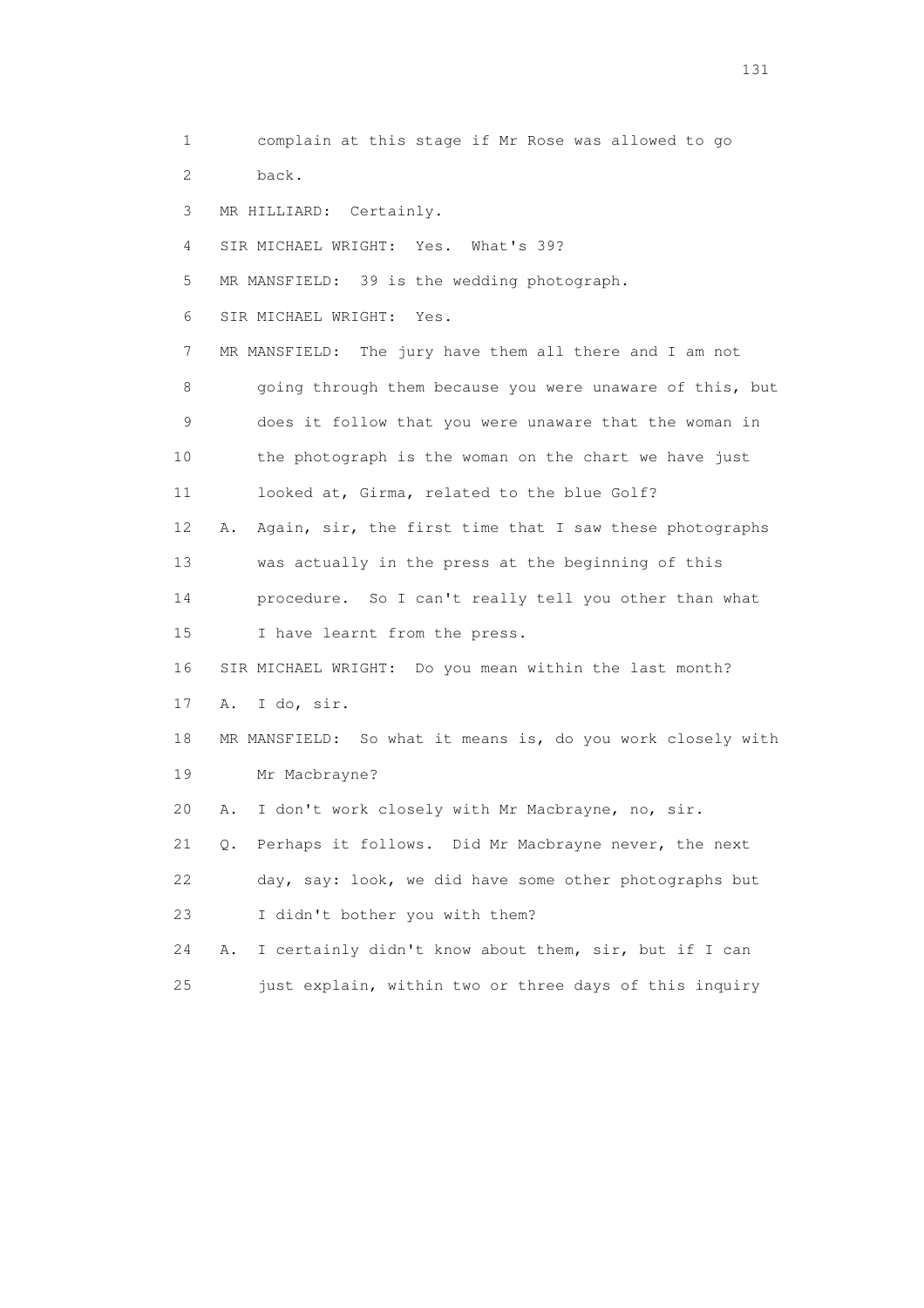1 complain at this stage if Mr Rose was allowed to go
2 back.
3 MR HILLIARD: Certainly.
4 SIR MICHAEL WRIGHT: Yes. What's 39?
5 MR MANSFIELD: 39 is the wedding photograph.
6 SIR MICHAEL WRIGHT: Yes.
7 MR MANSFIELD: The jury have them all there and I am not
8 going through them because you were unaware of this, but
9 does it follow that you were unaware that the woman in
10 the photograph is the woman on the chart we have just
11 looked at, Girma, related to the blue Golf?
12 A. Again, sir, the first time that I saw these photographs
13 was actually in the press at the beginning of this
14 procedure. So I can't really tell you other than what
15 I have learnt from the press.
16 SIR MICHAEL WRIGHT: Do you mean within the last month?
17 A. I do, sir.
18 MR MANSFIELD: So what it means is, do you work closely with
19 Mr Macbrayne?
20 A. I don't work closely with Mr Macbrayne, no, sir.
21 Q. Perhaps it follows. Did Mr Macbrayne never, the next
22 day, say: look, we did have some other photographs but
23 I didn't bother you with them?
24 A. I certainly didn't know about them, sir, but if I can
25 just explain, within two or three days of this inquiry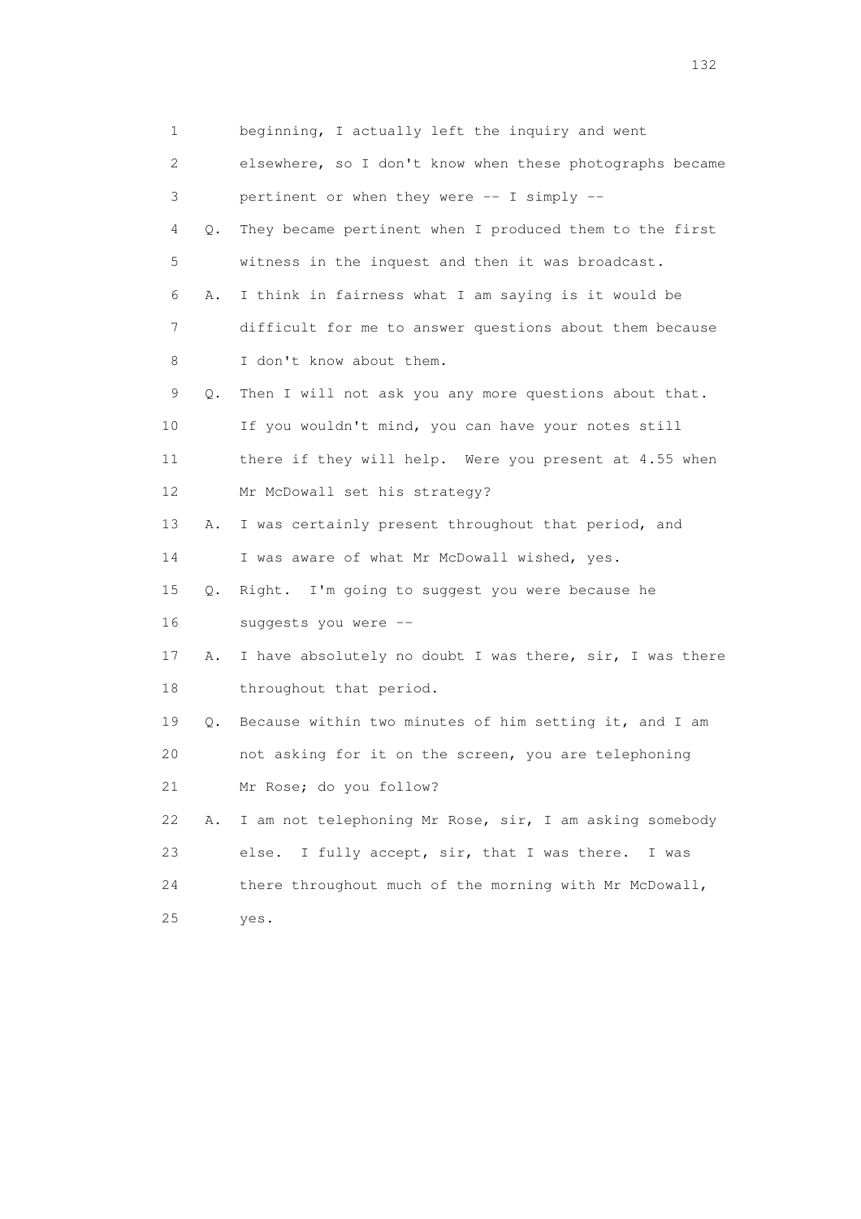1 beginning, I actually left the inquiry and went
2 elsewhere, so I don't know when these photographs became
3 pertinent or when they were -- I simply --
4 Q. They became pertinent when I produced them to the first
5 witness in the inquest and then it was broadcast.
6 A. I think in fairness what I am saying is it would be
7 difficult for me to answer questions about them because
8 I don't know about them.
9 Q. Then I will not ask you any more questions about that.
10 If you wouldn't mind, you can have your notes still
11 there if they will help. Were you present at 4.55 when
12 Mr McDowall set his strategy?
13 A. I was certainly present throughout that period, and
14 I was aware of what Mr McDowall wished, yes.
15 Q. Right. I'm going to suggest you were because he
16 suggests you were --
17 A. I have absolutely no doubt I was there, sir, I was there
18 throughout that period.
19 Q. Because within two minutes of him setting it, and I am
20 not asking for it on the screen, you are telephoning
21 Mr Rose; do you follow?
22 A. I am not telephoning Mr Rose, sir, I am asking somebody
23 else. I fully accept, sir, that I was there. I was
24 there throughout much of the morning with Mr McDowall,
25 yes.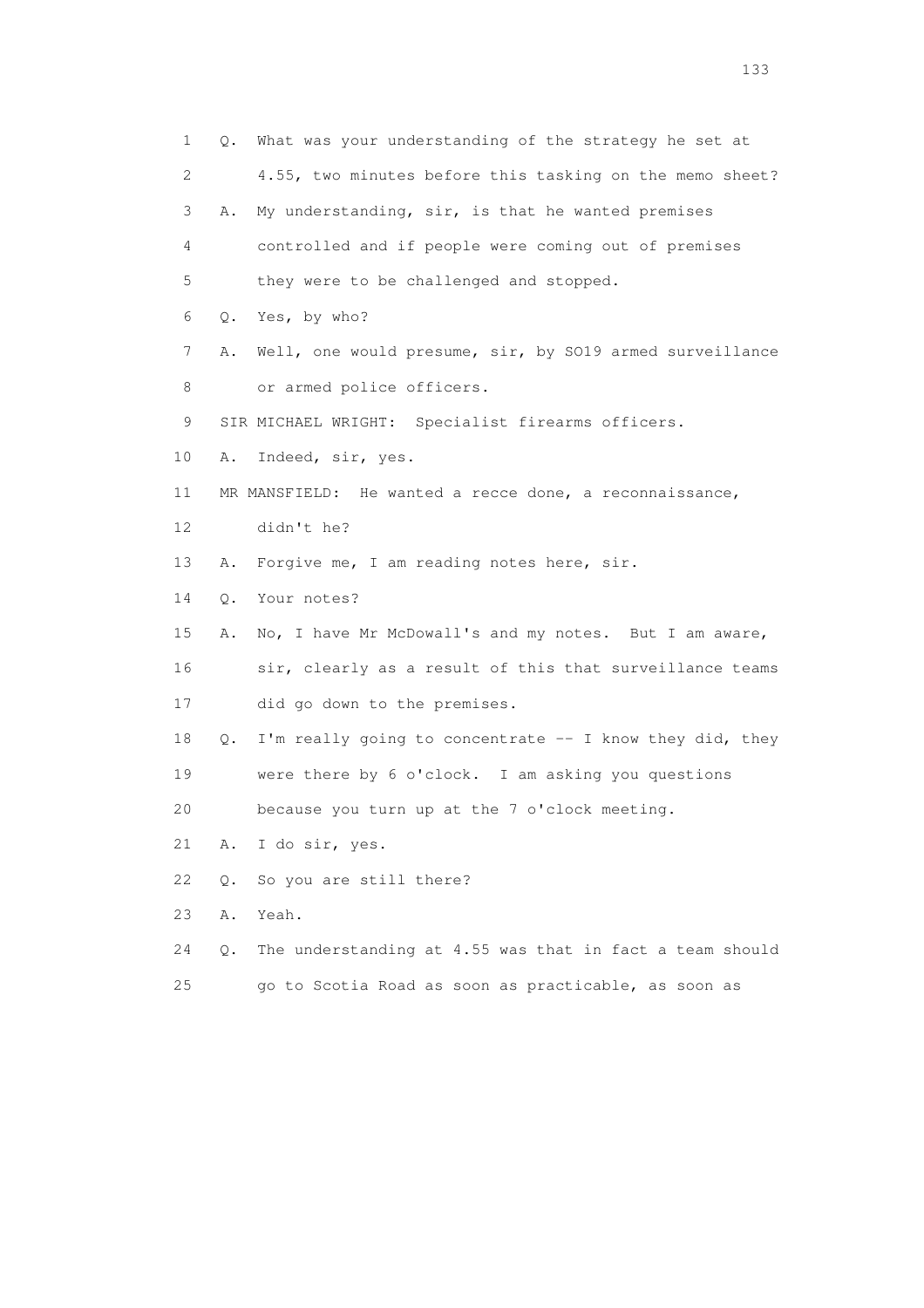1 Q. What was your understanding of the strategy he set at
2 4.55, two minutes before this tasking on the memo sheet?
3 A. My understanding, sir, is that he wanted premises
4 controlled and if people were coming out of premises
5 they were to be challenged and stopped.
6 Q. Yes, by who?
7 A. Well, one would presume, sir, by SO19 armed surveillance
8 or armed police officers.
9 SIR MICHAEL WRIGHT: Specialist firearms officers.
10 A. Indeed, sir, yes.
11 MR MANSFIELD: He wanted a recce done, a reconnaissance,
12 didn't he?
13 A. Forgive me, I am reading notes here, sir.
14 Q. Your notes?
15 A. No, I have Mr McDowall's and my notes. But I am aware,
16 sir, clearly as a result of this that surveillance teams
17 did go down to the premises.
18 Q. I'm really going to concentrate -- I know they did, they
19 were there by 6 o'clock. I am asking you questions
20 because you turn up at the 7 o'clock meeting.
21 A. I do sir, yes.
22 Q. So you are still there?
23 A. Yeah.
24 Q. The understanding at 4.55 was that in fact a team should
25 go to Scotia Road as soon as practicable, as soon as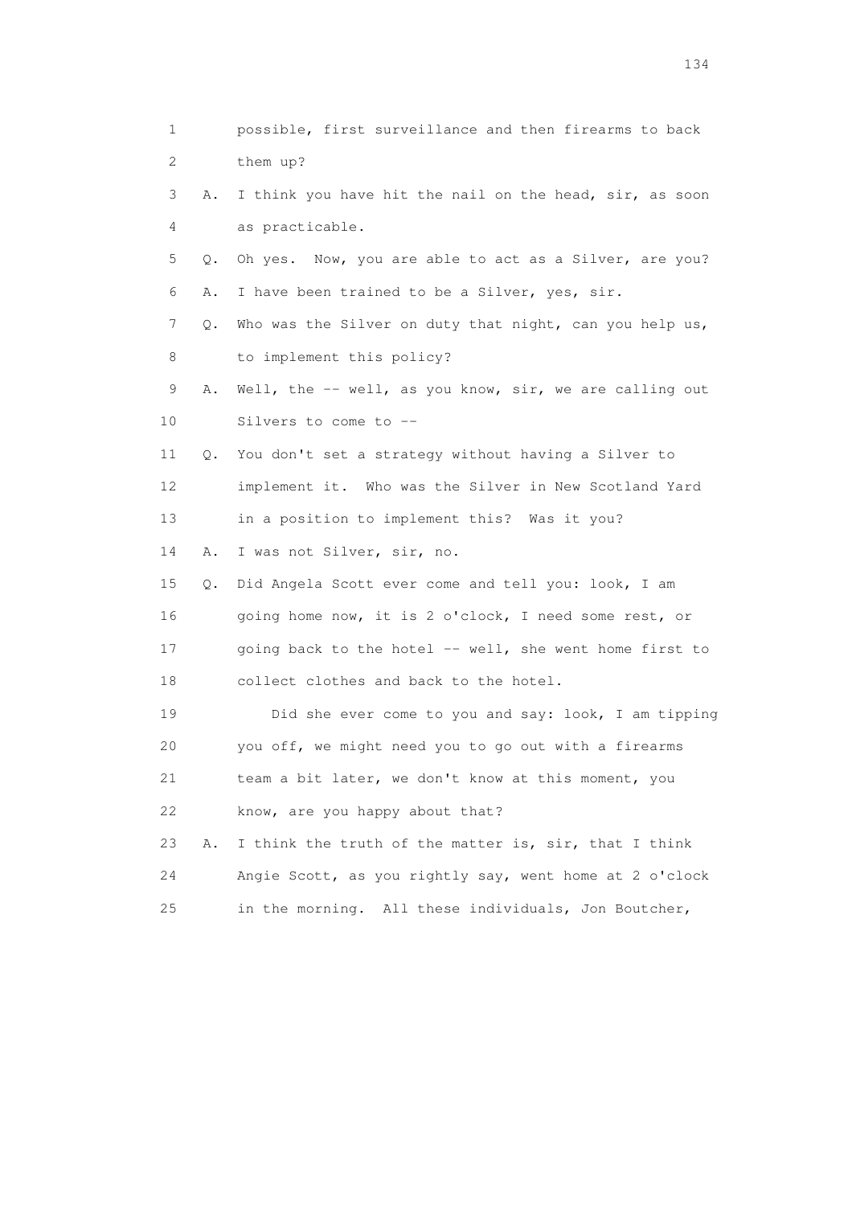1 possible, first surveillance and then firearms to back
2 them up?

3 A. I think you have hit the nail on the head, sir, as soon
4 as practicable.

5 Q. Oh yes. Now, you are able to act as a Silver, are you?

6 A. I have been trained to be a Silver, yes, sir.

7 Q. Who was the Silver on duty that night, can you help us,
8 to implement this policy?

9 A. Well, the -- well, as you know, sir, we are calling out
10 Silvers to come to --

11 Q. You don't set a strategy without having a Silver to
12 implement it. Who was the Silver in New Scotland Yard
13 in a position to implement this? Was it you?

14 A. I was not Silver, sir, no.

15 Q. Did Angela Scott ever come and tell you: look, I am
16 going home now, it is 2 o'clock, I need some rest, or
17 going back to the hotel -- well, she went home first to
18 collect clothes and back to the hotel.

19 Did she ever come to you and say: look, I am tipping
20 you off, we might need you to go out with a firearms
21 team a bit later, we don't know at this moment, you
22 know, are you happy about that?

23 A. I think the truth of the matter is, sir, that I think
24 Angie Scott, as you rightly say, went home at 2 o'clock
25 in the morning. All these individuals, Jon Boutcher,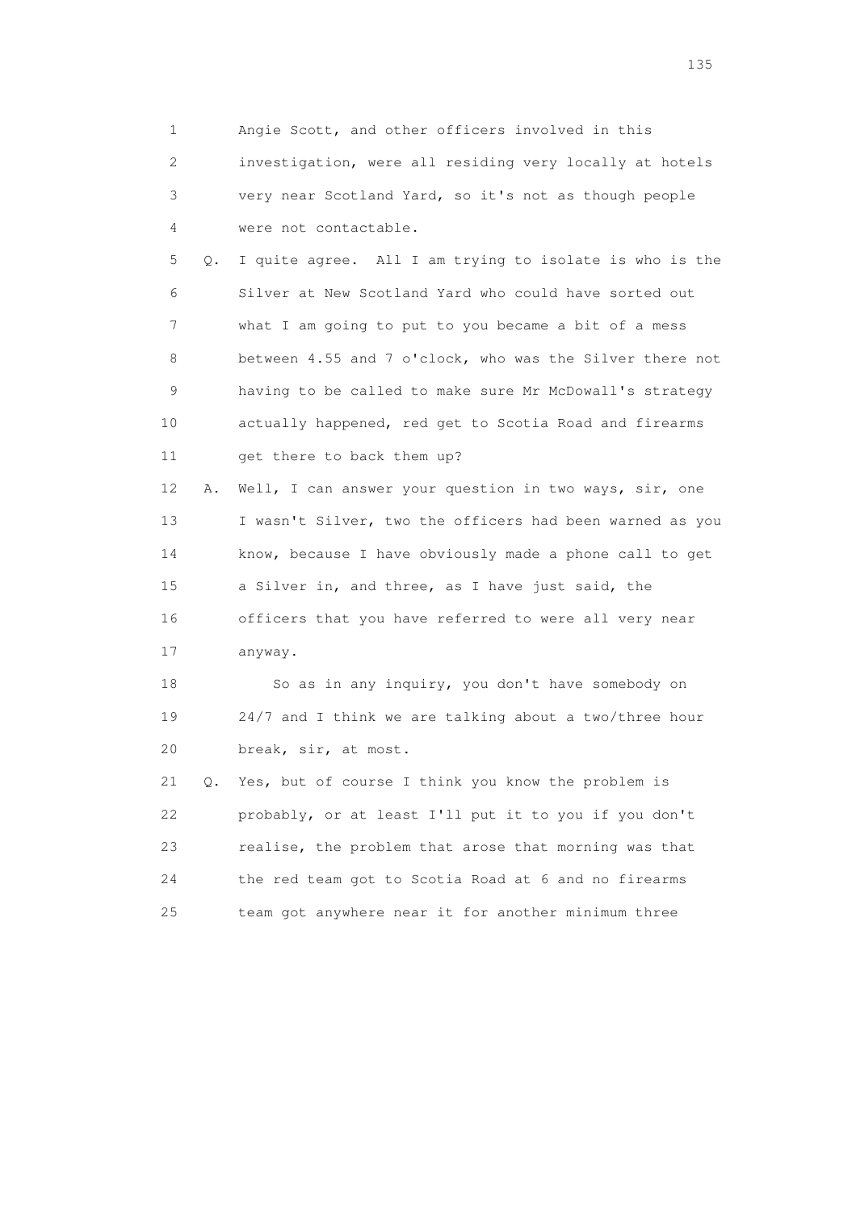1 Angie Scott, and other officers involved in this
2 investigation, were all residing very locally at hotels
3 very near Scotland Yard, so it's not as though people
4 were not contactable.

5 Q. I quite agree. All I am trying to isolate is who is the
6 Silver at New Scotland Yard who could have sorted out
7 what I am going to put to you became a bit of a mess
8 between 4.55 and 7 o'clock, who was the Silver there not
9 having to be called to make sure Mr McDowall's strategy
10 actually happened, red get to Scotia Road and firearms
11 get there to back them up?

12 A. Well, I can answer your question in two ways, sir, one
13 I wasn't Silver, two the officers had been warned as you
14 know, because I have obviously made a phone call to get
15 a Silver in, and three, as I have just said, the
16 officers that you have referred to were all very near
17 anyway.

18 So as in any inquiry, you don't have somebody on
19 24/7 and I think we are talking about a two/three hour
20 break, sir, at most.

21 Q. Yes, but of course I think you know the problem is
22 probably, or at least I'll put it to you if you don't
23 realise, the problem that arose that morning was that
24 the red team got to Scotia Road at 6 and no firearms
25 team got anywhere near it for another minimum three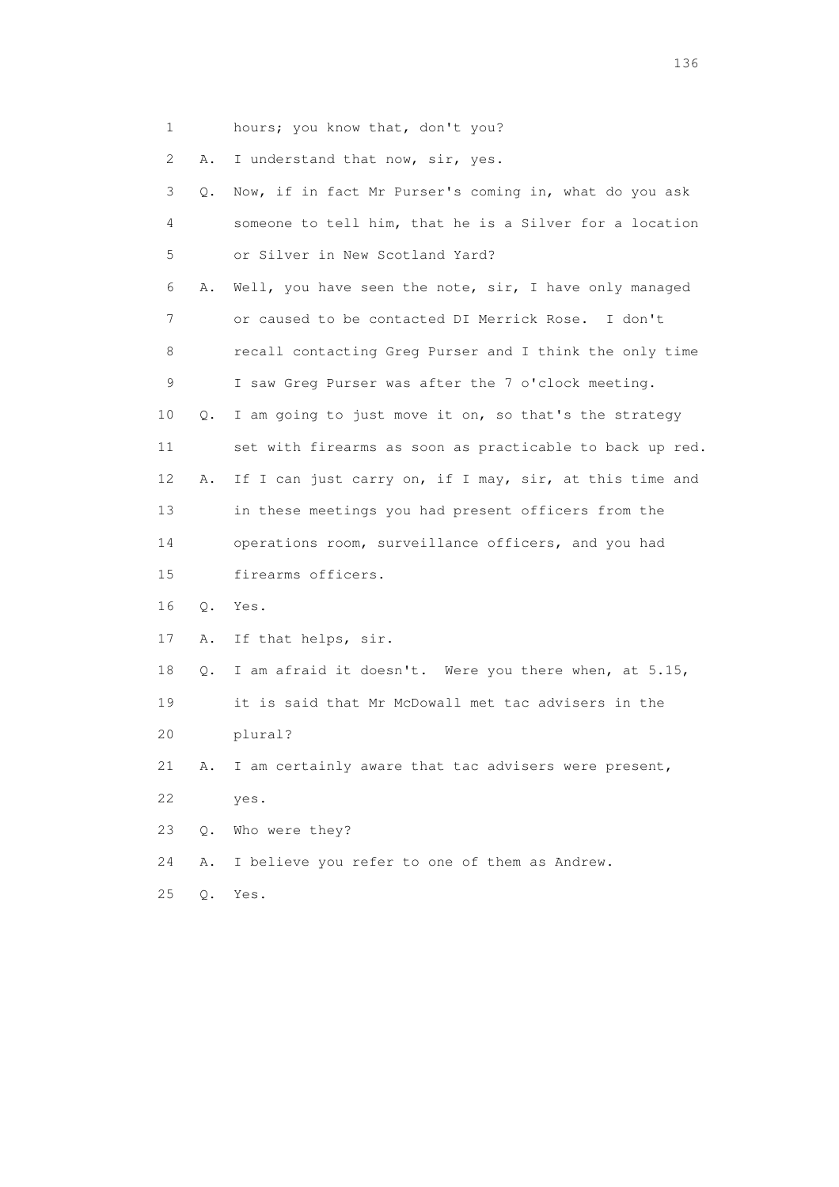1 hours; you know that, don't you?

2 A. I understand that now, sir, yes.

3 Q. Now, if in fact Mr Purser's coming in, what do you ask

4 someone to tell him, that he is a Silver for a location

5 or Silver in New Scotland Yard?

6 A. Well, you have seen the note, sir, I have only managed

7 or caused to be contacted DI Merrick Rose. I don't

8 recall contacting Greg Purser and I think the only time

9 I saw Greg Purser was after the 7 o'clock meeting.

10 Q. I am going to just move it on, so that's the strategy

11 set with firearms as soon as practicable to back up red.

12 A. If I can just carry on, if I may, sir, at this time and

13 in these meetings you had present officers from the

14 operations room, surveillance officers, and you had

15 firearms officers.

16 Q. Yes.

17 A. If that helps, sir.

18 Q. I am afraid it doesn't. Were you there when, at 5.15,

19 it is said that Mr McDowall met tac advisers in the

20 plural?

21 A. I am certainly aware that tac advisers were present,

22 yes.

23 Q. Who were they?

24 A. I believe you refer to one of them as Andrew.

25 Q. Yes.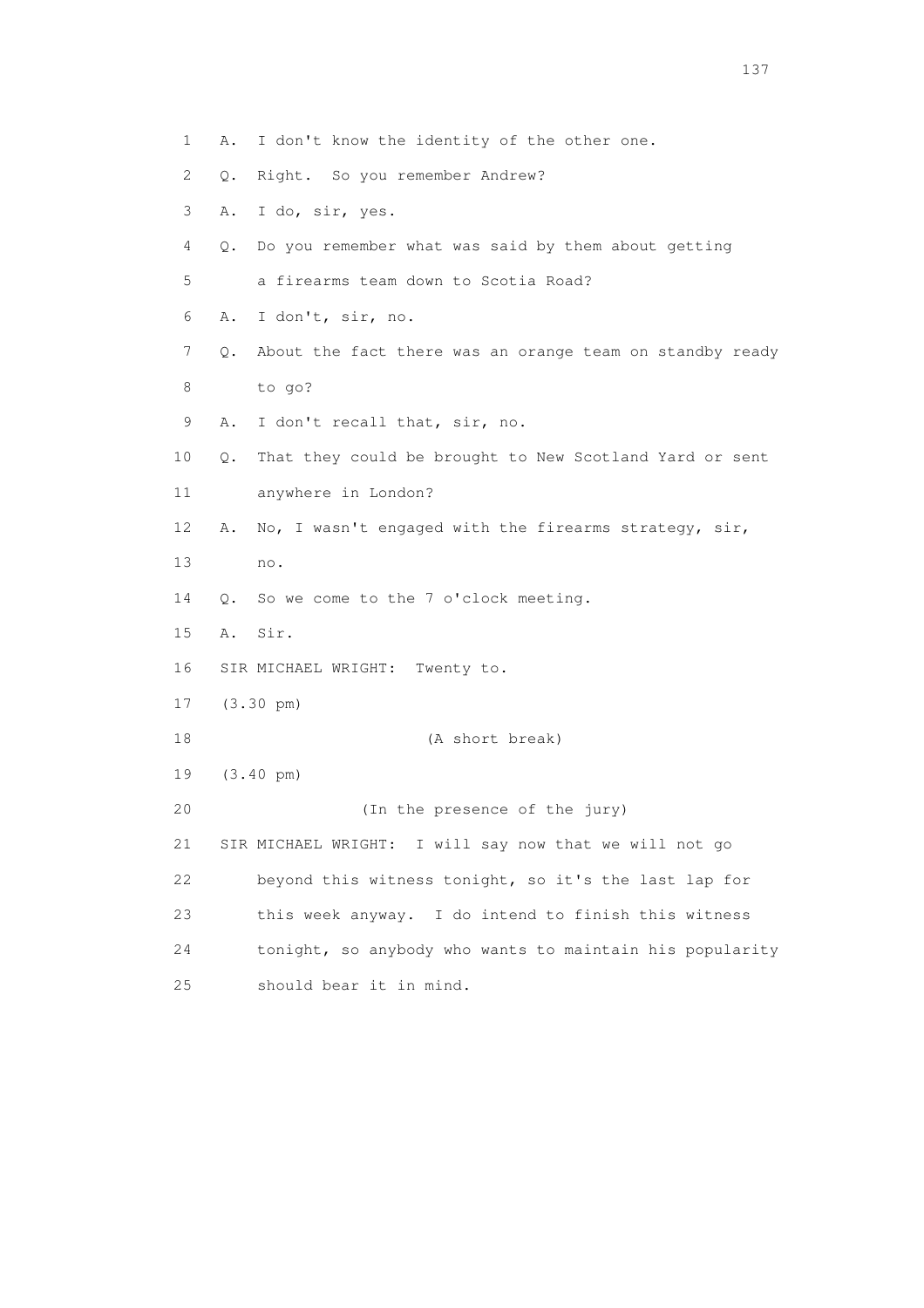1 A. I don't know the identity of the other one.

2 Q. Right. So you remember Andrew?

3 A. I do, sir, yes.

4 Q. Do you remember what was said by them about getting

5 a firearms team down to Scotia Road?

6 A. I don't, sir, no.

7 Q. About the fact there was an orange team on standby ready

8 to go?

9 A. I don't recall that, sir, no.

10 Q. That they could be brought to New Scotland Yard or sent

11 anywhere in London?

12 A. No, I wasn't engaged with the firearms strategy, sir,

13 no.

14 Q. So we come to the 7 o'clock meeting.

15 A. Sir.

16 SIR MICHAEL WRIGHT: Twenty to.

17 (3.30 pm)

18 (A short break)

19 (3.40 pm)

20 (In the presence of the jury)

21 SIR MICHAEL WRIGHT: I will say now that we will not go

22 beyond this witness tonight, so it's the last lap for

23 this week anyway. I do intend to finish this witness

24 tonight, so anybody who wants to maintain his popularity

25 should bear it in mind.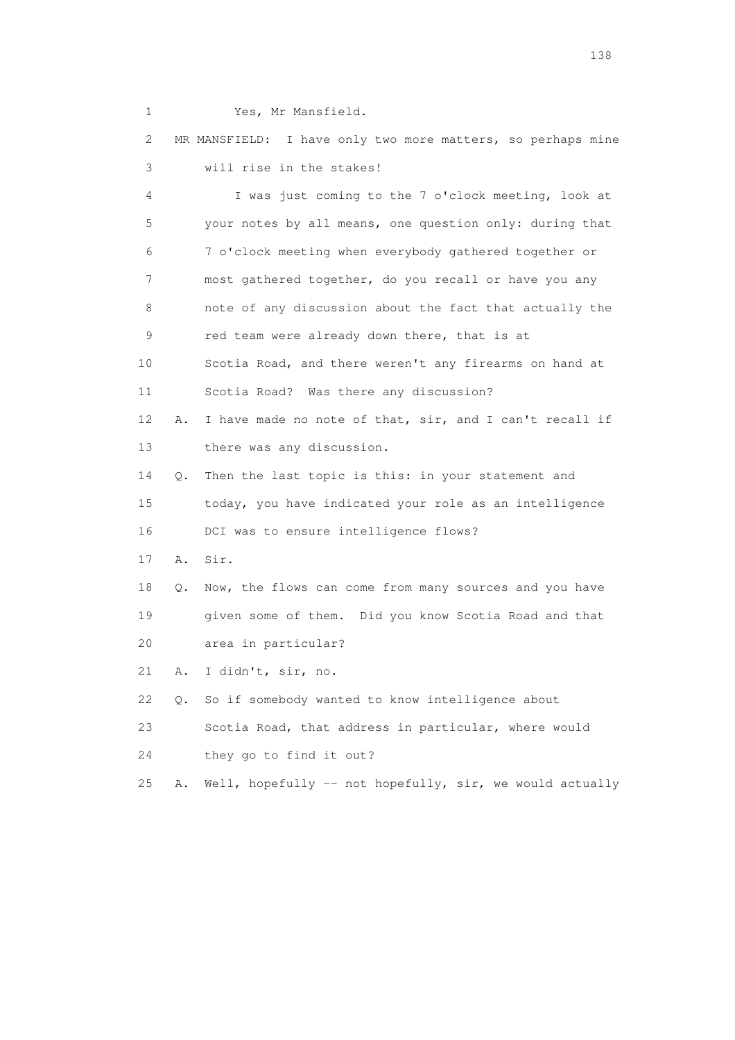1 Yes, Mr Mansfield.

2 MR MANSFIELD: I have only two more matters, so perhaps mine

3 will rise in the stakes!

4 I was just coming to the 7 o'clock meeting, look at

5 your notes by all means, one question only: during that

6 7 o'clock meeting when everybody gathered together or

7 most gathered together, do you recall or have you any

8 note of any discussion about the fact that actually the

9 red team were already down there, that is at

10 Scotia Road, and there weren't any firearms on hand at

11 Scotia Road? Was there any discussion?

12 A. I have made no note of that, sir, and I can't recall if

13 there was any discussion.

14 Q. Then the last topic is this: in your statement and

15 today, you have indicated your role as an intelligence

16 DCI was to ensure intelligence flows?

17 A. Sir.

18 Q. Now, the flows can come from many sources and you have

19 given some of them. Did you know Scotia Road and that

20 area in particular?

21 A. I didn't, sir, no.

22 Q. So if somebody wanted to know intelligence about

23 Scotia Road, that address in particular, where would

24 they go to find it out?

25 A. Well, hopefully -- not hopefully, sir, we would actually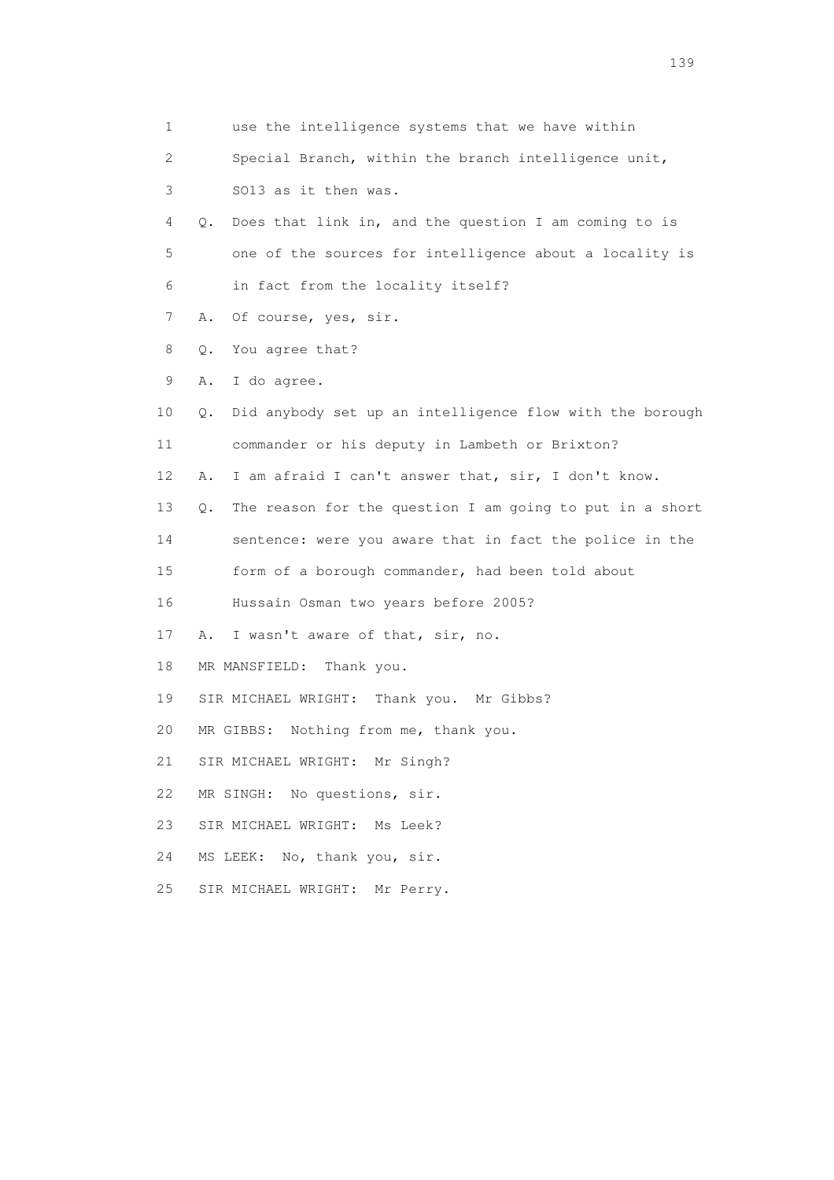1 use the intelligence systems that we have within

2 Special Branch, within the branch intelligence unit,

3 SO13 as it then was.

4 Q. Does that link in, and the question I am coming to is

5 one of the sources for intelligence about a locality is

6 in fact from the locality itself?

7 A. Of course, yes, sir.

8 Q. You agree that?

9 A. I do agree.

10 Q. Did anybody set up an intelligence flow with the borough

11 commander or his deputy in Lambeth or Brixton?

12 A. I am afraid I can't answer that, sir, I don't know.

13 Q. The reason for the question I am going to put in a short

14 sentence: were you aware that in fact the police in the

15 form of a borough commander, had been told about

16 Hussain Osman two years before 2005?

17 A. I wasn't aware of that, sir, no.

18 MR MANSFIELD: Thank you.

19 SIR MICHAEL WRIGHT: Thank you. Mr Gibbs?

20 MR GIBBS: Nothing from me, thank you.

21 SIR MICHAEL WRIGHT: Mr Singh?

22 MR SINGH: No questions, sir.

23 SIR MICHAEL WRIGHT: Ms Leek?

24 MS LEEK: No, thank you, sir.

25 SIR MICHAEL WRIGHT: Mr Perry.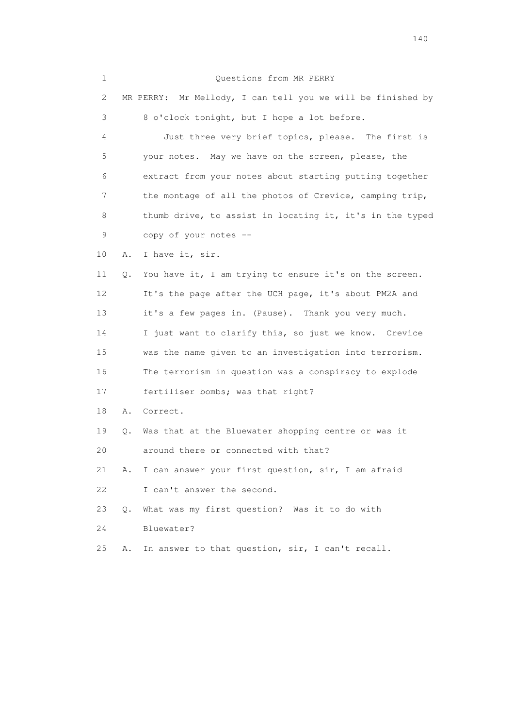Questions from MR PERRY

MR PERRY: Mr Mellody, I can tell you we will be finished by 8 o'clock tonight, but I hope a lot before.

Just three very brief topics, please. The first is your notes. May we have on the screen, please, the extract from your notes about starting putting together the montage of all the photos of Crevice, camping trip, thumb drive, to assist in locating it, it's in the typed copy of your notes --

A. I have it, sir.

Q. You have it, I am trying to ensure it's on the screen. It's the page after the UCH page, it's about PM2A and it's a few pages in. (Pause). Thank you very much. I just want to clarify this, so just we know. Crevice was the name given to an investigation into terrorism. The terrorism in question was a conspiracy to explode fertiliser bombs; was that right?

A. Correct.

Q. Was that at the Bluewater shopping centre or was it around there or connected with that?

A. I can answer your first question, sir, I am afraid I can't answer the second.

Q. What was my first question? Was it to do with Bluewater?

A. In answer to that question, sir, I can't recall.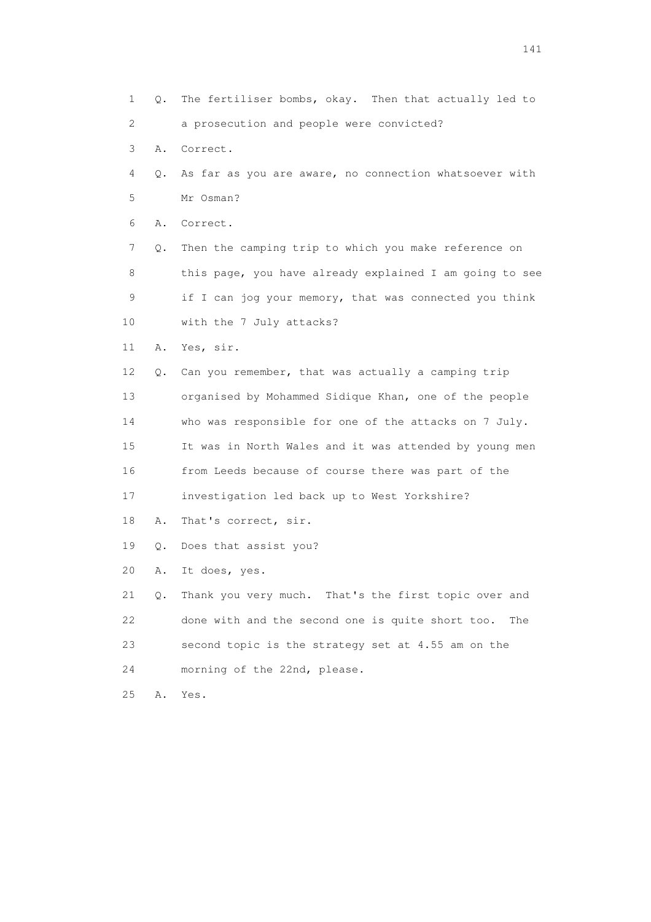1 Q. The fertiliser bombs, okay. Then that actually led to
2 a prosecution and people were convicted?
3 A. Correct.
4 Q. As far as you are aware, no connection whatsoever with
5 Mr Osman?
6 A. Correct.
7 Q. Then the camping trip to which you make reference on
8 this page, you have already explained I am going to see
9 if I can jog your memory, that was connected you think
10 with the 7 July attacks?
11 A. Yes, sir.
12 Q. Can you remember, that was actually a camping trip
13 organised by Mohammed Sidique Khan, one of the people
14 who was responsible for one of the attacks on 7 July.
15 It was in North Wales and it was attended by young men
16 from Leeds because of course there was part of the
17 investigation led back up to West Yorkshire?
18 A. That's correct, sir.
19 Q. Does that assist you?
20 A. It does, yes.
21 Q. Thank you very much. That's the first topic over and
22 done with and the second one is quite short too. The
23 second topic is the strategy set at 4.55 am on the
24 morning of the 22nd, please.
25 A. Yes.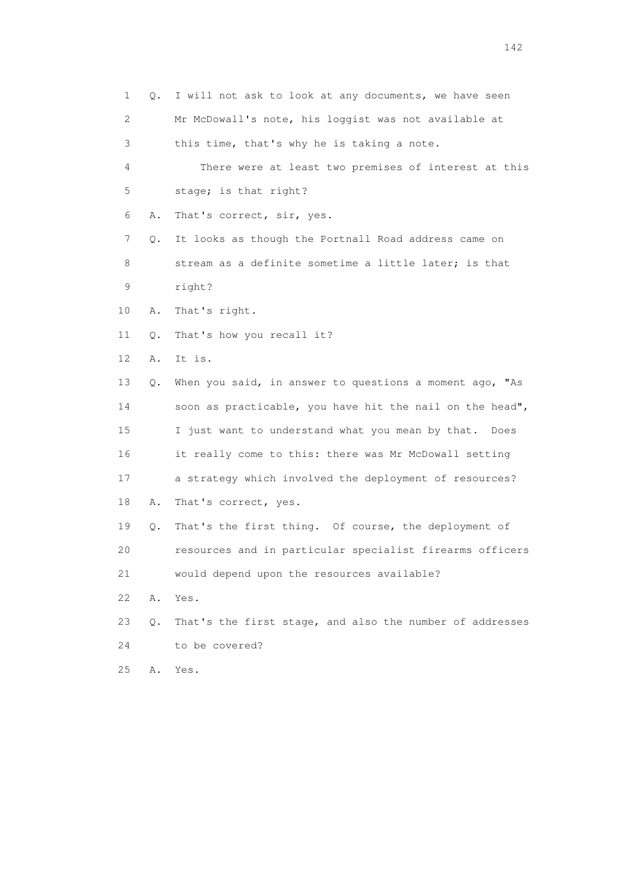1 Q. I will not ask to look at any documents, we have seen
2 Mr McDowall's note, his loggist was not available at
3 this time, that's why he is taking a note.
4 There were at least two premises of interest at this
5 stage; is that right?
6 A. That's correct, sir, yes.
7 Q. It looks as though the Portnall Road address came on
8 stream as a definite sometime a little later; is that
9 right?
10 A. That's right.
11 Q. That's how you recall it?
12 A. It is.
13 Q. When you said, in answer to questions a moment ago, "As
14 soon as practicable, you have hit the nail on the head",
15 I just want to understand what you mean by that. Does
16 it really come to this: there was Mr McDowall setting
17 a strategy which involved the deployment of resources?
18 A. That's correct, yes.
19 Q. That's the first thing. Of course, the deployment of
20 resources and in particular specialist firearms officers
21 would depend upon the resources available?
22 A. Yes.
23 Q. That's the first stage, and also the number of addresses
24 to be covered?
25 A. Yes.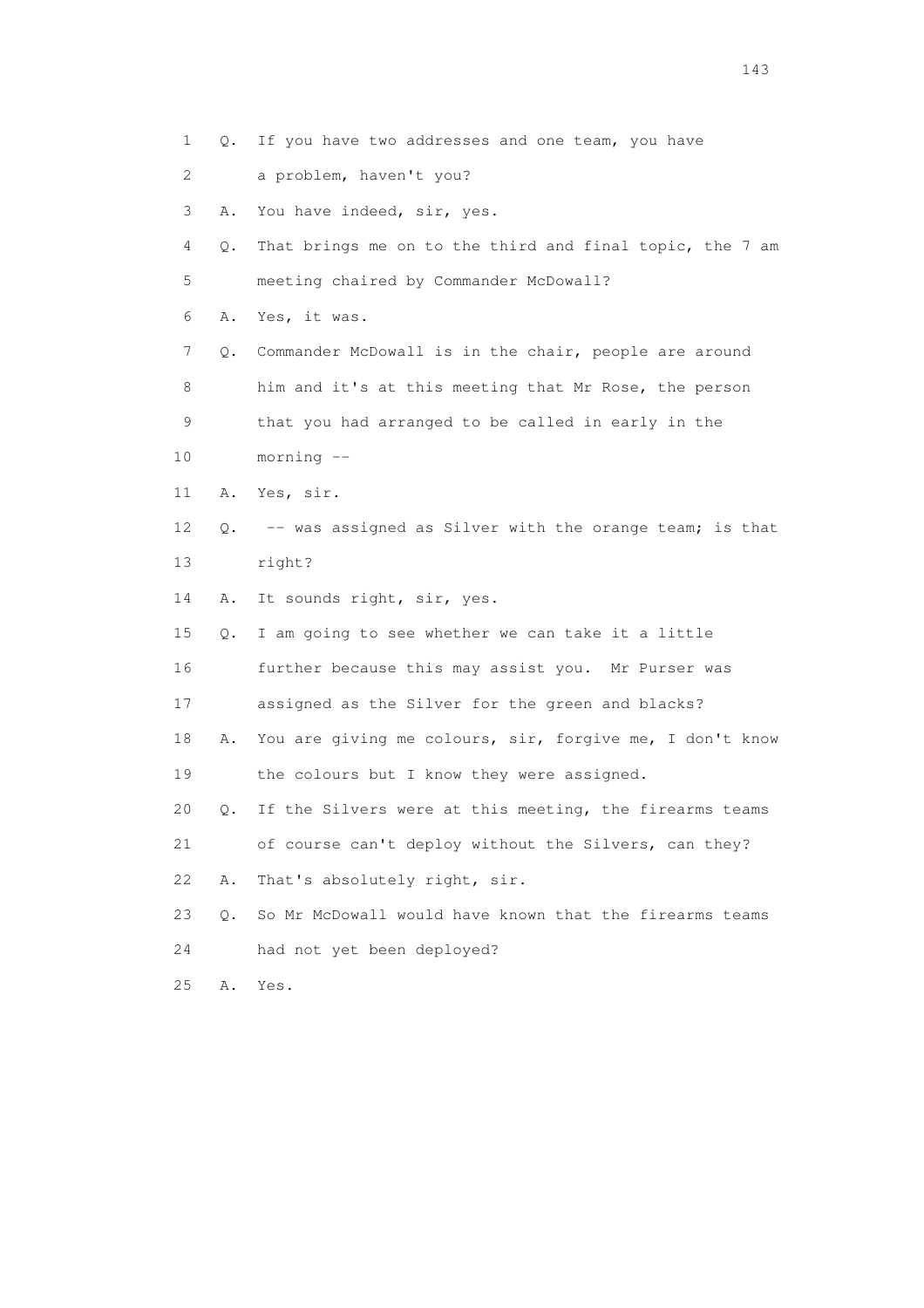1 Q. If you have two addresses and one team, you have
2 a problem, haven't you?
3 A. You have indeed, sir, yes.
4 Q. That brings me on to the third and final topic, the 7 am
5 meeting chaired by Commander McDowall?
6 A. Yes, it was.
7 Q. Commander McDowall is in the chair, people are around
8 him and it's at this meeting that Mr Rose, the person
9 that you had arranged to be called in early in the
10 morning --
11 A. Yes, sir.
12 Q. -- was assigned as Silver with the orange team; is that
13 right?
14 A. It sounds right, sir, yes.
15 Q. I am going to see whether we can take it a little
16 further because this may assist you. Mr Purser was
17 assigned as the Silver for the green and blacks?
18 A. You are giving me colours, sir, forgive me, I don't know
19 the colours but I know they were assigned.
20 Q. If the Silvers were at this meeting, the firearms teams
21 of course can't deploy without the Silvers, can they?
22 A. That's absolutely right, sir.
23 Q. So Mr McDowall would have known that the firearms teams
24 had not yet been deployed?
25 A. Yes.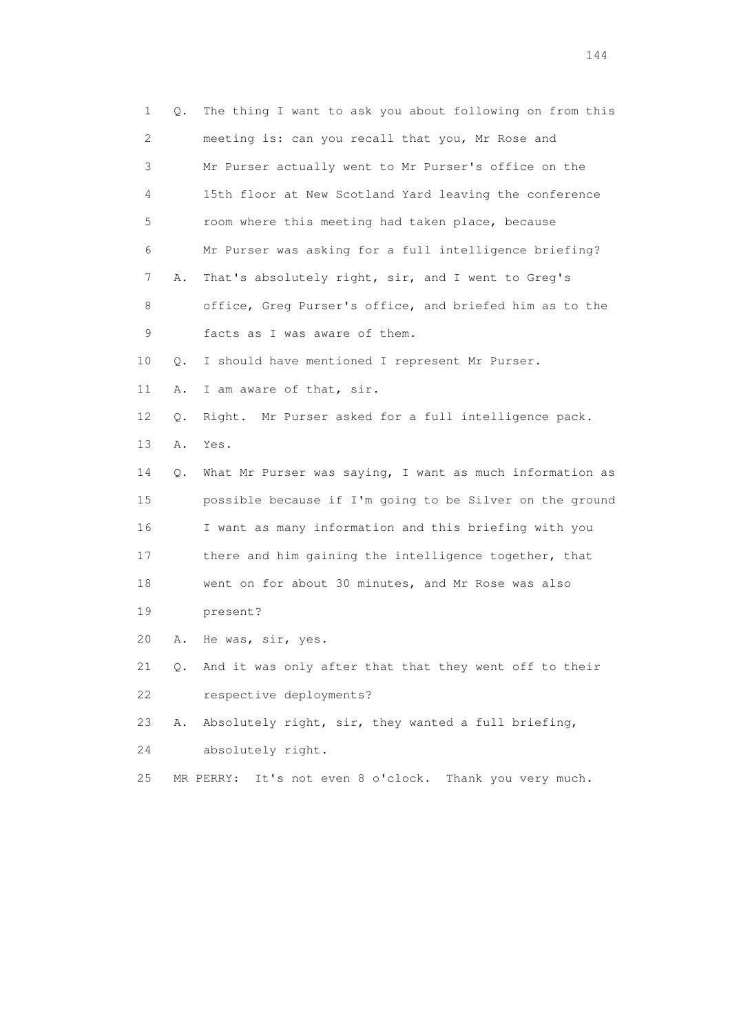1 Q. The thing I want to ask you about following on from this
2 meeting is: can you recall that you, Mr Rose and
3 Mr Purser actually went to Mr Purser's office on the
4 15th floor at New Scotland Yard leaving the conference
5 room where this meeting had taken place, because
6 Mr Purser was asking for a full intelligence briefing?
7 A. That's absolutely right, sir, and I went to Greg's
8 office, Greg Purser's office, and briefed him as to the
9 facts as I was aware of them.
10 Q. I should have mentioned I represent Mr Purser.
11 A. I am aware of that, sir.
12 Q. Right. Mr Purser asked for a full intelligence pack.
13 A. Yes.
14 Q. What Mr Purser was saying, I want as much information as
15 possible because if I'm going to be Silver on the ground
16 I want as many information and this briefing with you
17 there and him gaining the intelligence together, that
18 went on for about 30 minutes, and Mr Rose was also
19 present?
20 A. He was, sir, yes.
21 Q. And it was only after that that they went off to their
22 respective deployments?
23 A. Absolutely right, sir, they wanted a full briefing,
24 absolutely right.
25 MR PERRY: It's not even 8 o'clock. Thank you very much.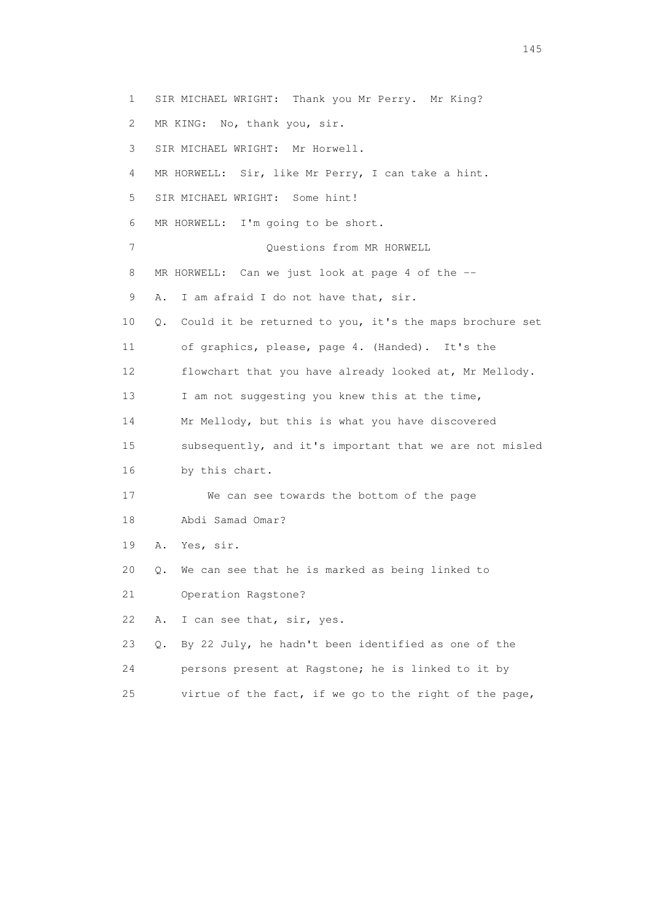1 SIR MICHAEL WRIGHT: Thank you Mr Perry. Mr King?

2 MR KING: No, thank you, sir.

3 SIR MICHAEL WRIGHT: Mr Horwell.

4 MR HORWELL: Sir, like Mr Perry, I can take a hint.

5 SIR MICHAEL WRIGHT: Some hint!

6 MR HORWELL: I'm going to be short.

7 Questions from MR HORWELL

8 MR HORWELL: Can we just look at page 4 of the --

9 A. I am afraid I do not have that, sir.

10 Q. Could it be returned to you, it's the maps brochure set

11 of graphics, please, page 4. (Handed). It's the

12 flowchart that you have already looked at, Mr Mellody.

13 I am not suggesting you knew this at the time,

14 Mr Mellody, but this is what you have discovered

15 subsequently, and it's important that we are not misled

16 by this chart.

17 We can see towards the bottom of the page

18 Abdi Samad Omar?

19 A. Yes, sir.

20 Q. We can see that he is marked as being linked to

21 Operation Ragstone?

22 A. I can see that, sir, yes.

23 Q. By 22 July, he hadn't been identified as one of the

24 persons present at Ragstone; he is linked to it by

25 virtue of the fact, if we go to the right of the page,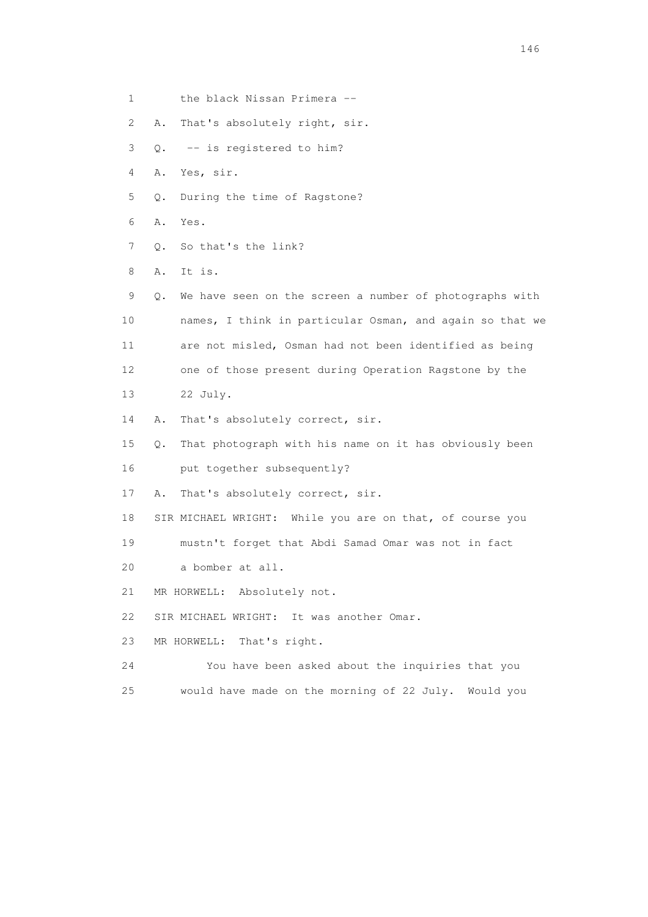1 the black Nissan Primera --

2 A. That's absolutely right, sir.

3 Q. -- is registered to him?

4 A. Yes, sir.

5 Q. During the time of Ragstone?

6 A. Yes.

7 Q. So that's the link?

8 A. It is.

9 Q. We have seen on the screen a number of photographs with

10 names, I think in particular Osman, and again so that we

11 are not misled, Osman had not been identified as being

12 one of those present during Operation Ragstone by the

13 22 July.

14 A. That's absolutely correct, sir.

15 Q. That photograph with his name on it has obviously been

16 put together subsequently?

17 A. That's absolutely correct, sir.

18 SIR MICHAEL WRIGHT: While you are on that, of course you

19 mustn't forget that Abdi Samad Omar was not in fact

20 a bomber at all.

21 MR HORWELL: Absolutely not.

22 SIR MICHAEL WRIGHT: It was another Omar.

23 MR HORWELL: That's right.

24 You have been asked about the inquiries that you

25 would have made on the morning of 22 July. Would you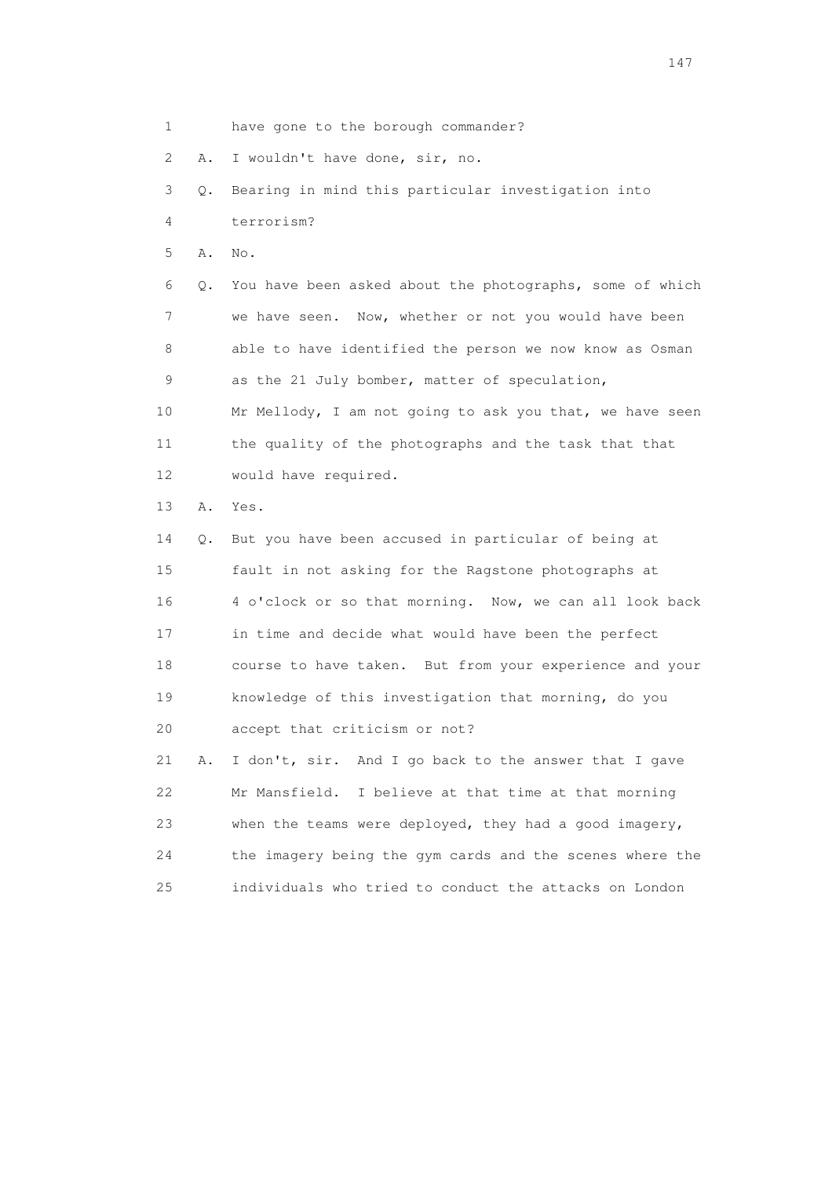1 have gone to the borough commander?

2 A. I wouldn't have done, sir, no.

3 Q. Bearing in mind this particular investigation into

4 terrorism?

5 A. No.

6 Q. You have been asked about the photographs, some of which

7 we have seen. Now, whether or not you would have been

8 able to have identified the person we now know as Osman

9 as the 21 July bomber, matter of speculation,

10 Mr Mellody, I am not going to ask you that, we have seen

11 the quality of the photographs and the task that that

12 would have required.

13 A. Yes.

14 Q. But you have been accused in particular of being at

15 fault in not asking for the Ragstone photographs at

16 4 o'clock or so that morning. Now, we can all look back

17 in time and decide what would have been the perfect

18 course to have taken. But from your experience and your

19 knowledge of this investigation that morning, do you

20 accept that criticism or not?

21 A. I don't, sir. And I go back to the answer that I gave

22 Mr Mansfield. I believe at that time at that morning

23 when the teams were deployed, they had a good imagery,

24 the imagery being the gym cards and the scenes where the

25 individuals who tried to conduct the attacks on London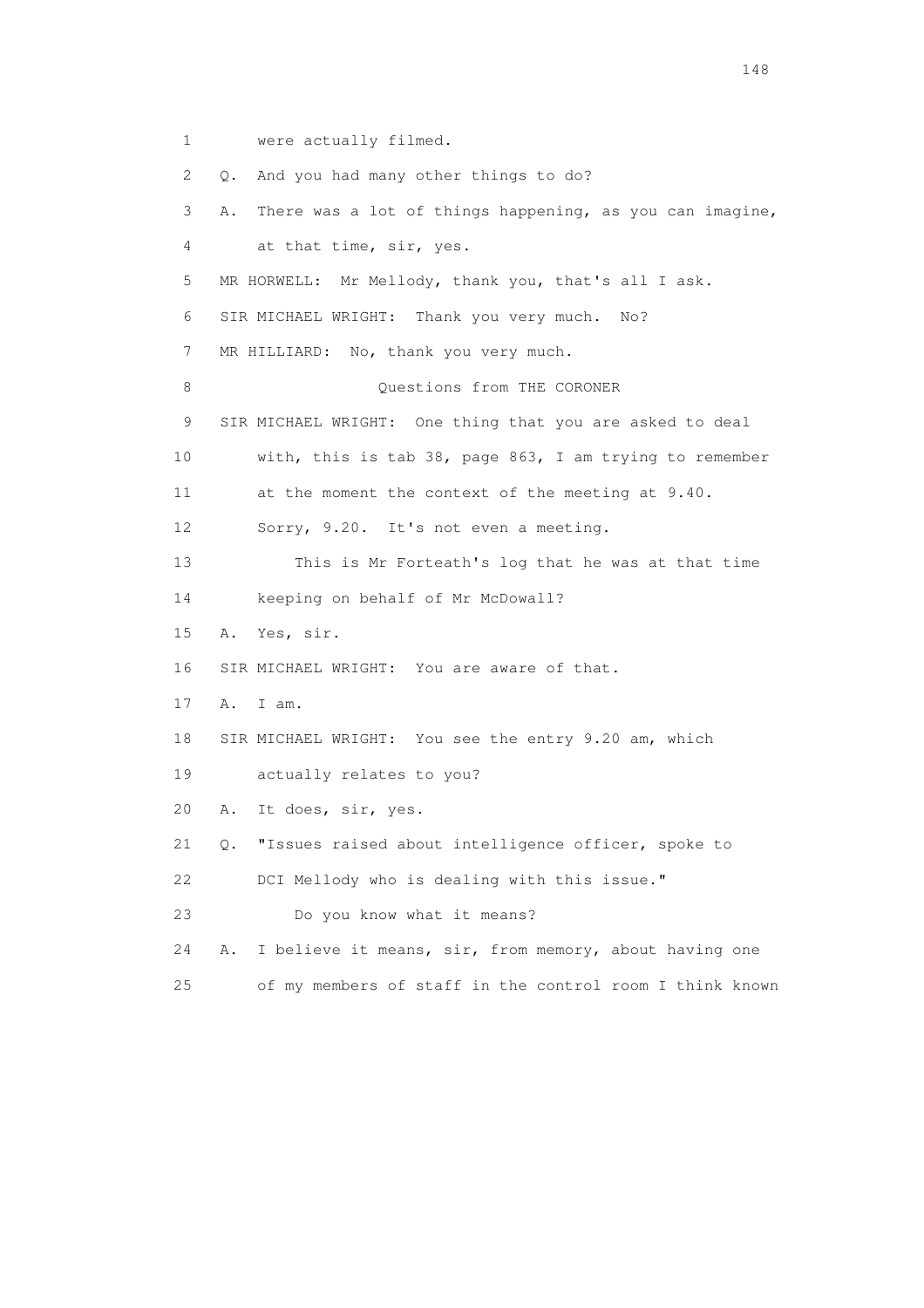1 were actually filmed.

2 Q. And you had many other things to do?

3 A. There was a lot of things happening, as you can imagine,

4 at that time, sir, yes.

5 MR HORWELL: Mr Mellody, thank you, that's all I ask.

6 SIR MICHAEL WRIGHT: Thank you very much. No?

7 MR HILLIARD: No, thank you very much.

8 Questions from THE CORONER

9 SIR MICHAEL WRIGHT: One thing that you are asked to deal

10 with, this is tab 38, page 863, I am trying to remember

11 at the moment the context of the meeting at 9.40.

12 Sorry, 9.20. It's not even a meeting.

13 This is Mr Forteath's log that he was at that time

14 keeping on behalf of Mr McDowall?

15 A. Yes, sir.

16 SIR MICHAEL WRIGHT: You are aware of that.

17 A. I am.

18 SIR MICHAEL WRIGHT: You see the entry 9.20 am, which

19 actually relates to you?

20 A. It does, sir, yes.

21 Q. "Issues raised about intelligence officer, spoke to

22 DCI Mellody who is dealing with this issue."

23 Do you know what it means?

24 A. I believe it means, sir, from memory, about having one

25 of my members of staff in the control room I think known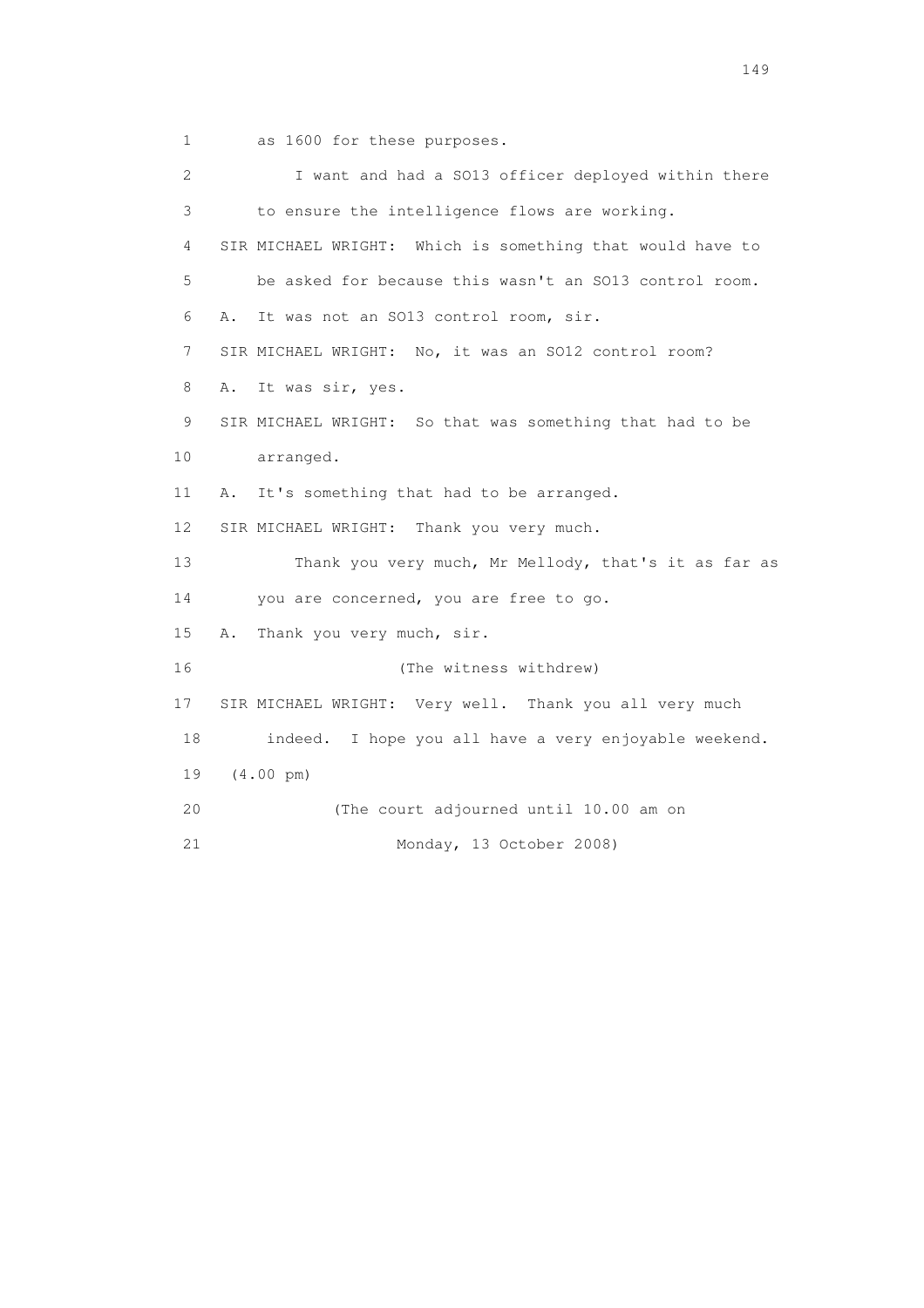1 as 1600 for these purposes.

2 I want and had a SO13 officer deployed within there

3 to ensure the intelligence flows are working.

4 SIR MICHAEL WRIGHT: Which is something that would have to

5 be asked for because this wasn't an SO13 control room.

6 A. It was not an SO13 control room, sir.

7 SIR MICHAEL WRIGHT: No, it was an SO12 control room?

8 A. It was sir, yes.

9 SIR MICHAEL WRIGHT: So that was something that had to be

10 arranged.

11 A. It's something that had to be arranged.

12 SIR MICHAEL WRIGHT: Thank you very much.

13 Thank you very much, Mr Mellody, that's it as far as

14 you are concerned, you are free to go.

15 A. Thank you very much, sir.

16 (The witness withdrew)

17 SIR MICHAEL WRIGHT: Very well. Thank you all very much

18 indeed. I hope you all have a very enjoyable weekend.

19 (4.00 pm)

20 (The court adjourned until 10.00 am on

21 Monday, 13 October 2008)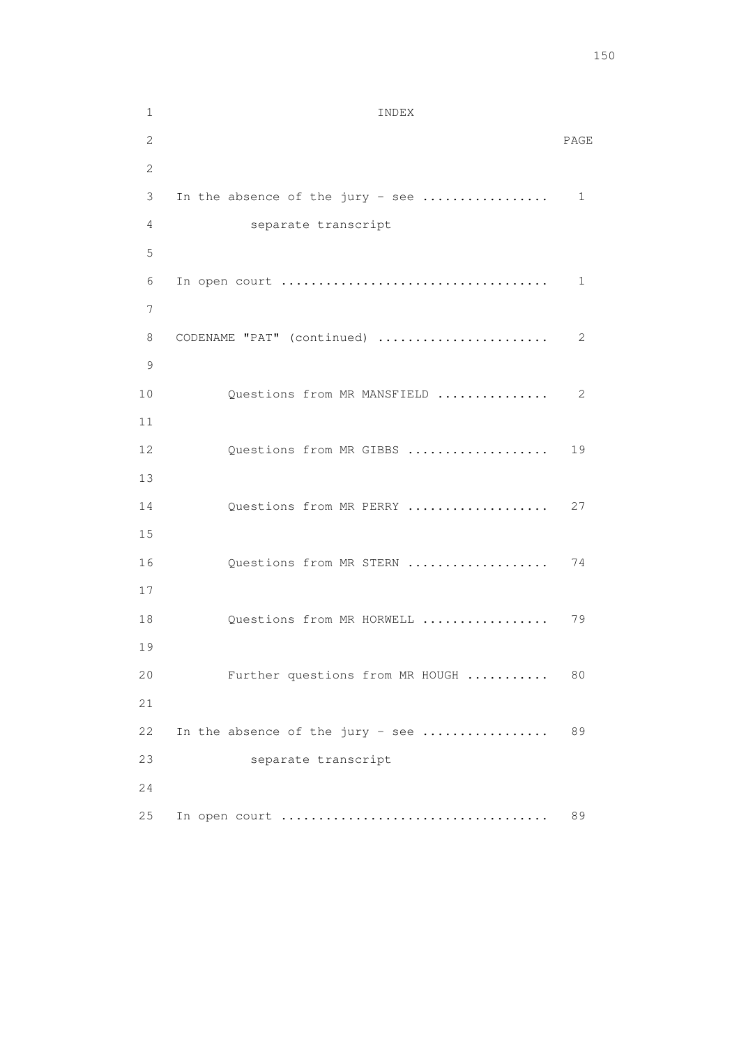# INDEX

| | PAGE |
|---|---|
| In the absence of the jury - see separate transcript | 1 |
| In open court | 1 |
| CODENAME "PAT" (continued) | 2 |
| Questions from MR MANSFIELD | 2 |
| Questions from MR GIBBS | 19 |
| Questions from MR PERRY | 27 |
| Questions from MR STERN | 74 |
| Questions from MR HORWELL | 79 |
| Further questions from MR HOUGH | 80 |
| In the absence of the jury - see separate transcript | 89 |
| In open court | 89 |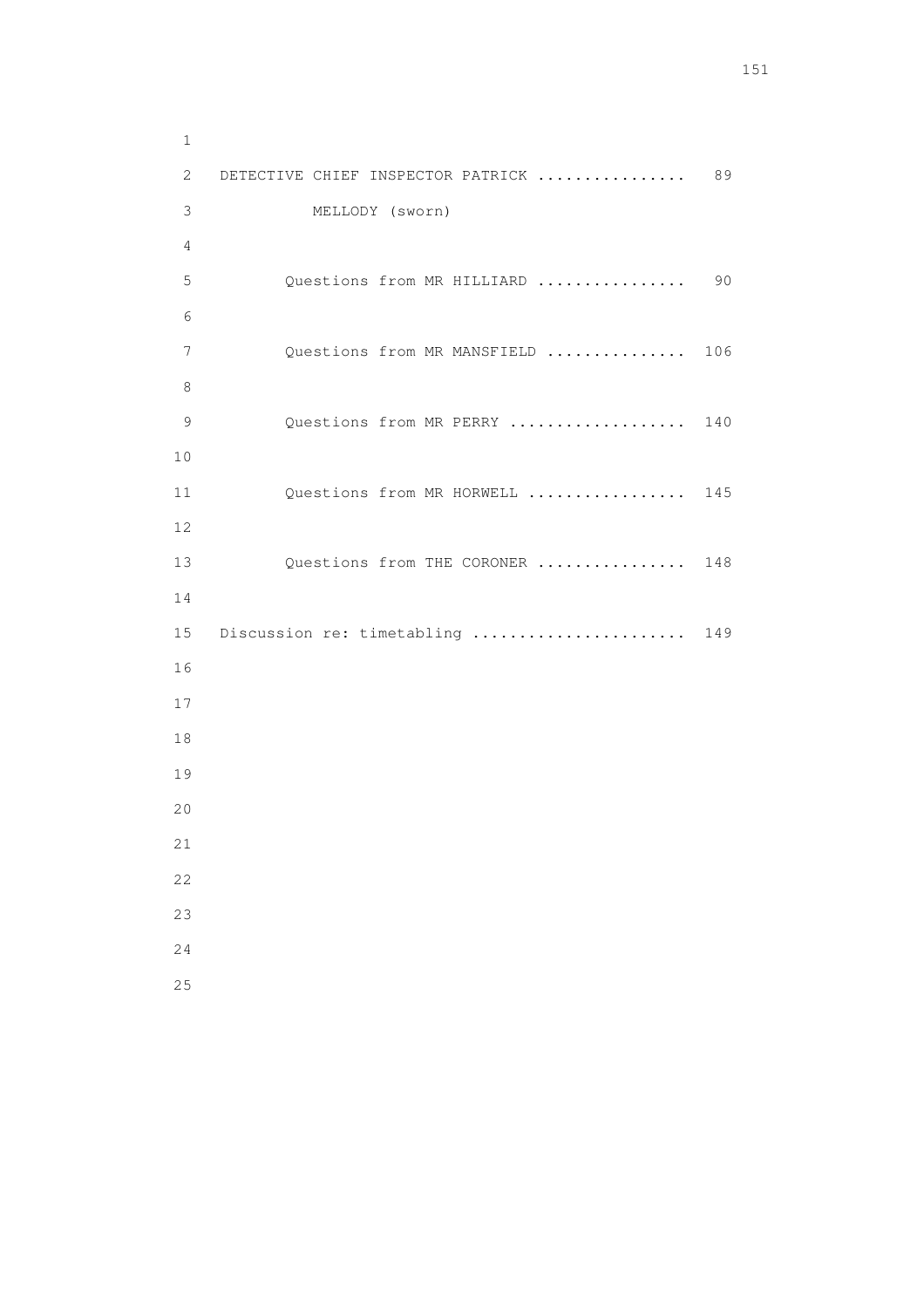DETECTIVE CHIEF INSPECTOR PATRICK ................ 89
MELLODY (sworn)

Questions from MR HILLIARD ................ 90

Questions from MR MANSFIELD ............... 106

Questions from MR PERRY ................... 140

Questions from MR HORWELL ................. 145

Questions from THE CORONER ................ 148

Discussion re: timetabling ....................... 149